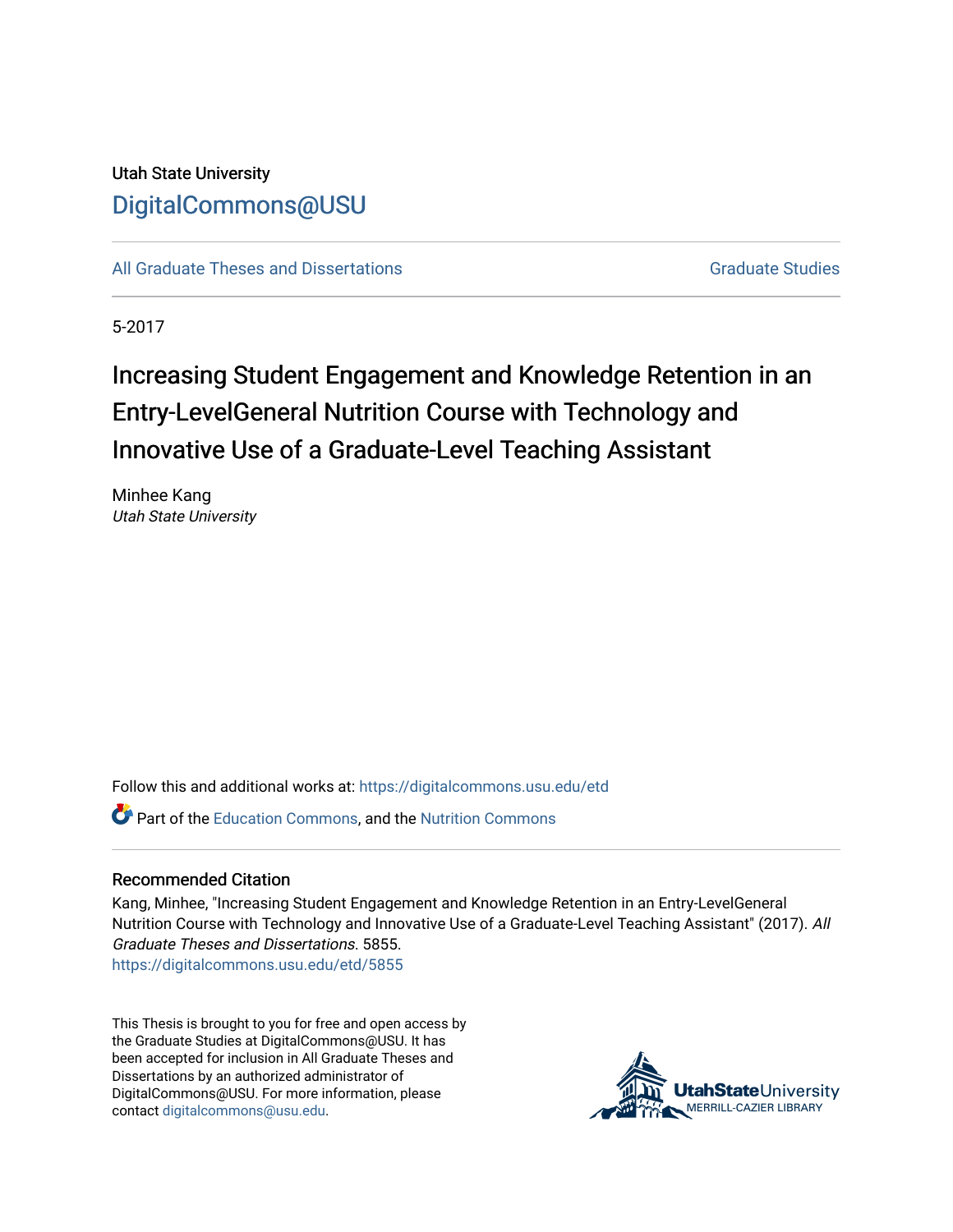Utah State University

DigitalCommons@USU

All Graduate Theses and Dissertations

Graduate Studies

5-2017

# Increasing Student Engagement and Knowledge Retention in an Entry-LevelGeneral Nutrition Course with Technology and Innovative Use of a Graduate-Level Teaching Assistant

Minhee Kang
*Utah State University*

Follow this and additional works at: https://digitalcommons.usu.edu/etd

Part of the Education Commons, and the Nutrition Commons

## Recommended Citation

Kang, Minhee, "Increasing Student Engagement and Knowledge Retention in an Entry-LevelGeneral Nutrition Course with Technology and Innovative Use of a Graduate-Level Teaching Assistant" (2017). *All Graduate Theses and Dissertations.* 5855.
https://digitalcommons.usu.edu/etd/5855

This Thesis is brought to you for free and open access by the Graduate Studies at DigitalCommons@USU. It has been accepted for inclusion in All Graduate Theses and Dissertations by an authorized administrator of DigitalCommons@USU. For more information, please contact digitalcommons@usu.edu.

UtahStateUniversity
MERRILL-CAZIER LIBRARY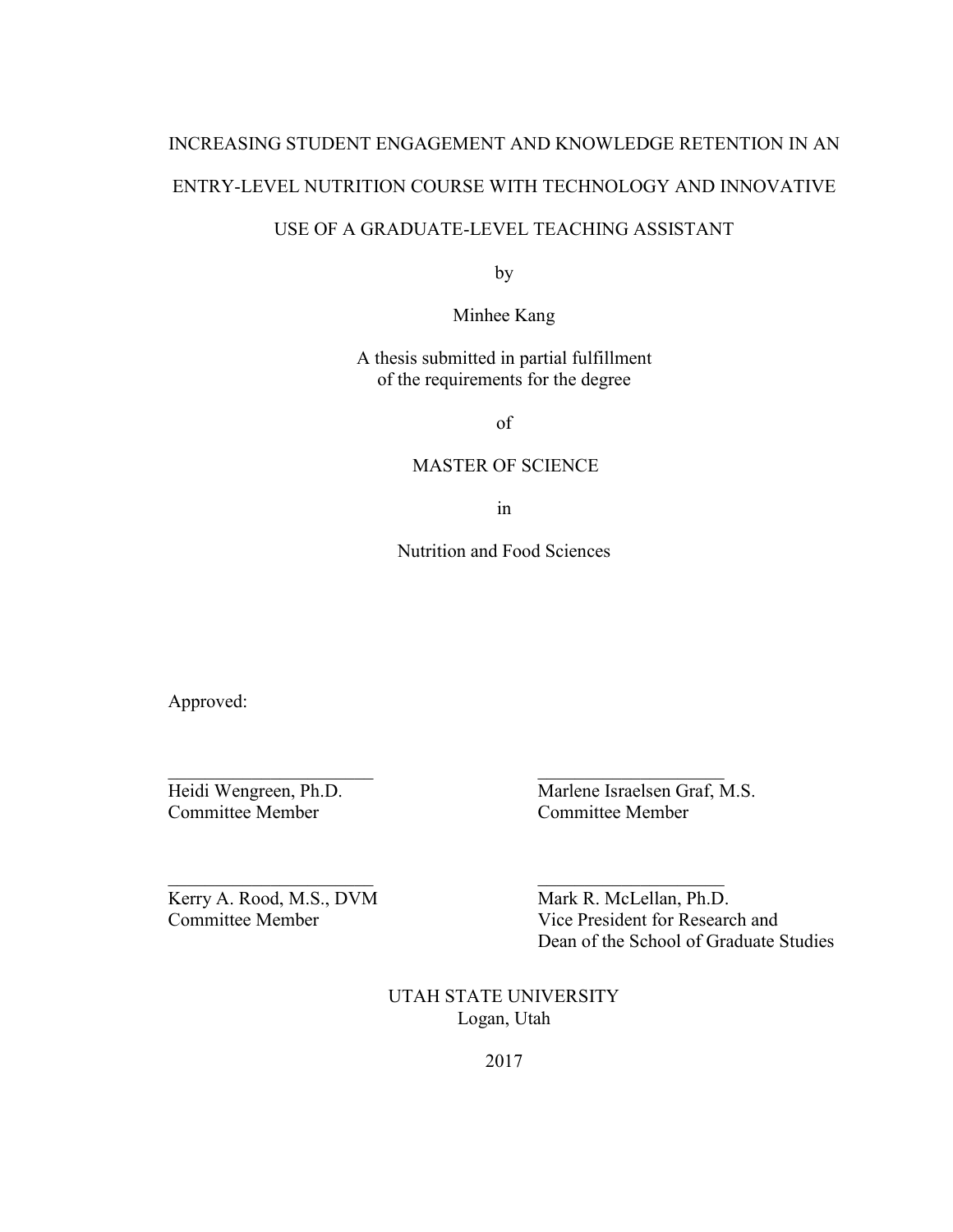# INCREASING STUDENT ENGAGEMENT AND KNOWLEDGE RETENTION IN AN ENTRY-LEVEL NUTRITION COURSE WITH TECHNOLOGY AND INNOVATIVE USE OF A GRADUATE-LEVEL TEACHING ASSISTANT

by

Minhee Kang

A thesis submitted in partial fulfillment
of the requirements for the degree

of

MASTER OF SCIENCE

in

Nutrition and Food Sciences

Approved:

| | |
|---|---|
| Heidi Wengreen, Ph.D.<br>Committee Member | Marlene Israelsen Graf, M.S.<br>Committee Member |
| Kerry A. Rood, M.S., DVM<br>Committee Member | Mark R. McLellan, Ph.D.<br>Vice President for Research and<br>Dean of the School of Graduate Studies |

UTAH STATE UNIVERSITY
Logan, Utah

2017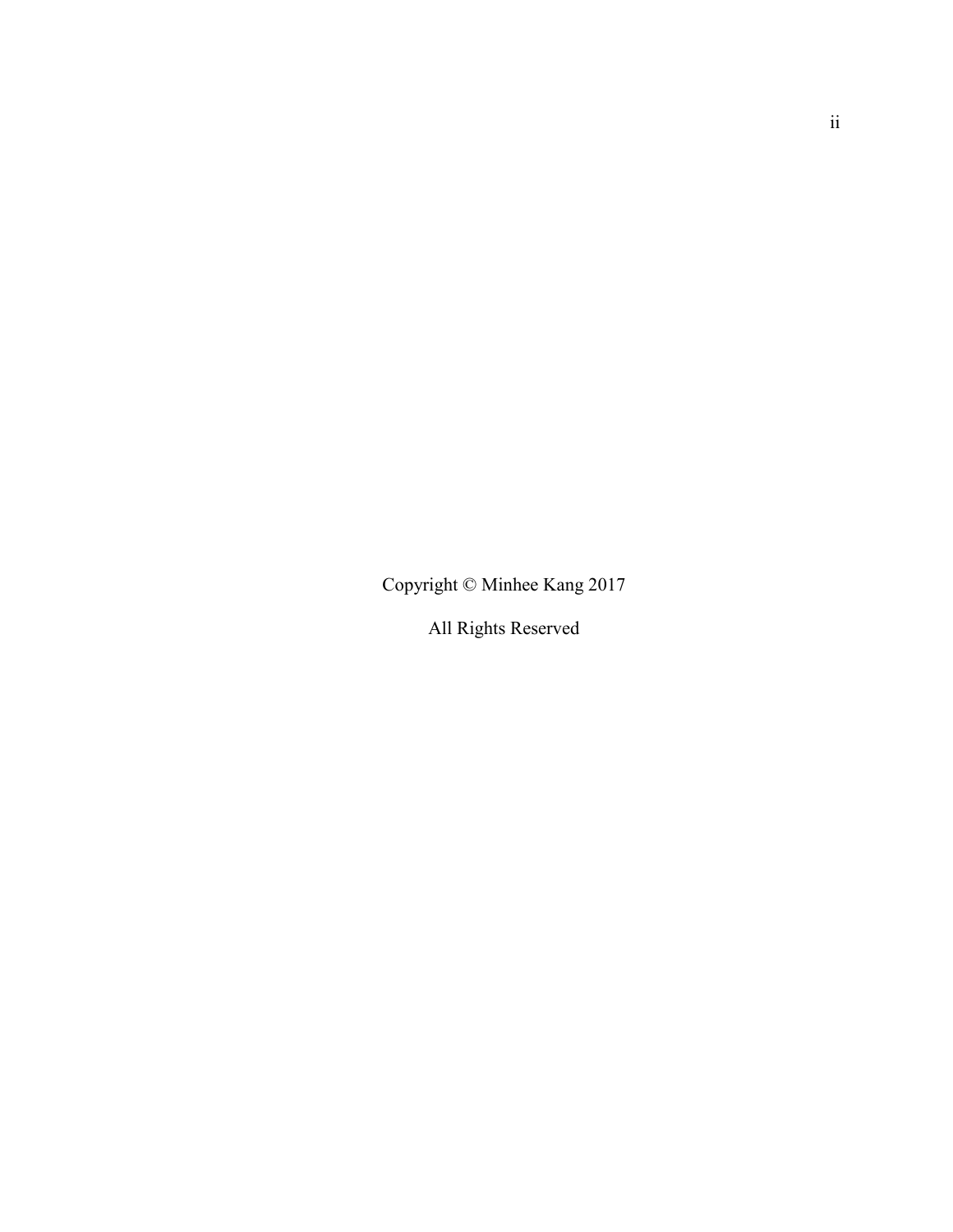Copyright © Minhee Kang 2017

All Rights Reserved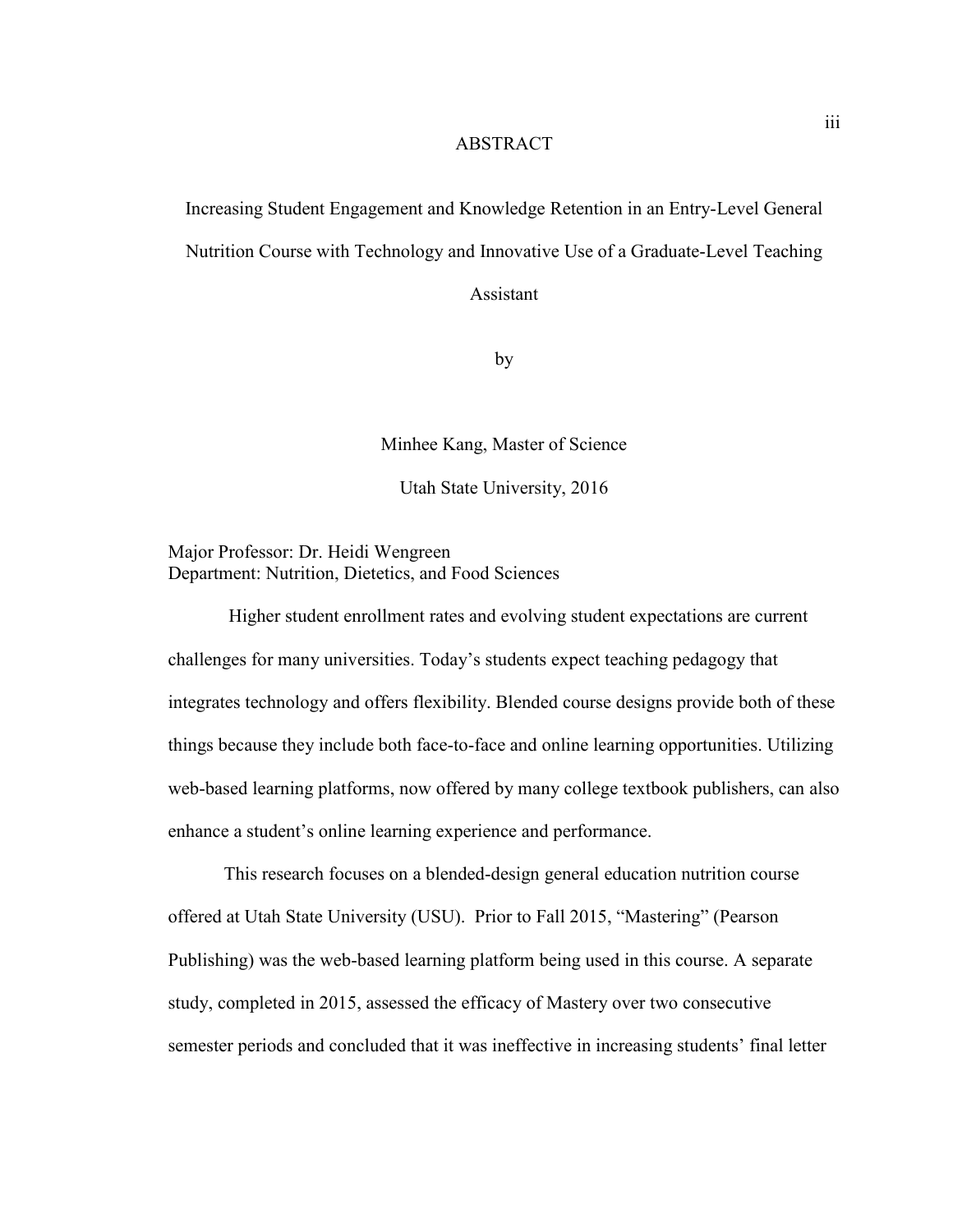# ABSTRACT

## Increasing Student Engagement and Knowledge Retention in an Entry-Level General Nutrition Course with Technology and Innovative Use of a Graduate-Level Teaching Assistant

by

Minhee Kang, Master of Science

Utah State University, 2016

Major Professor: Dr. Heidi Wengreen
Department: Nutrition, Dietetics, and Food Sciences

Higher student enrollment rates and evolving student expectations are current challenges for many universities. Today's students expect teaching pedagogy that integrates technology and offers flexibility. Blended course designs provide both of these things because they include both face-to-face and online learning opportunities. Utilizing web-based learning platforms, now offered by many college textbook publishers, can also enhance a student's online learning experience and performance.

This research focuses on a blended-design general education nutrition course offered at Utah State University (USU). Prior to Fall 2015, "Mastering" (Pearson Publishing) was the web-based learning platform being used in this course. A separate study, completed in 2015, assessed the efficacy of Mastery over two consecutive semester periods and concluded that it was ineffective in increasing students' final letter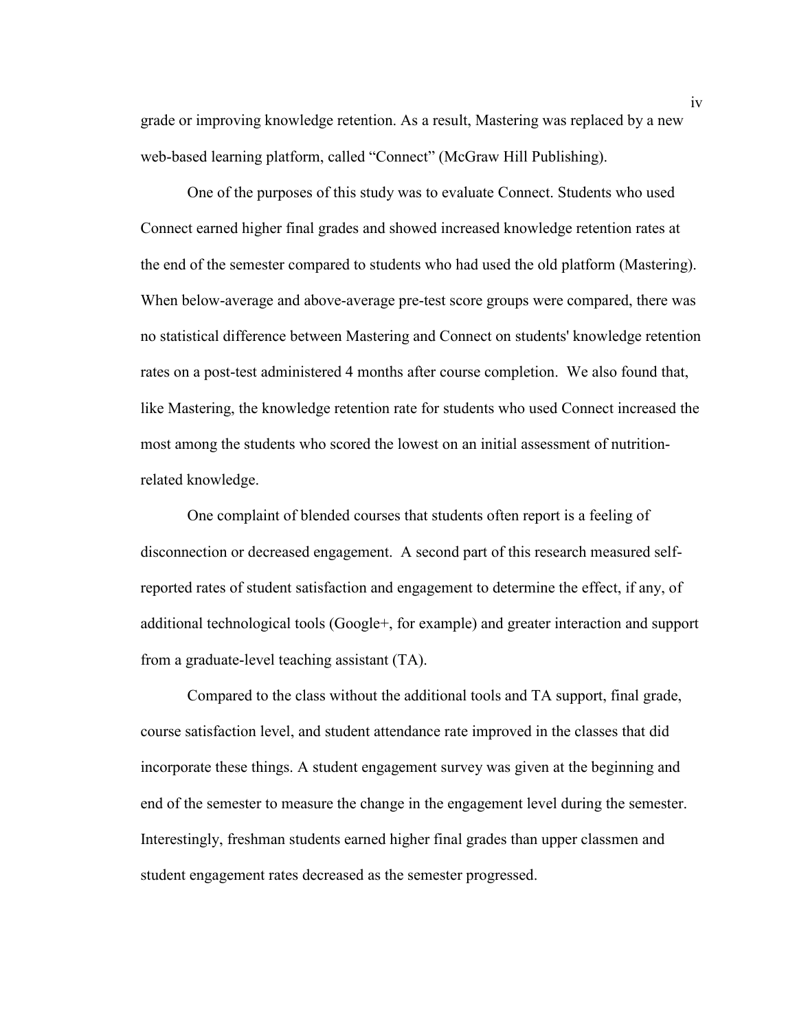grade or improving knowledge retention. As a result, Mastering was replaced by a new web-based learning platform, called "Connect" (McGraw Hill Publishing).

One of the purposes of this study was to evaluate Connect. Students who used Connect earned higher final grades and showed increased knowledge retention rates at the end of the semester compared to students who had used the old platform (Mastering). When below-average and above-average pre-test score groups were compared, there was no statistical difference between Mastering and Connect on students' knowledge retention rates on a post-test administered 4 months after course completion. We also found that, like Mastering, the knowledge retention rate for students who used Connect increased the most among the students who scored the lowest on an initial assessment of nutrition-related knowledge.

One complaint of blended courses that students often report is a feeling of disconnection or decreased engagement. A second part of this research measured self-reported rates of student satisfaction and engagement to determine the effect, if any, of additional technological tools (Google+, for example) and greater interaction and support from a graduate-level teaching assistant (TA).

Compared to the class without the additional tools and TA support, final grade, course satisfaction level, and student attendance rate improved in the classes that did incorporate these things. A student engagement survey was given at the beginning and end of the semester to measure the change in the engagement level during the semester. Interestingly, freshman students earned higher final grades than upper classmen and student engagement rates decreased as the semester progressed.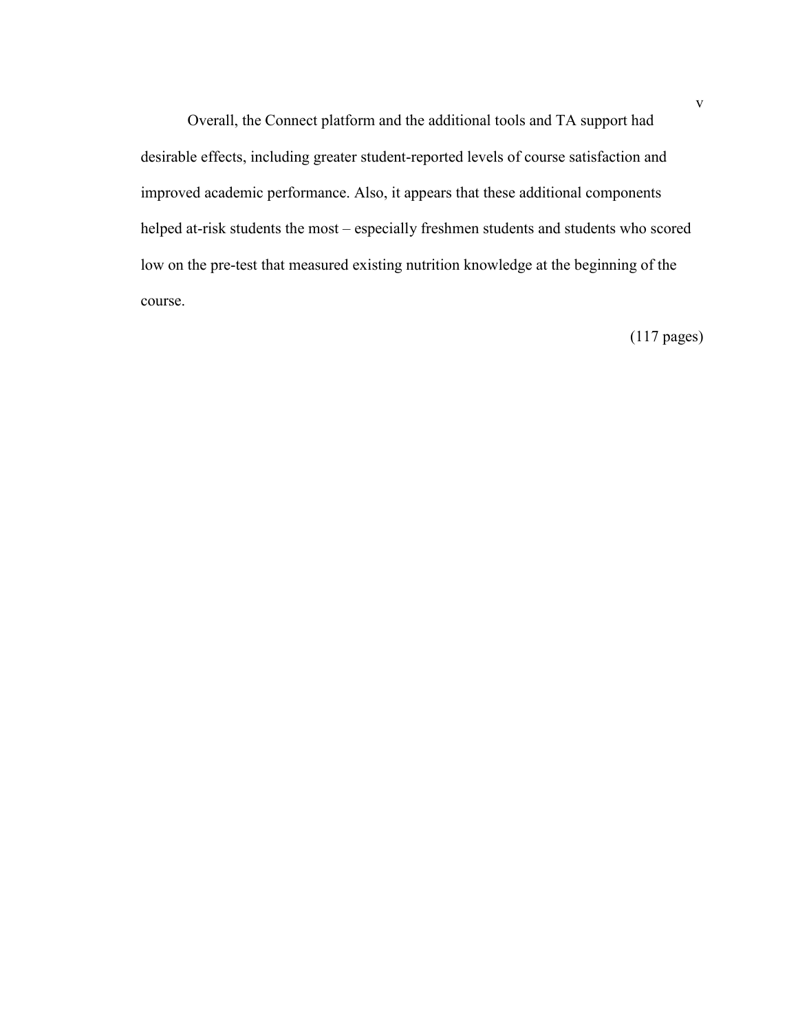Overall, the Connect platform and the additional tools and TA support had desirable effects, including greater student-reported levels of course satisfaction and improved academic performance. Also, it appears that these additional components helped at-risk students the most – especially freshmen students and students who scored low on the pre-test that measured existing nutrition knowledge at the beginning of the course.

(117 pages)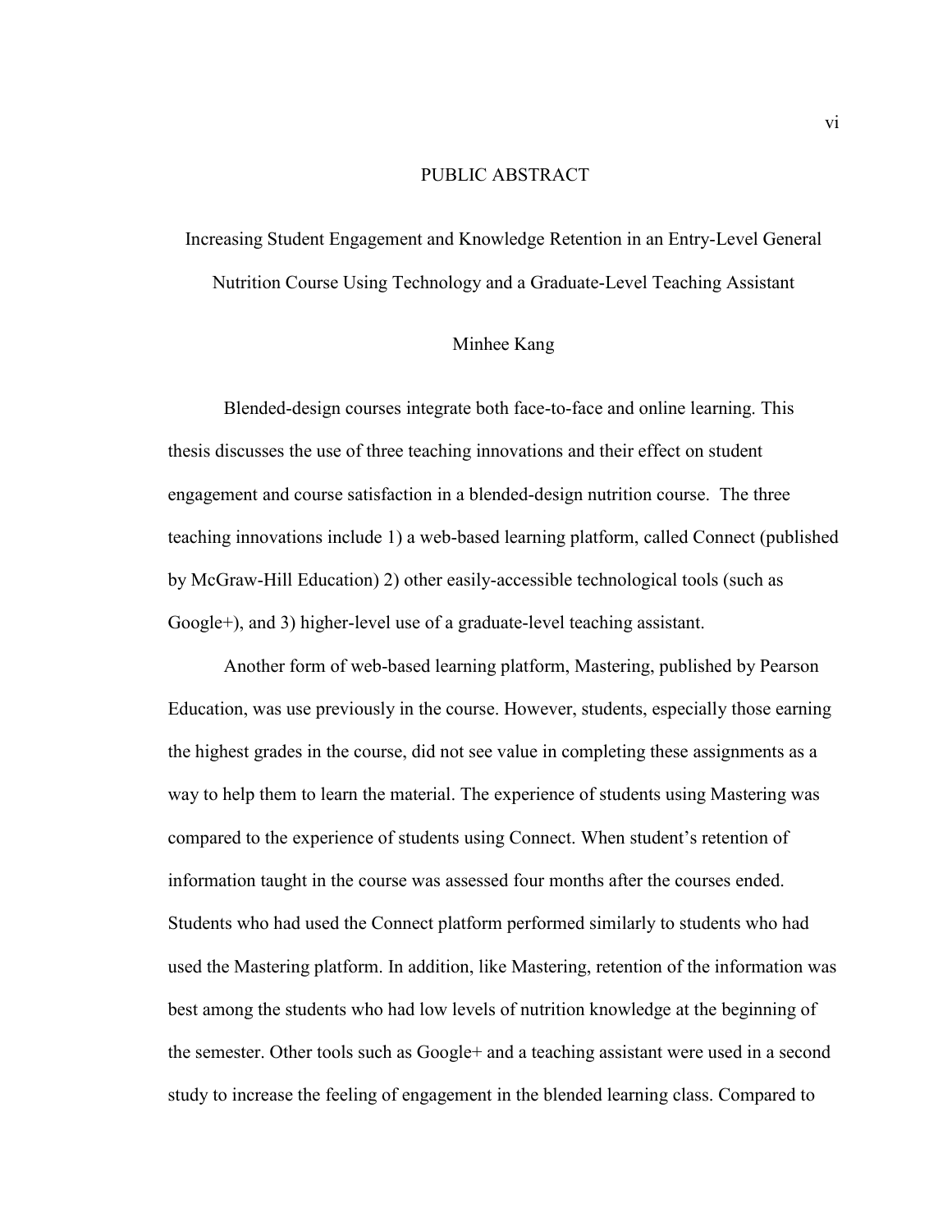# PUBLIC ABSTRACT

## Increasing Student Engagement and Knowledge Retention in an Entry-Level General Nutrition Course Using Technology and a Graduate-Level Teaching Assistant

Minhee Kang

Blended-design courses integrate both face-to-face and online learning. This thesis discusses the use of three teaching innovations and their effect on student engagement and course satisfaction in a blended-design nutrition course. The three teaching innovations include 1) a web-based learning platform, called Connect (published by McGraw-Hill Education) 2) other easily-accessible technological tools (such as Google+), and 3) higher-level use of a graduate-level teaching assistant.

Another form of web-based learning platform, Mastering, published by Pearson Education, was use previously in the course. However, students, especially those earning the highest grades in the course, did not see value in completing these assignments as a way to help them to learn the material. The experience of students using Mastering was compared to the experience of students using Connect. When student's retention of information taught in the course was assessed four months after the courses ended. Students who had used the Connect platform performed similarly to students who had used the Mastering platform. In addition, like Mastering, retention of the information was best among the students who had low levels of nutrition knowledge at the beginning of the semester. Other tools such as Google+ and a teaching assistant were used in a second study to increase the feeling of engagement in the blended learning class. Compared to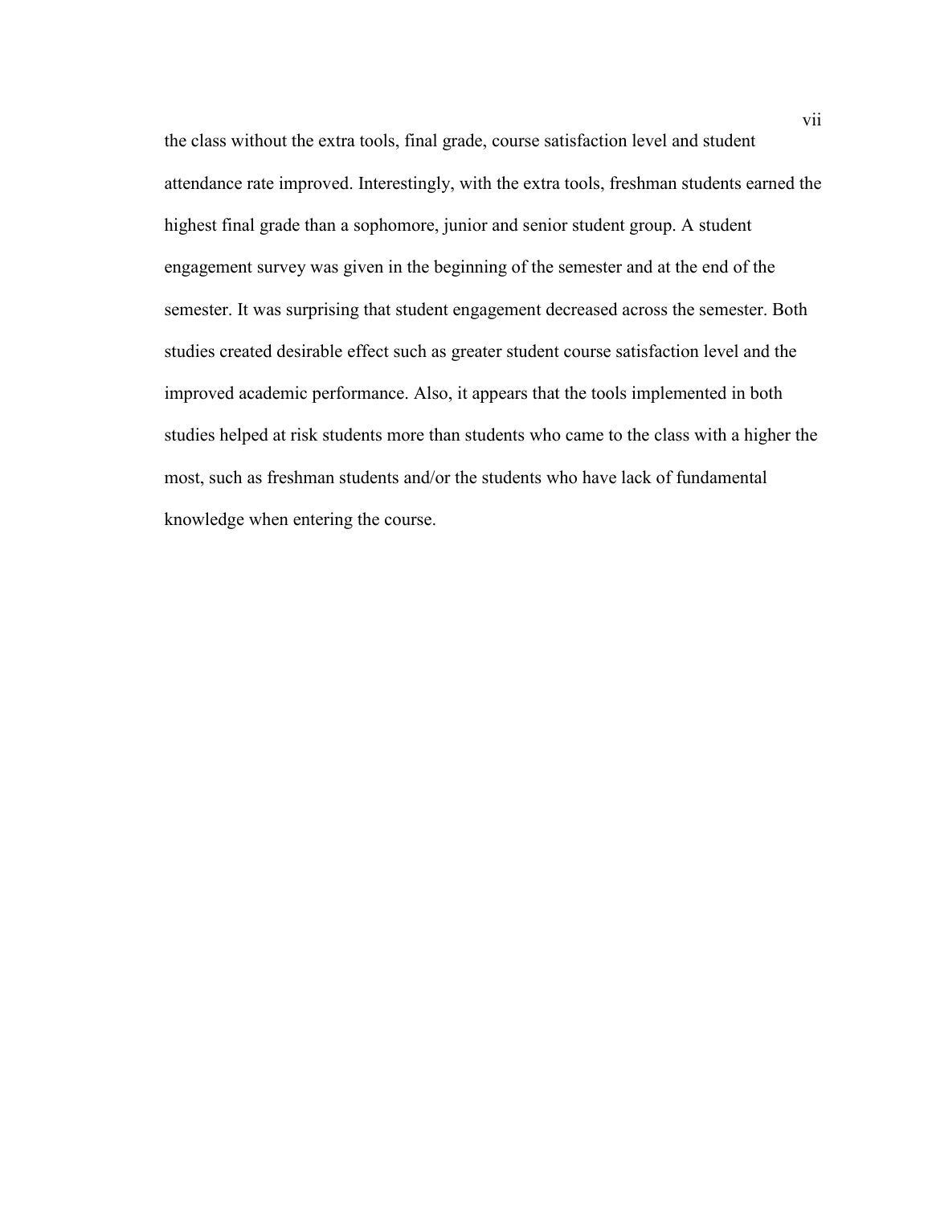the class without the extra tools, final grade, course satisfaction level and student attendance rate improved. Interestingly, with the extra tools, freshman students earned the highest final grade than a sophomore, junior and senior student group. A student engagement survey was given in the beginning of the semester and at the end of the semester. It was surprising that student engagement decreased across the semester. Both studies created desirable effect such as greater student course satisfaction level and the improved academic performance. Also, it appears that the tools implemented in both studies helped at risk students more than students who came to the class with a higher the most, such as freshman students and/or the students who have lack of fundamental knowledge when entering the course.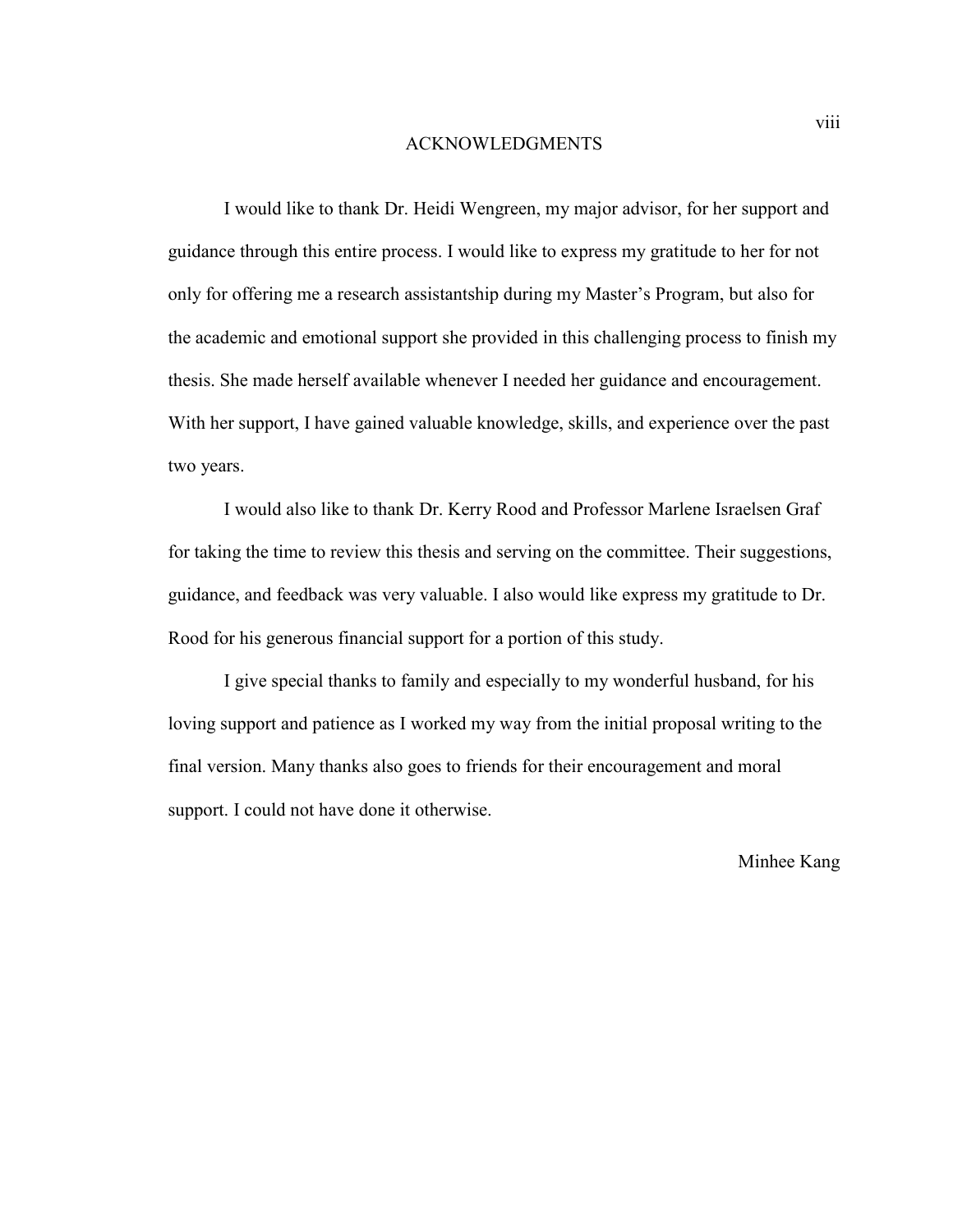# ACKNOWLEDGMENTS

I would like to thank Dr. Heidi Wengreen, my major advisor, for her support and guidance through this entire process. I would like to express my gratitude to her for not only for offering me a research assistantship during my Master's Program, but also for the academic and emotional support she provided in this challenging process to finish my thesis. She made herself available whenever I needed her guidance and encouragement. With her support, I have gained valuable knowledge, skills, and experience over the past two years.

I would also like to thank Dr. Kerry Rood and Professor Marlene Israelsen Graf for taking the time to review this thesis and serving on the committee. Their suggestions, guidance, and feedback was very valuable. I also would like express my gratitude to Dr. Rood for his generous financial support for a portion of this study.

I give special thanks to family and especially to my wonderful husband, for his loving support and patience as I worked my way from the initial proposal writing to the final version. Many thanks also goes to friends for their encouragement and moral support. I could not have done it otherwise.

Minhee Kang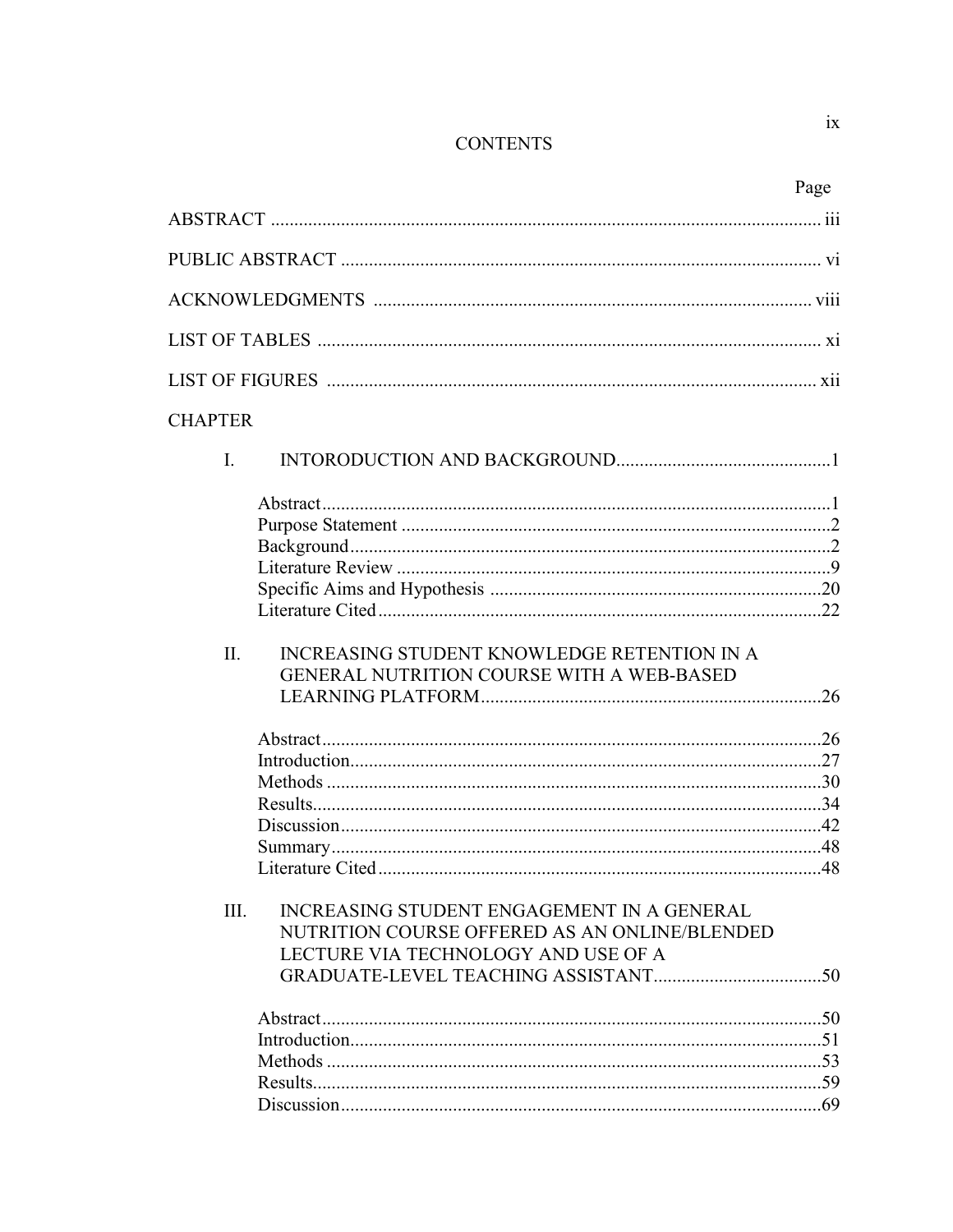# CONTENTS

| | Page |
|---|---|
| ABSTRACT | iii |
| PUBLIC ABSTRACT | vi |
| ACKNOWLEDGMENTS | viii |
| LIST OF TABLES | xi |
| LIST OF FIGURES | xii |

CHAPTER

| | | |
|---|---|---|
| I. | INTORODUCTION AND BACKGROUND | 1 |
| | Abstract | 1 |
| | Purpose Statement | 2 |
| | Background | 2 |
| | Literature Review | 9 |
| | Specific Aims and Hypothesis | 20 |
| | Literature Cited | 22 |
| II. | INCREASING STUDENT KNOWLEDGE RETENTION IN A GENERAL NUTRITION COURSE WITH A WEB-BASED LEARNING PLATFORM | 26 |
| | Abstract | 26 |
| | Introduction | 27 |
| | Methods | 30 |
| | Results | 34 |
| | Discussion | 42 |
| | Summary | 48 |
| | Literature Cited | 48 |
| III. | INCREASING STUDENT ENGAGEMENT IN A GENERAL NUTRITION COURSE OFFERED AS AN ONLINE/BLENDED LECTURE VIA TECHNOLOGY AND USE OF A GRADUATE-LEVEL TEACHING ASSISTANT | 50 |
| | Abstract | 50 |
| | Introduction | 51 |
| | Methods | 53 |
| | Results | 59 |
| | Discussion | 69 |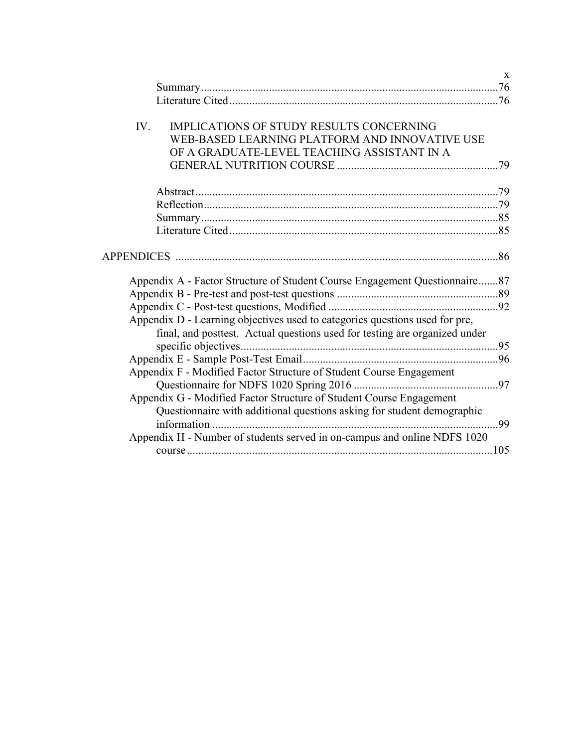Summary......................................................................................................76
Literature Cited............................................................................................76

IV. IMPLICATIONS OF STUDY RESULTS CONCERNING WEB-BASED LEARNING PLATFORM AND INNOVATIVE USE OF A GRADUATE-LEVEL TEACHING ASSISTANT IN A GENERAL NUTRITION COURSE .........................................................79

Abstract.........................................................................................................79
Reflection......................................................................................................79
Summary......................................................................................................85
Literature Cited............................................................................................85

APPENDICES .................................................................................................................86

Appendix A - Factor Structure of Student Course Engagement Questionnaire.......87
Appendix B - Pre-test and post-test questions .........................................................89
Appendix C - Post-test questions, Modified ............................................................92
Appendix D - Learning objectives used to categories questions used for pre, final, and posttest. Actual questions used for testing are organized under specific objectives..........................................................................................95
Appendix E - Sample Post-Test Email.....................................................................96
Appendix F - Modified Factor Structure of Student Course Engagement Questionnaire for NDFS 1020 Spring 2016 ..................................................97
Appendix G - Modified Factor Structure of Student Course Engagement Questionnaire with additional questions asking for student demographic information ....................................................................................................99
Appendix H - Number of students served in on-campus and online NDFS 1020 course...........................................................................................................105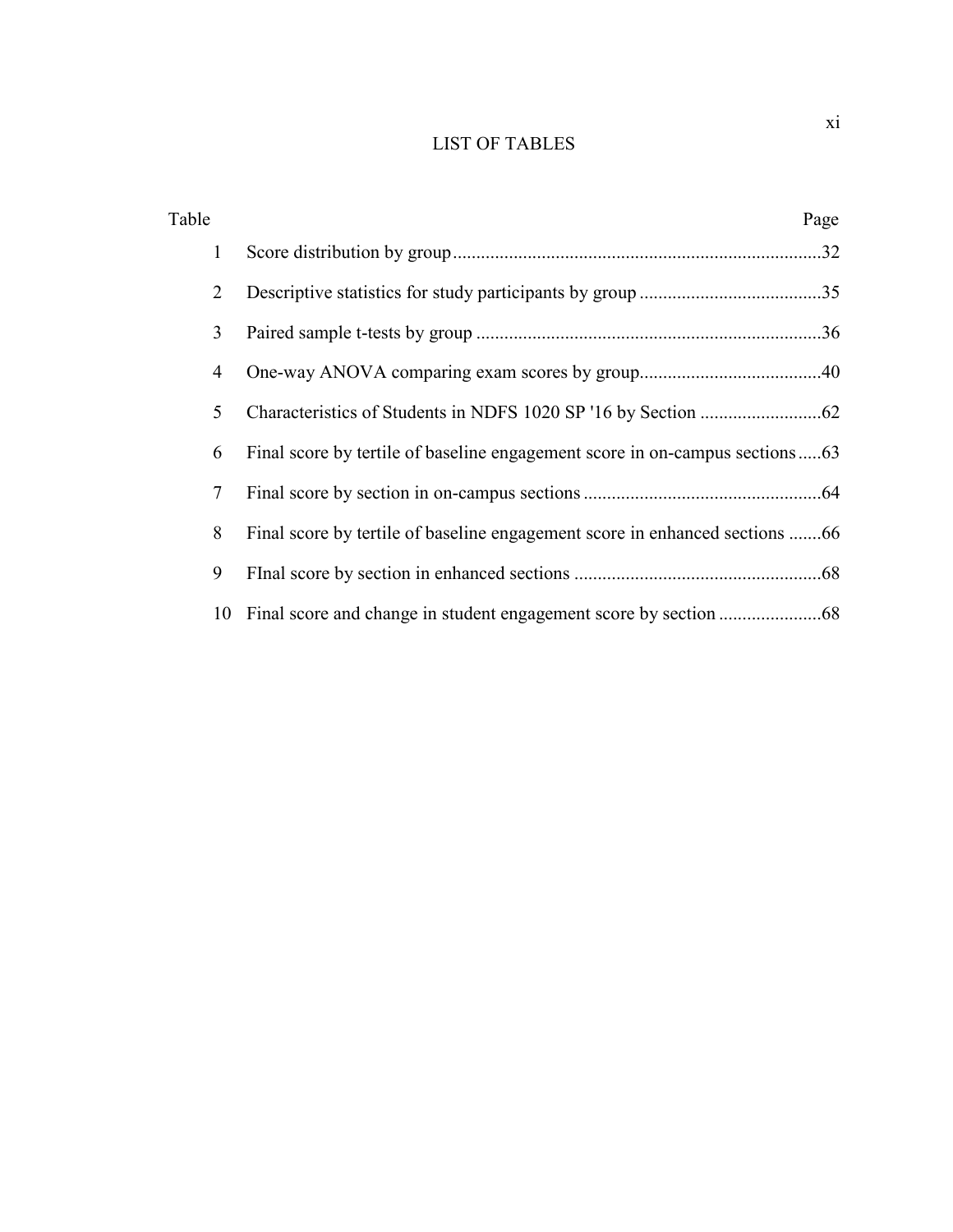# LIST OF TABLES

| Table | | Page |
|---|---|---|
| 1 | Score distribution by group | 32 |
| 2 | Descriptive statistics for study participants by group | 35 |
| 3 | Paired sample t-tests by group | 36 |
| 4 | One-way ANOVA comparing exam scores by group | 40 |
| 5 | Characteristics of Students in NDFS 1020 SP '16 by Section | 62 |
| 6 | Final score by tertile of baseline engagement score in on-campus sections | 63 |
| 7 | Final score by section in on-campus sections | 64 |
| 8 | Final score by tertile of baseline engagement score in enhanced sections | 66 |
| 9 | FInal score by section in enhanced sections | 68 |
| 10 | Final score and change in student engagement score by section | 68 |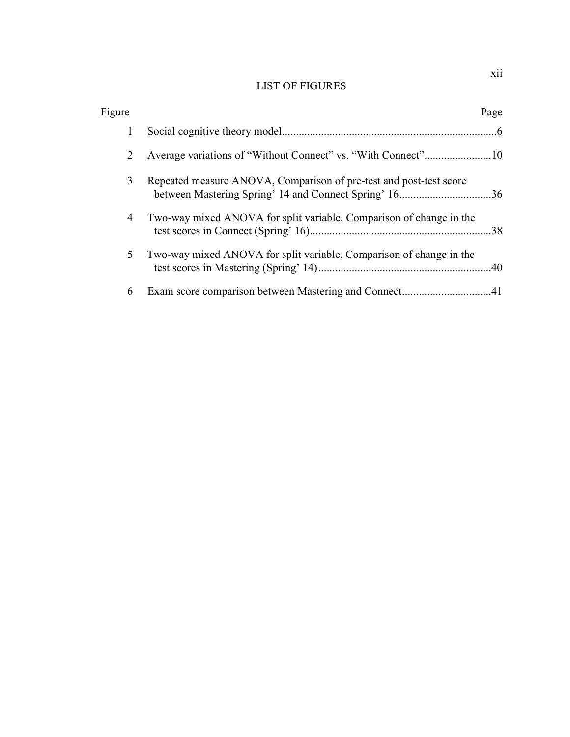# LIST OF FIGURES

| Figure | | Page |
|---|---|---|
| 1 | Social cognitive theory model | 6 |
| 2 | Average variations of "Without Connect" vs. "With Connect" | 10 |
| 3 | Repeated measure ANOVA, Comparison of pre-test and post-test score between Mastering Spring' 14 and Connect Spring' 16 | 36 |
| 4 | Two-way mixed ANOVA for split variable, Comparison of change in the test scores in Connect (Spring' 16) | 38 |
| 5 | Two-way mixed ANOVA for split variable, Comparison of change in the test scores in Mastering (Spring' 14) | 40 |
| 6 | Exam score comparison between Mastering and Connect | 41 |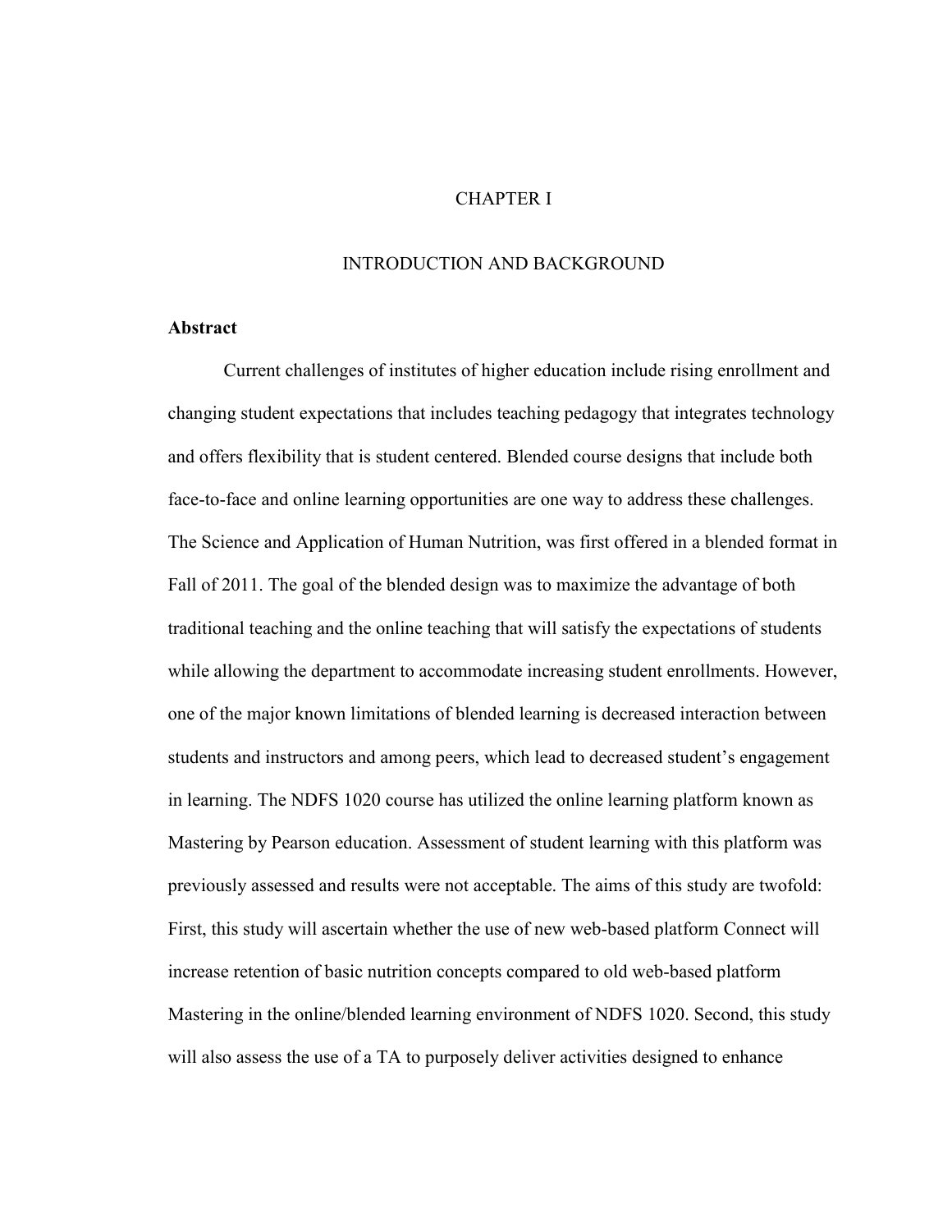# CHAPTER I

# INTRODUCTION AND BACKGROUND

**Abstract**

Current challenges of institutes of higher education include rising enrollment and changing student expectations that includes teaching pedagogy that integrates technology and offers flexibility that is student centered. Blended course designs that include both face-to-face and online learning opportunities are one way to address these challenges. The Science and Application of Human Nutrition, was first offered in a blended format in Fall of 2011. The goal of the blended design was to maximize the advantage of both traditional teaching and the online teaching that will satisfy the expectations of students while allowing the department to accommodate increasing student enrollments. However, one of the major known limitations of blended learning is decreased interaction between students and instructors and among peers, which lead to decreased student's engagement in learning. The NDFS 1020 course has utilized the online learning platform known as Mastering by Pearson education. Assessment of student learning with this platform was previously assessed and results were not acceptable. The aims of this study are twofold: First, this study will ascertain whether the use of new web-based platform Connect will increase retention of basic nutrition concepts compared to old web-based platform Mastering in the online/blended learning environment of NDFS 1020. Second, this study will also assess the use of a TA to purposely deliver activities designed to enhance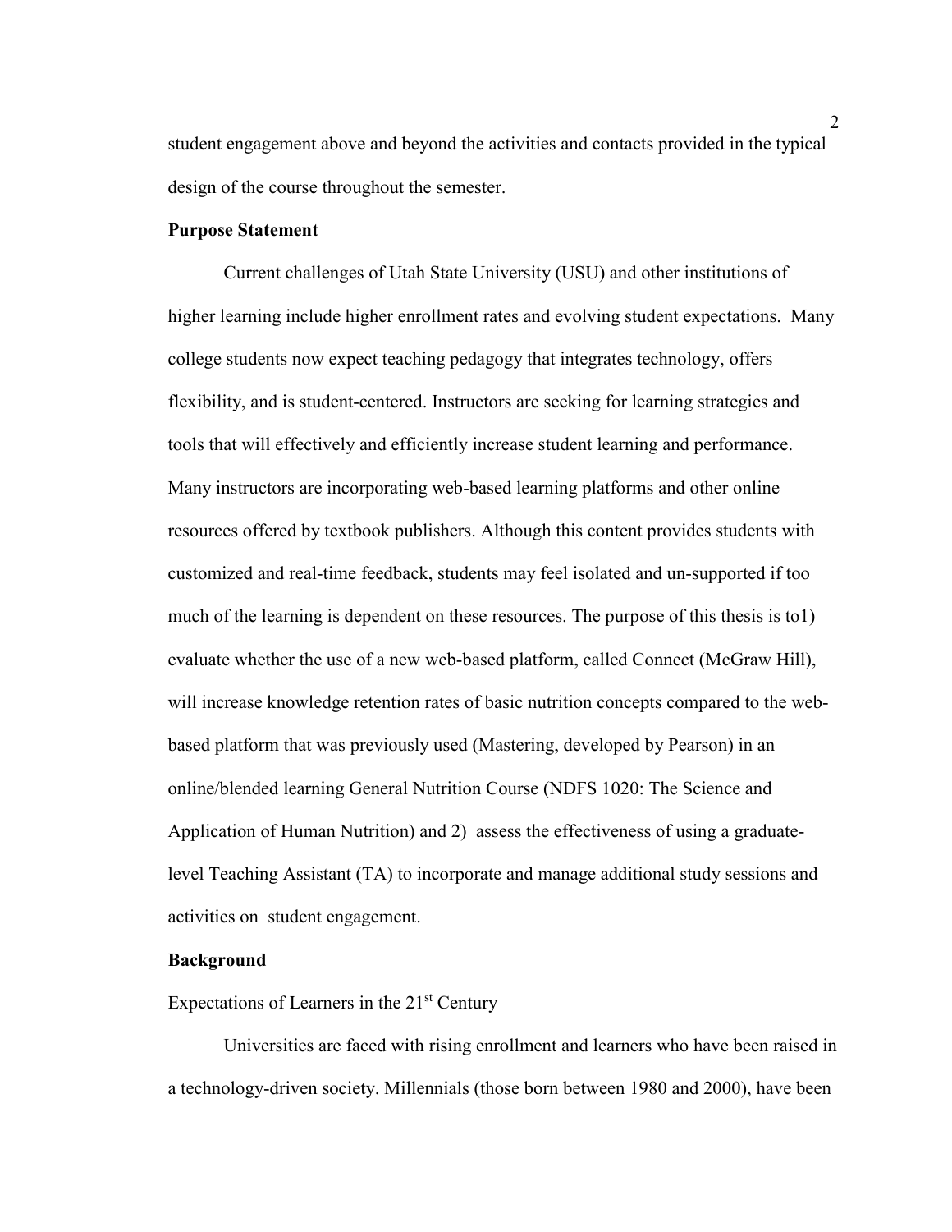student engagement above and beyond the activities and contacts provided in the typical design of the course throughout the semester.

**Purpose Statement**

Current challenges of Utah State University (USU) and other institutions of higher learning include higher enrollment rates and evolving student expectations. Many college students now expect teaching pedagogy that integrates technology, offers flexibility, and is student-centered. Instructors are seeking for learning strategies and tools that will effectively and efficiently increase student learning and performance. Many instructors are incorporating web-based learning platforms and other online resources offered by textbook publishers. Although this content provides students with customized and real-time feedback, students may feel isolated and un-supported if too much of the learning is dependent on these resources. The purpose of this thesis is to1) evaluate whether the use of a new web-based platform, called Connect (McGraw Hill), will increase knowledge retention rates of basic nutrition concepts compared to the web-based platform that was previously used (Mastering, developed by Pearson) in an online/blended learning General Nutrition Course (NDFS 1020: The Science and Application of Human Nutrition) and 2) assess the effectiveness of using a graduate-level Teaching Assistant (TA) to incorporate and manage additional study sessions and activities on student engagement.

**Background**

Expectations of Learners in the 21st Century

Universities are faced with rising enrollment and learners who have been raised in a technology-driven society. Millennials (those born between 1980 and 2000), have been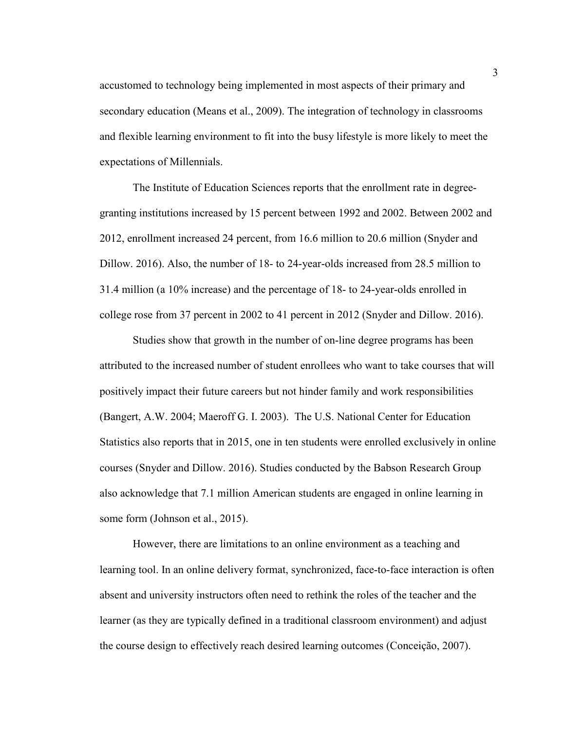accustomed to technology being implemented in most aspects of their primary and secondary education (Means et al., 2009). The integration of technology in classrooms and flexible learning environment to fit into the busy lifestyle is more likely to meet the expectations of Millennials.

The Institute of Education Sciences reports that the enrollment rate in degree-granting institutions increased by 15 percent between 1992 and 2002. Between 2002 and 2012, enrollment increased 24 percent, from 16.6 million to 20.6 million (Snyder and Dillow. 2016). Also, the number of 18- to 24-year-olds increased from 28.5 million to 31.4 million (a 10% increase) and the percentage of 18- to 24-year-olds enrolled in college rose from 37 percent in 2002 to 41 percent in 2012 (Snyder and Dillow. 2016).

Studies show that growth in the number of on-line degree programs has been attributed to the increased number of student enrollees who want to take courses that will positively impact their future careers but not hinder family and work responsibilities (Bangert, A.W. 2004; Maeroff G. I. 2003). The U.S. National Center for Education Statistics also reports that in 2015, one in ten students were enrolled exclusively in online courses (Snyder and Dillow. 2016). Studies conducted by the Babson Research Group also acknowledge that 7.1 million American students are engaged in online learning in some form (Johnson et al., 2015).

However, there are limitations to an online environment as a teaching and learning tool. In an online delivery format, synchronized, face-to-face interaction is often absent and university instructors often need to rethink the roles of the teacher and the learner (as they are typically defined in a traditional classroom environment) and adjust the course design to effectively reach desired learning outcomes (Conceição, 2007).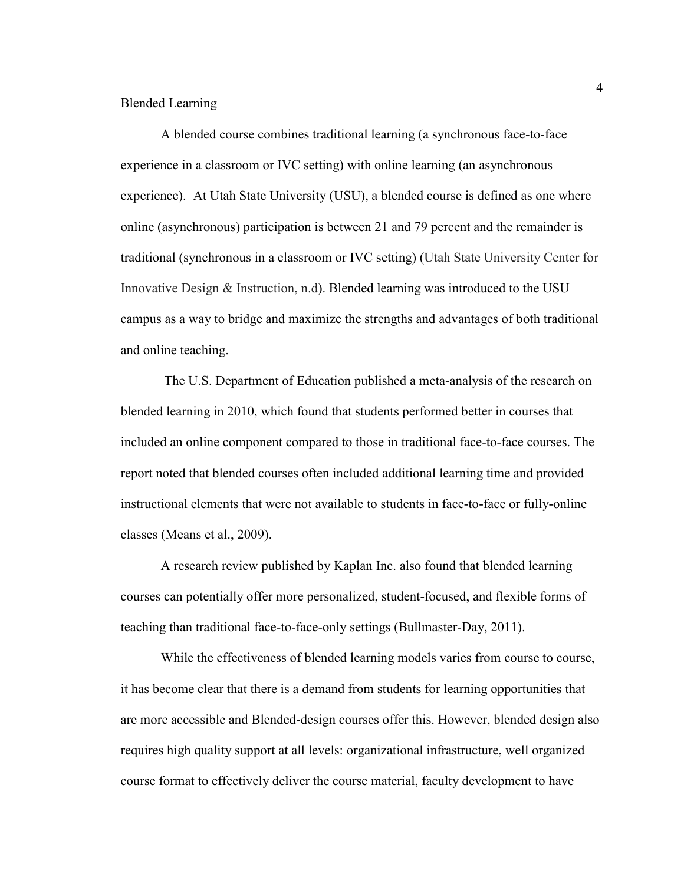## Blended Learning

A blended course combines traditional learning (a synchronous face-to-face experience in a classroom or IVC setting) with online learning (an asynchronous experience). At Utah State University (USU), a blended course is defined as one where online (asynchronous) participation is between 21 and 79 percent and the remainder is traditional (synchronous in a classroom or IVC setting) (Utah State University Center for Innovative Design & Instruction, n.d). Blended learning was introduced to the USU campus as a way to bridge and maximize the strengths and advantages of both traditional and online teaching.

The U.S. Department of Education published a meta-analysis of the research on blended learning in 2010, which found that students performed better in courses that included an online component compared to those in traditional face-to-face courses. The report noted that blended courses often included additional learning time and provided instructional elements that were not available to students in face-to-face or fully-online classes (Means et al., 2009).

A research review published by Kaplan Inc. also found that blended learning courses can potentially offer more personalized, student-focused, and flexible forms of teaching than traditional face-to-face-only settings (Bullmaster-Day, 2011).

While the effectiveness of blended learning models varies from course to course, it has become clear that there is a demand from students for learning opportunities that are more accessible and Blended-design courses offer this. However, blended design also requires high quality support at all levels: organizational infrastructure, well organized course format to effectively deliver the course material, faculty development to have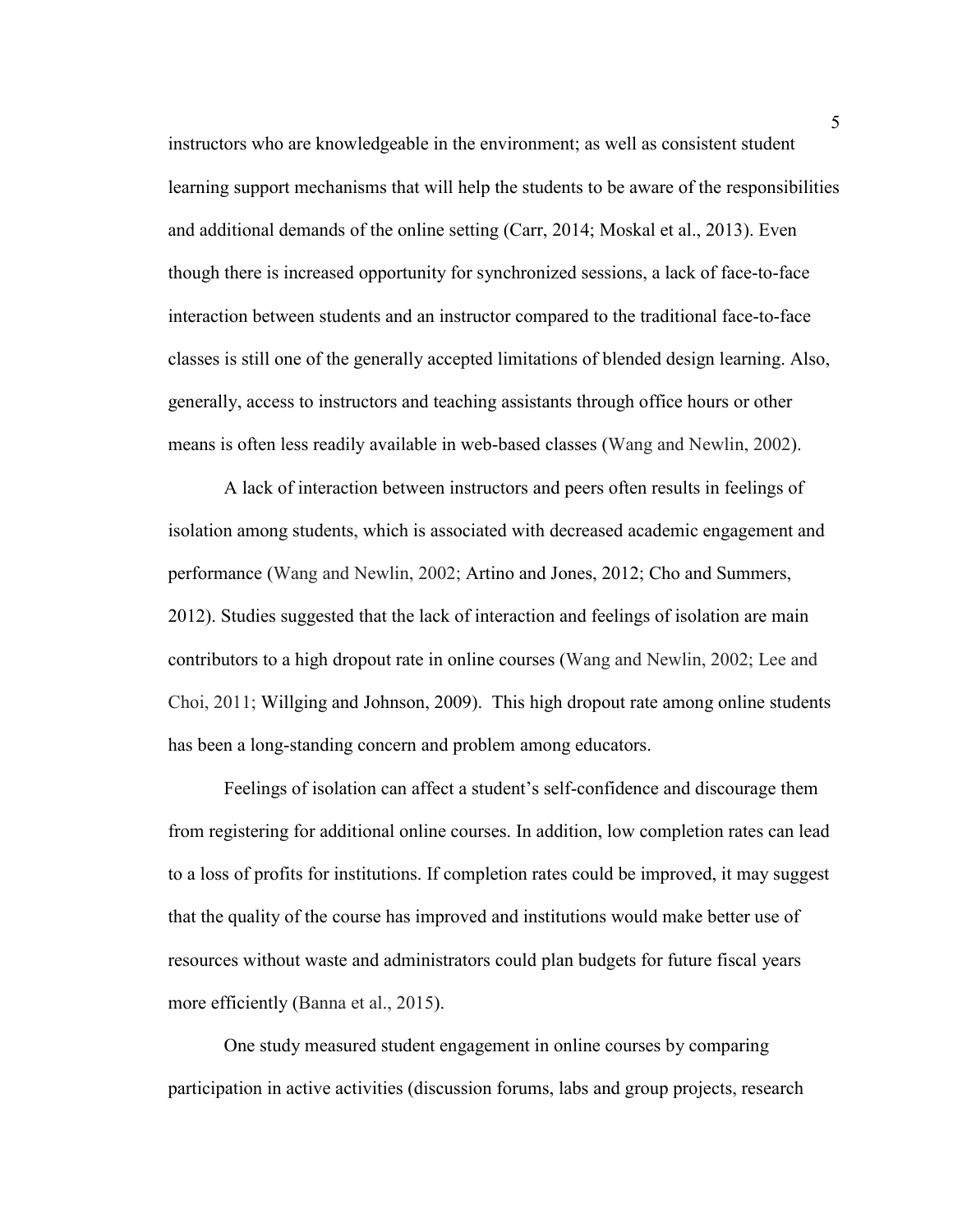instructors who are knowledgeable in the environment; as well as consistent student learning support mechanisms that will help the students to be aware of the responsibilities and additional demands of the online setting (Carr, 2014; Moskal et al., 2013). Even though there is increased opportunity for synchronized sessions, a lack of face-to-face interaction between students and an instructor compared to the traditional face-to-face classes is still one of the generally accepted limitations of blended design learning. Also, generally, access to instructors and teaching assistants through office hours or other means is often less readily available in web-based classes (Wang and Newlin, 2002).

A lack of interaction between instructors and peers often results in feelings of isolation among students, which is associated with decreased academic engagement and performance (Wang and Newlin, 2002; Artino and Jones, 2012; Cho and Summers, 2012). Studies suggested that the lack of interaction and feelings of isolation are main contributors to a high dropout rate in online courses (Wang and Newlin, 2002; Lee and Choi, 2011; Willging and Johnson, 2009). This high dropout rate among online students has been a long-standing concern and problem among educators.

Feelings of isolation can affect a student's self-confidence and discourage them from registering for additional online courses. In addition, low completion rates can lead to a loss of profits for institutions. If completion rates could be improved, it may suggest that the quality of the course has improved and institutions would make better use of resources without waste and administrators could plan budgets for future fiscal years more efficiently (Banna et al., 2015).

One study measured student engagement in online courses by comparing participation in active activities (discussion forums, labs and group projects, research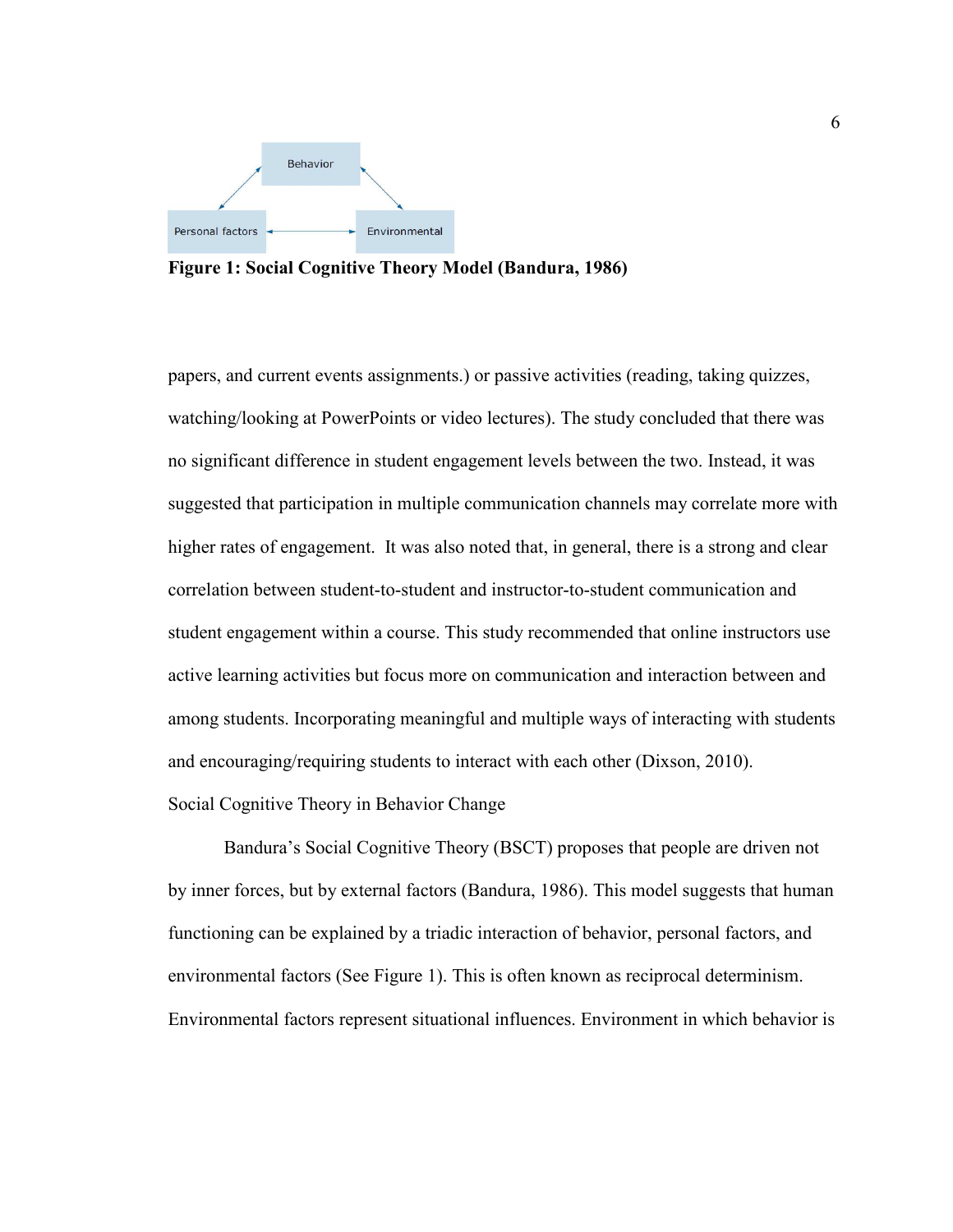Behavior

Personal factors ↔ Environmental

**Figure 1: Social Cognitive Theory Model (Bandura, 1986)**

papers, and current events assignments.) or passive activities (reading, taking quizzes, watching/looking at PowerPoints or video lectures). The study concluded that there was no significant difference in student engagement levels between the two. Instead, it was suggested that participation in multiple communication channels may correlate more with higher rates of engagement. It was also noted that, in general, there is a strong and clear correlation between student-to-student and instructor-to-student communication and student engagement within a course. This study recommended that online instructors use active learning activities but focus more on communication and interaction between and among students. Incorporating meaningful and multiple ways of interacting with students and encouraging/requiring students to interact with each other (Dixson, 2010).

Social Cognitive Theory in Behavior Change

Bandura's Social Cognitive Theory (BSCT) proposes that people are driven not by inner forces, but by external factors (Bandura, 1986). This model suggests that human functioning can be explained by a triadic interaction of behavior, personal factors, and environmental factors (See Figure 1). This is often known as reciprocal determinism. Environmental factors represent situational influences. Environment in which behavior is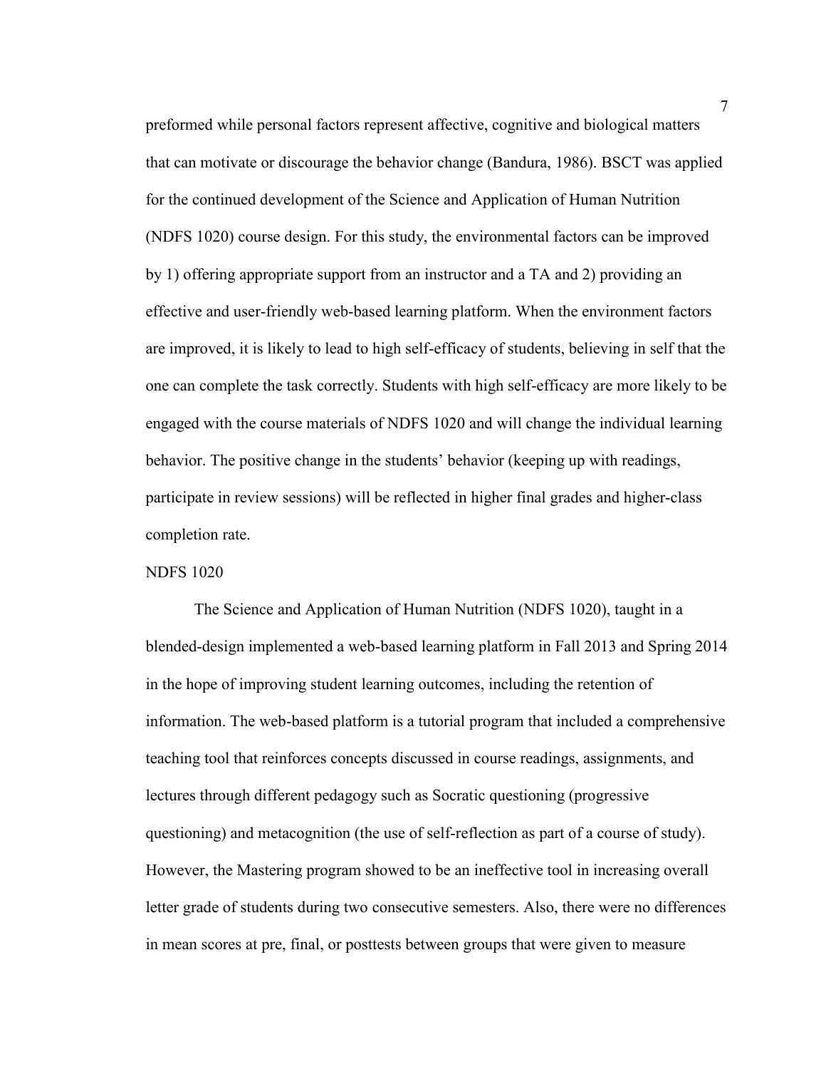preformed while personal factors represent affective, cognitive and biological matters that can motivate or discourage the behavior change (Bandura, 1986). BSCT was applied for the continued development of the Science and Application of Human Nutrition (NDFS 1020) course design. For this study, the environmental factors can be improved by 1) offering appropriate support from an instructor and a TA and 2) providing an effective and user-friendly web-based learning platform. When the environment factors are improved, it is likely to lead to high self-efficacy of students, believing in self that the one can complete the task correctly. Students with high self-efficacy are more likely to be engaged with the course materials of NDFS 1020 and will change the individual learning behavior. The positive change in the students' behavior (keeping up with readings, participate in review sessions) will be reflected in higher final grades and higher-class completion rate.

## NDFS 1020

The Science and Application of Human Nutrition (NDFS 1020), taught in a blended-design implemented a web-based learning platform in Fall 2013 and Spring 2014 in the hope of improving student learning outcomes, including the retention of information. The web-based platform is a tutorial program that included a comprehensive teaching tool that reinforces concepts discussed in course readings, assignments, and lectures through different pedagogy such as Socratic questioning (progressive questioning) and metacognition (the use of self-reflection as part of a course of study). However, the Mastering program showed to be an ineffective tool in increasing overall letter grade of students during two consecutive semesters. Also, there were no differences in mean scores at pre, final, or posttests between groups that were given to measure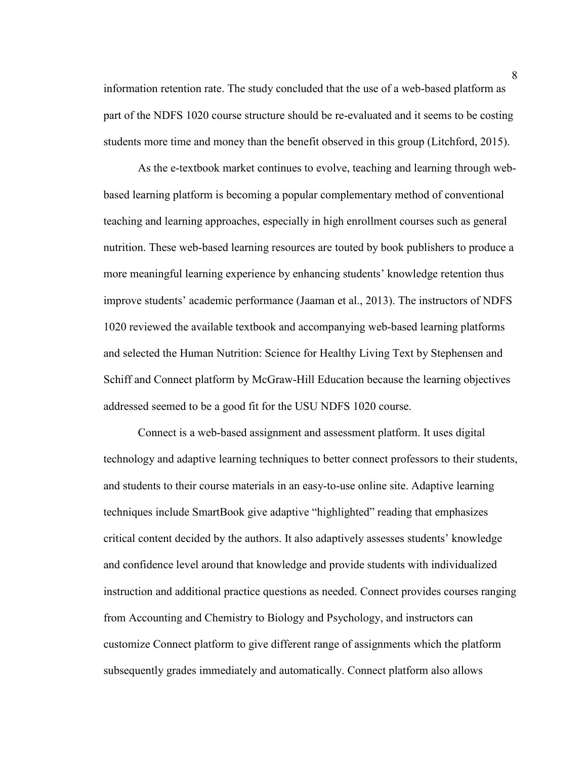information retention rate. The study concluded that the use of a web-based platform as part of the NDFS 1020 course structure should be re-evaluated and it seems to be costing students more time and money than the benefit observed in this group (Litchford, 2015).

As the e-textbook market continues to evolve, teaching and learning through web-based learning platform is becoming a popular complementary method of conventional teaching and learning approaches, especially in high enrollment courses such as general nutrition. These web-based learning resources are touted by book publishers to produce a more meaningful learning experience by enhancing students' knowledge retention thus improve students' academic performance (Jaaman et al., 2013). The instructors of NDFS 1020 reviewed the available textbook and accompanying web-based learning platforms and selected the Human Nutrition: Science for Healthy Living Text by Stephensen and Schiff and Connect platform by McGraw-Hill Education because the learning objectives addressed seemed to be a good fit for the USU NDFS 1020 course.

Connect is a web-based assignment and assessment platform. It uses digital technology and adaptive learning techniques to better connect professors to their students, and students to their course materials in an easy-to-use online site. Adaptive learning techniques include SmartBook give adaptive "highlighted" reading that emphasizes critical content decided by the authors. It also adaptively assesses students' knowledge and confidence level around that knowledge and provide students with individualized instruction and additional practice questions as needed. Connect provides courses ranging from Accounting and Chemistry to Biology and Psychology, and instructors can customize Connect platform to give different range of assignments which the platform subsequently grades immediately and automatically. Connect platform also allows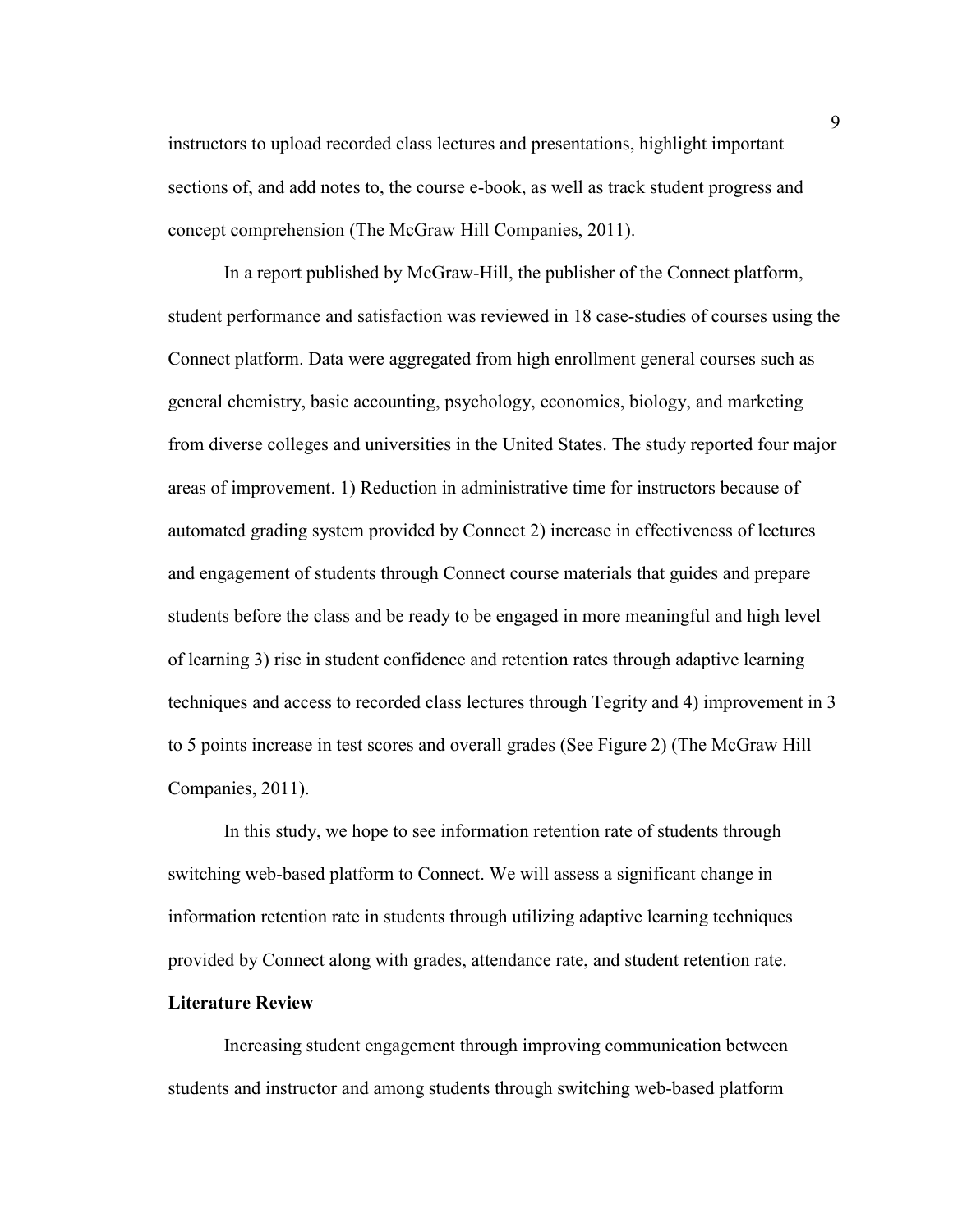instructors to upload recorded class lectures and presentations, highlight important sections of, and add notes to, the course e-book, as well as track student progress and concept comprehension (The McGraw Hill Companies, 2011).

In a report published by McGraw-Hill, the publisher of the Connect platform, student performance and satisfaction was reviewed in 18 case-studies of courses using the Connect platform. Data were aggregated from high enrollment general courses such as general chemistry, basic accounting, psychology, economics, biology, and marketing from diverse colleges and universities in the United States. The study reported four major areas of improvement. 1) Reduction in administrative time for instructors because of automated grading system provided by Connect 2) increase in effectiveness of lectures and engagement of students through Connect course materials that guides and prepare students before the class and be ready to be engaged in more meaningful and high level of learning 3) rise in student confidence and retention rates through adaptive learning techniques and access to recorded class lectures through Tegrity and 4) improvement in 3 to 5 points increase in test scores and overall grades (See Figure 2) (The McGraw Hill Companies, 2011).

In this study, we hope to see information retention rate of students through switching web-based platform to Connect. We will assess a significant change in information retention rate in students through utilizing adaptive learning techniques provided by Connect along with grades, attendance rate, and student retention rate.

**Literature Review**

Increasing student engagement through improving communication between students and instructor and among students through switching web-based platform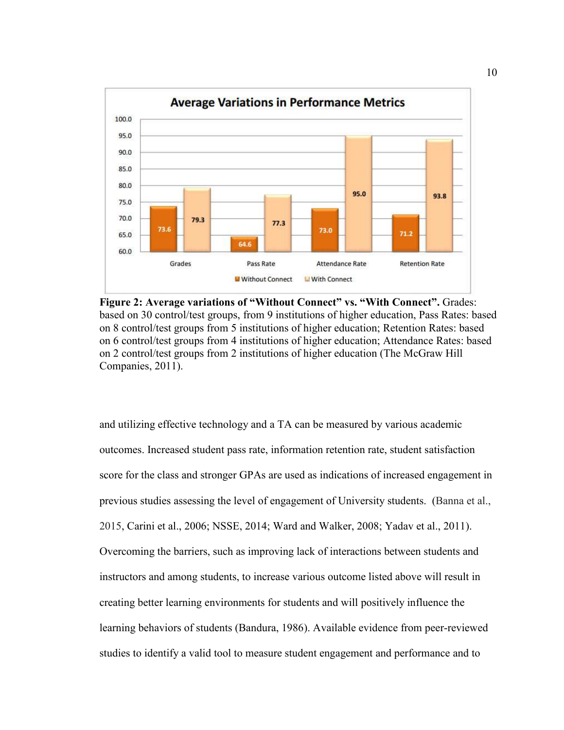**Figure 2: Average variations of "Without Connect" vs. "With Connect".** Grades: based on 30 control/test groups, from 9 institutions of higher education, Pass Rates: based on 8 control/test groups from 5 institutions of higher education; Retention Rates: based on 6 control/test groups from 4 institutions of higher education; Attendance Rates: based on 2 control/test groups from 2 institutions of higher education (The McGraw Hill Companies, 2011).

and utilizing effective technology and a TA can be measured by various academic outcomes. Increased student pass rate, information retention rate, student satisfaction score for the class and stronger GPAs are used as indications of increased engagement in previous studies assessing the level of engagement of University students. (Banna et al., 2015, Carini et al., 2006; NSSE, 2014; Ward and Walker, 2008; Yadav et al., 2011). Overcoming the barriers, such as improving lack of interactions between students and instructors and among students, to increase various outcome listed above will result in creating better learning environments for students and will positively influence the learning behaviors of students (Bandura, 1986). Available evidence from peer-reviewed studies to identify a valid tool to measure student engagement and performance and to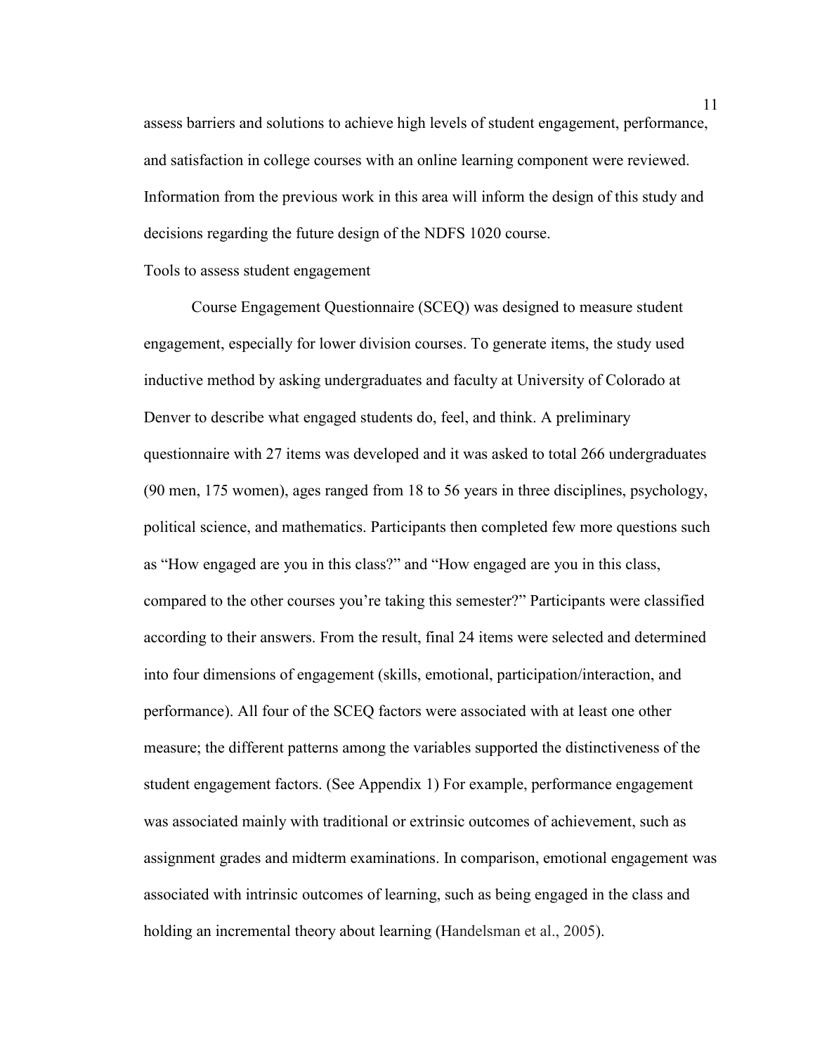assess barriers and solutions to achieve high levels of student engagement, performance, and satisfaction in college courses with an online learning component were reviewed. Information from the previous work in this area will inform the design of this study and decisions regarding the future design of the NDFS 1020 course.

## Tools to assess student engagement

Course Engagement Questionnaire (SCEQ) was designed to measure student engagement, especially for lower division courses. To generate items, the study used inductive method by asking undergraduates and faculty at University of Colorado at Denver to describe what engaged students do, feel, and think. A preliminary questionnaire with 27 items was developed and it was asked to total 266 undergraduates (90 men, 175 women), ages ranged from 18 to 56 years in three disciplines, psychology, political science, and mathematics. Participants then completed few more questions such as "How engaged are you in this class?" and "How engaged are you in this class, compared to the other courses you're taking this semester?" Participants were classified according to their answers. From the result, final 24 items were selected and determined into four dimensions of engagement (skills, emotional, participation/interaction, and performance). All four of the SCEQ factors were associated with at least one other measure; the different patterns among the variables supported the distinctiveness of the student engagement factors. (See Appendix 1) For example, performance engagement was associated mainly with traditional or extrinsic outcomes of achievement, such as assignment grades and midterm examinations. In comparison, emotional engagement was associated with intrinsic outcomes of learning, such as being engaged in the class and holding an incremental theory about learning (Handelsman et al., 2005).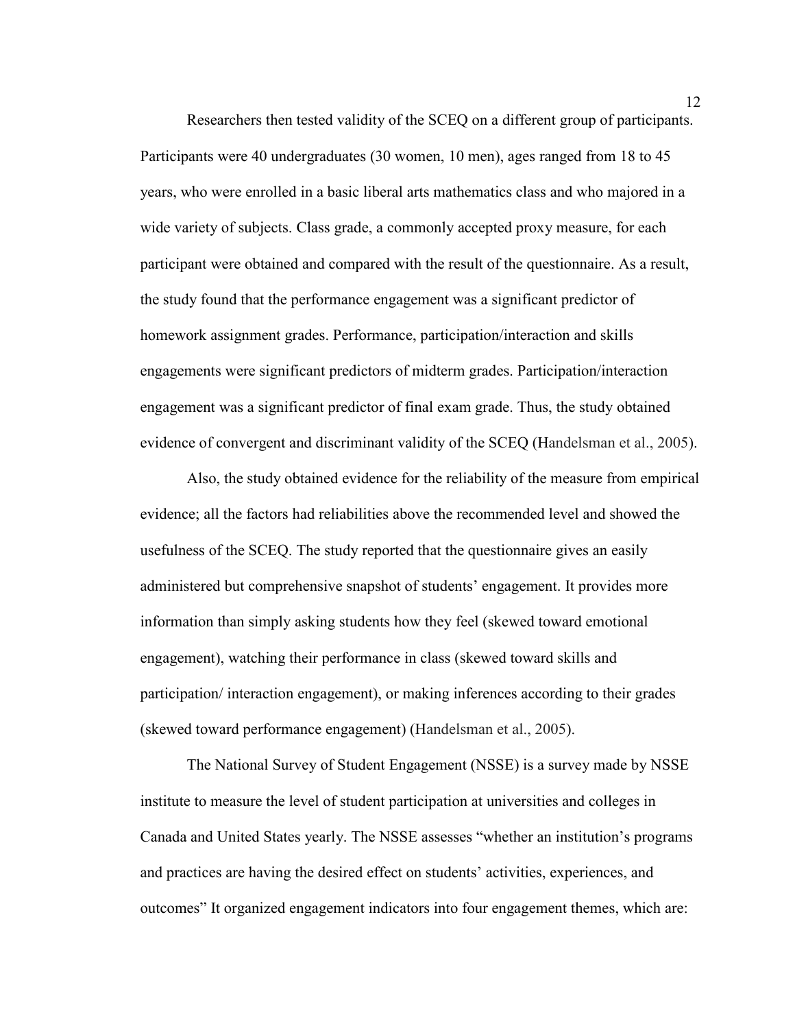Researchers then tested validity of the SCEQ on a different group of participants. Participants were 40 undergraduates (30 women, 10 men), ages ranged from 18 to 45 years, who were enrolled in a basic liberal arts mathematics class and who majored in a wide variety of subjects. Class grade, a commonly accepted proxy measure, for each participant were obtained and compared with the result of the questionnaire. As a result, the study found that the performance engagement was a significant predictor of homework assignment grades. Performance, participation/interaction and skills engagements were significant predictors of midterm grades. Participation/interaction engagement was a significant predictor of final exam grade. Thus, the study obtained evidence of convergent and discriminant validity of the SCEQ (Handelsman et al., 2005).

Also, the study obtained evidence for the reliability of the measure from empirical evidence; all the factors had reliabilities above the recommended level and showed the usefulness of the SCEQ. The study reported that the questionnaire gives an easily administered but comprehensive snapshot of students' engagement. It provides more information than simply asking students how they feel (skewed toward emotional engagement), watching their performance in class (skewed toward skills and participation/ interaction engagement), or making inferences according to their grades (skewed toward performance engagement) (Handelsman et al., 2005).

The National Survey of Student Engagement (NSSE) is a survey made by NSSE institute to measure the level of student participation at universities and colleges in Canada and United States yearly. The NSSE assesses "whether an institution's programs and practices are having the desired effect on students' activities, experiences, and outcomes" It organized engagement indicators into four engagement themes, which are: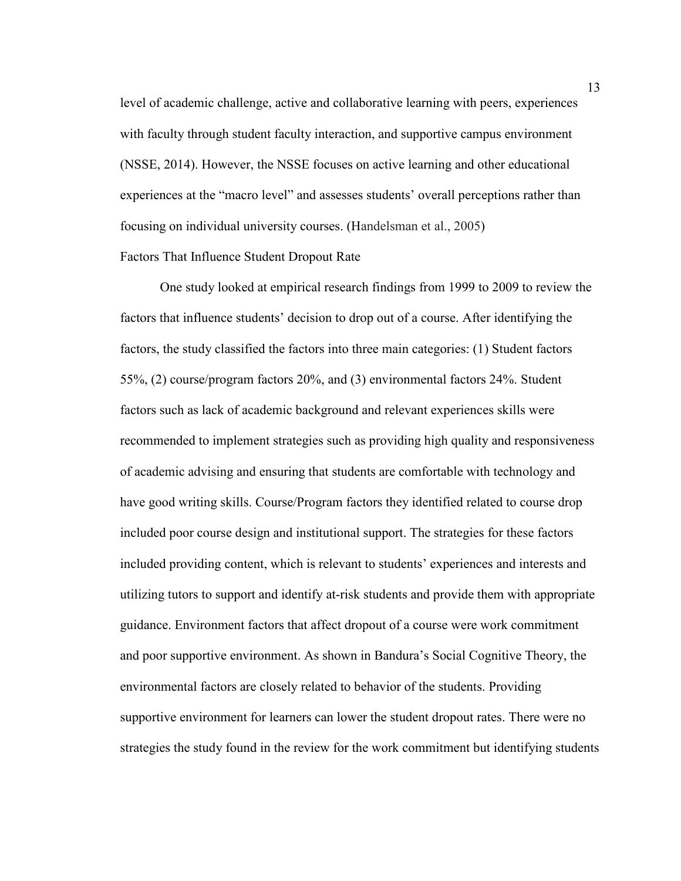level of academic challenge, active and collaborative learning with peers, experiences with faculty through student faculty interaction, and supportive campus environment (NSSE, 2014). However, the NSSE focuses on active learning and other educational experiences at the "macro level" and assesses students' overall perceptions rather than focusing on individual university courses. (Handelsman et al., 2005)

## Factors That Influence Student Dropout Rate

One study looked at empirical research findings from 1999 to 2009 to review the factors that influence students' decision to drop out of a course. After identifying the factors, the study classified the factors into three main categories: (1) Student factors 55%, (2) course/program factors 20%, and (3) environmental factors 24%. Student factors such as lack of academic background and relevant experiences skills were recommended to implement strategies such as providing high quality and responsiveness of academic advising and ensuring that students are comfortable with technology and have good writing skills. Course/Program factors they identified related to course drop included poor course design and institutional support. The strategies for these factors included providing content, which is relevant to students' experiences and interests and utilizing tutors to support and identify at-risk students and provide them with appropriate guidance. Environment factors that affect dropout of a course were work commitment and poor supportive environment. As shown in Bandura's Social Cognitive Theory, the environmental factors are closely related to behavior of the students. Providing supportive environment for learners can lower the student dropout rates. There were no strategies the study found in the review for the work commitment but identifying students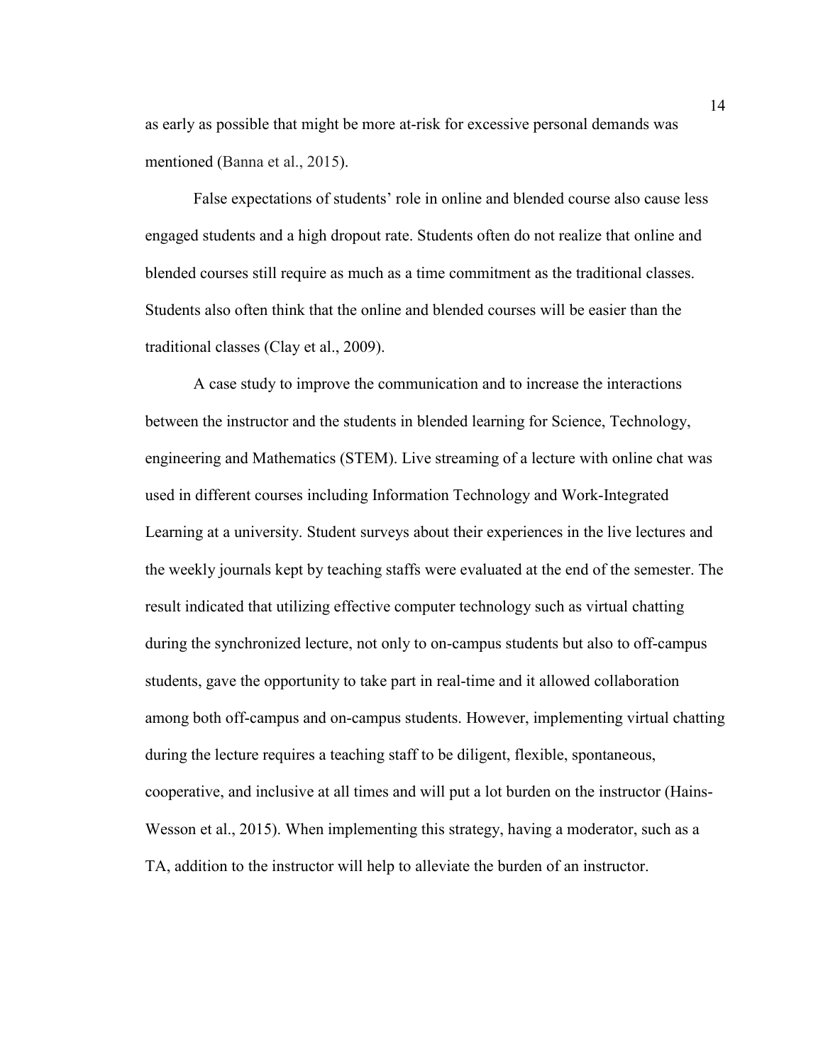as early as possible that might be more at-risk for excessive personal demands was mentioned (Banna et al., 2015).

False expectations of students' role in online and blended course also cause less engaged students and a high dropout rate. Students often do not realize that online and blended courses still require as much as a time commitment as the traditional classes. Students also often think that the online and blended courses will be easier than the traditional classes (Clay et al., 2009).

A case study to improve the communication and to increase the interactions between the instructor and the students in blended learning for Science, Technology, engineering and Mathematics (STEM). Live streaming of a lecture with online chat was used in different courses including Information Technology and Work-Integrated Learning at a university. Student surveys about their experiences in the live lectures and the weekly journals kept by teaching staffs were evaluated at the end of the semester. The result indicated that utilizing effective computer technology such as virtual chatting during the synchronized lecture, not only to on-campus students but also to off-campus students, gave the opportunity to take part in real-time and it allowed collaboration among both off-campus and on-campus students. However, implementing virtual chatting during the lecture requires a teaching staff to be diligent, flexible, spontaneous, cooperative, and inclusive at all times and will put a lot burden on the instructor (Hains-Wesson et al., 2015). When implementing this strategy, having a moderator, such as a TA, addition to the instructor will help to alleviate the burden of an instructor.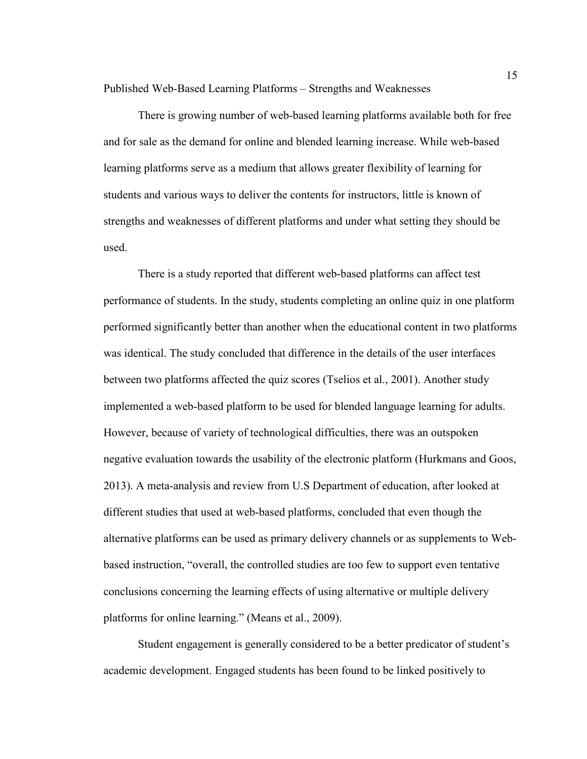## Published Web-Based Learning Platforms – Strengths and Weaknesses

There is growing number of web-based learning platforms available both for free and for sale as the demand for online and blended learning increase. While web-based learning platforms serve as a medium that allows greater flexibility of learning for students and various ways to deliver the contents for instructors, little is known of strengths and weaknesses of different platforms and under what setting they should be used.

There is a study reported that different web-based platforms can affect test performance of students. In the study, students completing an online quiz in one platform performed significantly better than another when the educational content in two platforms was identical. The study concluded that difference in the details of the user interfaces between two platforms affected the quiz scores (Tselios et al., 2001). Another study implemented a web-based platform to be used for blended language learning for adults. However, because of variety of technological difficulties, there was an outspoken negative evaluation towards the usability of the electronic platform (Hurkmans and Goos, 2013). A meta-analysis and review from U.S Department of education, after looked at different studies that used at web-based platforms, concluded that even though the alternative platforms can be used as primary delivery channels or as supplements to Web-based instruction, "overall, the controlled studies are too few to support even tentative conclusions concerning the learning effects of using alternative or multiple delivery platforms for online learning." (Means et al., 2009).

Student engagement is generally considered to be a better predicator of student's academic development. Engaged students has been found to be linked positively to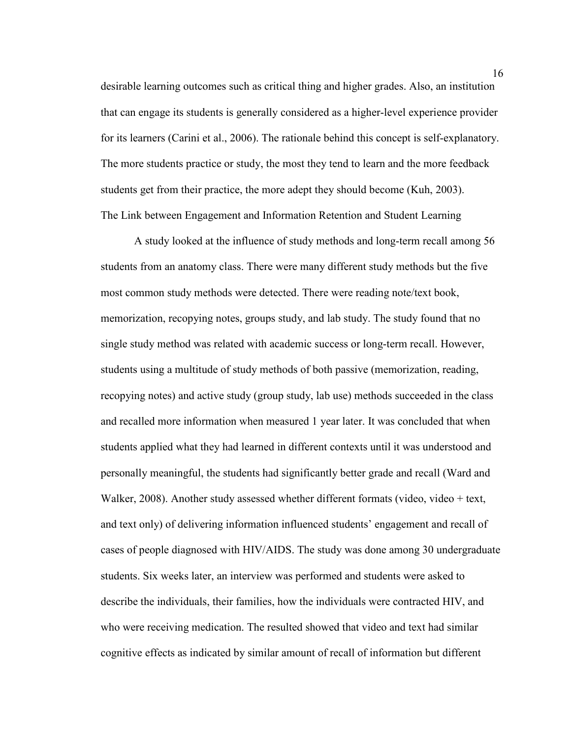desirable learning outcomes such as critical thing and higher grades. Also, an institution that can engage its students is generally considered as a higher-level experience provider for its learners (Carini et al., 2006). The rationale behind this concept is self-explanatory. The more students practice or study, the most they tend to learn and the more feedback students get from their practice, the more adept they should become (Kuh, 2003).

## The Link between Engagement and Information Retention and Student Learning

A study looked at the influence of study methods and long-term recall among 56 students from an anatomy class. There were many different study methods but the five most common study methods were detected. There were reading note/text book, memorization, recopying notes, groups study, and lab study. The study found that no single study method was related with academic success or long-term recall. However, students using a multitude of study methods of both passive (memorization, reading, recopying notes) and active study (group study, lab use) methods succeeded in the class and recalled more information when measured 1 year later. It was concluded that when students applied what they had learned in different contexts until it was understood and personally meaningful, the students had significantly better grade and recall (Ward and Walker, 2008). Another study assessed whether different formats (video, video + text, and text only) of delivering information influenced students' engagement and recall of cases of people diagnosed with HIV/AIDS. The study was done among 30 undergraduate students. Six weeks later, an interview was performed and students were asked to describe the individuals, their families, how the individuals were contracted HIV, and who were receiving medication. The resulted showed that video and text had similar cognitive effects as indicated by similar amount of recall of information but different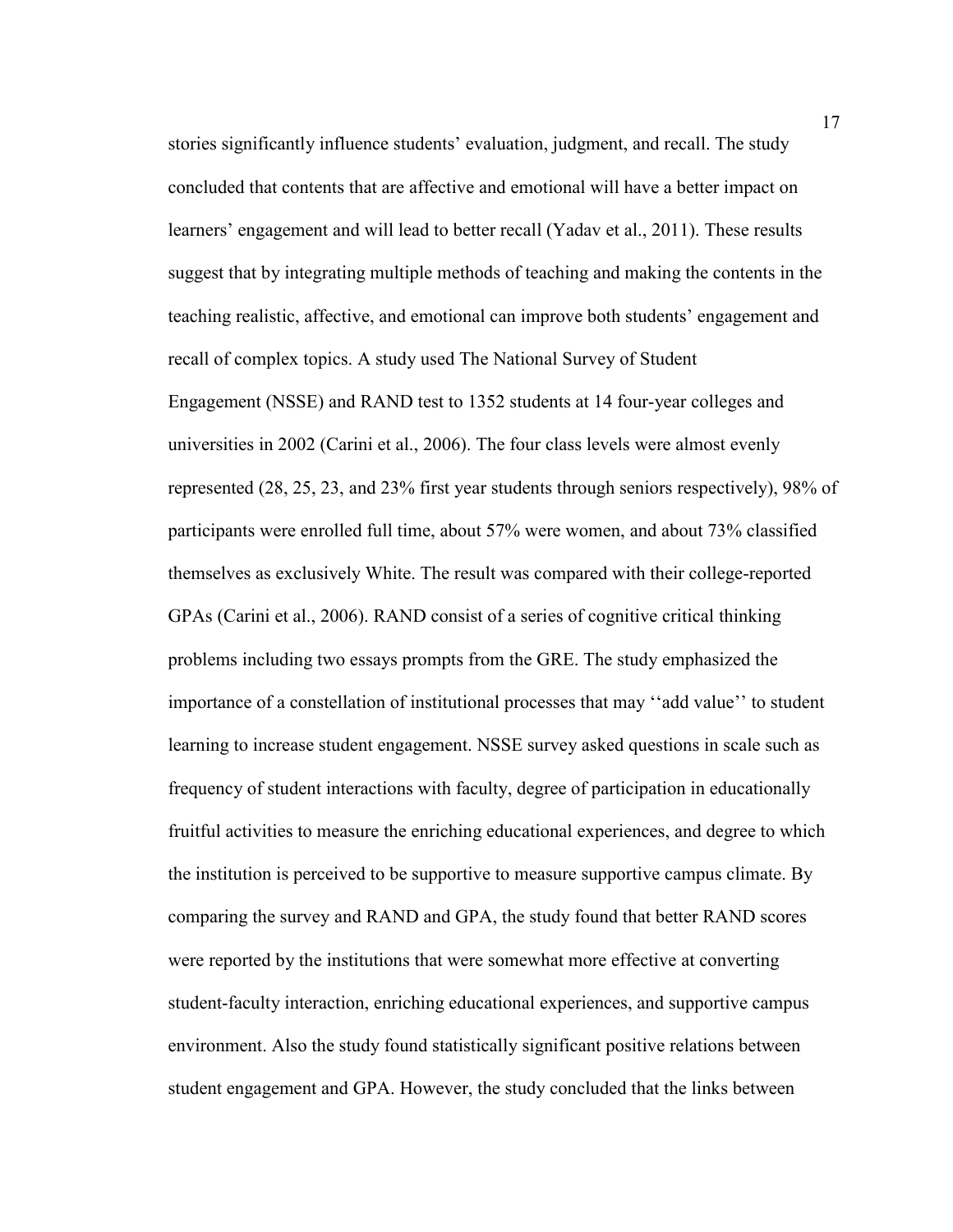stories significantly influence students' evaluation, judgment, and recall. The study concluded that contents that are affective and emotional will have a better impact on learners' engagement and will lead to better recall (Yadav et al., 2011). These results suggest that by integrating multiple methods of teaching and making the contents in the teaching realistic, affective, and emotional can improve both students' engagement and recall of complex topics. A study used The National Survey of Student Engagement (NSSE) and RAND test to 1352 students at 14 four-year colleges and universities in 2002 (Carini et al., 2006). The four class levels were almost evenly represented (28, 25, 23, and 23% first year students through seniors respectively), 98% of participants were enrolled full time, about 57% were women, and about 73% classified themselves as exclusively White. The result was compared with their college-reported GPAs (Carini et al., 2006). RAND consist of a series of cognitive critical thinking problems including two essays prompts from the GRE. The study emphasized the importance of a constellation of institutional processes that may ''add value'' to student learning to increase student engagement. NSSE survey asked questions in scale such as frequency of student interactions with faculty, degree of participation in educationally fruitful activities to measure the enriching educational experiences, and degree to which the institution is perceived to be supportive to measure supportive campus climate. By comparing the survey and RAND and GPA, the study found that better RAND scores were reported by the institutions that were somewhat more effective at converting student-faculty interaction, enriching educational experiences, and supportive campus environment. Also the study found statistically significant positive relations between student engagement and GPA. However, the study concluded that the links between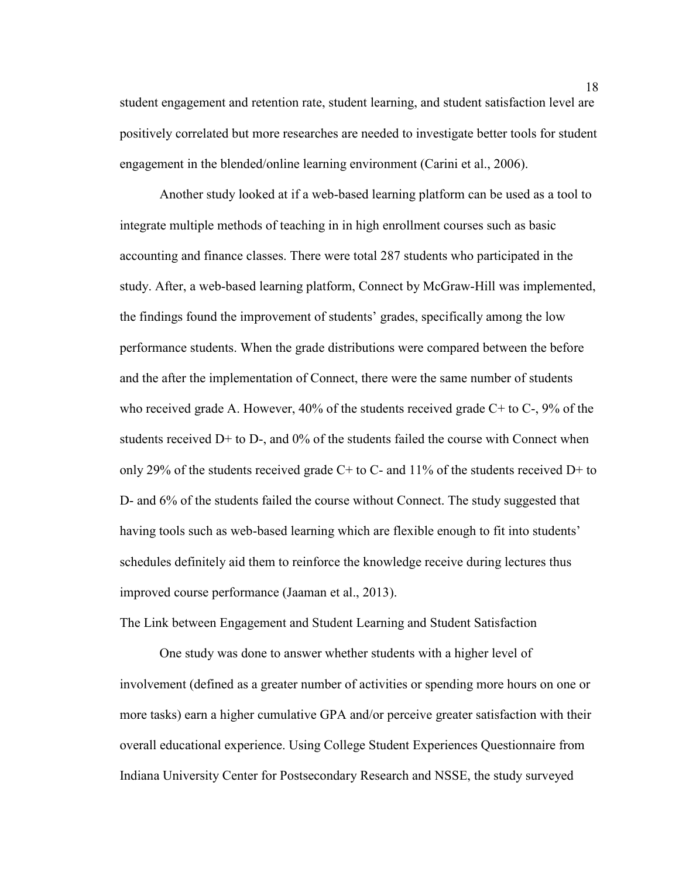student engagement and retention rate, student learning, and student satisfaction level are positively correlated but more researches are needed to investigate better tools for student engagement in the blended/online learning environment (Carini et al., 2006).

Another study looked at if a web-based learning platform can be used as a tool to integrate multiple methods of teaching in in high enrollment courses such as basic accounting and finance classes. There were total 287 students who participated in the study. After, a web-based learning platform, Connect by McGraw-Hill was implemented, the findings found the improvement of students' grades, specifically among the low performance students. When the grade distributions were compared between the before and the after the implementation of Connect, there were the same number of students who received grade A. However, 40% of the students received grade C+ to C-, 9% of the students received D+ to D-, and 0% of the students failed the course with Connect when only 29% of the students received grade C+ to C- and 11% of the students received D+ to D- and 6% of the students failed the course without Connect. The study suggested that having tools such as web-based learning which are flexible enough to fit into students' schedules definitely aid them to reinforce the knowledge receive during lectures thus improved course performance (Jaaman et al., 2013).

## The Link between Engagement and Student Learning and Student Satisfaction

One study was done to answer whether students with a higher level of involvement (defined as a greater number of activities or spending more hours on one or more tasks) earn a higher cumulative GPA and/or perceive greater satisfaction with their overall educational experience. Using College Student Experiences Questionnaire from Indiana University Center for Postsecondary Research and NSSE, the study surveyed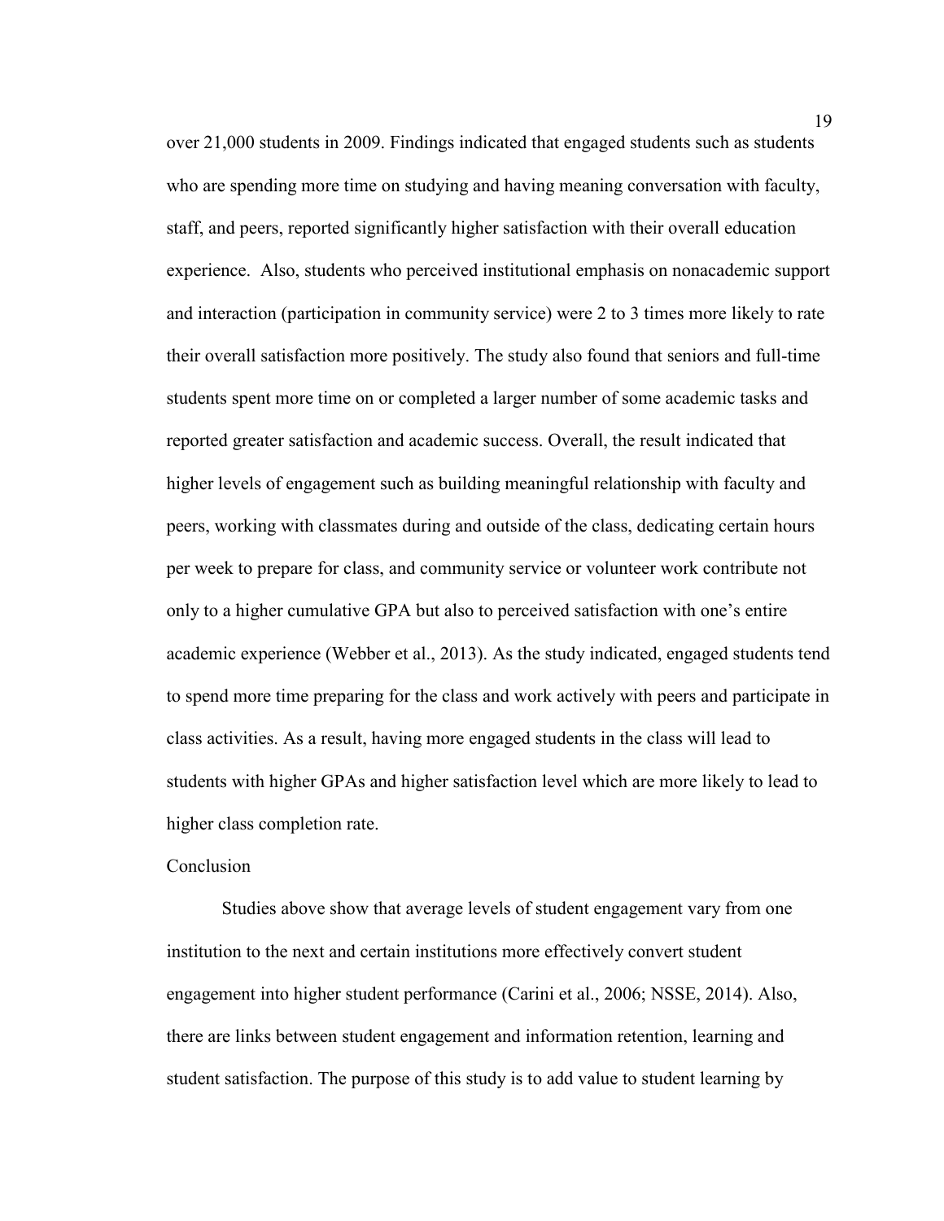over 21,000 students in 2009. Findings indicated that engaged students such as students who are spending more time on studying and having meaning conversation with faculty, staff, and peers, reported significantly higher satisfaction with their overall education experience. Also, students who perceived institutional emphasis on nonacademic support and interaction (participation in community service) were 2 to 3 times more likely to rate their overall satisfaction more positively. The study also found that seniors and full-time students spent more time on or completed a larger number of some academic tasks and reported greater satisfaction and academic success. Overall, the result indicated that higher levels of engagement such as building meaningful relationship with faculty and peers, working with classmates during and outside of the class, dedicating certain hours per week to prepare for class, and community service or volunteer work contribute not only to a higher cumulative GPA but also to perceived satisfaction with one's entire academic experience (Webber et al., 2013). As the study indicated, engaged students tend to spend more time preparing for the class and work actively with peers and participate in class activities. As a result, having more engaged students in the class will lead to students with higher GPAs and higher satisfaction level which are more likely to lead to higher class completion rate.

## Conclusion

Studies above show that average levels of student engagement vary from one institution to the next and certain institutions more effectively convert student engagement into higher student performance (Carini et al., 2006; NSSE, 2014). Also, there are links between student engagement and information retention, learning and student satisfaction. The purpose of this study is to add value to student learning by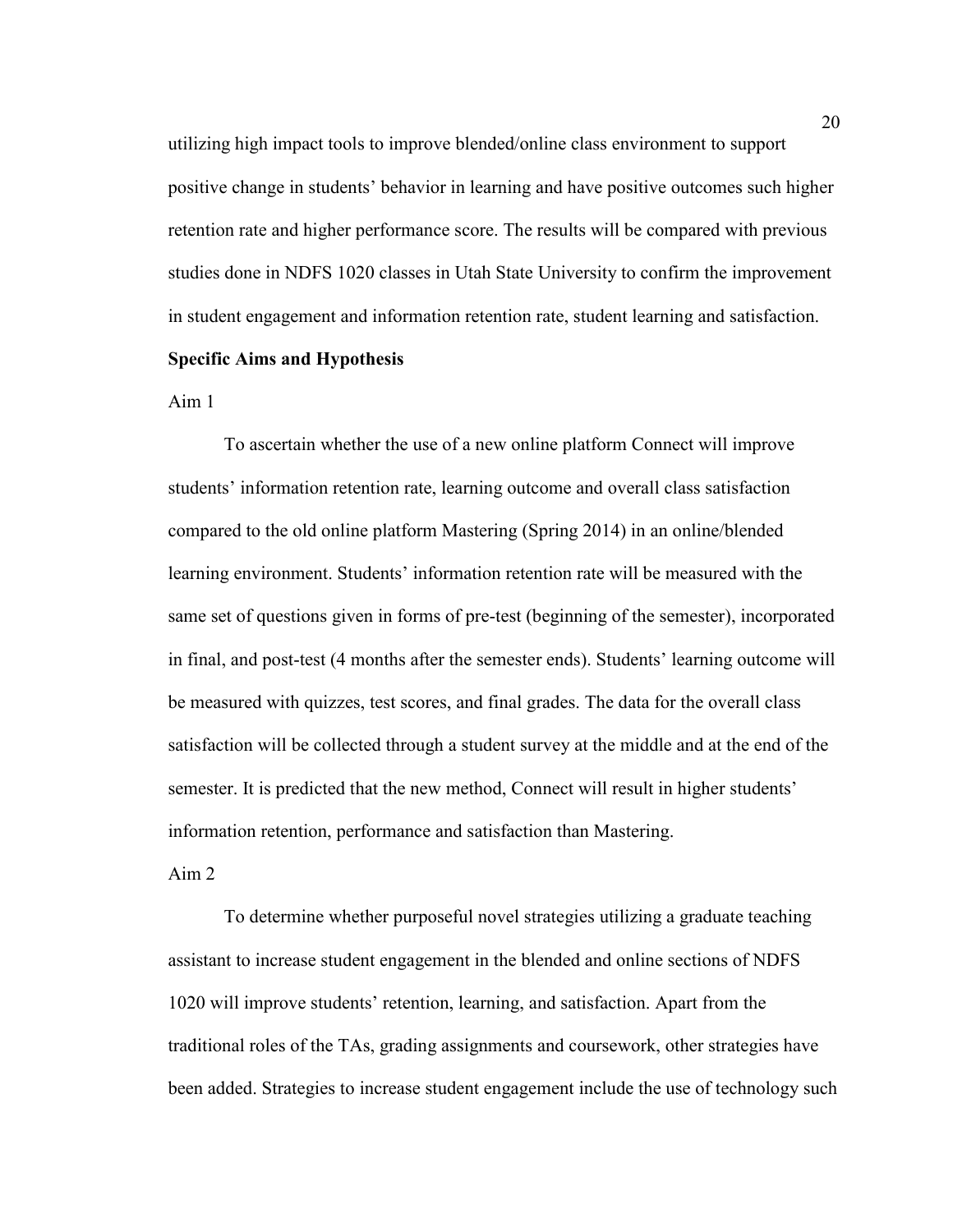utilizing high impact tools to improve blended/online class environment to support positive change in students' behavior in learning and have positive outcomes such higher retention rate and higher performance score. The results will be compared with previous studies done in NDFS 1020 classes in Utah State University to confirm the improvement in student engagement and information retention rate, student learning and satisfaction.

**Specific Aims and Hypothesis**

Aim 1

To ascertain whether the use of a new online platform Connect will improve students' information retention rate, learning outcome and overall class satisfaction compared to the old online platform Mastering (Spring 2014) in an online/blended learning environment. Students' information retention rate will be measured with the same set of questions given in forms of pre-test (beginning of the semester), incorporated in final, and post-test (4 months after the semester ends). Students' learning outcome will be measured with quizzes, test scores, and final grades. The data for the overall class satisfaction will be collected through a student survey at the middle and at the end of the semester. It is predicted that the new method, Connect will result in higher students' information retention, performance and satisfaction than Mastering.

Aim 2

To determine whether purposeful novel strategies utilizing a graduate teaching assistant to increase student engagement in the blended and online sections of NDFS 1020 will improve students' retention, learning, and satisfaction. Apart from the traditional roles of the TAs, grading assignments and coursework, other strategies have been added. Strategies to increase student engagement include the use of technology such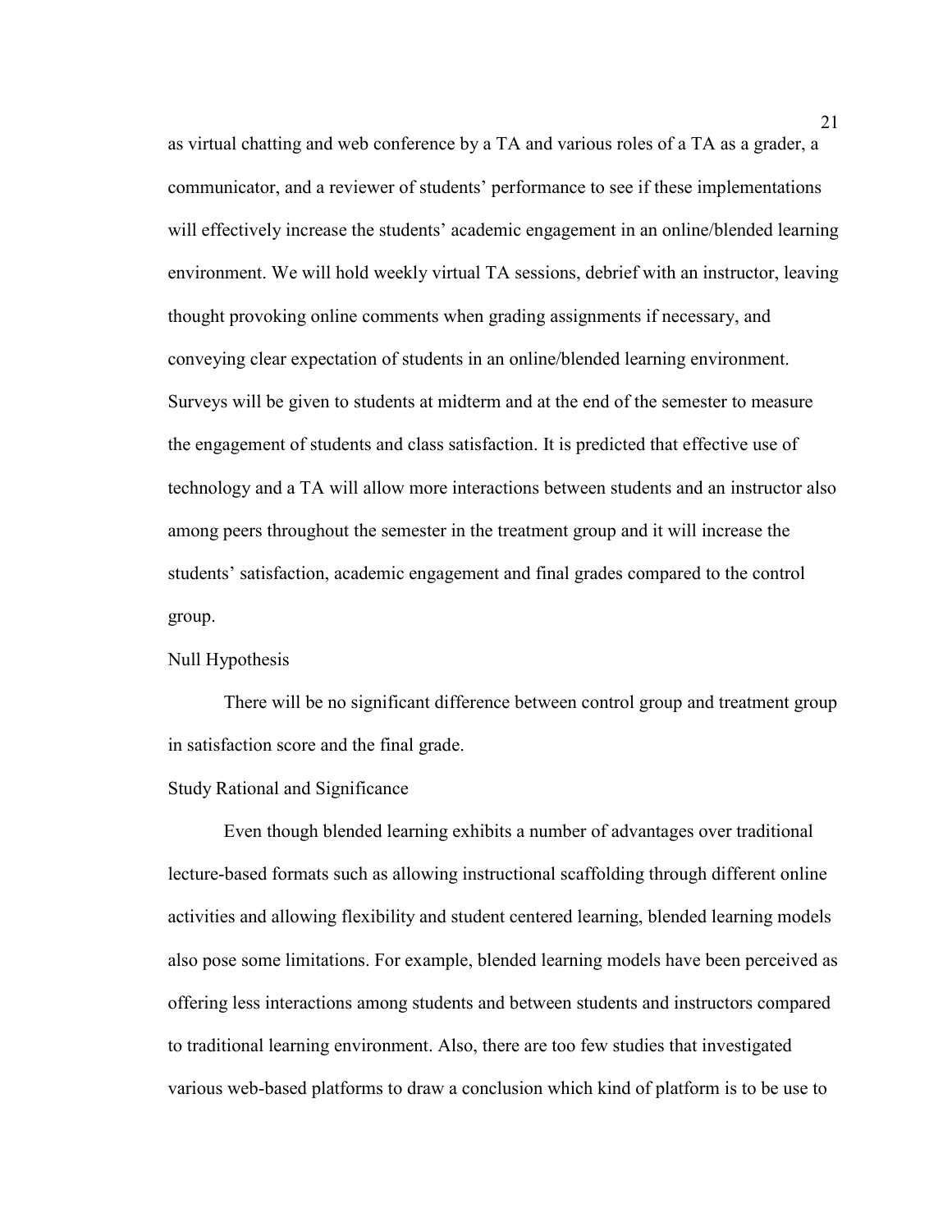as virtual chatting and web conference by a TA and various roles of a TA as a grader, a communicator, and a reviewer of students' performance to see if these implementations will effectively increase the students' academic engagement in an online/blended learning environment. We will hold weekly virtual TA sessions, debrief with an instructor, leaving thought provoking online comments when grading assignments if necessary, and conveying clear expectation of students in an online/blended learning environment. Surveys will be given to students at midterm and at the end of the semester to measure the engagement of students and class satisfaction. It is predicted that effective use of technology and a TA will allow more interactions between students and an instructor also among peers throughout the semester in the treatment group and it will increase the students' satisfaction, academic engagement and final grades compared to the control group.

### Null Hypothesis

There will be no significant difference between control group and treatment group in satisfaction score and the final grade.

### Study Rational and Significance

Even though blended learning exhibits a number of advantages over traditional lecture-based formats such as allowing instructional scaffolding through different online activities and allowing flexibility and student centered learning, blended learning models also pose some limitations. For example, blended learning models have been perceived as offering less interactions among students and between students and instructors compared to traditional learning environment. Also, there are too few studies that investigated various web-based platforms to draw a conclusion which kind of platform is to be use to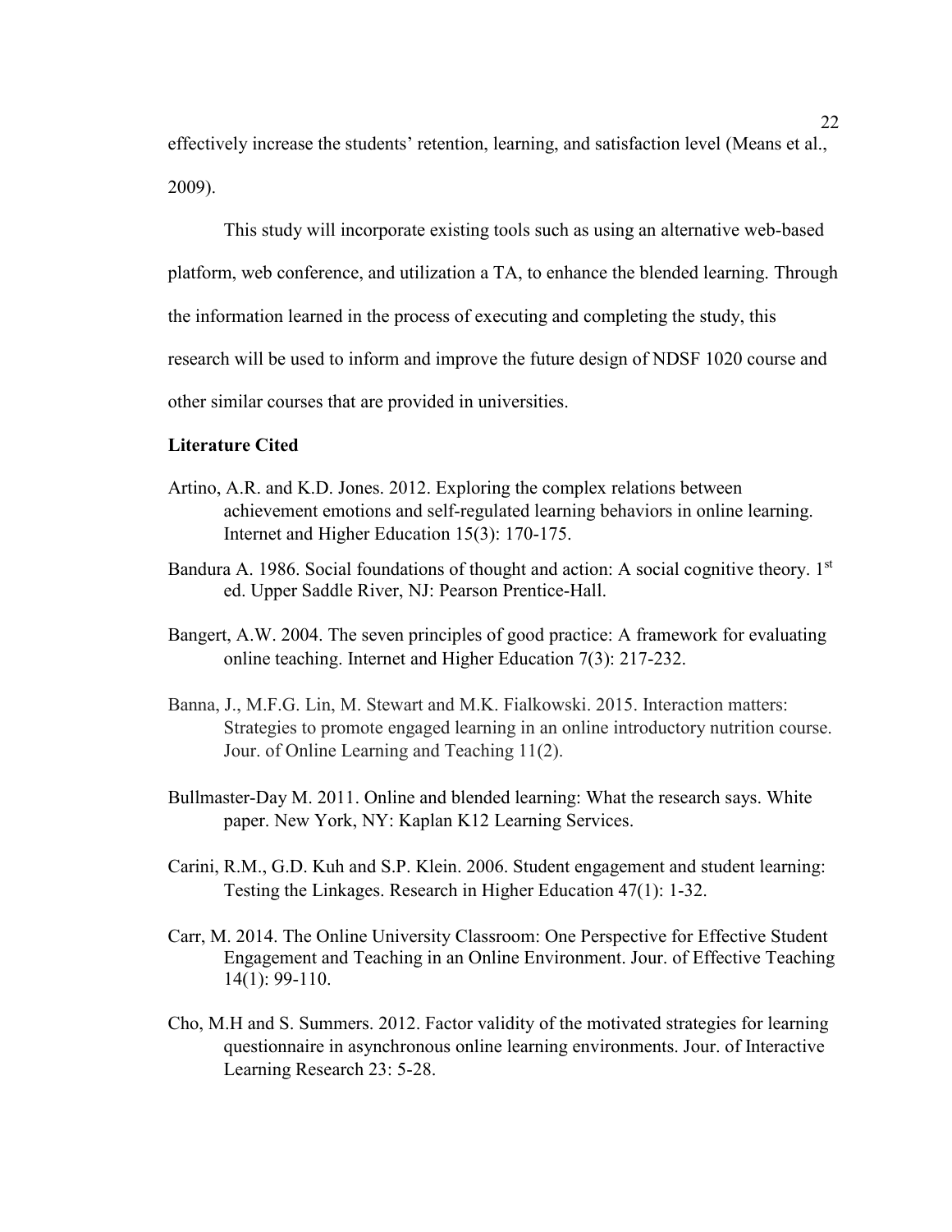effectively increase the students' retention, learning, and satisfaction level (Means et al., 2009).

This study will incorporate existing tools such as using an alternative web-based platform, web conference, and utilization a TA, to enhance the blended learning. Through the information learned in the process of executing and completing the study, this research will be used to inform and improve the future design of NDSF 1020 course and other similar courses that are provided in universities.

**Literature Cited**

Artino, A.R. and K.D. Jones. 2012. Exploring the complex relations between achievement emotions and self-regulated learning behaviors in online learning. Internet and Higher Education 15(3): 170-175.

Bandura A. 1986. Social foundations of thought and action: A social cognitive theory. 1st ed. Upper Saddle River, NJ: Pearson Prentice-Hall.

Bangert, A.W. 2004. The seven principles of good practice: A framework for evaluating online teaching. Internet and Higher Education 7(3): 217-232.

Banna, J., M.F.G. Lin, M. Stewart and M.K. Fialkowski. 2015. Interaction matters: Strategies to promote engaged learning in an online introductory nutrition course. Jour. of Online Learning and Teaching 11(2).

Bullmaster-Day M. 2011. Online and blended learning: What the research says. White paper. New York, NY: Kaplan K12 Learning Services.

Carini, R.M., G.D. Kuh and S.P. Klein. 2006. Student engagement and student learning: Testing the Linkages. Research in Higher Education 47(1): 1-32.

Carr, M. 2014. The Online University Classroom: One Perspective for Effective Student Engagement and Teaching in an Online Environment. Jour. of Effective Teaching 14(1): 99-110.

Cho, M.H and S. Summers. 2012. Factor validity of the motivated strategies for learning questionnaire in asynchronous online learning environments. Jour. of Interactive Learning Research 23: 5-28.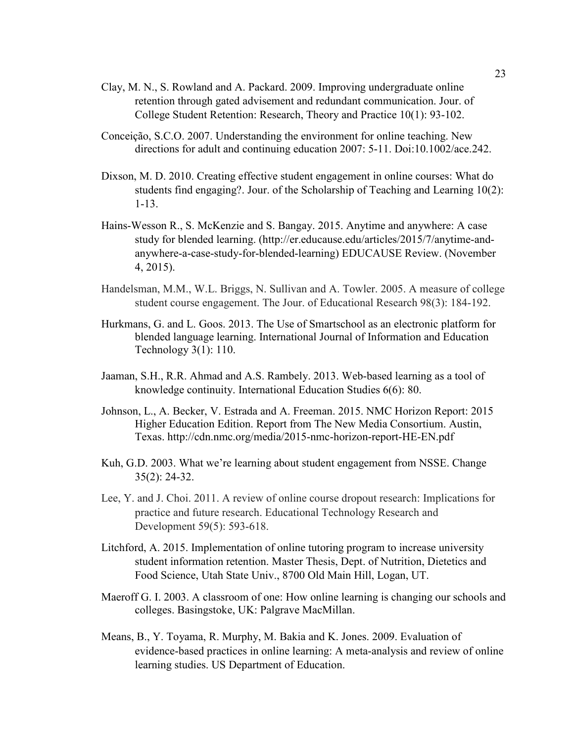Clay, M. N., S. Rowland and A. Packard. 2009. Improving undergraduate online retention through gated advisement and redundant communication. Jour. of College Student Retention: Research, Theory and Practice 10(1): 93-102.

Conceição, S.C.O. 2007. Understanding the environment for online teaching. New directions for adult and continuing education 2007: 5-11. Doi:10.1002/ace.242.

Dixson, M. D. 2010. Creating effective student engagement in online courses: What do students find engaging?. Jour. of the Scholarship of Teaching and Learning 10(2): 1-13.

Hains-Wesson R., S. McKenzie and S. Bangay. 2015. Anytime and anywhere: A case study for blended learning. (http://er.educause.edu/articles/2015/7/anytime-and-anywhere-a-case-study-for-blended-learning) EDUCAUSE Review. (November 4, 2015).

Handelsman, M.M., W.L. Briggs, N. Sullivan and A. Towler. 2005. A measure of college student course engagement. The Jour. of Educational Research 98(3): 184-192.

Hurkmans, G. and L. Goos. 2013. The Use of Smartschool as an electronic platform for blended language learning. International Journal of Information and Education Technology 3(1): 110.

Jaaman, S.H., R.R. Ahmad and A.S. Rambely. 2013. Web-based learning as a tool of knowledge continuity. International Education Studies 6(6): 80.

Johnson, L., A. Becker, V. Estrada and A. Freeman. 2015. NMC Horizon Report: 2015 Higher Education Edition. Report from The New Media Consortium. Austin, Texas. http://cdn.nmc.org/media/2015-nmc-horizon-report-HE-EN.pdf

Kuh, G.D. 2003. What we're learning about student engagement from NSSE. Change 35(2): 24-32.

Lee, Y. and J. Choi. 2011. A review of online course dropout research: Implications for practice and future research. Educational Technology Research and Development 59(5): 593-618.

Litchford, A. 2015. Implementation of online tutoring program to increase university student information retention. Master Thesis, Dept. of Nutrition, Dietetics and Food Science, Utah State Univ., 8700 Old Main Hill, Logan, UT.

Maeroff G. I. 2003. A classroom of one: How online learning is changing our schools and colleges. Basingstoke, UK: Palgrave MacMillan.

Means, B., Y. Toyama, R. Murphy, M. Bakia and K. Jones. 2009. Evaluation of evidence-based practices in online learning: A meta-analysis and review of online learning studies. US Department of Education.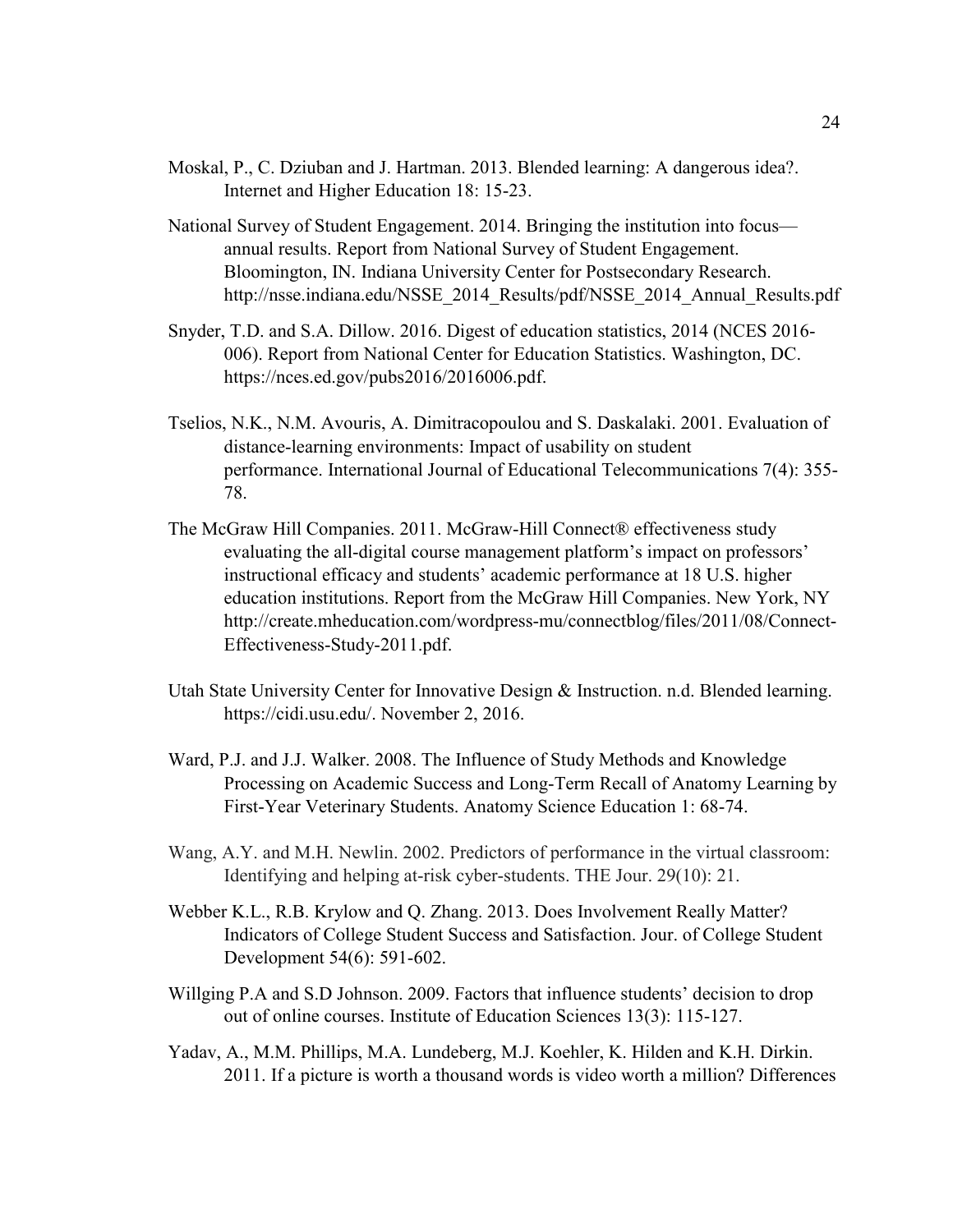Moskal, P., C. Dziuban and J. Hartman. 2013. Blended learning: A dangerous idea?. Internet and Higher Education 18: 15-23.

National Survey of Student Engagement. 2014. Bringing the institution into focus—annual results. Report from National Survey of Student Engagement. Bloomington, IN. Indiana University Center for Postsecondary Research. http://nsse.indiana.edu/NSSE_2014_Results/pdf/NSSE_2014_Annual_Results.pdf

Snyder, T.D. and S.A. Dillow. 2016. Digest of education statistics, 2014 (NCES 2016-006). Report from National Center for Education Statistics. Washington, DC. https://nces.ed.gov/pubs2016/2016006.pdf.

Tselios, N.K., N.M. Avouris, A. Dimitracopoulou and S. Daskalaki. 2001. Evaluation of distance-learning environments: Impact of usability on student performance. International Journal of Educational Telecommunications 7(4): 355-78.

The McGraw Hill Companies. 2011. McGraw-Hill Connect® effectiveness study evaluating the all-digital course management platform's impact on professors' instructional efficacy and students' academic performance at 18 U.S. higher education institutions. Report from the McGraw Hill Companies. New York, NY http://create.mheducation.com/wordpress-mu/connectblog/files/2011/08/Connect-Effectiveness-Study-2011.pdf.

Utah State University Center for Innovative Design & Instruction. n.d. Blended learning. https://cidi.usu.edu/. November 2, 2016.

Ward, P.J. and J.J. Walker. 2008. The Influence of Study Methods and Knowledge Processing on Academic Success and Long-Term Recall of Anatomy Learning by First-Year Veterinary Students. Anatomy Science Education 1: 68-74.

Wang, A.Y. and M.H. Newlin. 2002. Predictors of performance in the virtual classroom: Identifying and helping at-risk cyber-students. THE Jour. 29(10): 21.

Webber K.L., R.B. Krylow and Q. Zhang. 2013. Does Involvement Really Matter? Indicators of College Student Success and Satisfaction. Jour. of College Student Development 54(6): 591-602.

Willging P.A and S.D Johnson. 2009. Factors that influence students' decision to drop out of online courses. Institute of Education Sciences 13(3): 115-127.

Yadav, A., M.M. Phillips, M.A. Lundeberg, M.J. Koehler, K. Hilden and K.H. Dirkin. 2011. If a picture is worth a thousand words is video worth a million? Differences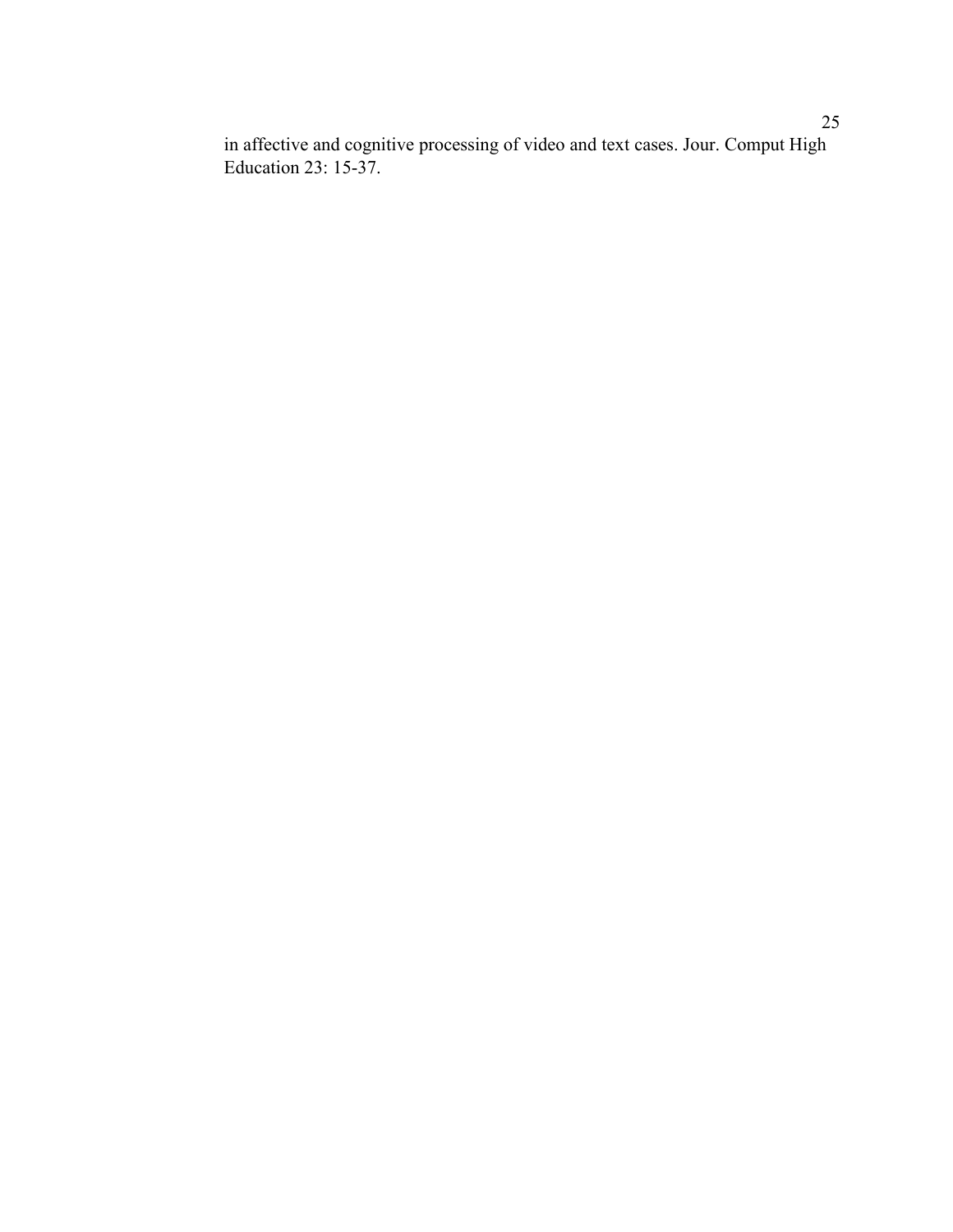in affective and cognitive processing of video and text cases. Jour. Comput High Education 23: 15-37.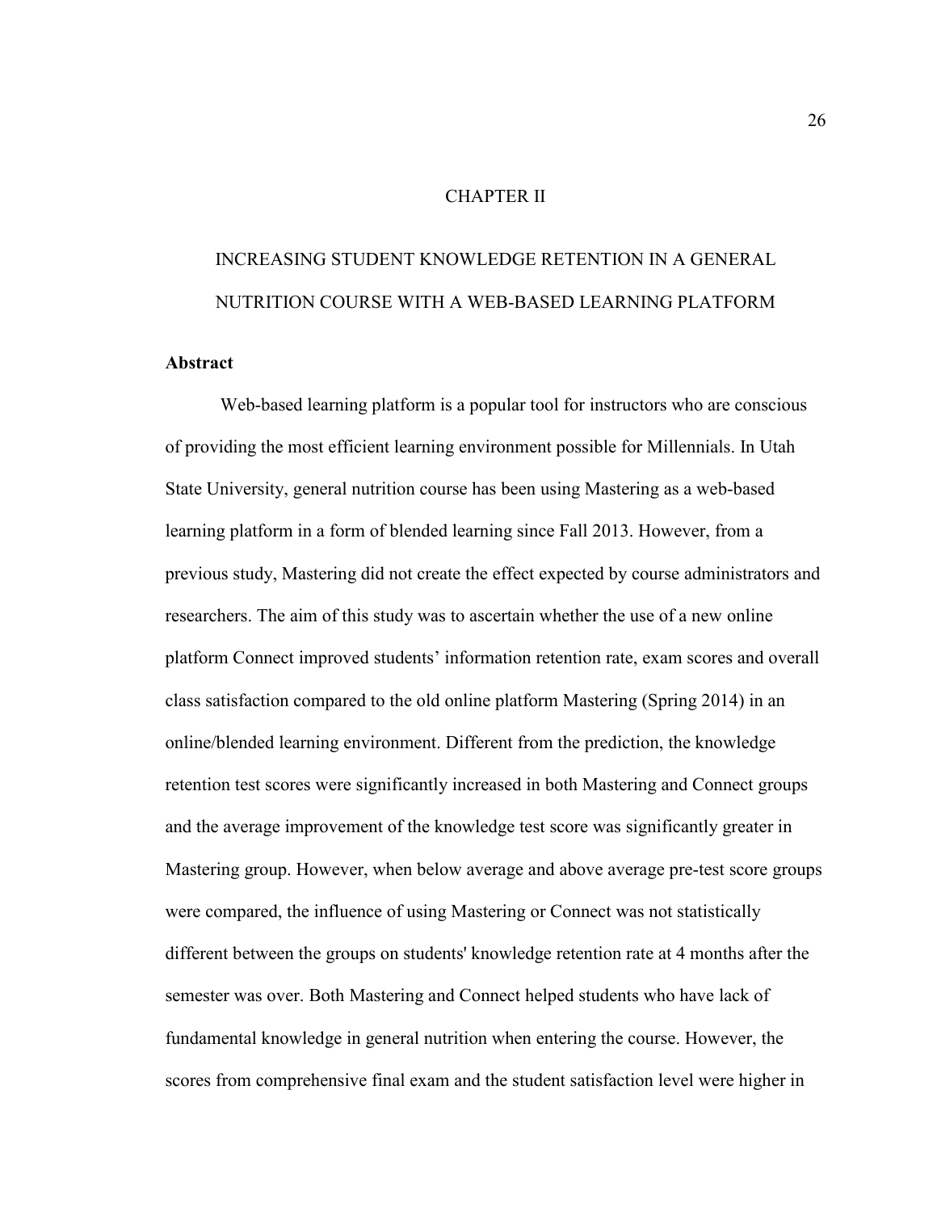# CHAPTER II

# INCREASING STUDENT KNOWLEDGE RETENTION IN A GENERAL NUTRITION COURSE WITH A WEB-BASED LEARNING PLATFORM

## Abstract

Web-based learning platform is a popular tool for instructors who are conscious of providing the most efficient learning environment possible for Millennials. In Utah State University, general nutrition course has been using Mastering as a web-based learning platform in a form of blended learning since Fall 2013. However, from a previous study, Mastering did not create the effect expected by course administrators and researchers. The aim of this study was to ascertain whether the use of a new online platform Connect improved students' information retention rate, exam scores and overall class satisfaction compared to the old online platform Mastering (Spring 2014) in an online/blended learning environment. Different from the prediction, the knowledge retention test scores were significantly increased in both Mastering and Connect groups and the average improvement of the knowledge test score was significantly greater in Mastering group. However, when below average and above average pre-test score groups were compared, the influence of using Mastering or Connect was not statistically different between the groups on students' knowledge retention rate at 4 months after the semester was over. Both Mastering and Connect helped students who have lack of fundamental knowledge in general nutrition when entering the course. However, the scores from comprehensive final exam and the student satisfaction level were higher in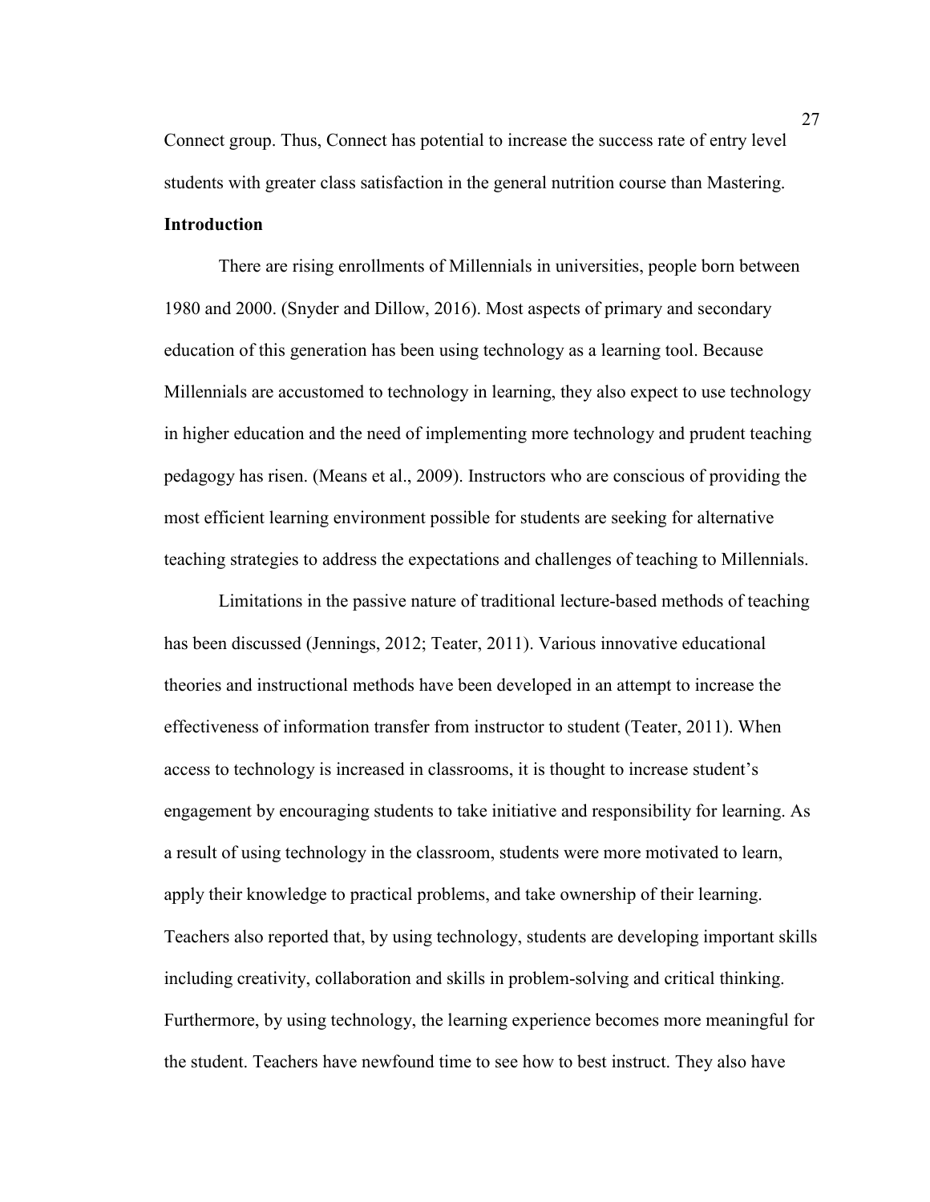Connect group. Thus, Connect has potential to increase the success rate of entry level students with greater class satisfaction in the general nutrition course than Mastering.

**Introduction**

There are rising enrollments of Millennials in universities, people born between 1980 and 2000. (Snyder and Dillow, 2016). Most aspects of primary and secondary education of this generation has been using technology as a learning tool. Because Millennials are accustomed to technology in learning, they also expect to use technology in higher education and the need of implementing more technology and prudent teaching pedagogy has risen. (Means et al., 2009). Instructors who are conscious of providing the most efficient learning environment possible for students are seeking for alternative teaching strategies to address the expectations and challenges of teaching to Millennials.

Limitations in the passive nature of traditional lecture-based methods of teaching has been discussed (Jennings, 2012; Teater, 2011). Various innovative educational theories and instructional methods have been developed in an attempt to increase the effectiveness of information transfer from instructor to student (Teater, 2011). When access to technology is increased in classrooms, it is thought to increase student's engagement by encouraging students to take initiative and responsibility for learning. As a result of using technology in the classroom, students were more motivated to learn, apply their knowledge to practical problems, and take ownership of their learning. Teachers also reported that, by using technology, students are developing important skills including creativity, collaboration and skills in problem-solving and critical thinking. Furthermore, by using technology, the learning experience becomes more meaningful for the student. Teachers have newfound time to see how to best instruct. They also have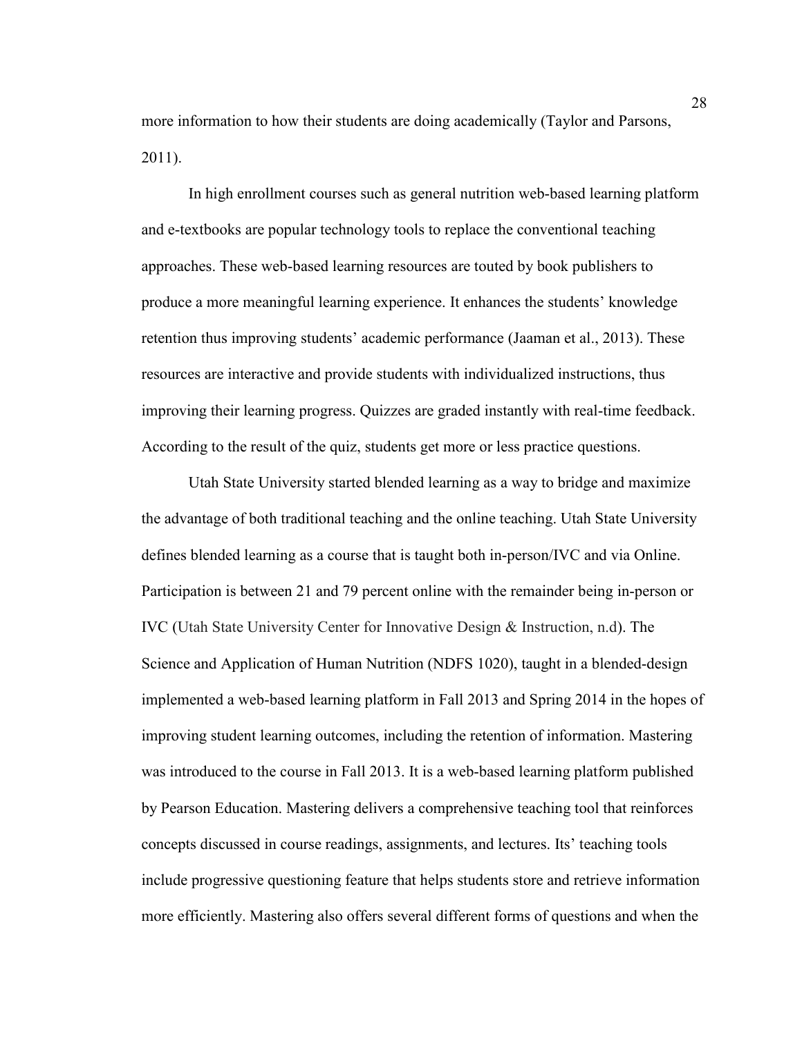more information to how their students are doing academically (Taylor and Parsons, 2011).

In high enrollment courses such as general nutrition web-based learning platform and e-textbooks are popular technology tools to replace the conventional teaching approaches. These web-based learning resources are touted by book publishers to produce a more meaningful learning experience. It enhances the students' knowledge retention thus improving students' academic performance (Jaaman et al., 2013). These resources are interactive and provide students with individualized instructions, thus improving their learning progress. Quizzes are graded instantly with real-time feedback. According to the result of the quiz, students get more or less practice questions.

Utah State University started blended learning as a way to bridge and maximize the advantage of both traditional teaching and the online teaching. Utah State University defines blended learning as a course that is taught both in-person/IVC and via Online. Participation is between 21 and 79 percent online with the remainder being in-person or IVC (Utah State University Center for Innovative Design & Instruction, n.d). The Science and Application of Human Nutrition (NDFS 1020), taught in a blended-design implemented a web-based learning platform in Fall 2013 and Spring 2014 in the hopes of improving student learning outcomes, including the retention of information. Mastering was introduced to the course in Fall 2013. It is a web-based learning platform published by Pearson Education. Mastering delivers a comprehensive teaching tool that reinforces concepts discussed in course readings, assignments, and lectures. Its' teaching tools include progressive questioning feature that helps students store and retrieve information more efficiently. Mastering also offers several different forms of questions and when the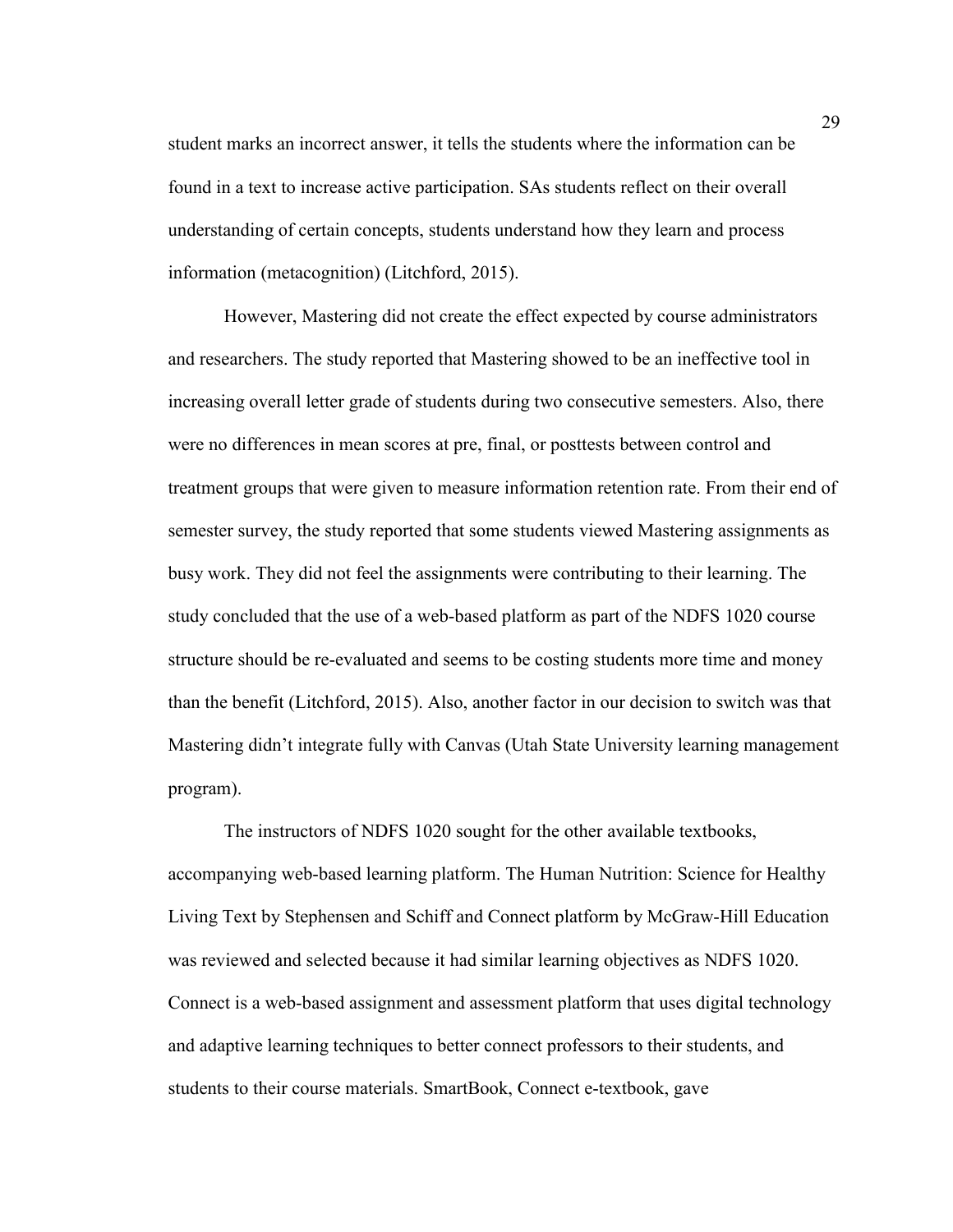student marks an incorrect answer, it tells the students where the information can be found in a text to increase active participation. SAs students reflect on their overall understanding of certain concepts, students understand how they learn and process information (metacognition) (Litchford, 2015).

However, Mastering did not create the effect expected by course administrators and researchers. The study reported that Mastering showed to be an ineffective tool in increasing overall letter grade of students during two consecutive semesters. Also, there were no differences in mean scores at pre, final, or posttests between control and treatment groups that were given to measure information retention rate. From their end of semester survey, the study reported that some students viewed Mastering assignments as busy work. They did not feel the assignments were contributing to their learning. The study concluded that the use of a web-based platform as part of the NDFS 1020 course structure should be re-evaluated and seems to be costing students more time and money than the benefit (Litchford, 2015). Also, another factor in our decision to switch was that Mastering didn't integrate fully with Canvas (Utah State University learning management program).

The instructors of NDFS 1020 sought for the other available textbooks, accompanying web-based learning platform. The Human Nutrition: Science for Healthy Living Text by Stephensen and Schiff and Connect platform by McGraw-Hill Education was reviewed and selected because it had similar learning objectives as NDFS 1020. Connect is a web-based assignment and assessment platform that uses digital technology and adaptive learning techniques to better connect professors to their students, and students to their course materials. SmartBook, Connect e-textbook, gave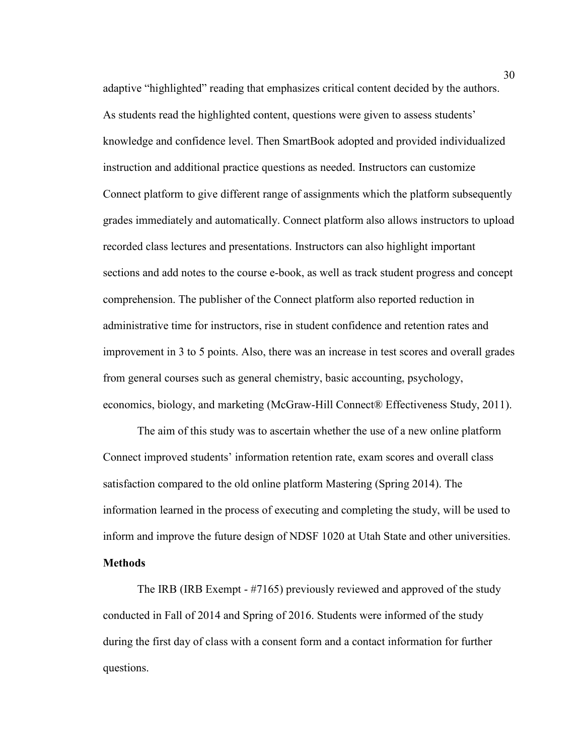adaptive "highlighted" reading that emphasizes critical content decided by the authors. As students read the highlighted content, questions were given to assess students' knowledge and confidence level. Then SmartBook adopted and provided individualized instruction and additional practice questions as needed. Instructors can customize Connect platform to give different range of assignments which the platform subsequently grades immediately and automatically. Connect platform also allows instructors to upload recorded class lectures and presentations. Instructors can also highlight important sections and add notes to the course e-book, as well as track student progress and concept comprehension. The publisher of the Connect platform also reported reduction in administrative time for instructors, rise in student confidence and retention rates and improvement in 3 to 5 points. Also, there was an increase in test scores and overall grades from general courses such as general chemistry, basic accounting, psychology, economics, biology, and marketing (McGraw-Hill Connect® Effectiveness Study, 2011).

The aim of this study was to ascertain whether the use of a new online platform Connect improved students' information retention rate, exam scores and overall class satisfaction compared to the old online platform Mastering (Spring 2014). The information learned in the process of executing and completing the study, will be used to inform and improve the future design of NDSF 1020 at Utah State and other universities.

**Methods**

The IRB (IRB Exempt - #7165) previously reviewed and approved of the study conducted in Fall of 2014 and Spring of 2016. Students were informed of the study during the first day of class with a consent form and a contact information for further questions.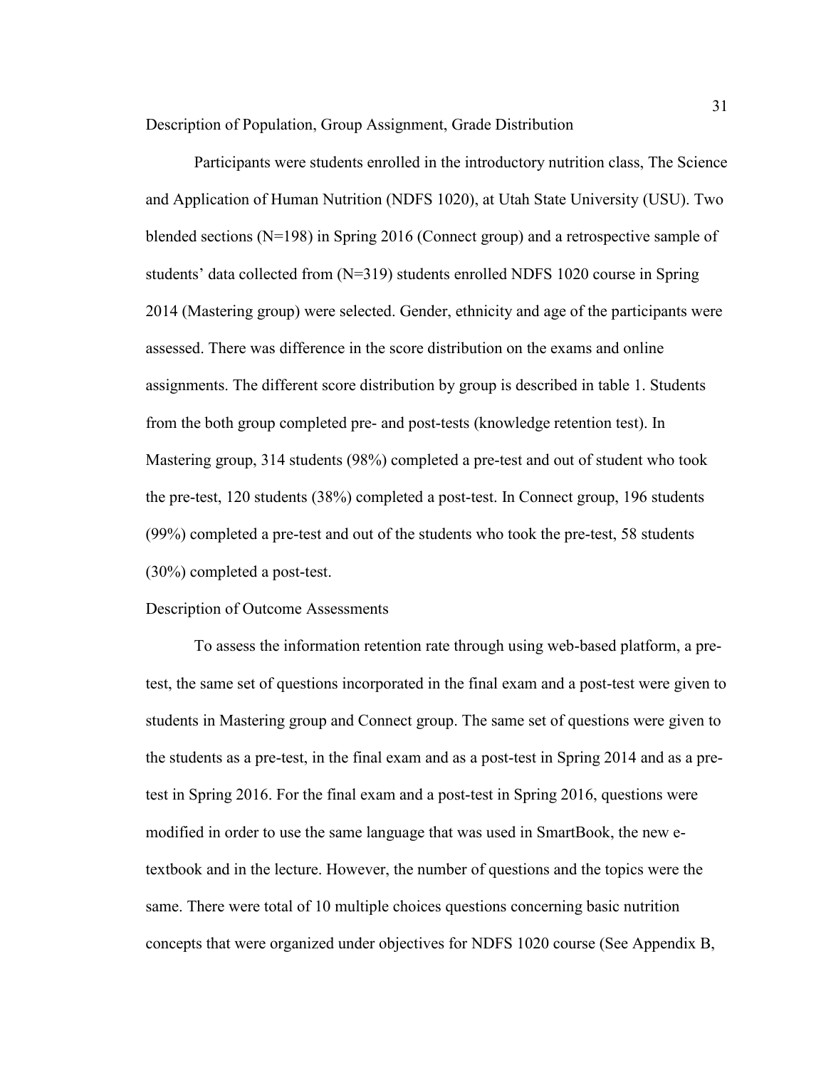Description of Population, Group Assignment, Grade Distribution

Participants were students enrolled in the introductory nutrition class, The Science and Application of Human Nutrition (NDFS 1020), at Utah State University (USU). Two blended sections (N=198) in Spring 2016 (Connect group) and a retrospective sample of students' data collected from (N=319) students enrolled NDFS 1020 course in Spring 2014 (Mastering group) were selected. Gender, ethnicity and age of the participants were assessed. There was difference in the score distribution on the exams and online assignments. The different score distribution by group is described in table 1. Students from the both group completed pre- and post-tests (knowledge retention test). In Mastering group, 314 students (98%) completed a pre-test and out of student who took the pre-test, 120 students (38%) completed a post-test. In Connect group, 196 students (99%) completed a pre-test and out of the students who took the pre-test, 58 students (30%) completed a post-test.

Description of Outcome Assessments

To assess the information retention rate through using web-based platform, a pre-test, the same set of questions incorporated in the final exam and a post-test were given to students in Mastering group and Connect group. The same set of questions were given to the students as a pre-test, in the final exam and as a post-test in Spring 2014 and as a pre-test in Spring 2016. For the final exam and a post-test in Spring 2016, questions were modified in order to use the same language that was used in SmartBook, the new e-textbook and in the lecture. However, the number of questions and the topics were the same. There were total of 10 multiple choices questions concerning basic nutrition concepts that were organized under objectives for NDFS 1020 course (See Appendix B,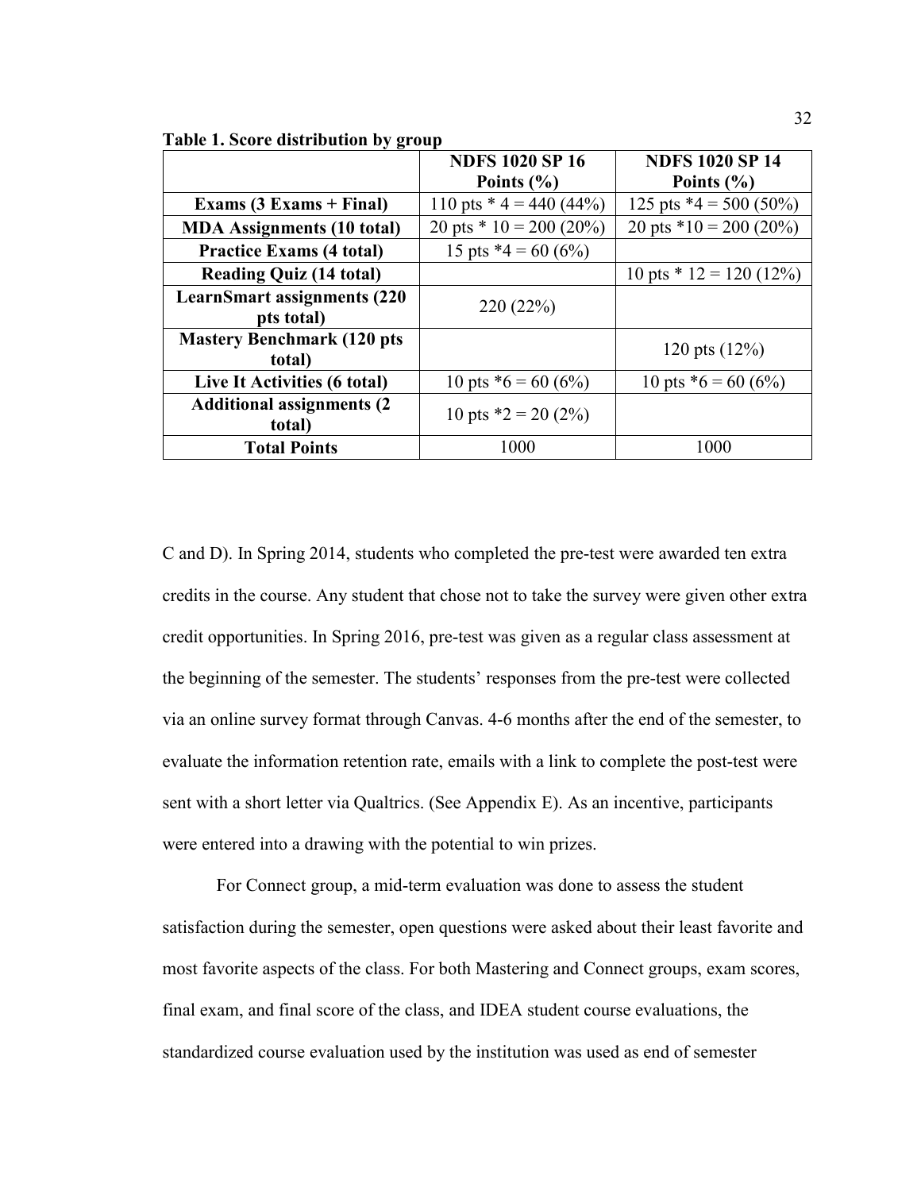**Table 1. Score distribution by group**

| | NDFS 1020 SP 16 Points (%) | NDFS 1020 SP 14 Points (%) |
|---|---|---|
| **Exams (3 Exams + Final)** | 110 pts * 4 = 440 (44%) | 125 pts *4 = 500 (50%) |
| **MDA Assignments (10 total)** | 20 pts * 10 = 200 (20%) | 20 pts *10 = 200 (20%) |
| **Practice Exams (4 total)** | 15 pts *4 = 60 (6%) | |
| **Reading Quiz (14 total)** | | 10 pts * 12 = 120 (12%) |
| **LearnSmart assignments (220 pts total)** | 220 (22%) | |
| **Mastery Benchmark (120 pts total)** | | 120 pts (12%) |
| **Live It Activities (6 total)** | 10 pts *6 = 60 (6%) | 10 pts *6 = 60 (6%) |
| **Additional assignments (2 total)** | 10 pts *2 = 20 (2%) | |
| **Total Points** | 1000 | 1000 |

C and D). In Spring 2014, students who completed the pre-test were awarded ten extra credits in the course. Any student that chose not to take the survey were given other extra credit opportunities. In Spring 2016, pre-test was given as a regular class assessment at the beginning of the semester. The students' responses from the pre-test were collected via an online survey format through Canvas. 4-6 months after the end of the semester, to evaluate the information retention rate, emails with a link to complete the post-test were sent with a short letter via Qualtrics. (See Appendix E). As an incentive, participants were entered into a drawing with the potential to win prizes.

For Connect group, a mid-term evaluation was done to assess the student satisfaction during the semester, open questions were asked about their least favorite and most favorite aspects of the class. For both Mastering and Connect groups, exam scores, final exam, and final score of the class, and IDEA student course evaluations, the standardized course evaluation used by the institution was used as end of semester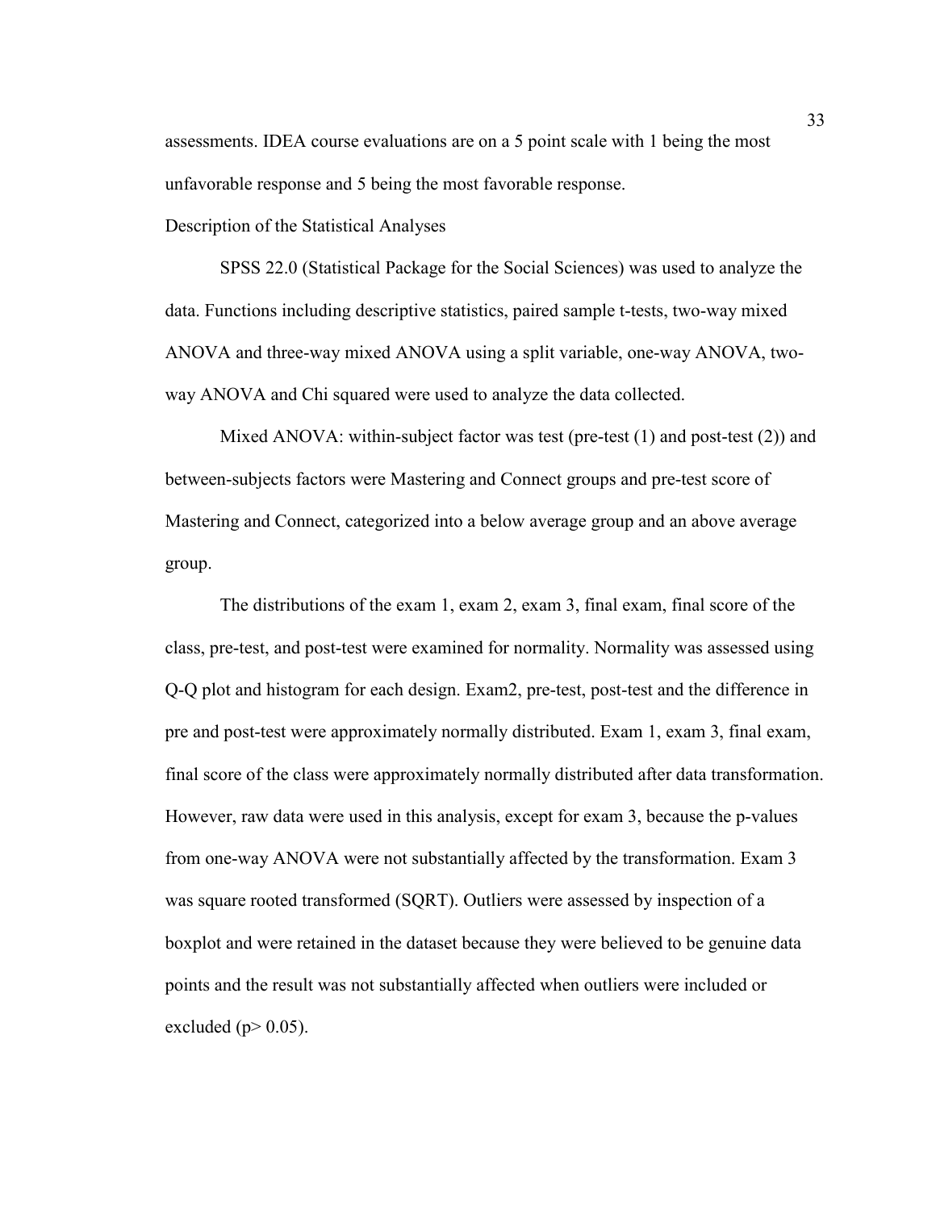assessments. IDEA course evaluations are on a 5 point scale with 1 being the most unfavorable response and 5 being the most favorable response.

## Description of the Statistical Analyses

SPSS 22.0 (Statistical Package for the Social Sciences) was used to analyze the data. Functions including descriptive statistics, paired sample t-tests, two-way mixed ANOVA and three-way mixed ANOVA using a split variable, one-way ANOVA, two-way ANOVA and Chi squared were used to analyze the data collected.

Mixed ANOVA: within-subject factor was test (pre-test (1) and post-test (2)) and between-subjects factors were Mastering and Connect groups and pre-test score of Mastering and Connect, categorized into a below average group and an above average group.

The distributions of the exam 1, exam 2, exam 3, final exam, final score of the class, pre-test, and post-test were examined for normality. Normality was assessed using Q-Q plot and histogram for each design. Exam2, pre-test, post-test and the difference in pre and post-test were approximately normally distributed. Exam 1, exam 3, final exam, final score of the class were approximately normally distributed after data transformation. However, raw data were used in this analysis, except for exam 3, because the p-values from one-way ANOVA were not substantially affected by the transformation. Exam 3 was square rooted transformed (SQRT). Outliers were assessed by inspection of a boxplot and were retained in the dataset because they were believed to be genuine data points and the result was not substantially affected when outliers were included or excluded ($p > 0.05$).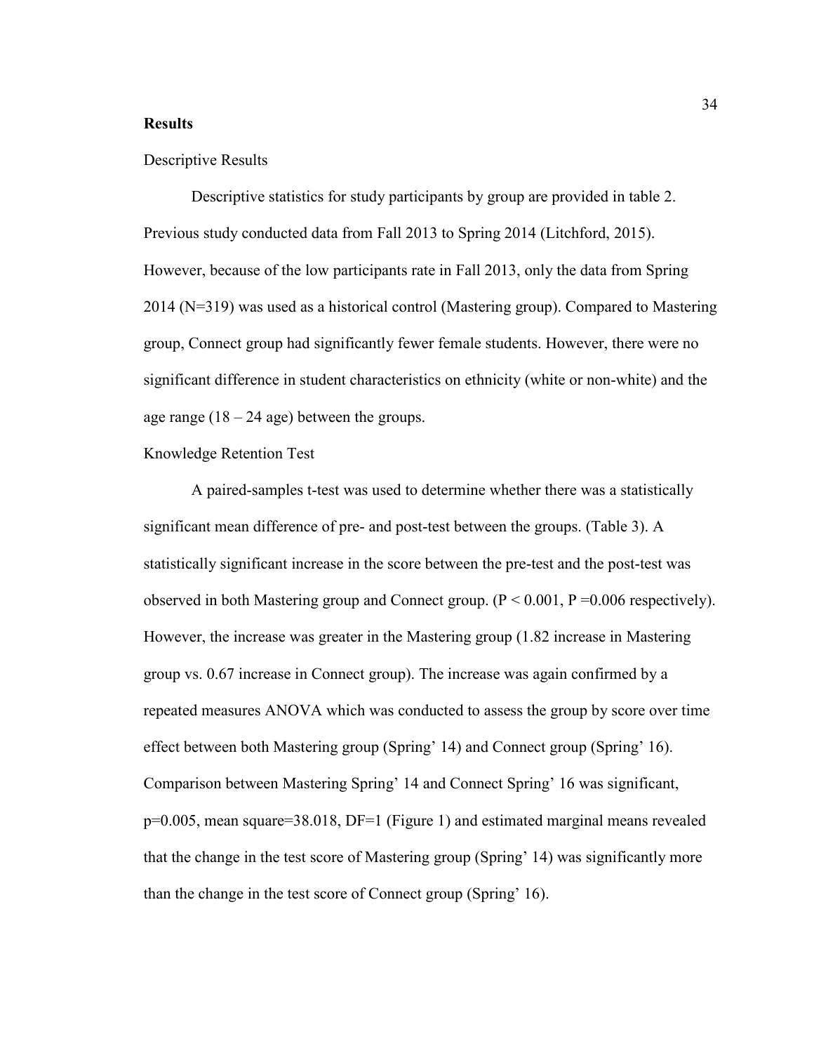## Results

### Descriptive Results

Descriptive statistics for study participants by group are provided in table 2. Previous study conducted data from Fall 2013 to Spring 2014 (Litchford, 2015). However, because of the low participants rate in Fall 2013, only the data from Spring 2014 ($N=319$) was used as a historical control (Mastering group). Compared to Mastering group, Connect group had significantly fewer female students. However, there were no significant difference in student characteristics on ethnicity (white or non-white) and the age range (18 – 24 age) between the groups.

### Knowledge Retention Test

A paired-samples t-test was used to determine whether there was a statistically significant mean difference of pre- and post-test between the groups. (Table 3). A statistically significant increase in the score between the pre-test and the post-test was observed in both Mastering group and Connect group. ($P < 0.001$, $P = 0.006$ respectively). However, the increase was greater in the Mastering group (1.82 increase in Mastering group vs. 0.67 increase in Connect group). The increase was again confirmed by a repeated measures ANOVA which was conducted to assess the group by score over time effect between both Mastering group (Spring' 14) and Connect group (Spring' 16). Comparison between Mastering Spring' 14 and Connect Spring' 16 was significant, $p=0.005$, mean square=38.018, $DF=1$ (Figure 1) and estimated marginal means revealed that the change in the test score of Mastering group (Spring' 14) was significantly more than the change in the test score of Connect group (Spring' 16).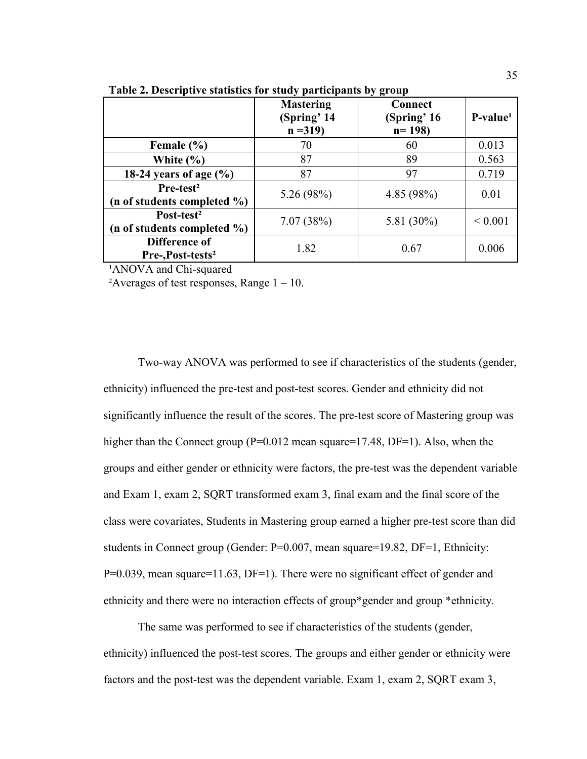**Table 2. Descriptive statistics for study participants by group**

| | Mastering (Spring' 14 n =319) | Connect (Spring' 16 n= 198) | P-value[1] |
|---|---|---|---|
| **Female (%)** | 70 | 60 | 0.013 |
| **White (%)** | 87 | 89 | 0.563 |
| **18-24 years of age (%)** | 87 | 97 | 0.719 |
| **Pre-test[2] (n of students completed %)** | 5.26 (98%) | 4.85 (98%) | 0.01 |
| **Post-test[2] (n of students completed %)** | 7.07 (38%) | 5.81 (30%) | < 0.001 |
| **Difference of Pre-,Post-tests[2]** | 1.82 | 0.67 | 0.006 |

[1]ANOVA and Chi-squared

[2]Averages of test responses, Range 1 – 10.

Two-way ANOVA was performed to see if characteristics of the students (gender, ethnicity) influenced the pre-test and post-test scores. Gender and ethnicity did not significantly influence the result of the scores. The pre-test score of Mastering group was higher than the Connect group (P=0.012 mean square=17.48, DF=1). Also, when the groups and either gender or ethnicity were factors, the pre-test was the dependent variable and Exam 1, exam 2, SQRT transformed exam 3, final exam and the final score of the class were covariates, Students in Mastering group earned a higher pre-test score than did students in Connect group (Gender: P=0.007, mean square=19.82, DF=1, Ethnicity: P=0.039, mean square=11.63, DF=1). There were no significant effect of gender and ethnicity and there were no interaction effects of group*gender and group *ethnicity.

The same was performed to see if characteristics of the students (gender, ethnicity) influenced the post-test scores. The groups and either gender or ethnicity were factors and the post-test was the dependent variable. Exam 1, exam 2, SQRT exam 3,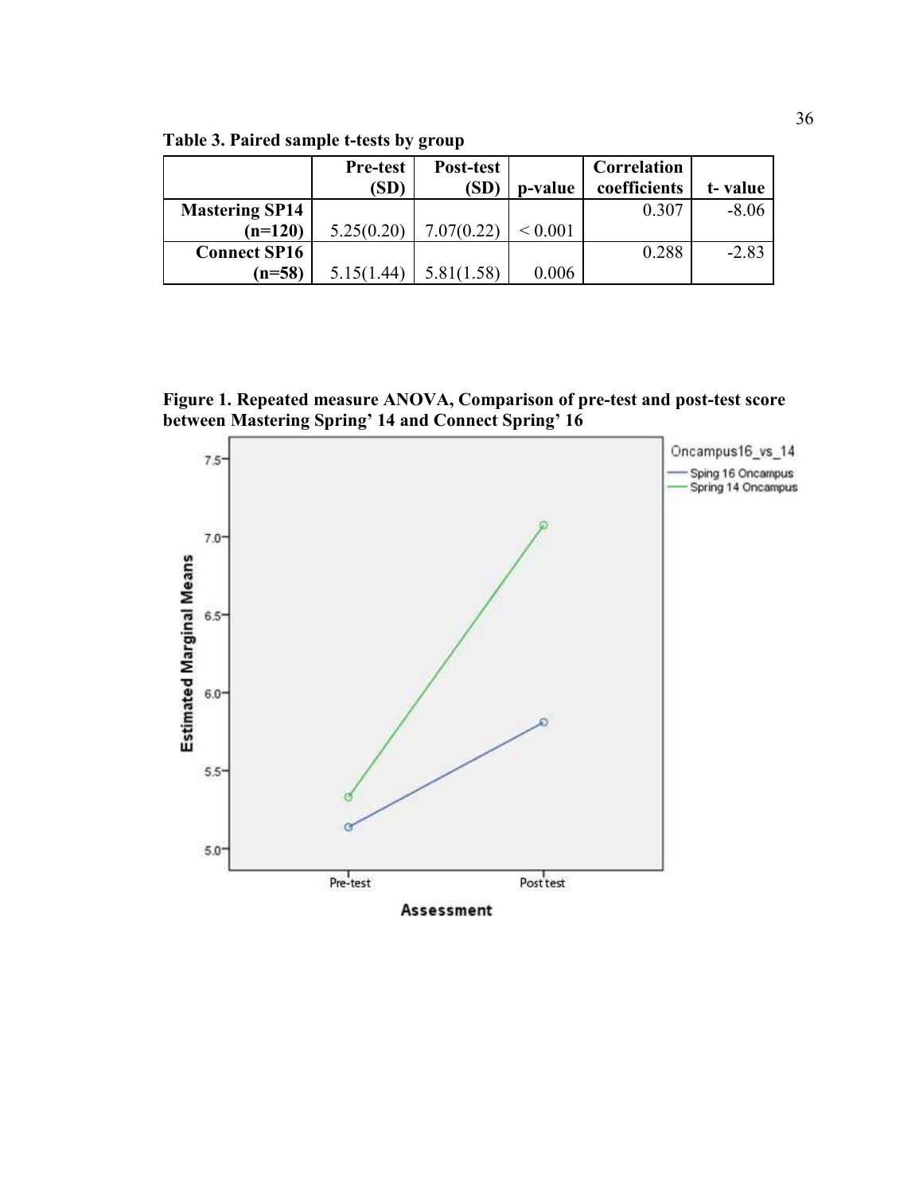**Table 3. Paired sample t-tests by group**

| | Pre-test (SD) | Post-test (SD) | p-value | Correlation coefficients | t- value |
|---|---|---|---|---|---|
| Mastering SP14 (n=120) | 5.25(0.20) | 7.07(0.22) | < 0.001 | 0.307 | -8.06 |
| Connect SP16 (n=58) | 5.15(1.44) | 5.81(1.58) | 0.006 | 0.288 | -2.83 |

**Figure 1. Repeated measure ANOVA, Comparison of pre-test and post-test score between Mastering Spring' 14 and Connect Spring' 16**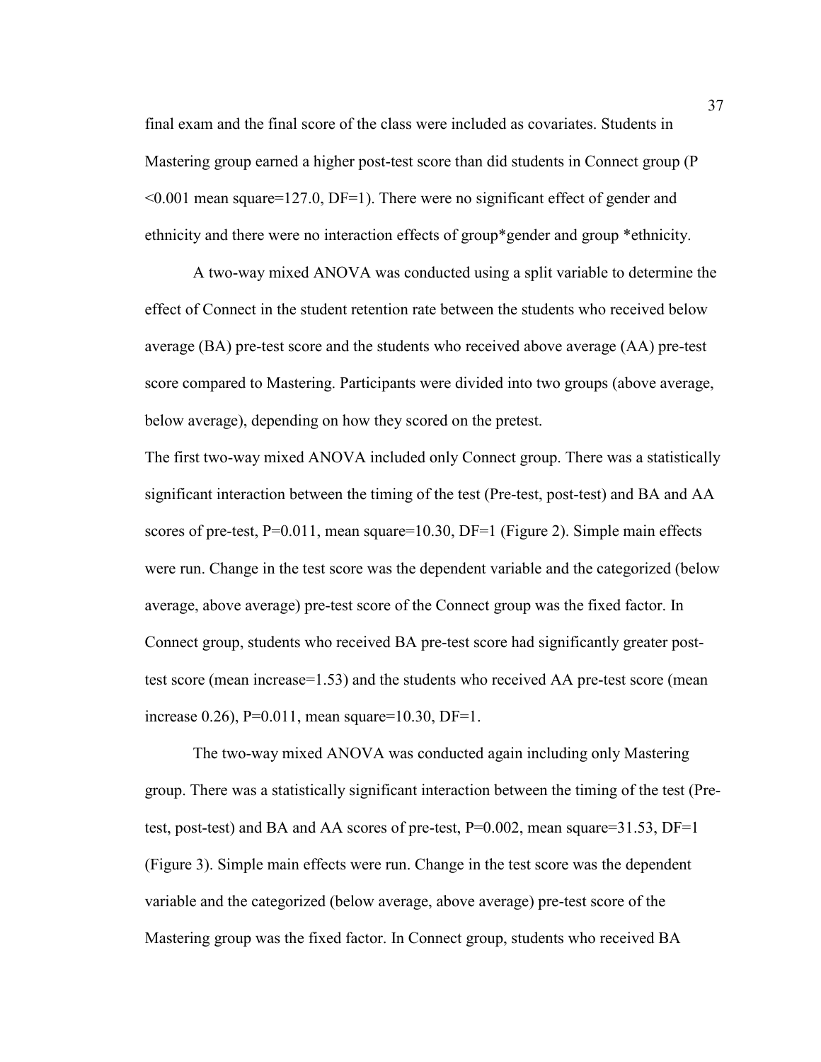final exam and the final score of the class were included as covariates. Students in Mastering group earned a higher post-test score than did students in Connect group ($P < 0.001$ mean square=127.0, DF=1). There were no significant effect of gender and ethnicity and there were no interaction effects of group*gender and group *ethnicity.

A two-way mixed ANOVA was conducted using a split variable to determine the effect of Connect in the student retention rate between the students who received below average (BA) pre-test score and the students who received above average (AA) pre-test score compared to Mastering. Participants were divided into two groups (above average, below average), depending on how they scored on the pretest.

The first two-way mixed ANOVA included only Connect group. There was a statistically significant interaction between the timing of the test (Pre-test, post-test) and BA and AA scores of pre-test, P=0.011, mean square=10.30, DF=1 (Figure 2). Simple main effects were run. Change in the test score was the dependent variable and the categorized (below average, above average) pre-test score of the Connect group was the fixed factor. In Connect group, students who received BA pre-test score had significantly greater post-test score (mean increase=1.53) and the students who received AA pre-test score (mean increase 0.26), P=0.011, mean square=10.30, DF=1.

The two-way mixed ANOVA was conducted again including only Mastering group. There was a statistically significant interaction between the timing of the test (Pre-test, post-test) and BA and AA scores of pre-test, P=0.002, mean square=31.53, DF=1 (Figure 3). Simple main effects were run. Change in the test score was the dependent variable and the categorized (below average, above average) pre-test score of the Mastering group was the fixed factor. In Connect group, students who received BA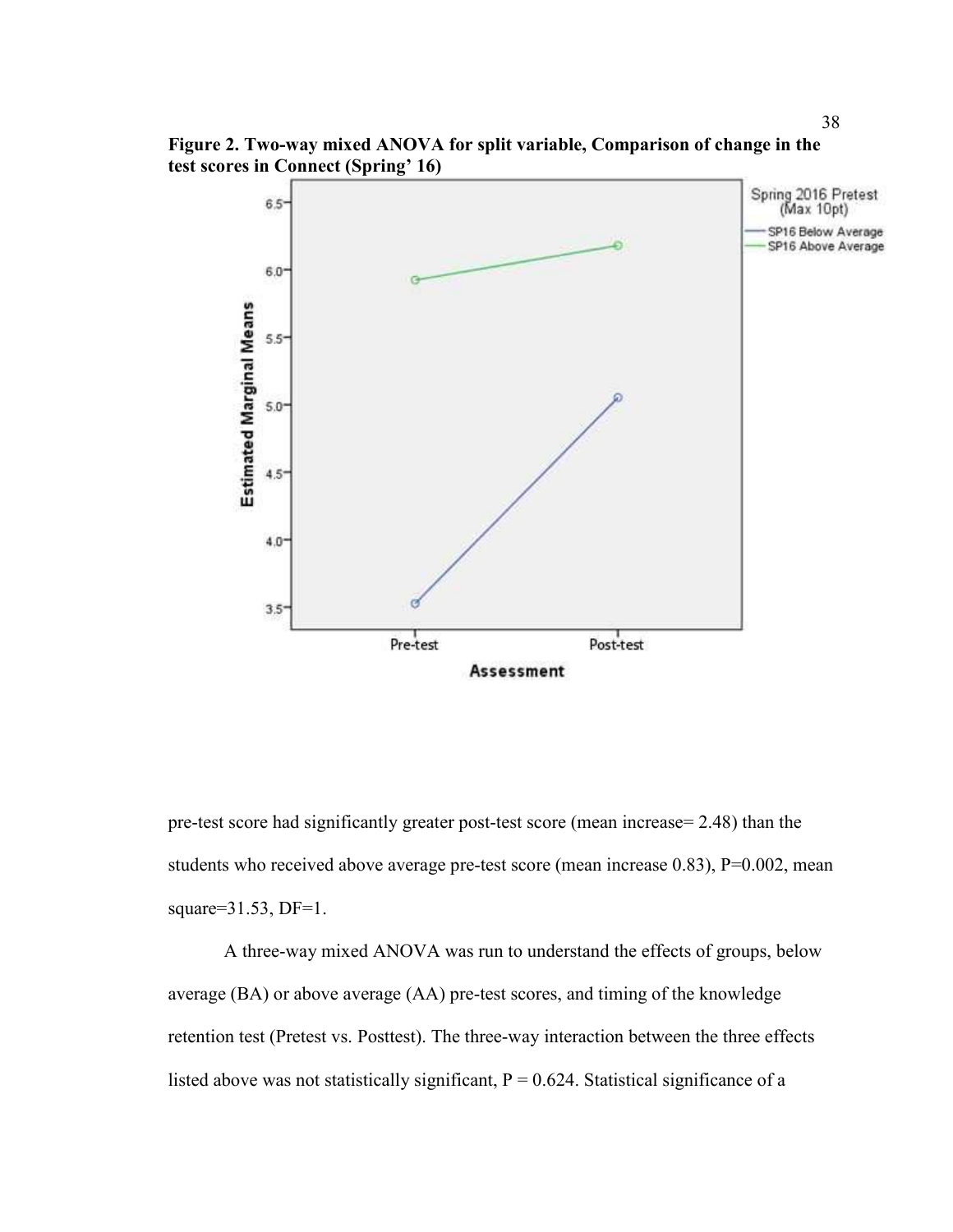**Figure 2. Two-way mixed ANOVA for split variable, Comparison of change in the test scores in Connect (Spring' 16)**

pre-test score had significantly greater post-test score (mean increase= 2.48) than the students who received above average pre-test score (mean increase 0.83), P=0.002, mean square=31.53, DF=1.

A three-way mixed ANOVA was run to understand the effects of groups, below average (BA) or above average (AA) pre-test scores, and timing of the knowledge retention test (Pretest vs. Posttest). The three-way interaction between the three effects listed above was not statistically significant, P = 0.624. Statistical significance of a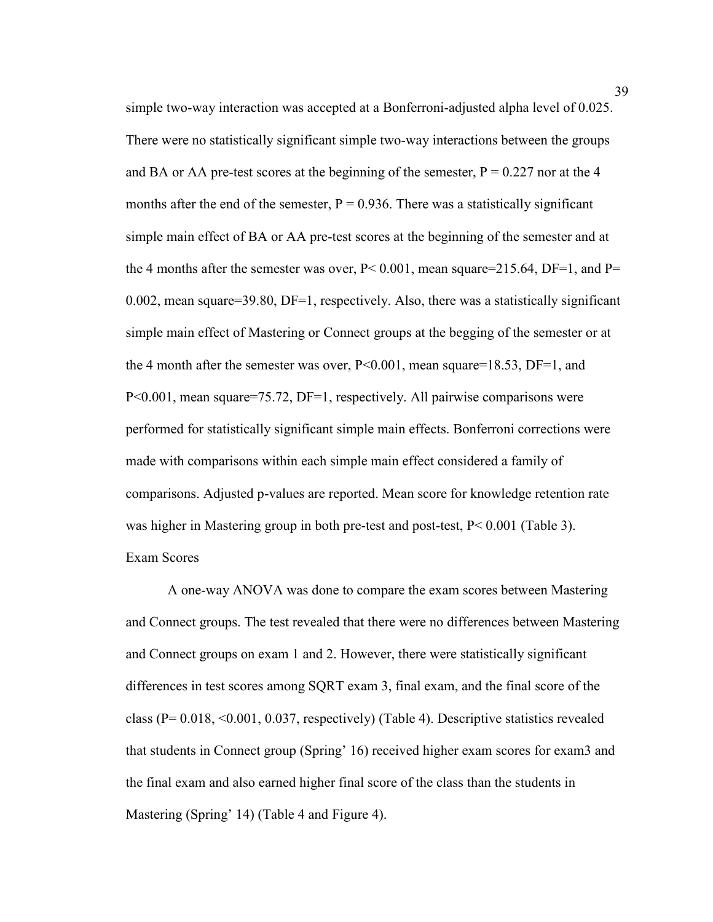simple two-way interaction was accepted at a Bonferroni-adjusted alpha level of 0.025. There were no statistically significant simple two-way interactions between the groups and BA or AA pre-test scores at the beginning of the semester, $P = 0.227$ nor at the 4 months after the end of the semester, $P = 0.936$. There was a statistically significant simple main effect of BA or AA pre-test scores at the beginning of the semester and at the 4 months after the semester was over, $P < 0.001$, mean square=215.64, DF=1, and $P = 0.002$, mean square=39.80, DF=1, respectively. Also, there was a statistically significant simple main effect of Mastering or Connect groups at the begging of the semester or at the 4 month after the semester was over, $P < 0.001$, mean square=18.53, DF=1, and $P < 0.001$, mean square=75.72, DF=1, respectively. All pairwise comparisons were performed for statistically significant simple main effects. Bonferroni corrections were made with comparisons within each simple main effect considered a family of comparisons. Adjusted p-values are reported. Mean score for knowledge retention rate was higher in Mastering group in both pre-test and post-test, $P < 0.001$ (Table 3).

Exam Scores

A one-way ANOVA was done to compare the exam scores between Mastering and Connect groups. The test revealed that there were no differences between Mastering and Connect groups on exam 1 and 2. However, there were statistically significant differences in test scores among SQRT exam 3, final exam, and the final score of the class ($P = 0.018$, $<0.001$, $0.037$, respectively) (Table 4). Descriptive statistics revealed that students in Connect group (Spring' 16) received higher exam scores for exam3 and the final exam and also earned higher final score of the class than the students in Mastering (Spring' 14) (Table 4 and Figure 4).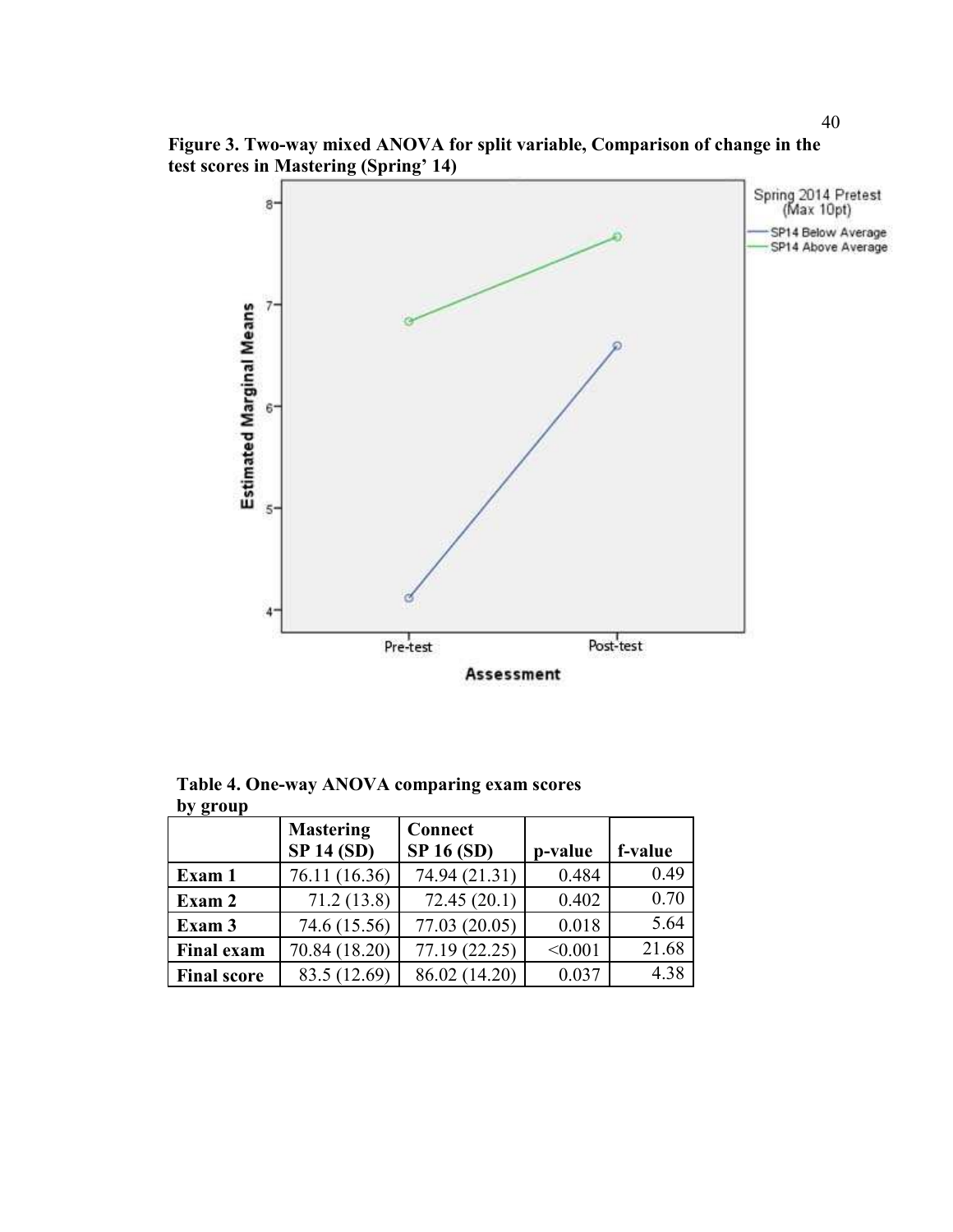**Figure 3. Two-way mixed ANOVA for split variable, Comparison of change in the test scores in Mastering (Spring' 14)**

**Table 4. One-way ANOVA comparing exam scores by group**

| | Mastering SP 14 (SD) | Connect SP 16 (SD) | p-value | f-value |
|---|---|---|---|---|
| **Exam 1** | 76.11 (16.36) | 74.94 (21.31) | 0.484 | 0.49 |
| **Exam 2** | 71.2 (13.8) | 72.45 (20.1) | 0.402 | 0.70 |
| **Exam 3** | 74.6 (15.56) | 77.03 (20.05) | 0.018 | 5.64 |
| **Final exam** | 70.84 (18.20) | 77.19 (22.25) | <0.001 | 21.68 |
| **Final score** | 83.5 (12.69) | 86.02 (14.20) | 0.037 | 4.38 |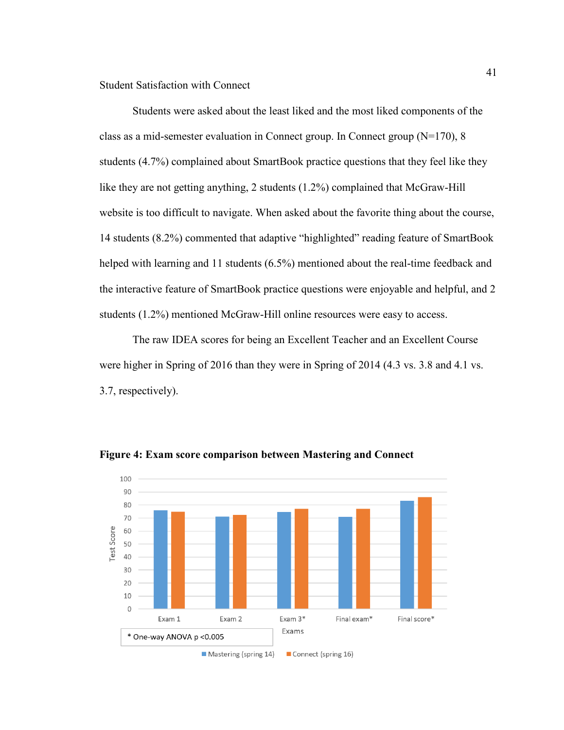Student Satisfaction with Connect

Students were asked about the least liked and the most liked components of the class as a mid-semester evaluation in Connect group. In Connect group (N=170), 8 students (4.7%) complained about SmartBook practice questions that they feel like they like they are not getting anything, 2 students (1.2%) complained that McGraw-Hill website is too difficult to navigate. When asked about the favorite thing about the course, 14 students (8.2%) commented that adaptive "highlighted" reading feature of SmartBook helped with learning and 11 students (6.5%) mentioned about the real-time feedback and the interactive feature of SmartBook practice questions were enjoyable and helpful, and 2 students (1.2%) mentioned McGraw-Hill online resources were easy to access.

The raw IDEA scores for being an Excellent Teacher and an Excellent Course were higher in Spring of 2016 than they were in Spring of 2014 (4.3 vs. 3.8 and 4.1 vs. 3.7, respectively).

**Figure 4: Exam score comparison between Mastering and Connect**

Test Score

Exam 1 | Exam 2 | Exam 3* | Final exam* | Final score*

Exams

* One-way ANOVA p <0.005

Mastering (spring 14) | Connect (spring 16)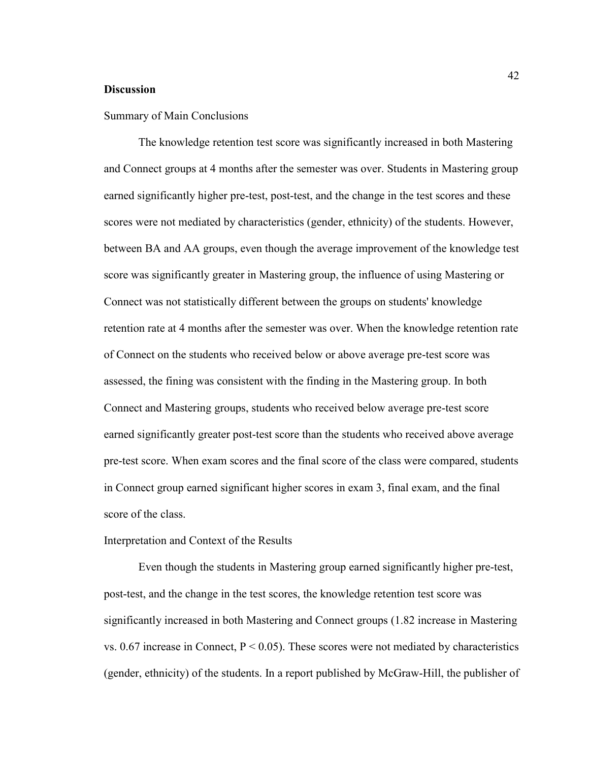## Discussion

### Summary of Main Conclusions

The knowledge retention test score was significantly increased in both Mastering and Connect groups at 4 months after the semester was over. Students in Mastering group earned significantly higher pre-test, post-test, and the change in the test scores and these scores were not mediated by characteristics (gender, ethnicity) of the students. However, between BA and AA groups, even though the average improvement of the knowledge test score was significantly greater in Mastering group, the influence of using Mastering or Connect was not statistically different between the groups on students' knowledge retention rate at 4 months after the semester was over. When the knowledge retention rate of Connect on the students who received below or above average pre-test score was assessed, the fining was consistent with the finding in the Mastering group. In both Connect and Mastering groups, students who received below average pre-test score earned significantly greater post-test score than the students who received above average pre-test score. When exam scores and the final score of the class were compared, students in Connect group earned significant higher scores in exam 3, final exam, and the final score of the class.

### Interpretation and Context of the Results

Even though the students in Mastering group earned significantly higher pre-test, post-test, and the change in the test scores, the knowledge retention test score was significantly increased in both Mastering and Connect groups (1.82 increase in Mastering vs. 0.67 increase in Connect, $P < 0.05$). These scores were not mediated by characteristics (gender, ethnicity) of the students. In a report published by McGraw-Hill, the publisher of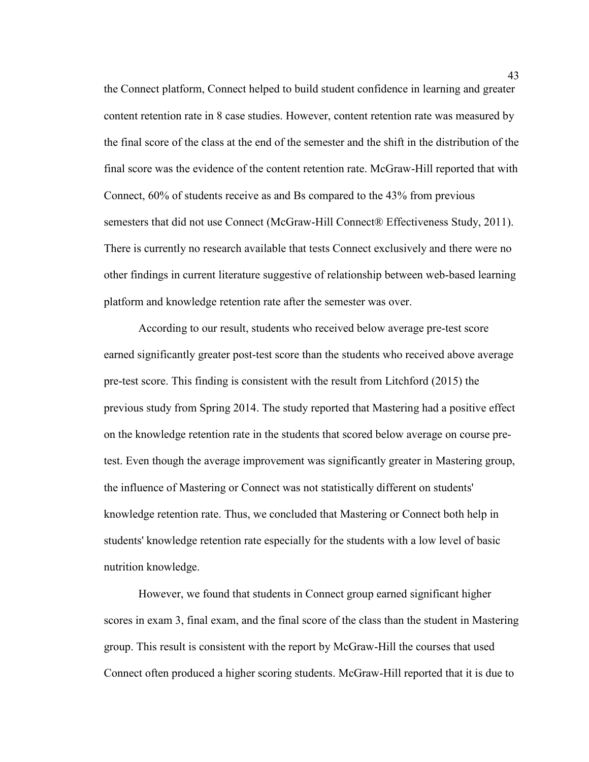the Connect platform, Connect helped to build student confidence in learning and greater content retention rate in 8 case studies. However, content retention rate was measured by the final score of the class at the end of the semester and the shift in the distribution of the final score was the evidence of the content retention rate. McGraw-Hill reported that with Connect, 60% of students receive as and Bs compared to the 43% from previous semesters that did not use Connect (McGraw-Hill Connect® Effectiveness Study, 2011). There is currently no research available that tests Connect exclusively and there were no other findings in current literature suggestive of relationship between web-based learning platform and knowledge retention rate after the semester was over.

According to our result, students who received below average pre-test score earned significantly greater post-test score than the students who received above average pre-test score. This finding is consistent with the result from Litchford (2015) the previous study from Spring 2014. The study reported that Mastering had a positive effect on the knowledge retention rate in the students that scored below average on course pre-test. Even though the average improvement was significantly greater in Mastering group, the influence of Mastering or Connect was not statistically different on students' knowledge retention rate. Thus, we concluded that Mastering or Connect both help in students' knowledge retention rate especially for the students with a low level of basic nutrition knowledge.

However, we found that students in Connect group earned significant higher scores in exam 3, final exam, and the final score of the class than the student in Mastering group. This result is consistent with the report by McGraw-Hill the courses that used Connect often produced a higher scoring students. McGraw-Hill reported that it is due to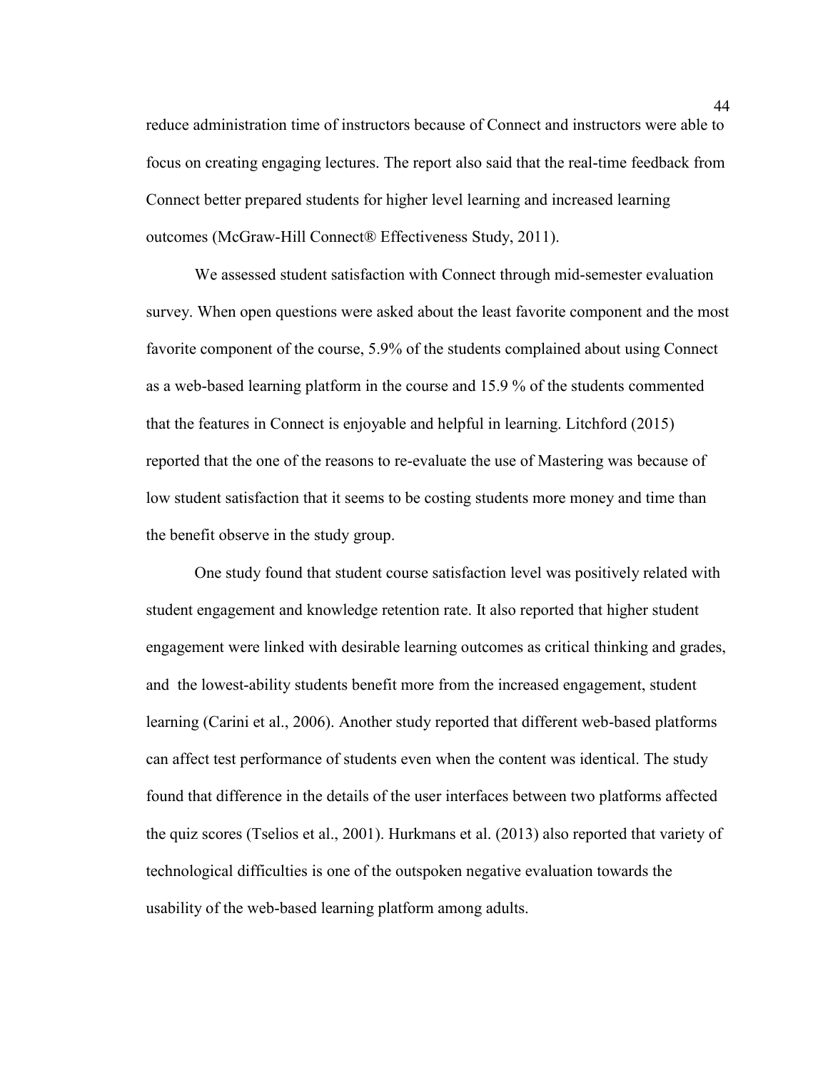reduce administration time of instructors because of Connect and instructors were able to focus on creating engaging lectures. The report also said that the real-time feedback from Connect better prepared students for higher level learning and increased learning outcomes (McGraw-Hill Connect® Effectiveness Study, 2011).

We assessed student satisfaction with Connect through mid-semester evaluation survey. When open questions were asked about the least favorite component and the most favorite component of the course, 5.9% of the students complained about using Connect as a web-based learning platform in the course and 15.9 % of the students commented that the features in Connect is enjoyable and helpful in learning. Litchford (2015) reported that the one of the reasons to re-evaluate the use of Mastering was because of low student satisfaction that it seems to be costing students more money and time than the benefit observe in the study group.

One study found that student course satisfaction level was positively related with student engagement and knowledge retention rate. It also reported that higher student engagement were linked with desirable learning outcomes as critical thinking and grades, and the lowest-ability students benefit more from the increased engagement, student learning (Carini et al., 2006). Another study reported that different web-based platforms can affect test performance of students even when the content was identical. The study found that difference in the details of the user interfaces between two platforms affected the quiz scores (Tselios et al., 2001). Hurkmans et al. (2013) also reported that variety of technological difficulties is one of the outspoken negative evaluation towards the usability of the web-based learning platform among adults.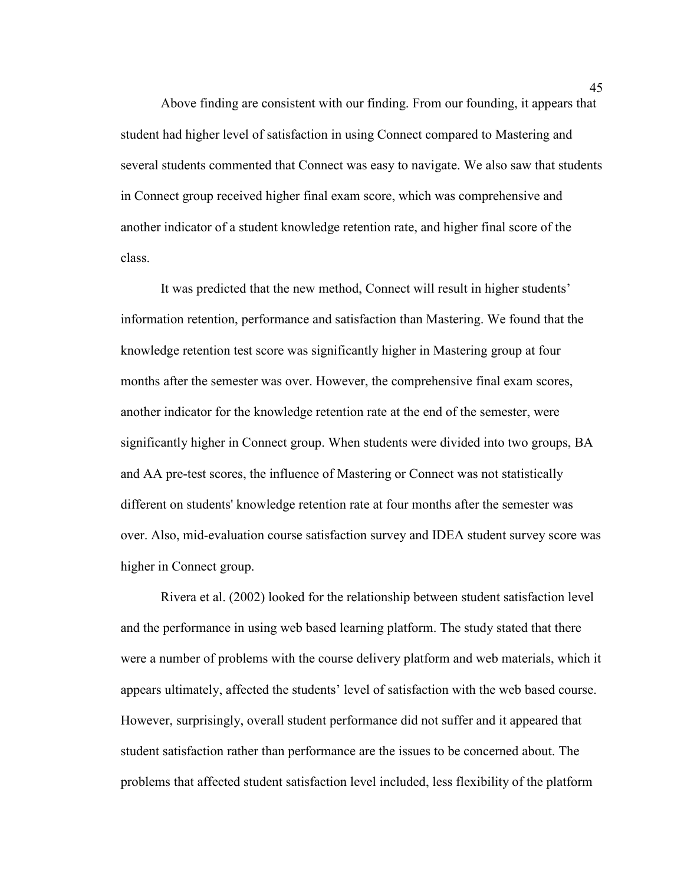Above finding are consistent with our finding. From our founding, it appears that student had higher level of satisfaction in using Connect compared to Mastering and several students commented that Connect was easy to navigate. We also saw that students in Connect group received higher final exam score, which was comprehensive and another indicator of a student knowledge retention rate, and higher final score of the class.

It was predicted that the new method, Connect will result in higher students' information retention, performance and satisfaction than Mastering. We found that the knowledge retention test score was significantly higher in Mastering group at four months after the semester was over. However, the comprehensive final exam scores, another indicator for the knowledge retention rate at the end of the semester, were significantly higher in Connect group. When students were divided into two groups, BA and AA pre-test scores, the influence of Mastering or Connect was not statistically different on students' knowledge retention rate at four months after the semester was over. Also, mid-evaluation course satisfaction survey and IDEA student survey score was higher in Connect group.

Rivera et al. (2002) looked for the relationship between student satisfaction level and the performance in using web based learning platform. The study stated that there were a number of problems with the course delivery platform and web materials, which it appears ultimately, affected the students' level of satisfaction with the web based course. However, surprisingly, overall student performance did not suffer and it appeared that student satisfaction rather than performance are the issues to be concerned about. The problems that affected student satisfaction level included, less flexibility of the platform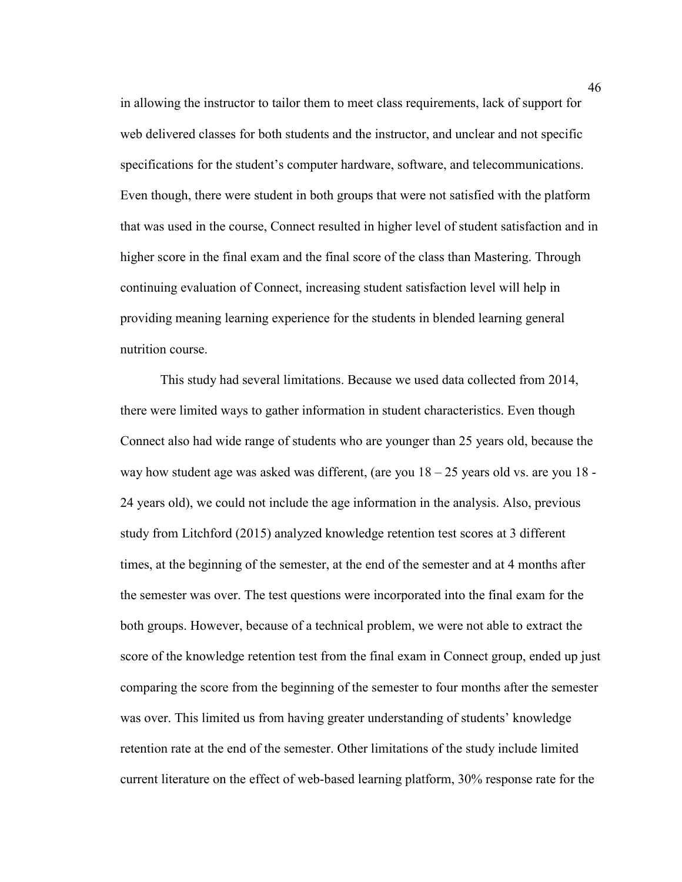in allowing the instructor to tailor them to meet class requirements, lack of support for web delivered classes for both students and the instructor, and unclear and not specific specifications for the student's computer hardware, software, and telecommunications. Even though, there were student in both groups that were not satisfied with the platform that was used in the course, Connect resulted in higher level of student satisfaction and in higher score in the final exam and the final score of the class than Mastering. Through continuing evaluation of Connect, increasing student satisfaction level will help in providing meaning learning experience for the students in blended learning general nutrition course.

This study had several limitations. Because we used data collected from 2014, there were limited ways to gather information in student characteristics. Even though Connect also had wide range of students who are younger than 25 years old, because the way how student age was asked was different, (are you 18 – 25 years old vs. are you 18 - 24 years old), we could not include the age information in the analysis. Also, previous study from Litchford (2015) analyzed knowledge retention test scores at 3 different times, at the beginning of the semester, at the end of the semester and at 4 months after the semester was over. The test questions were incorporated into the final exam for the both groups. However, because of a technical problem, we were not able to extract the score of the knowledge retention test from the final exam in Connect group, ended up just comparing the score from the beginning of the semester to four months after the semester was over. This limited us from having greater understanding of students' knowledge retention rate at the end of the semester. Other limitations of the study include limited current literature on the effect of web-based learning platform, 30% response rate for the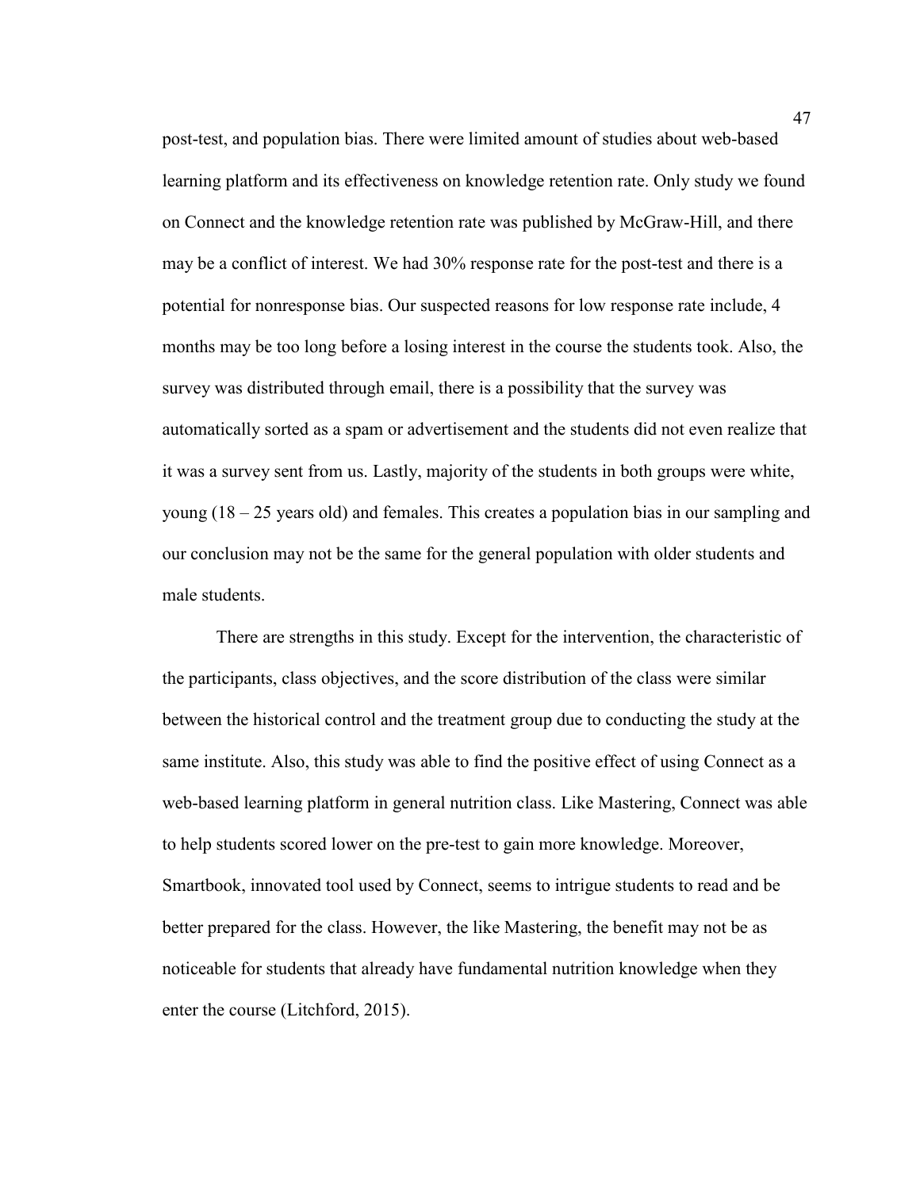post-test, and population bias. There were limited amount of studies about web-based learning platform and its effectiveness on knowledge retention rate. Only study we found on Connect and the knowledge retention rate was published by McGraw-Hill, and there may be a conflict of interest. We had 30% response rate for the post-test and there is a potential for nonresponse bias. Our suspected reasons for low response rate include, 4 months may be too long before a losing interest in the course the students took. Also, the survey was distributed through email, there is a possibility that the survey was automatically sorted as a spam or advertisement and the students did not even realize that it was a survey sent from us. Lastly, majority of the students in both groups were white, young (18 – 25 years old) and females. This creates a population bias in our sampling and our conclusion may not be the same for the general population with older students and male students.

There are strengths in this study. Except for the intervention, the characteristic of the participants, class objectives, and the score distribution of the class were similar between the historical control and the treatment group due to conducting the study at the same institute. Also, this study was able to find the positive effect of using Connect as a web-based learning platform in general nutrition class. Like Mastering, Connect was able to help students scored lower on the pre-test to gain more knowledge. Moreover, Smartbook, innovated tool used by Connect, seems to intrigue students to read and be better prepared for the class. However, the like Mastering, the benefit may not be as noticeable for students that already have fundamental nutrition knowledge when they enter the course (Litchford, 2015).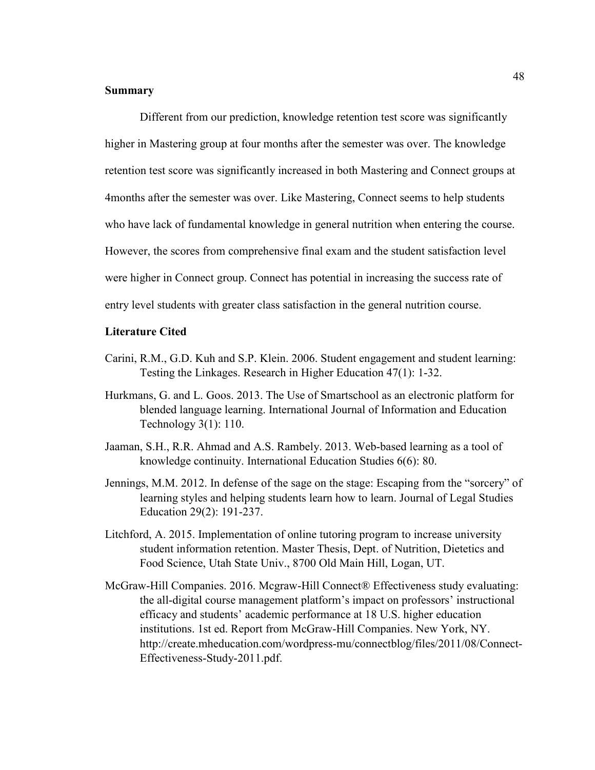**Summary**

Different from our prediction, knowledge retention test score was significantly higher in Mastering group at four months after the semester was over. The knowledge retention test score was significantly increased in both Mastering and Connect groups at 4months after the semester was over. Like Mastering, Connect seems to help students who have lack of fundamental knowledge in general nutrition when entering the course. However, the scores from comprehensive final exam and the student satisfaction level were higher in Connect group. Connect has potential in increasing the success rate of entry level students with greater class satisfaction in the general nutrition course.

**Literature Cited**

Carini, R.M., G.D. Kuh and S.P. Klein. 2006. Student engagement and student learning: Testing the Linkages. Research in Higher Education 47(1): 1-32.

Hurkmans, G. and L. Goos. 2013. The Use of Smartschool as an electronic platform for blended language learning. International Journal of Information and Education Technology 3(1): 110.

Jaaman, S.H., R.R. Ahmad and A.S. Rambely. 2013. Web-based learning as a tool of knowledge continuity. International Education Studies 6(6): 80.

Jennings, M.M. 2012. In defense of the sage on the stage: Escaping from the "sorcery" of learning styles and helping students learn how to learn. Journal of Legal Studies Education 29(2): 191-237.

Litchford, A. 2015. Implementation of online tutoring program to increase university student information retention. Master Thesis, Dept. of Nutrition, Dietetics and Food Science, Utah State Univ., 8700 Old Main Hill, Logan, UT.

McGraw-Hill Companies. 2016. Mcgraw-Hill Connect® Effectiveness study evaluating: the all-digital course management platform's impact on professors' instructional efficacy and students' academic performance at 18 U.S. higher education institutions. 1st ed. Report from McGraw-Hill Companies. New York, NY. http://create.mheducation.com/wordpress-mu/connectblog/files/2011/08/Connect-Effectiveness-Study-2011.pdf.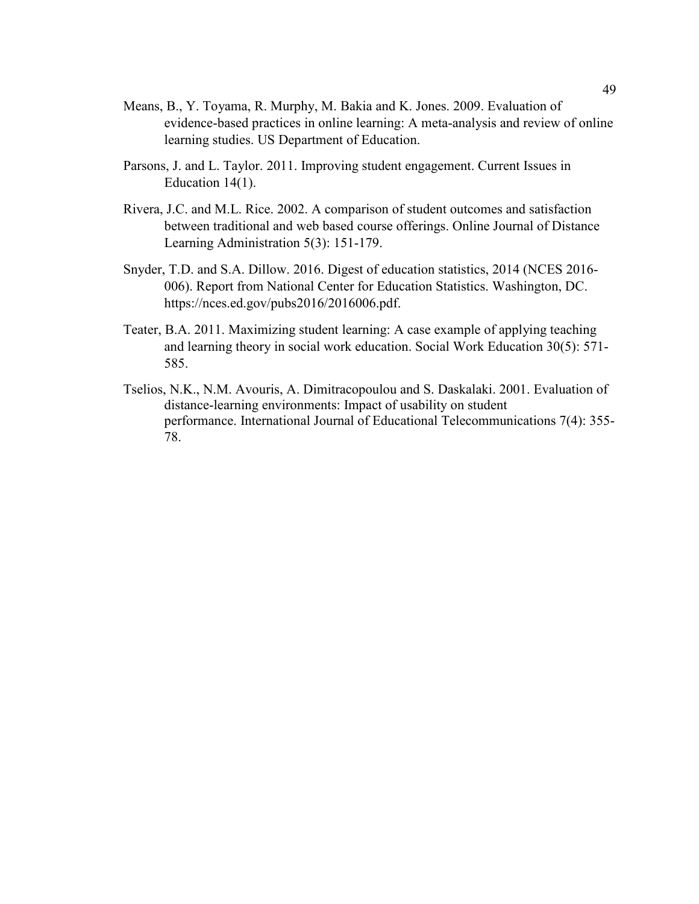Means, B., Y. Toyama, R. Murphy, M. Bakia and K. Jones. 2009. Evaluation of evidence-based practices in online learning: A meta-analysis and review of online learning studies. US Department of Education.

Parsons, J. and L. Taylor. 2011. Improving student engagement. Current Issues in Education 14(1).

Rivera, J.C. and M.L. Rice. 2002. A comparison of student outcomes and satisfaction between traditional and web based course offerings. Online Journal of Distance Learning Administration 5(3): 151-179.

Snyder, T.D. and S.A. Dillow. 2016. Digest of education statistics, 2014 (NCES 2016-006). Report from National Center for Education Statistics. Washington, DC. https://nces.ed.gov/pubs2016/2016006.pdf.

Teater, B.A. 2011. Maximizing student learning: A case example of applying teaching and learning theory in social work education. Social Work Education 30(5): 571-585.

Tselios, N.K., N.M. Avouris, A. Dimitracopoulou and S. Daskalaki. 2001. Evaluation of distance-learning environments: Impact of usability on student performance. International Journal of Educational Telecommunications 7(4): 355-78.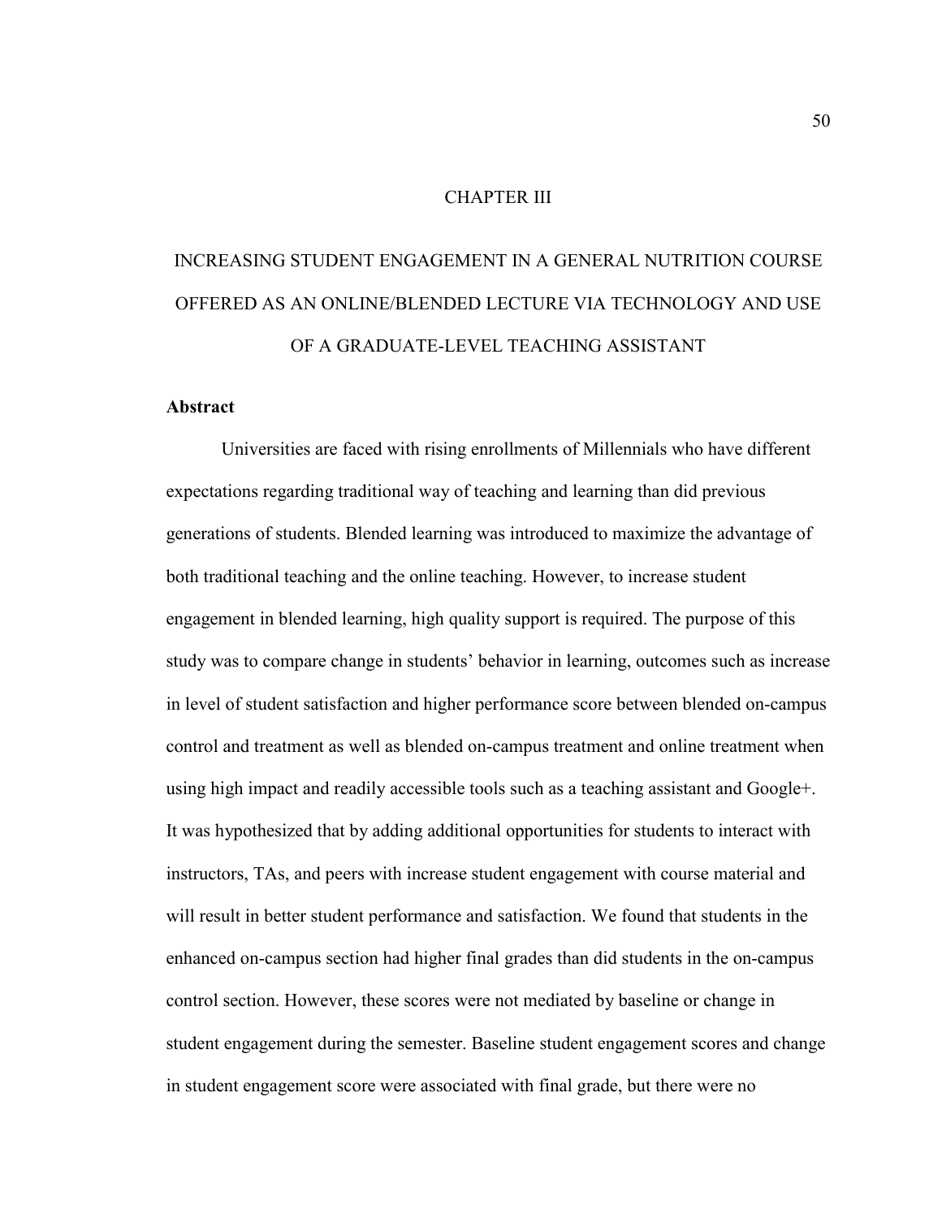# CHAPTER III

# INCREASING STUDENT ENGAGEMENT IN A GENERAL NUTRITION COURSE OFFERED AS AN ONLINE/BLENDED LECTURE VIA TECHNOLOGY AND USE OF A GRADUATE-LEVEL TEACHING ASSISTANT

## Abstract

Universities are faced with rising enrollments of Millennials who have different expectations regarding traditional way of teaching and learning than did previous generations of students. Blended learning was introduced to maximize the advantage of both traditional teaching and the online teaching. However, to increase student engagement in blended learning, high quality support is required. The purpose of this study was to compare change in students' behavior in learning, outcomes such as increase in level of student satisfaction and higher performance score between blended on-campus control and treatment as well as blended on-campus treatment and online treatment when using high impact and readily accessible tools such as a teaching assistant and Google+. It was hypothesized that by adding additional opportunities for students to interact with instructors, TAs, and peers with increase student engagement with course material and will result in better student performance and satisfaction. We found that students in the enhanced on-campus section had higher final grades than did students in the on-campus control section. However, these scores were not mediated by baseline or change in student engagement during the semester. Baseline student engagement scores and change in student engagement score were associated with final grade, but there were no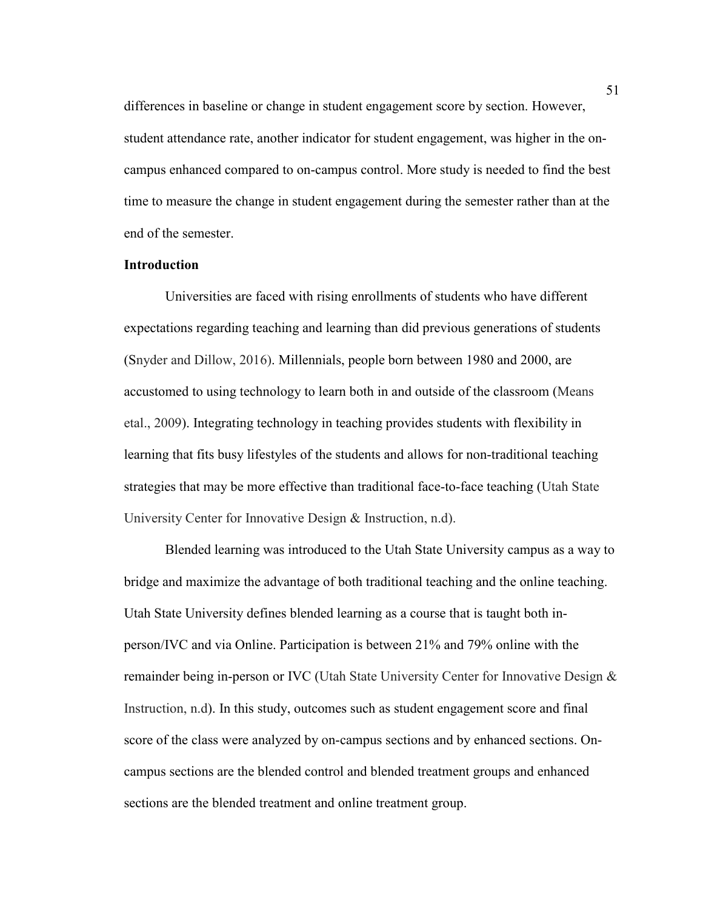differences in baseline or change in student engagement score by section. However, student attendance rate, another indicator for student engagement, was higher in the on-campus enhanced compared to on-campus control. More study is needed to find the best time to measure the change in student engagement during the semester rather than at the end of the semester.

**Introduction**

Universities are faced with rising enrollments of students who have different expectations regarding teaching and learning than did previous generations of students (Snyder and Dillow, 2016). Millennials, people born between 1980 and 2000, are accustomed to using technology to learn both in and outside of the classroom (Means etal., 2009). Integrating technology in teaching provides students with flexibility in learning that fits busy lifestyles of the students and allows for non-traditional teaching strategies that may be more effective than traditional face-to-face teaching (Utah State University Center for Innovative Design & Instruction, n.d).

Blended learning was introduced to the Utah State University campus as a way to bridge and maximize the advantage of both traditional teaching and the online teaching. Utah State University defines blended learning as a course that is taught both in-person/IVC and via Online. Participation is between 21% and 79% online with the remainder being in-person or IVC (Utah State University Center for Innovative Design & Instruction, n.d). In this study, outcomes such as student engagement score and final score of the class were analyzed by on-campus sections and by enhanced sections. On-campus sections are the blended control and blended treatment groups and enhanced sections are the blended treatment and online treatment group.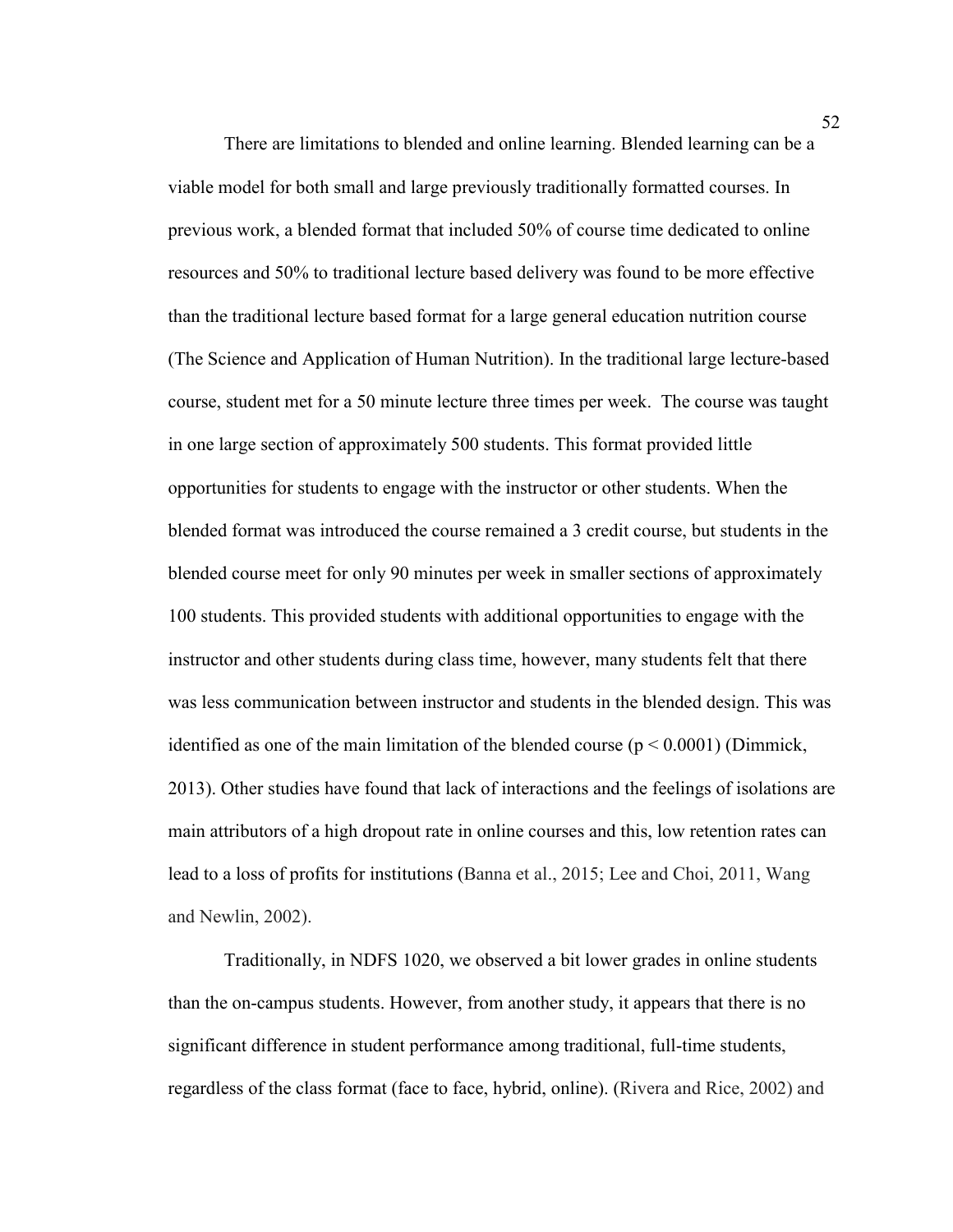There are limitations to blended and online learning. Blended learning can be a viable model for both small and large previously traditionally formatted courses. In previous work, a blended format that included 50% of course time dedicated to online resources and 50% to traditional lecture based delivery was found to be more effective than the traditional lecture based format for a large general education nutrition course (The Science and Application of Human Nutrition). In the traditional large lecture-based course, student met for a 50 minute lecture three times per week. The course was taught in one large section of approximately 500 students. This format provided little opportunities for students to engage with the instructor or other students. When the blended format was introduced the course remained a 3 credit course, but students in the blended course meet for only 90 minutes per week in smaller sections of approximately 100 students. This provided students with additional opportunities to engage with the instructor and other students during class time, however, many students felt that there was less communication between instructor and students in the blended design. This was identified as one of the main limitation of the blended course ($p < 0.0001$) (Dimmick, 2013). Other studies have found that lack of interactions and the feelings of isolations are main attributors of a high dropout rate in online courses and this, low retention rates can lead to a loss of profits for institutions (Banna et al., 2015; Lee and Choi, 2011, Wang and Newlin, 2002).

Traditionally, in NDFS 1020, we observed a bit lower grades in online students than the on-campus students. However, from another study, it appears that there is no significant difference in student performance among traditional, full-time students, regardless of the class format (face to face, hybrid, online). (Rivera and Rice, 2002) and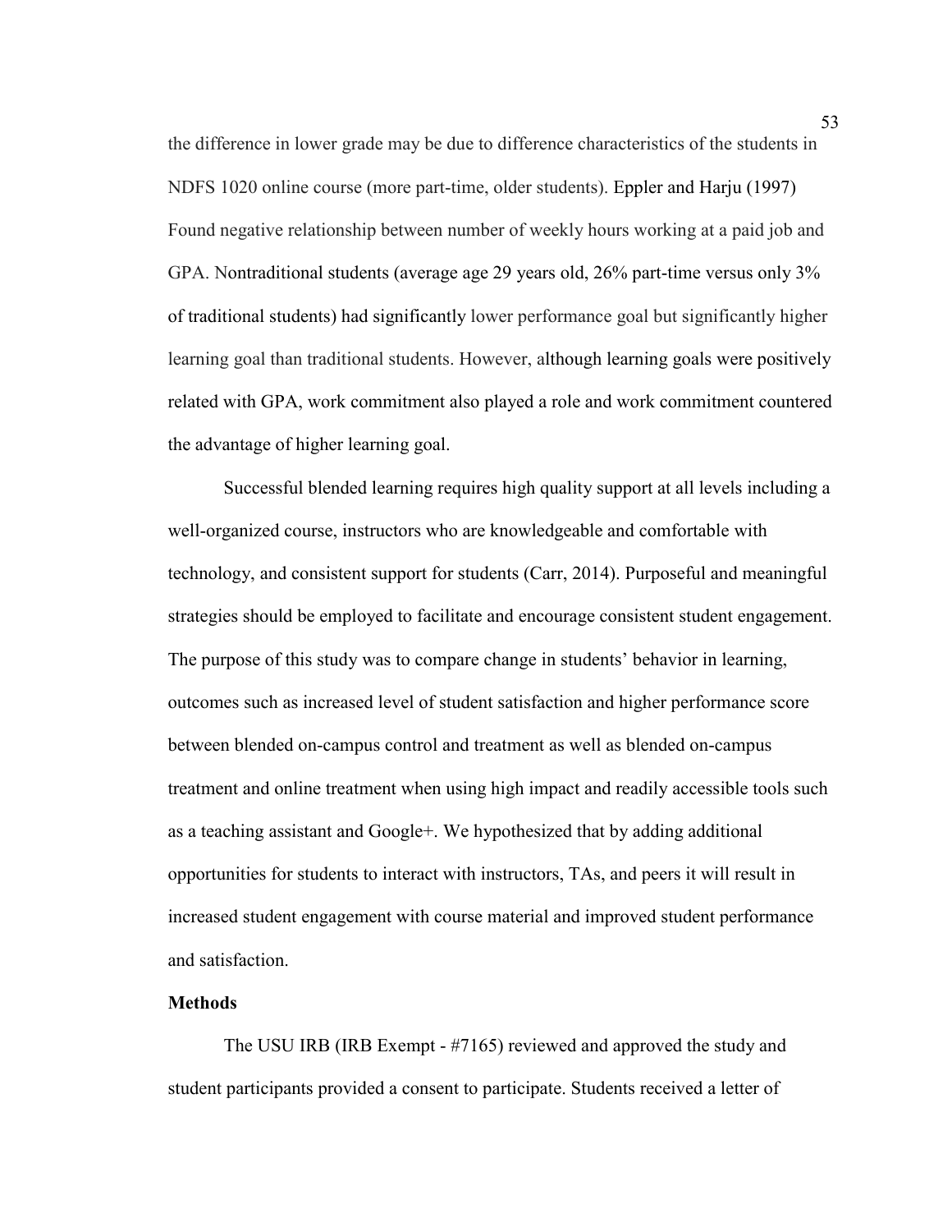the difference in lower grade may be due to difference characteristics of the students in NDFS 1020 online course (more part-time, older students). Eppler and Harju (1997) Found negative relationship between number of weekly hours working at a paid job and GPA. Nontraditional students (average age 29 years old, 26% part-time versus only 3% of traditional students) had significantly lower performance goal but significantly higher learning goal than traditional students. However, although learning goals were positively related with GPA, work commitment also played a role and work commitment countered the advantage of higher learning goal.

Successful blended learning requires high quality support at all levels including a well-organized course, instructors who are knowledgeable and comfortable with technology, and consistent support for students (Carr, 2014). Purposeful and meaningful strategies should be employed to facilitate and encourage consistent student engagement. The purpose of this study was to compare change in students' behavior in learning, outcomes such as increased level of student satisfaction and higher performance score between blended on-campus control and treatment as well as blended on-campus treatment and online treatment when using high impact and readily accessible tools such as a teaching assistant and Google+. We hypothesized that by adding additional opportunities for students to interact with instructors, TAs, and peers it will result in increased student engagement with course material and improved student performance and satisfaction.

**Methods**

The USU IRB (IRB Exempt - #7165) reviewed and approved the study and student participants provided a consent to participate. Students received a letter of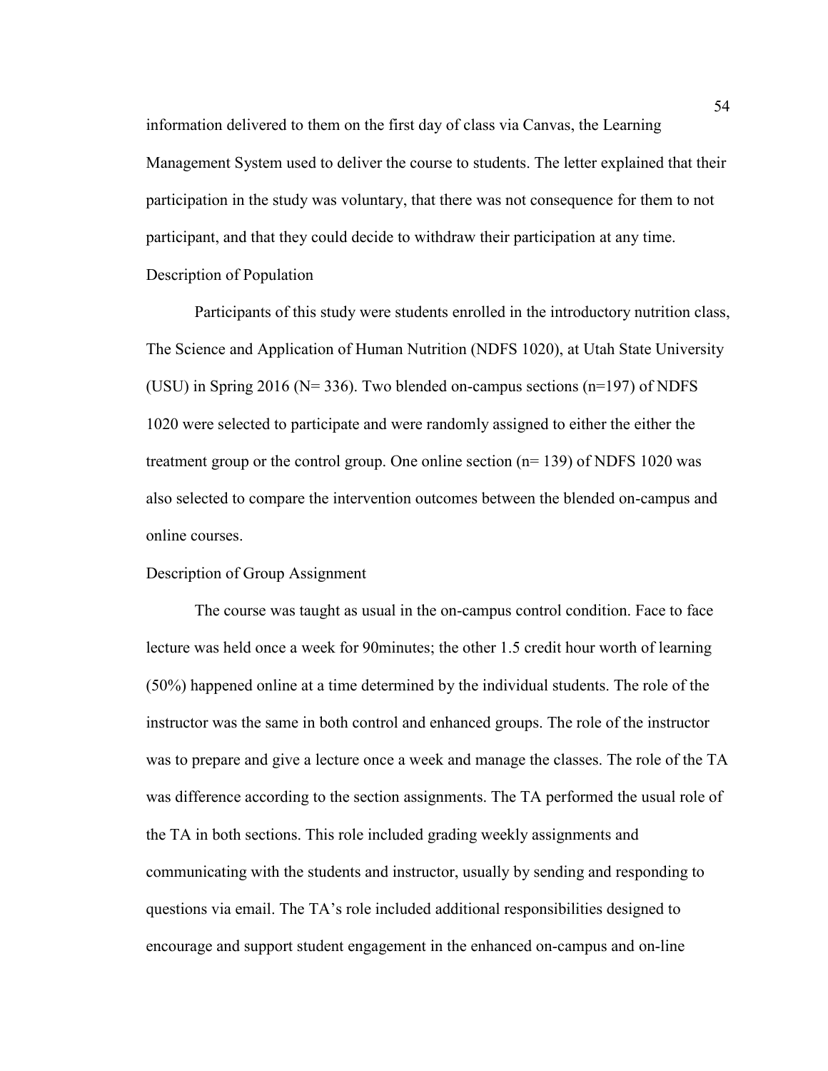information delivered to them on the first day of class via Canvas, the Learning Management System used to deliver the course to students. The letter explained that their participation in the study was voluntary, that there was not consequence for them to not participant, and that they could decide to withdraw their participation at any time.

## Description of Population

Participants of this study were students enrolled in the introductory nutrition class, The Science and Application of Human Nutrition (NDFS 1020), at Utah State University (USU) in Spring 2016 (N= 336). Two blended on-campus sections (n=197) of NDFS 1020 were selected to participate and were randomly assigned to either the either the treatment group or the control group. One online section (n= 139) of NDFS 1020 was also selected to compare the intervention outcomes between the blended on-campus and online courses.

## Description of Group Assignment

The course was taught as usual in the on-campus control condition. Face to face lecture was held once a week for 90minutes; the other 1.5 credit hour worth of learning (50%) happened online at a time determined by the individual students. The role of the instructor was the same in both control and enhanced groups. The role of the instructor was to prepare and give a lecture once a week and manage the classes. The role of the TA was difference according to the section assignments. The TA performed the usual role of the TA in both sections. This role included grading weekly assignments and communicating with the students and instructor, usually by sending and responding to questions via email. The TA's role included additional responsibilities designed to encourage and support student engagement in the enhanced on-campus and on-line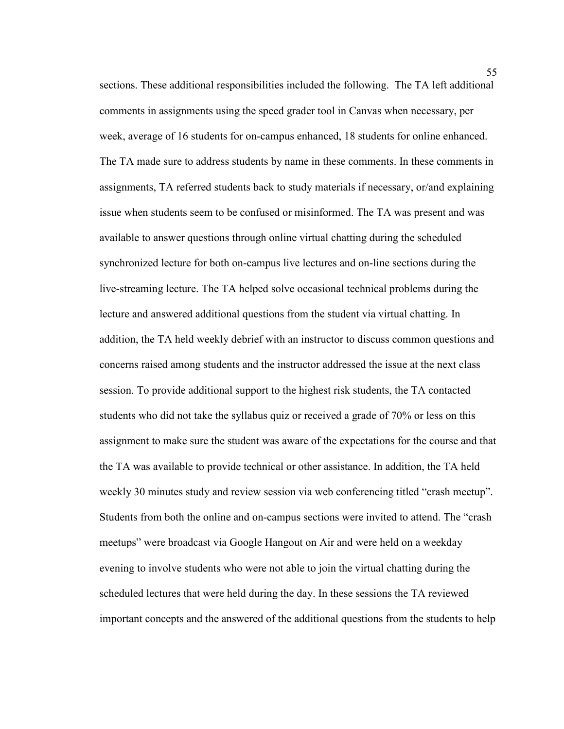sections. These additional responsibilities included the following.  The TA left additional comments in assignments using the speed grader tool in Canvas when necessary, per week, average of 16 students for on-campus enhanced, 18 students for online enhanced. The TA made sure to address students by name in these comments. In these comments in assignments, TA referred students back to study materials if necessary, or/and explaining issue when students seem to be confused or misinformed. The TA was present and was available to answer questions through online virtual chatting during the scheduled synchronized lecture for both on-campus live lectures and on-line sections during the live-streaming lecture. The TA helped solve occasional technical problems during the lecture and answered additional questions from the student via virtual chatting. In addition, the TA held weekly debrief with an instructor to discuss common questions and concerns raised among students and the instructor addressed the issue at the next class session. To provide additional support to the highest risk students, the TA contacted students who did not take the syllabus quiz or received a grade of 70% or less on this assignment to make sure the student was aware of the expectations for the course and that the TA was available to provide technical or other assistance. In addition, the TA held weekly 30 minutes study and review session via web conferencing titled "crash meetup". Students from both the online and on-campus sections were invited to attend. The "crash meetups" were broadcast via Google Hangout on Air and were held on a weekday evening to involve students who were not able to join the virtual chatting during the scheduled lectures that were held during the day. In these sessions the TA reviewed important concepts and the answered of the additional questions from the students to help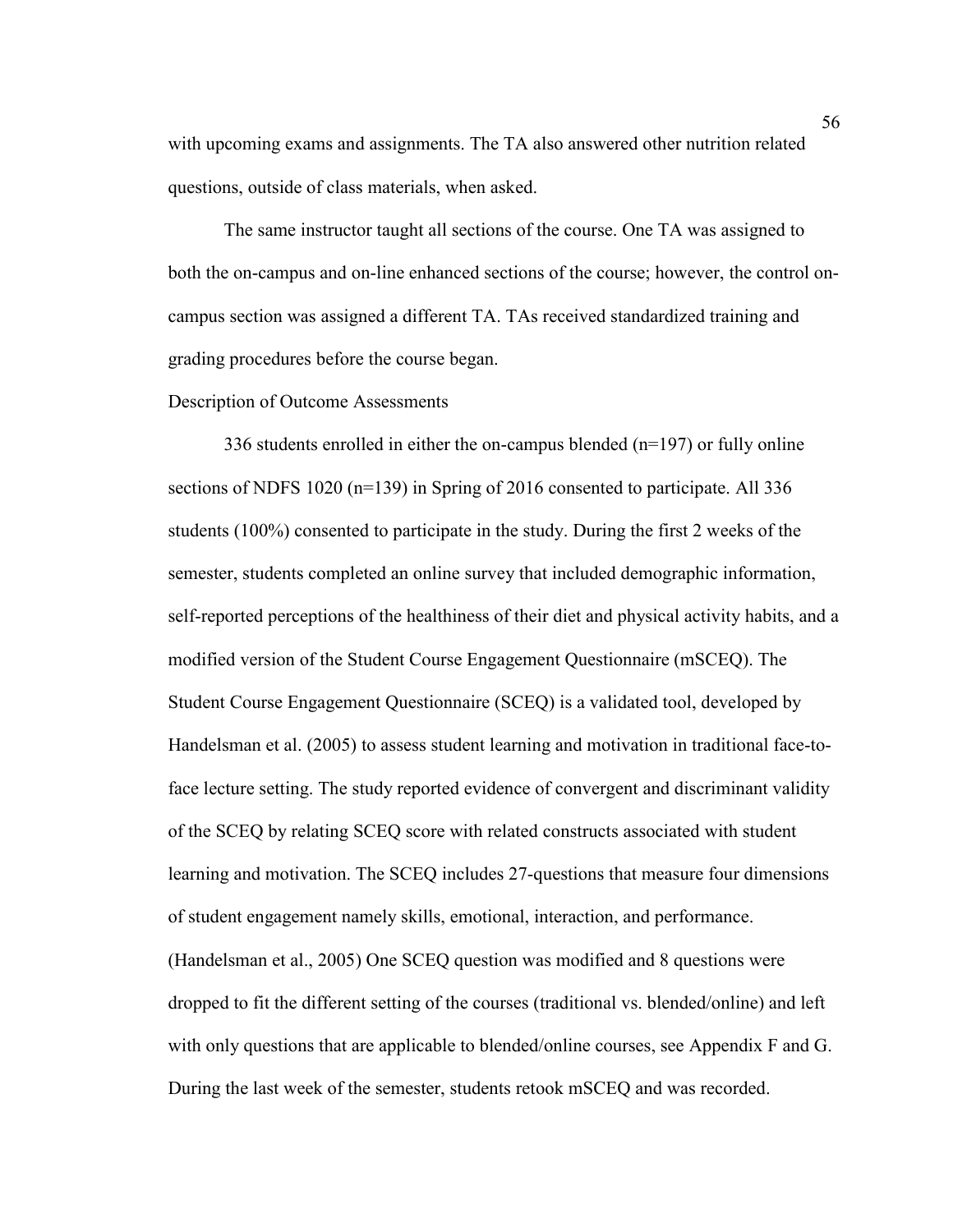with upcoming exams and assignments. The TA also answered other nutrition related questions, outside of class materials, when asked.

The same instructor taught all sections of the course. One TA was assigned to both the on-campus and on-line enhanced sections of the course; however, the control on-campus section was assigned a different TA. TAs received standardized training and grading procedures before the course began.

Description of Outcome Assessments

336 students enrolled in either the on-campus blended (n=197) or fully online sections of NDFS 1020 (n=139) in Spring of 2016 consented to participate. All 336 students (100%) consented to participate in the study. During the first 2 weeks of the semester, students completed an online survey that included demographic information, self-reported perceptions of the healthiness of their diet and physical activity habits, and a modified version of the Student Course Engagement Questionnaire (mSCEQ). The Student Course Engagement Questionnaire (SCEQ) is a validated tool, developed by Handelsman et al. (2005) to assess student learning and motivation in traditional face-to-face lecture setting. The study reported evidence of convergent and discriminant validity of the SCEQ by relating SCEQ score with related constructs associated with student learning and motivation. The SCEQ includes 27-questions that measure four dimensions of student engagement namely skills, emotional, interaction, and performance. (Handelsman et al., 2005) One SCEQ question was modified and 8 questions were dropped to fit the different setting of the courses (traditional vs. blended/online) and left with only questions that are applicable to blended/online courses, see Appendix F and G. During the last week of the semester, students retook mSCEQ and was recorded.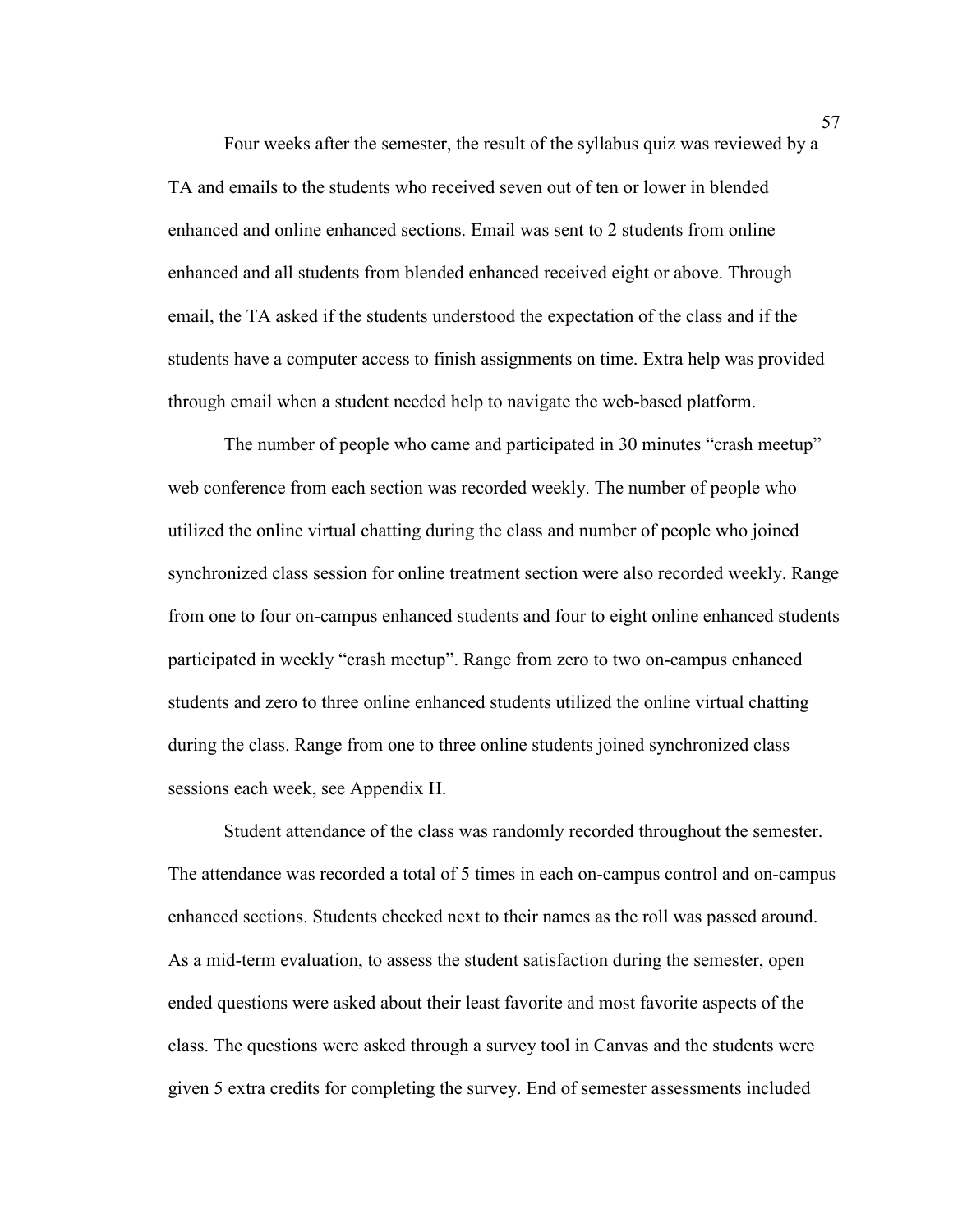Four weeks after the semester, the result of the syllabus quiz was reviewed by a TA and emails to the students who received seven out of ten or lower in blended enhanced and online enhanced sections. Email was sent to 2 students from online enhanced and all students from blended enhanced received eight or above. Through email, the TA asked if the students understood the expectation of the class and if the students have a computer access to finish assignments on time. Extra help was provided through email when a student needed help to navigate the web-based platform.

The number of people who came and participated in 30 minutes "crash meetup" web conference from each section was recorded weekly. The number of people who utilized the online virtual chatting during the class and number of people who joined synchronized class session for online treatment section were also recorded weekly. Range from one to four on-campus enhanced students and four to eight online enhanced students participated in weekly "crash meetup". Range from zero to two on-campus enhanced students and zero to three online enhanced students utilized the online virtual chatting during the class. Range from one to three online students joined synchronized class sessions each week, see Appendix H.

Student attendance of the class was randomly recorded throughout the semester. The attendance was recorded a total of 5 times in each on-campus control and on-campus enhanced sections. Students checked next to their names as the roll was passed around. As a mid-term evaluation, to assess the student satisfaction during the semester, open ended questions were asked about their least favorite and most favorite aspects of the class. The questions were asked through a survey tool in Canvas and the students were given 5 extra credits for completing the survey. End of semester assessments included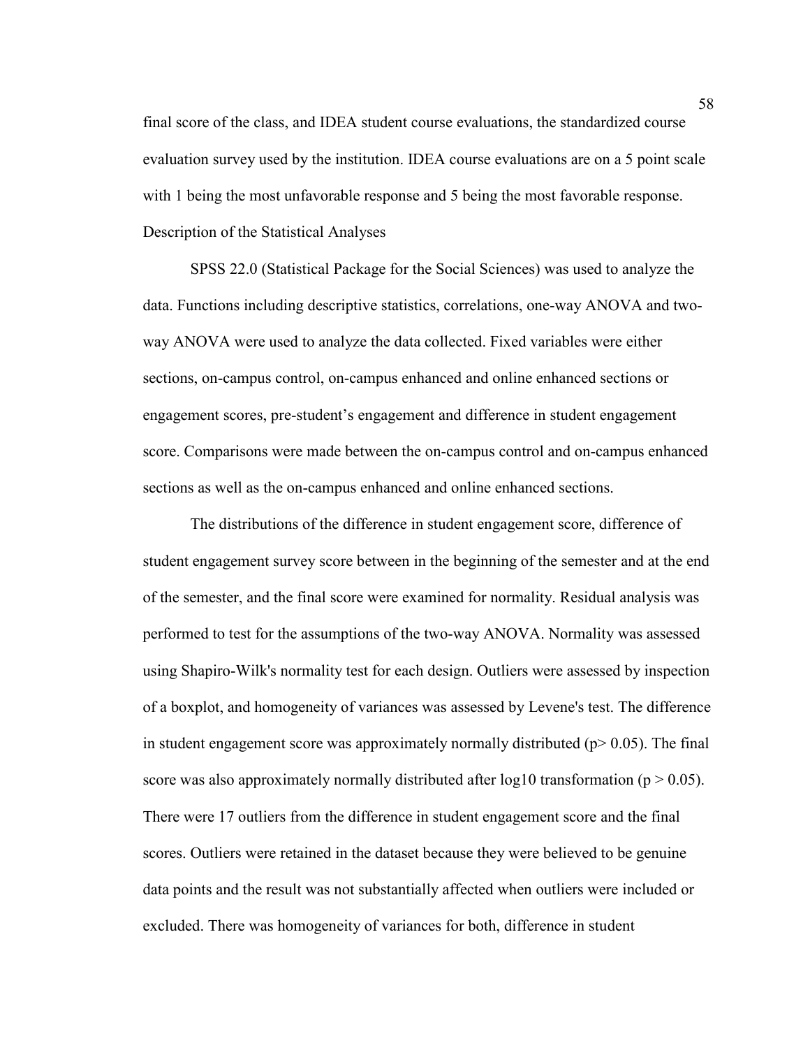final score of the class, and IDEA student course evaluations, the standardized course evaluation survey used by the institution. IDEA course evaluations are on a 5 point scale with 1 being the most unfavorable response and 5 being the most favorable response.

## Description of the Statistical Analyses

SPSS 22.0 (Statistical Package for the Social Sciences) was used to analyze the data. Functions including descriptive statistics, correlations, one-way ANOVA and two-way ANOVA were used to analyze the data collected. Fixed variables were either sections, on-campus control, on-campus enhanced and online enhanced sections or engagement scores, pre-student's engagement and difference in student engagement score. Comparisons were made between the on-campus control and on-campus enhanced sections as well as the on-campus enhanced and online enhanced sections.

The distributions of the difference in student engagement score, difference of student engagement survey score between in the beginning of the semester and at the end of the semester, and the final score were examined for normality. Residual analysis was performed to test for the assumptions of the two-way ANOVA. Normality was assessed using Shapiro-Wilk's normality test for each design. Outliers were assessed by inspection of a boxplot, and homogeneity of variances was assessed by Levene's test. The difference in student engagement score was approximately normally distributed ($p > 0.05$). The final score was also approximately normally distributed after log10 transformation ($p > 0.05$). There were 17 outliers from the difference in student engagement score and the final scores. Outliers were retained in the dataset because they were believed to be genuine data points and the result was not substantially affected when outliers were included or excluded. There was homogeneity of variances for both, difference in student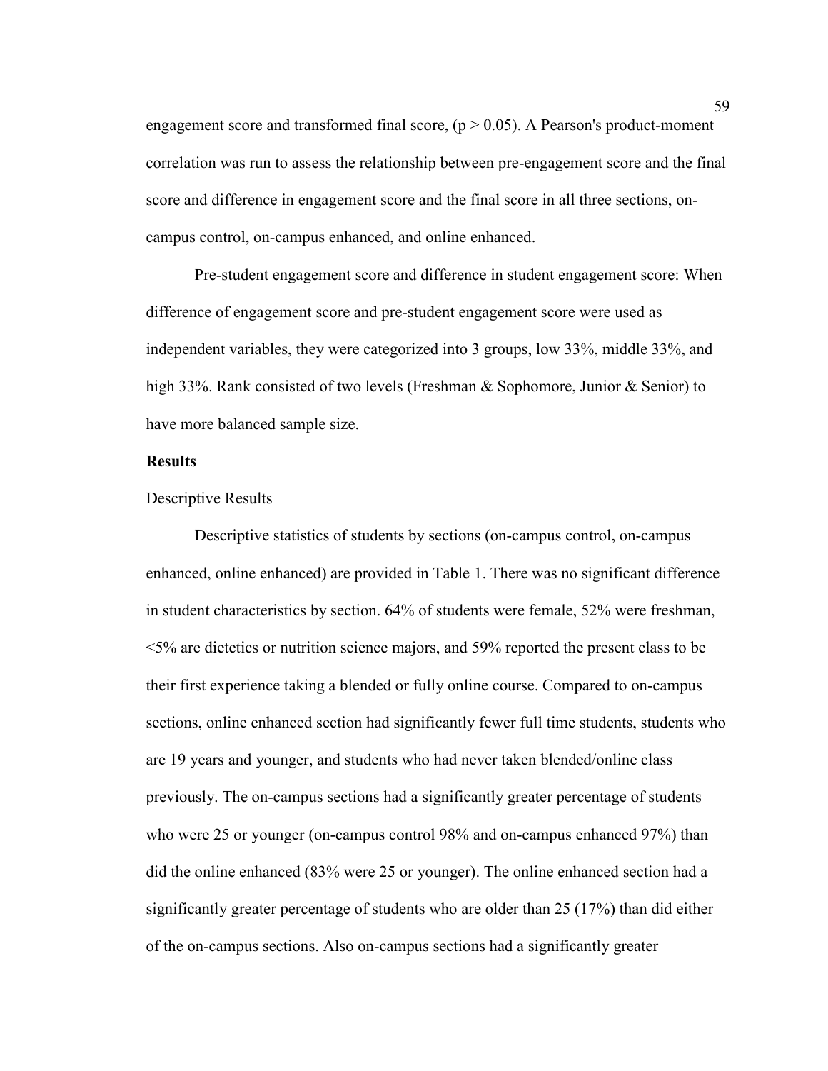engagement score and transformed final score, ($p > 0.05$). A Pearson's product-moment correlation was run to assess the relationship between pre-engagement score and the final score and difference in engagement score and the final score in all three sections, on-campus control, on-campus enhanced, and online enhanced.

Pre-student engagement score and difference in student engagement score: When difference of engagement score and pre-student engagement score were used as independent variables, they were categorized into 3 groups, low 33%, middle 33%, and high 33%. Rank consisted of two levels (Freshman & Sophomore, Junior & Senior) to have more balanced sample size.

**Results**

Descriptive Results

Descriptive statistics of students by sections (on-campus control, on-campus enhanced, online enhanced) are provided in Table 1. There was no significant difference in student characteristics by section. 64% of students were female, 52% were freshman, <5% are dietetics or nutrition science majors, and 59% reported the present class to be their first experience taking a blended or fully online course. Compared to on-campus sections, online enhanced section had significantly fewer full time students, students who are 19 years and younger, and students who had never taken blended/online class previously. The on-campus sections had a significantly greater percentage of students who were 25 or younger (on-campus control 98% and on-campus enhanced 97%) than did the online enhanced (83% were 25 or younger). The online enhanced section had a significantly greater percentage of students who are older than 25 (17%) than did either of the on-campus sections. Also on-campus sections had a significantly greater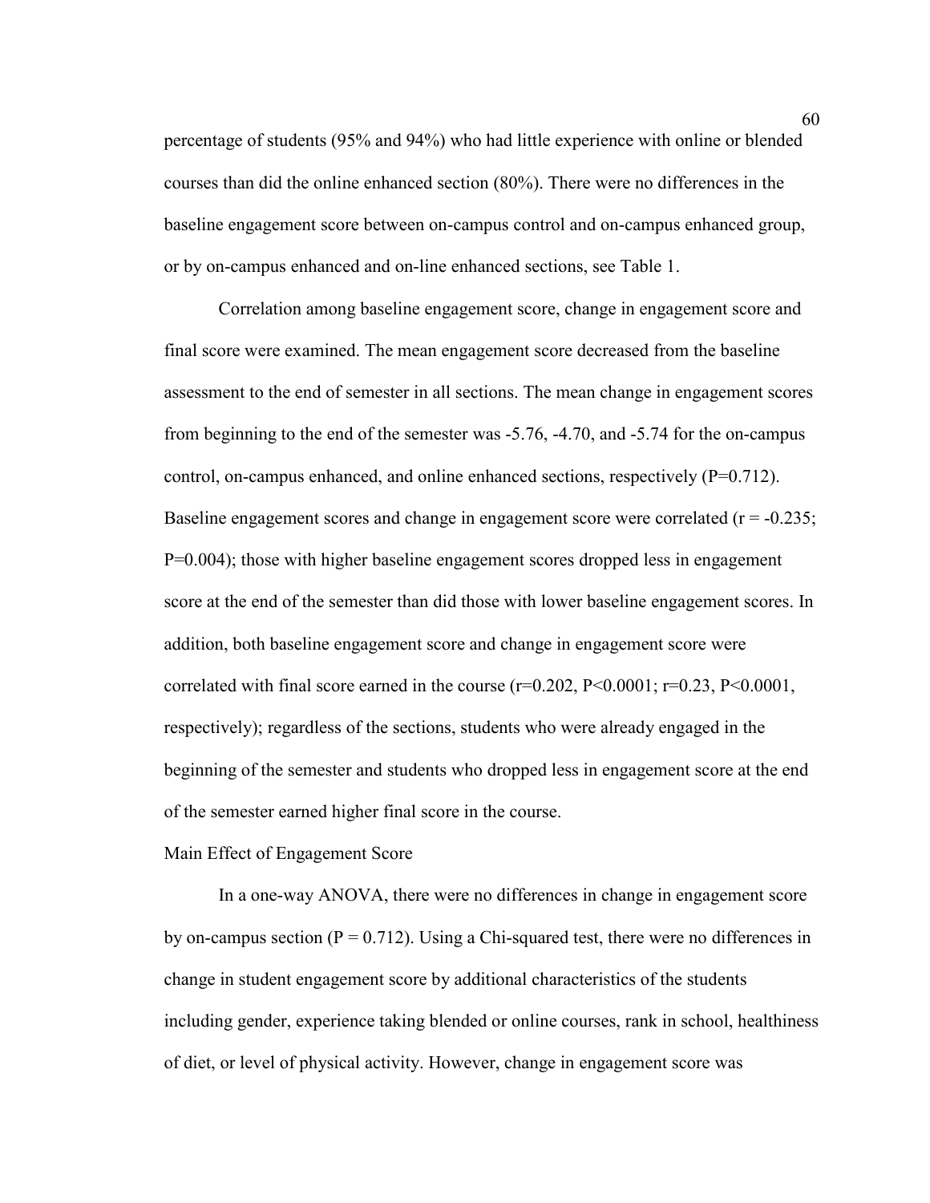percentage of students (95% and 94%) who had little experience with online or blended courses than did the online enhanced section (80%). There were no differences in the baseline engagement score between on-campus control and on-campus enhanced group, or by on-campus enhanced and on-line enhanced sections, see Table 1.

Correlation among baseline engagement score, change in engagement score and final score were examined. The mean engagement score decreased from the baseline assessment to the end of semester in all sections. The mean change in engagement scores from beginning to the end of the semester was -5.76, -4.70, and -5.74 for the on-campus control, on-campus enhanced, and online enhanced sections, respectively ($P=0.712$). Baseline engagement scores and change in engagement score were correlated ($r = -0.235$; $P=0.004$); those with higher baseline engagement scores dropped less in engagement score at the end of the semester than did those with lower baseline engagement scores. In addition, both baseline engagement score and change in engagement score were correlated with final score earned in the course ($r=0.202$, $P<0.0001$; $r=0.23$, $P<0.0001$, respectively); regardless of the sections, students who were already engaged in the beginning of the semester and students who dropped less in engagement score at the end of the semester earned higher final score in the course.

## Main Effect of Engagement Score

In a one-way ANOVA, there were no differences in change in engagement score by on-campus section ($P = 0.712$). Using a Chi-squared test, there were no differences in change in student engagement score by additional characteristics of the students including gender, experience taking blended or online courses, rank in school, healthiness of diet, or level of physical activity. However, change in engagement score was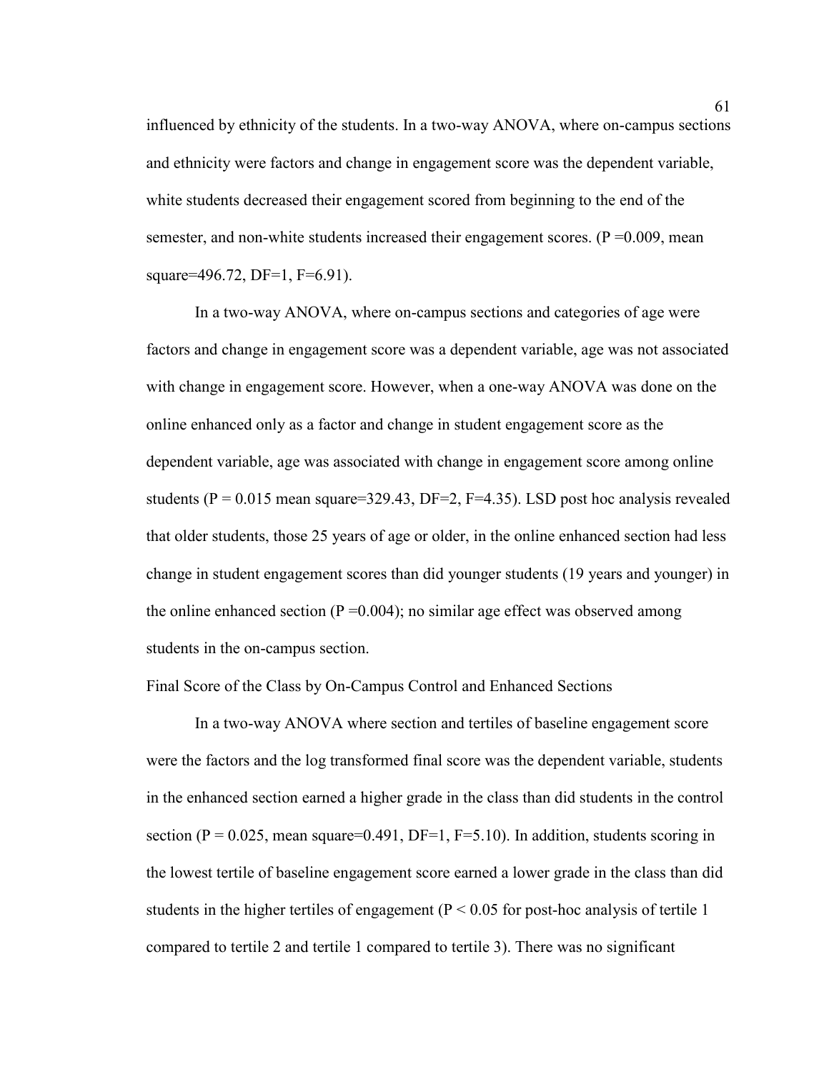influenced by ethnicity of the students. In a two-way ANOVA, where on-campus sections and ethnicity were factors and change in engagement score was the dependent variable, white students decreased their engagement scored from beginning to the end of the semester, and non-white students increased their engagement scores. ($P = 0.009$, mean square=496.72, $DF=1$, $F=6.91$).

In a two-way ANOVA, where on-campus sections and categories of age were factors and change in engagement score was a dependent variable, age was not associated with change in engagement score. However, when a one-way ANOVA was done on the online enhanced only as a factor and change in student engagement score as the dependent variable, age was associated with change in engagement score among online students ($P = 0.015$ mean square=329.43, $DF=2$, $F=4.35$). LSD post hoc analysis revealed that older students, those 25 years of age or older, in the online enhanced section had less change in student engagement scores than did younger students (19 years and younger) in the online enhanced section ($P = 0.004$); no similar age effect was observed among students in the on-campus section.

Final Score of the Class by On-Campus Control and Enhanced Sections

In a two-way ANOVA where section and tertiles of baseline engagement score were the factors and the log transformed final score was the dependent variable, students in the enhanced section earned a higher grade in the class than did students in the control section ($P = 0.025$, mean square=0.491, $DF=1$, $F=5.10$). In addition, students scoring in the lowest tertile of baseline engagement score earned a lower grade in the class than did students in the higher tertiles of engagement ($P < 0.05$ for post-hoc analysis of tertile 1 compared to tertile 2 and tertile 1 compared to tertile 3). There was no significant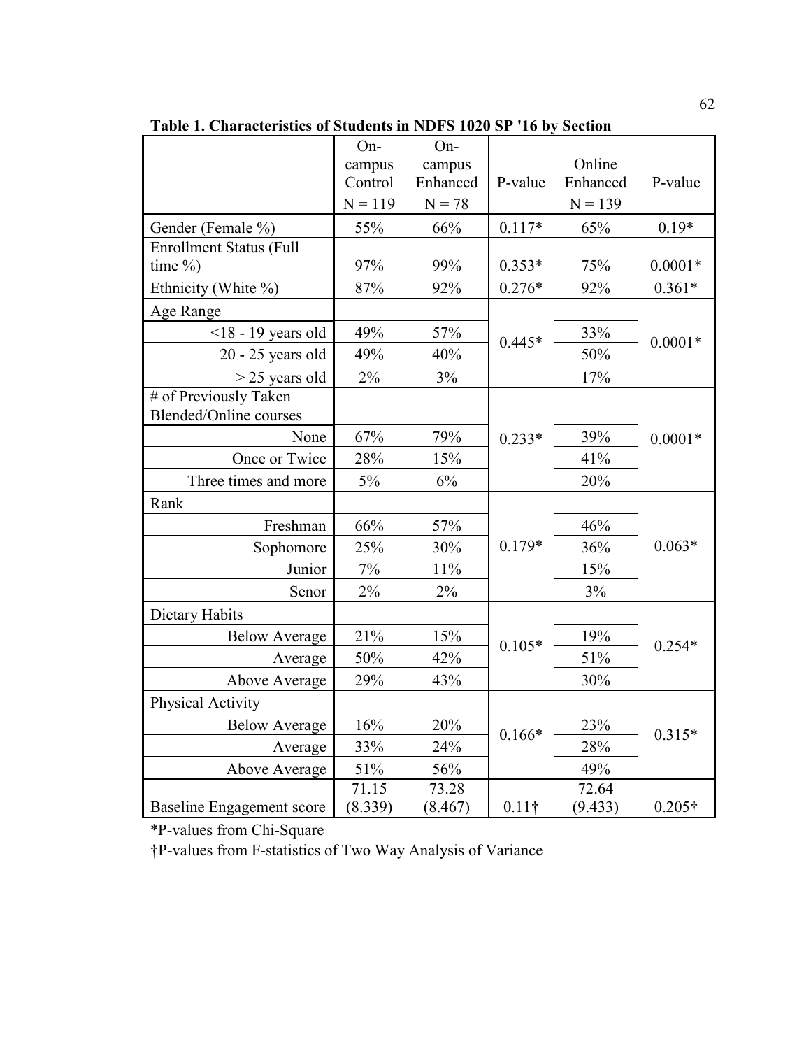**Table 1. Characteristics of Students in NDFS 1020 SP '16 by Section**

| | On-campus Control | On-campus Enhanced | P-value | Online Enhanced | P-value |
|---|---|---|---|---|---|
| | N = 119 | N = 78 | | N = 139 | |
| Gender (Female %) | 55% | 66% | 0.117* | 65% | 0.19* |
| Enrollment Status (Full time %) | 97% | 99% | 0.353* | 75% | 0.0001* |
| Ethnicity (White %) | 87% | 92% | 0.276* | 92% | 0.361* |
| Age Range | | | | | |
| <18 - 19 years old | 49% | 57% | 0.445* | 33% | 0.0001* |
| 20 - 25 years old | 49% | 40% | | 50% | |
| > 25 years old | 2% | 3% | | 17% | |
| # of Previously Taken Blended/Online courses | | | | | |
| None | 67% | 79% | 0.233* | 39% | 0.0001* |
| Once or Twice | 28% | 15% | | 41% | |
| Three times and more | 5% | 6% | | 20% | |
| Rank | | | | | |
| Freshman | 66% | 57% | 0.179* | 46% | 0.063* |
| Sophomore | 25% | 30% | | 36% | |
| Junior | 7% | 11% | | 15% | |
| Senor | 2% | 2% | | 3% | |
| Dietary Habits | | | | | |
| Below Average | 21% | 15% | 0.105* | 19% | 0.254* |
| Average | 50% | 42% | | 51% | |
| Above Average | 29% | 43% | | 30% | |
| Physical Activity | | | | | |
| Below Average | 16% | 20% | 0.166* | 23% | 0.315* |
| Average | 33% | 24% | | 28% | |
| Above Average | 51% | 56% | | 49% | |
| Baseline Engagement score | 71.15 (8.339) | 73.28 (8.467) | 0.11† | 72.64 (9.433) | 0.205† |

*P-values from Chi-Square

†P-values from F-statistics of Two Way Analysis of Variance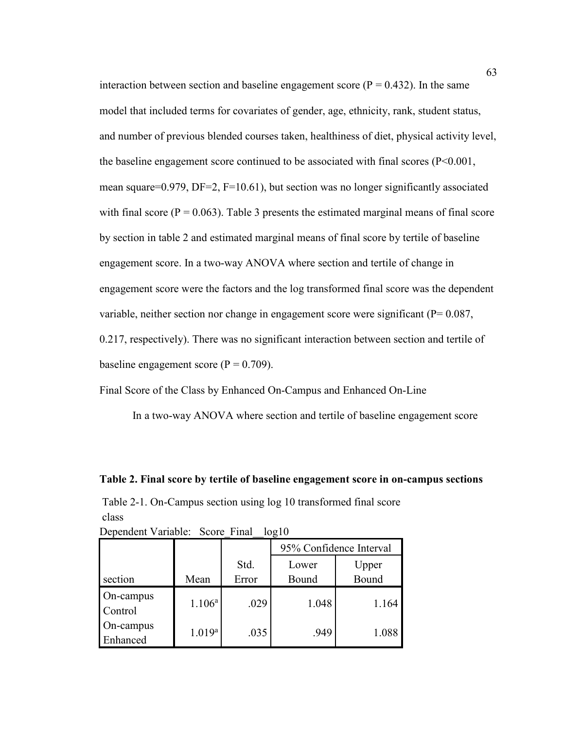interaction between section and baseline engagement score ($P = 0.432$). In the same model that included terms for covariates of gender, age, ethnicity, rank, student status, and number of previous blended courses taken, healthiness of diet, physical activity level, the baseline engagement score continued to be associated with final scores ($P<0.001$, mean square=0.979, DF=2, F=10.61), but section was no longer significantly associated with final score ($P = 0.063$). Table 3 presents the estimated marginal means of final score by section in table 2 and estimated marginal means of final score by tertile of baseline engagement score. In a two-way ANOVA where section and tertile of change in engagement score were the factors and the log transformed final score was the dependent variable, neither section nor change in engagement score were significant ($P= 0.087$, 0.217, respectively). There was no significant interaction between section and tertile of baseline engagement score ($P = 0.709$).

Final Score of the Class by Enhanced On-Campus and Enhanced On-Line

In a two-way ANOVA where section and tertile of baseline engagement score

**Table 2. Final score by tertile of baseline engagement score in on-campus sections**

Table 2-1. On-Campus section using log 10 transformed final score class

Dependent Variable: Score_Final__log10

| | | | 95% Confidence Interval | |
|---|---|---|---|---|
| section | Mean | Std. Error | Lower Bound | Upper Bound |
| On-campus Control | 1.106[a] | .029 | 1.048 | 1.164 |
| On-campus Enhanced | 1.019[a] | .035 | .949 | 1.088 |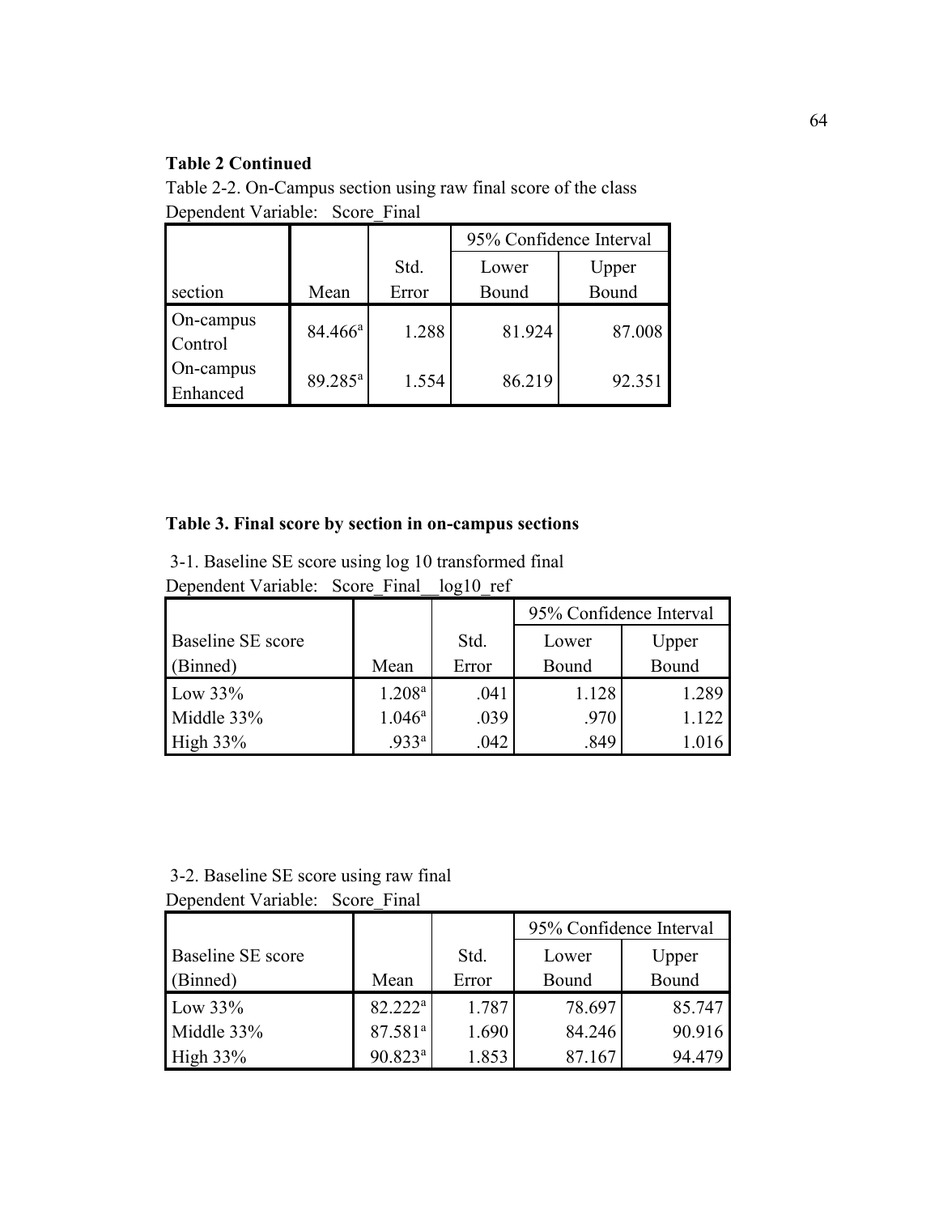**Table 2 Continued**

Table 2-2. On-Campus section using raw final score of the class

Dependent Variable: Score_Final

| section | Mean | Std. Error | 95% Confidence Interval Lower Bound | 95% Confidence Interval Upper Bound |
|---|---|---|---|---|
| On-campus Control | 84.466[a] | 1.288 | 81.924 | 87.008 |
| On-campus Enhanced | 89.285[a] | 1.554 | 86.219 | 92.351 |

**Table 3. Final score by section in on-campus sections**

3-1. Baseline SE score using log 10 transformed final

Dependent Variable: Score_Final__log10_ref

| Baseline SE score (Binned) | Mean | Std. Error | 95% Confidence Interval Lower Bound | 95% Confidence Interval Upper Bound |
|---|---|---|---|---|
| Low 33% | 1.208[a] | .041 | 1.128 | 1.289 |
| Middle 33% | 1.046[a] | .039 | .970 | 1.122 |
| High 33% | .933[a] | .042 | .849 | 1.016 |

3-2. Baseline SE score using raw final

Dependent Variable: Score_Final

| Baseline SE score (Binned) | Mean | Std. Error | 95% Confidence Interval Lower Bound | 95% Confidence Interval Upper Bound |
|---|---|---|---|---|
| Low 33% | 82.222[a] | 1.787 | 78.697 | 85.747 |
| Middle 33% | 87.581[a] | 1.690 | 84.246 | 90.916 |
| High 33% | 90.823[a] | 1.853 | 87.167 | 94.479 |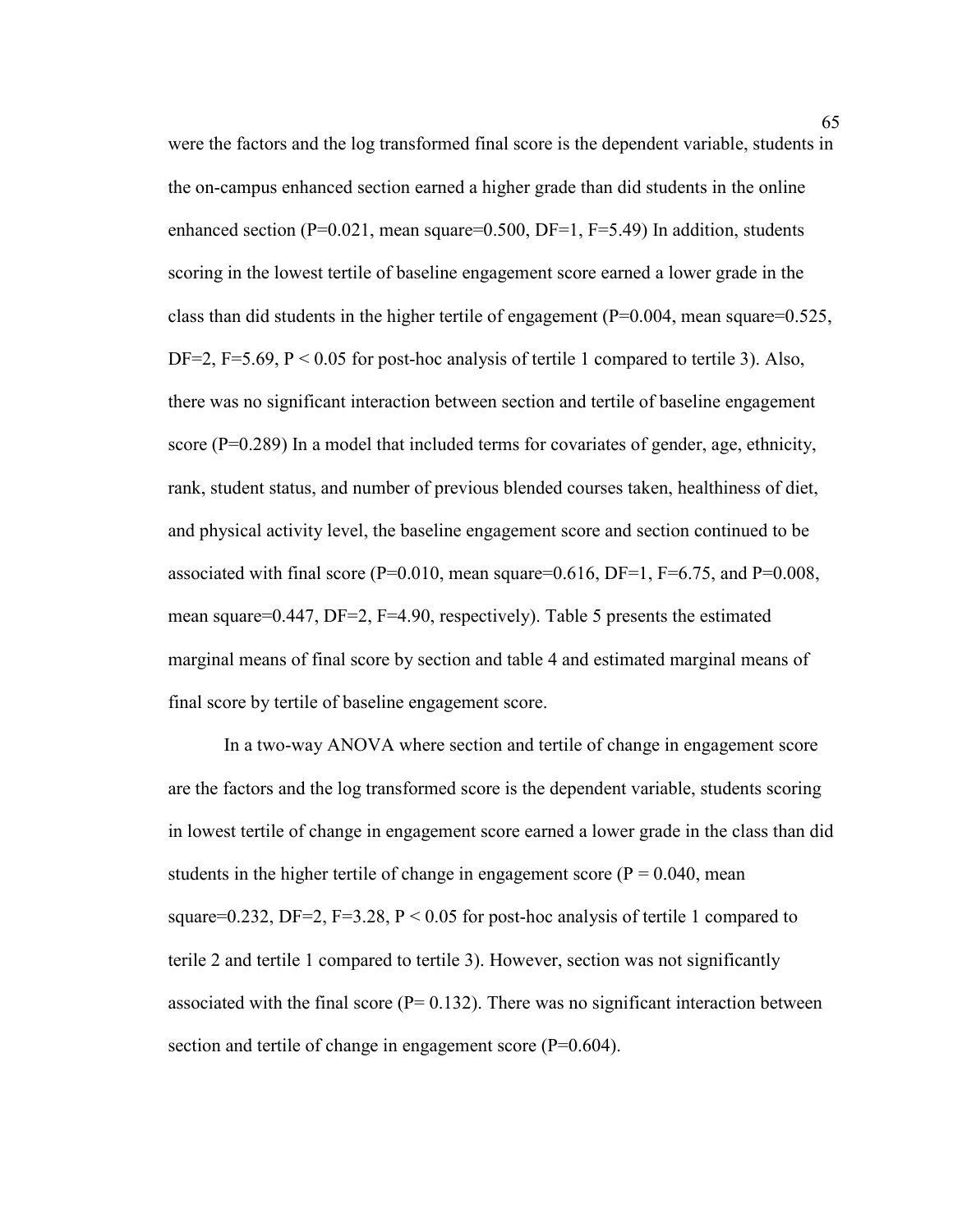were the factors and the log transformed final score is the dependent variable, students in the on-campus enhanced section earned a higher grade than did students in the online enhanced section ($P=0.021$, mean square$=0.500$, $DF=1$, $F=5.49$) In addition, students scoring in the lowest tertile of baseline engagement score earned a lower grade in the class than did students in the higher tertile of engagement ($P=0.004$, mean square$=0.525$, $DF=2$, $F=5.69$, $P < 0.05$ for post-hoc analysis of tertile 1 compared to tertile 3). Also, there was no significant interaction between section and tertile of baseline engagement score ($P=0.289$) In a model that included terms for covariates of gender, age, ethnicity, rank, student status, and number of previous blended courses taken, healthiness of diet, and physical activity level, the baseline engagement score and section continued to be associated with final score ($P=0.010$, mean square$=0.616$, $DF=1$, $F=6.75$, and $P=0.008$, mean square$=0.447$, $DF=2$, $F=4.90$, respectively). Table 5 presents the estimated marginal means of final score by section and table 4 and estimated marginal means of final score by tertile of baseline engagement score.

In a two-way ANOVA where section and tertile of change in engagement score are the factors and the log transformed score is the dependent variable, students scoring in lowest tertile of change in engagement score earned a lower grade in the class than did students in the higher tertile of change in engagement score ($P = 0.040$, mean square$=0.232$, $DF=2$, $F=3.28$, $P < 0.05$ for post-hoc analysis of tertile 1 compared to terile 2 and tertile 1 compared to tertile 3). However, section was not significantly associated with the final score ($P= 0.132$). There was no significant interaction between section and tertile of change in engagement score ($P=0.604$).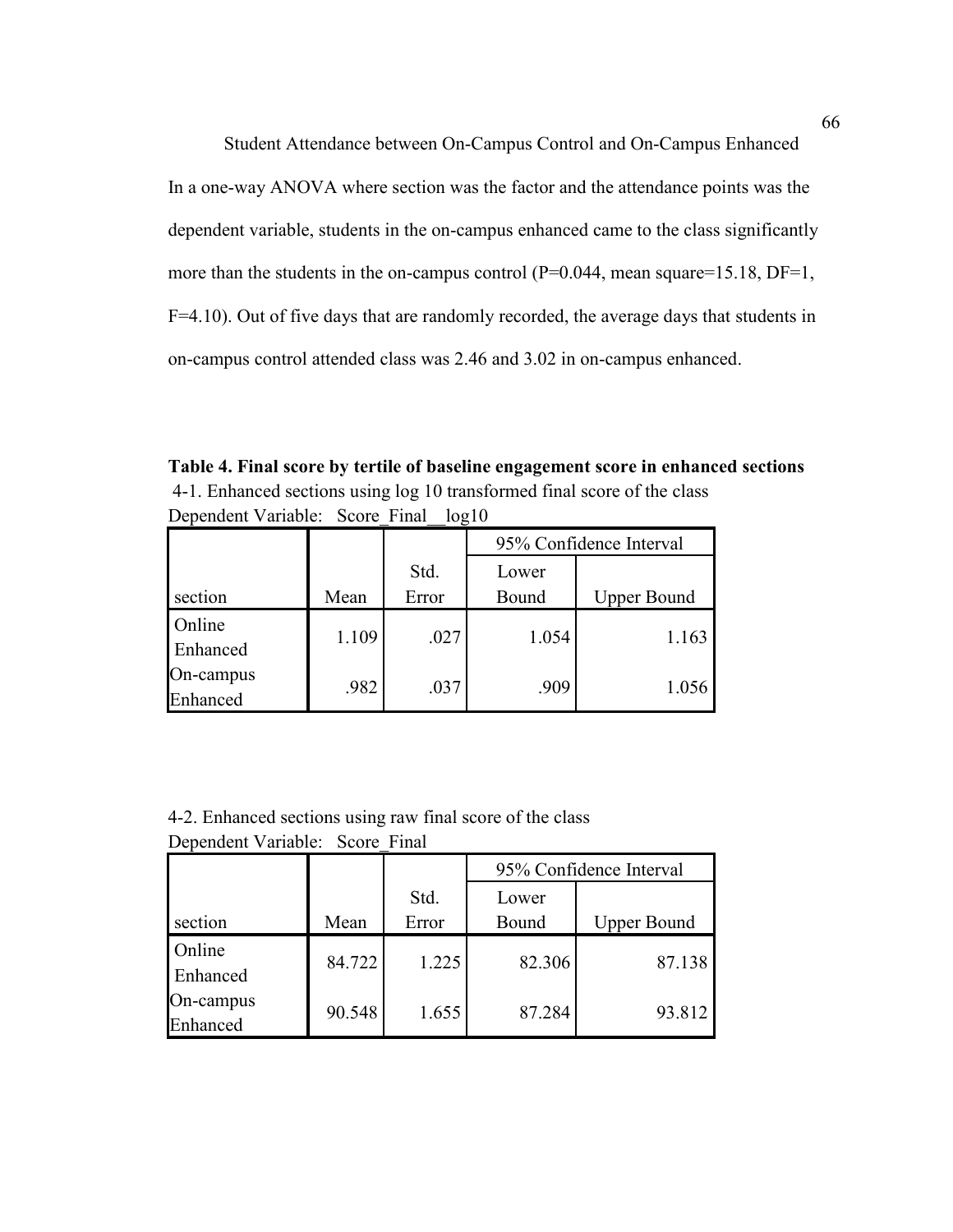Student Attendance between On-Campus Control and On-Campus Enhanced

In a one-way ANOVA where section was the factor and the attendance points was the dependent variable, students in the on-campus enhanced came to the class significantly more than the students in the on-campus control ($P=0.044$, mean square=15.18, $DF=1$, $F=4.10$). Out of five days that are randomly recorded, the average days that students in on-campus control attended class was 2.46 and 3.02 in on-campus enhanced.

**Table 4. Final score by tertile of baseline engagement score in enhanced sections**

4-1. Enhanced sections using log 10 transformed final score of the class

Dependent Variable: Score_Final__log10

| | | | 95% Confidence Interval | |
|---|---|---|---|---|
| section | Mean | Std. Error | Lower Bound | Upper Bound |
| Online Enhanced | 1.109 | .027 | 1.054 | 1.163 |
| On-campus Enhanced | .982 | .037 | .909 | 1.056 |

4-2. Enhanced sections using raw final score of the class

Dependent Variable: Score_Final

| | | | 95% Confidence Interval | |
|---|---|---|---|---|
| section | Mean | Std. Error | Lower Bound | Upper Bound |
| Online Enhanced | 84.722 | 1.225 | 82.306 | 87.138 |
| On-campus Enhanced | 90.548 | 1.655 | 87.284 | 93.812 |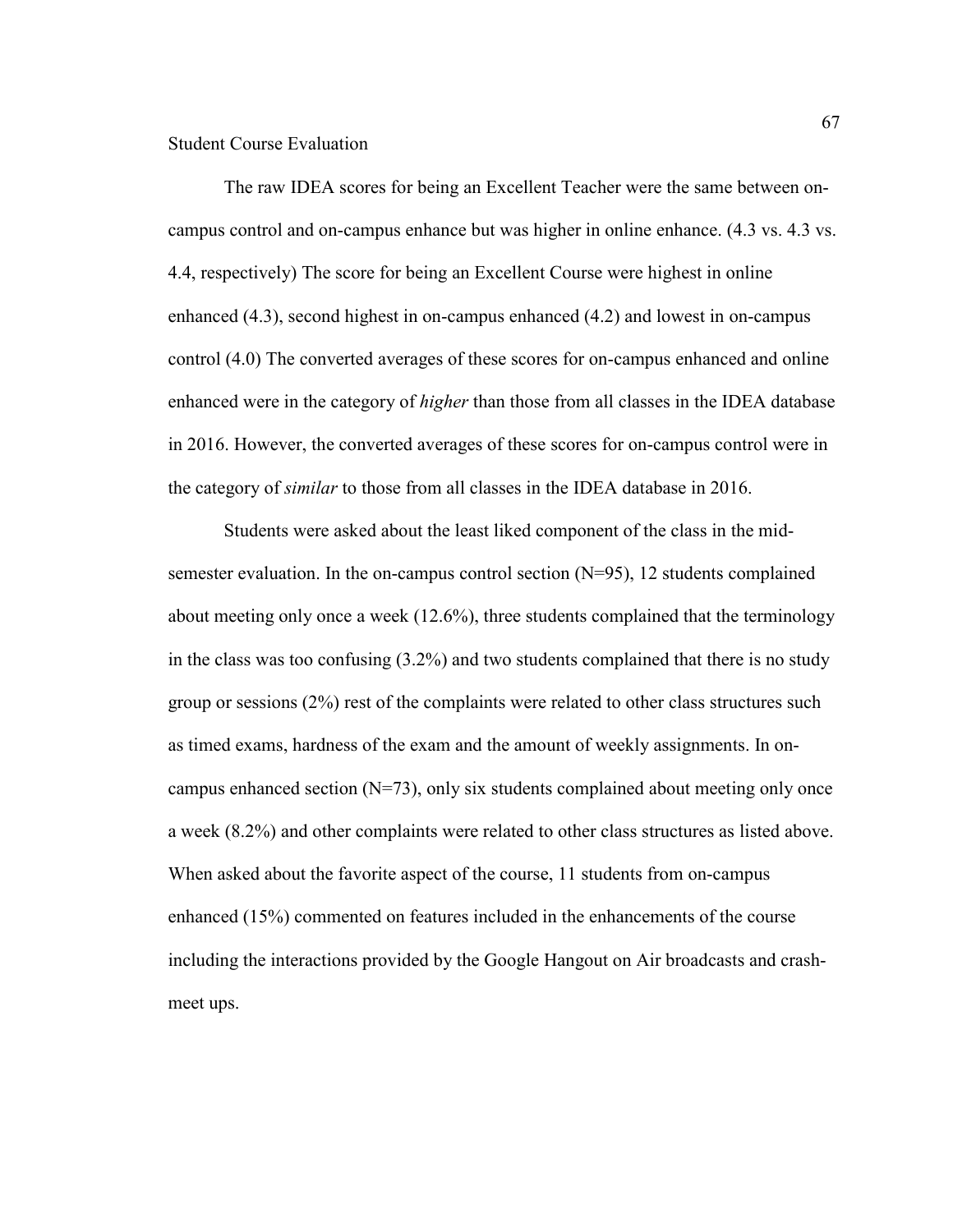## Student Course Evaluation

The raw IDEA scores for being an Excellent Teacher were the same between on-campus control and on-campus enhance but was higher in online enhance. (4.3 vs. 4.3 vs. 4.4, respectively) The score for being an Excellent Course were highest in online enhanced (4.3), second highest in on-campus enhanced (4.2) and lowest in on-campus control (4.0) The converted averages of these scores for on-campus enhanced and online enhanced were in the category of *higher* than those from all classes in the IDEA database in 2016. However, the converted averages of these scores for on-campus control were in the category of *similar* to those from all classes in the IDEA database in 2016.

Students were asked about the least liked component of the class in the mid-semester evaluation. In the on-campus control section (N=95), 12 students complained about meeting only once a week (12.6%), three students complained that the terminology in the class was too confusing (3.2%) and two students complained that there is no study group or sessions (2%) rest of the complaints were related to other class structures such as timed exams, hardness of the exam and the amount of weekly assignments. In on-campus enhanced section (N=73), only six students complained about meeting only once a week (8.2%) and other complaints were related to other class structures as listed above. When asked about the favorite aspect of the course, 11 students from on-campus enhanced (15%) commented on features included in the enhancements of the course including the interactions provided by the Google Hangout on Air broadcasts and crash-meet ups.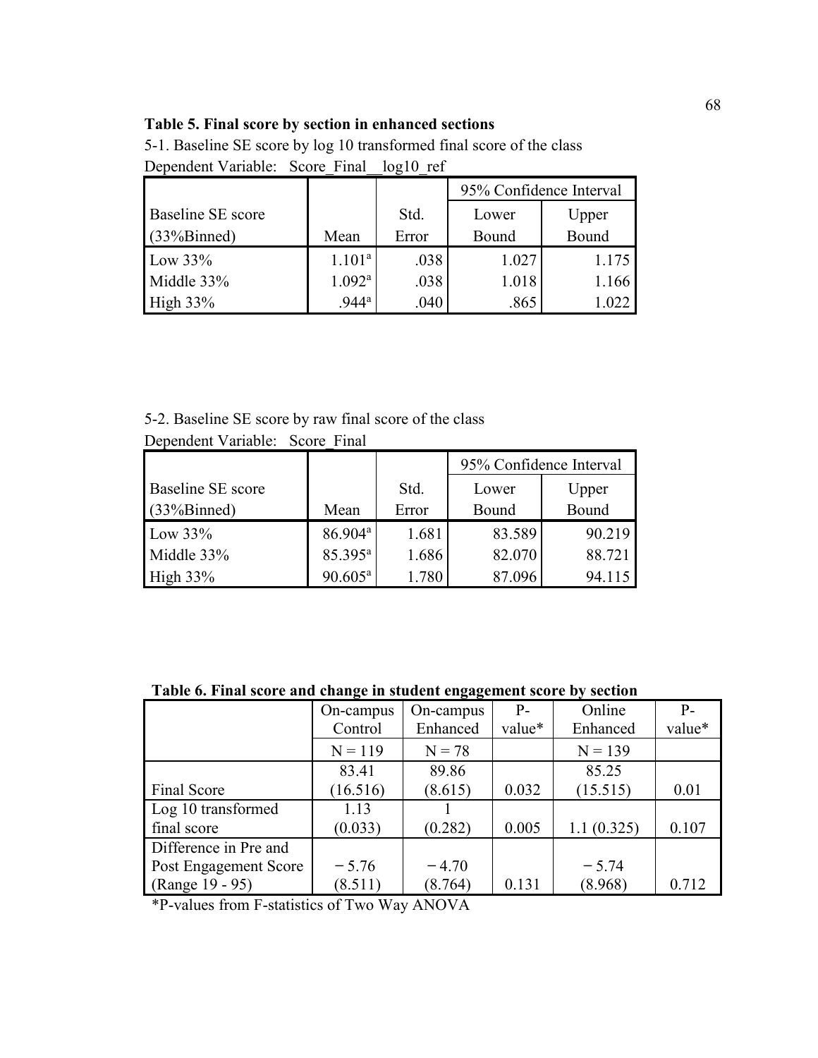**Table 5. Final score by section in enhanced sections**

5-1. Baseline SE score by log 10 transformed final score of the class

Dependent Variable: Score_Final__log10_ref

| Baseline SE score (33%Binned) | Mean | Std. Error | 95% Confidence Interval Lower Bound | 95% Confidence Interval Upper Bound |
|---|---|---|---|---|
| Low 33% | 1.101[a] | .038 | 1.027 | 1.175 |
| Middle 33% | 1.092[a] | .038 | 1.018 | 1.166 |
| High 33% | .944[a] | .040 | .865 | 1.022 |

5-2. Baseline SE score by raw final score of the class

Dependent Variable: Score_Final

| Baseline SE score (33%Binned) | Mean | Std. Error | 95% Confidence Interval Lower Bound | 95% Confidence Interval Upper Bound |
|---|---|---|---|---|
| Low 33% | 86.904[a] | 1.681 | 83.589 | 90.219 |
| Middle 33% | 85.395[a] | 1.686 | 82.070 | 88.721 |
| High 33% | 90.605[a] | 1.780 | 87.096 | 94.115 |

**Table 6. Final score and change in student engagement score by section**

| | On-campus Control | On-campus Enhanced | P-value* | Online Enhanced | P-value* |
|---|---|---|---|---|---|
| | N = 119 | N = 78 | | N = 139 | |
| Final Score | 83.41 (16.516) | 89.86 (8.615) | 0.032 | 85.25 (15.515) | 0.01 |
| Log 10 transformed final score | 1.13 (0.033) | 1 (0.282) | 0.005 | 1.1 (0.325) | 0.107 |
| Difference in Pre and Post Engagement Score (Range 19 - 95) | − 5.76 (8.511) | − 4.70 (8.764) | 0.131 | − 5.74 (8.968) | 0.712 |

*P-values from F-statistics of Two Way ANOVA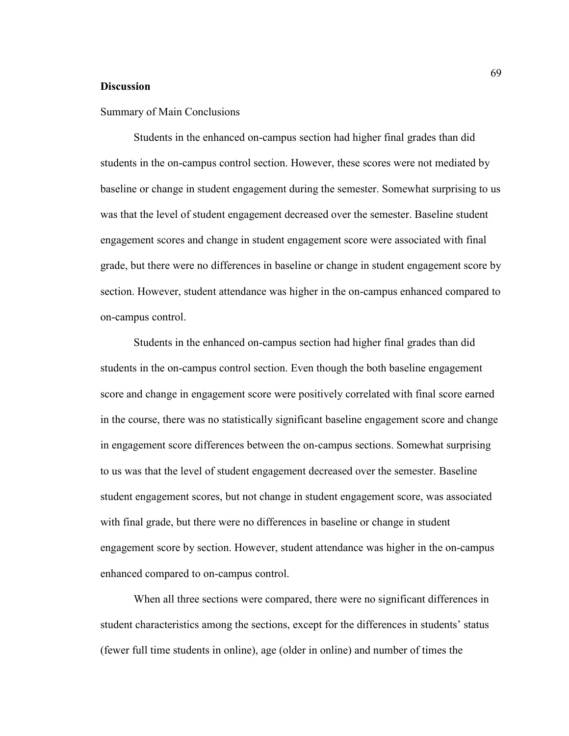**Discussion**

Summary of Main Conclusions

Students in the enhanced on-campus section had higher final grades than did students in the on-campus control section. However, these scores were not mediated by baseline or change in student engagement during the semester. Somewhat surprising to us was that the level of student engagement decreased over the semester. Baseline student engagement scores and change in student engagement score were associated with final grade, but there were no differences in baseline or change in student engagement score by section. However, student attendance was higher in the on-campus enhanced compared to on-campus control.

Students in the enhanced on-campus section had higher final grades than did students in the on-campus control section. Even though the both baseline engagement score and change in engagement score were positively correlated with final score earned in the course, there was no statistically significant baseline engagement score and change in engagement score differences between the on-campus sections. Somewhat surprising to us was that the level of student engagement decreased over the semester. Baseline student engagement scores, but not change in student engagement score, was associated with final grade, but there were no differences in baseline or change in student engagement score by section. However, student attendance was higher in the on-campus enhanced compared to on-campus control.

When all three sections were compared, there were no significant differences in student characteristics among the sections, except for the differences in students' status (fewer full time students in online), age (older in online) and number of times the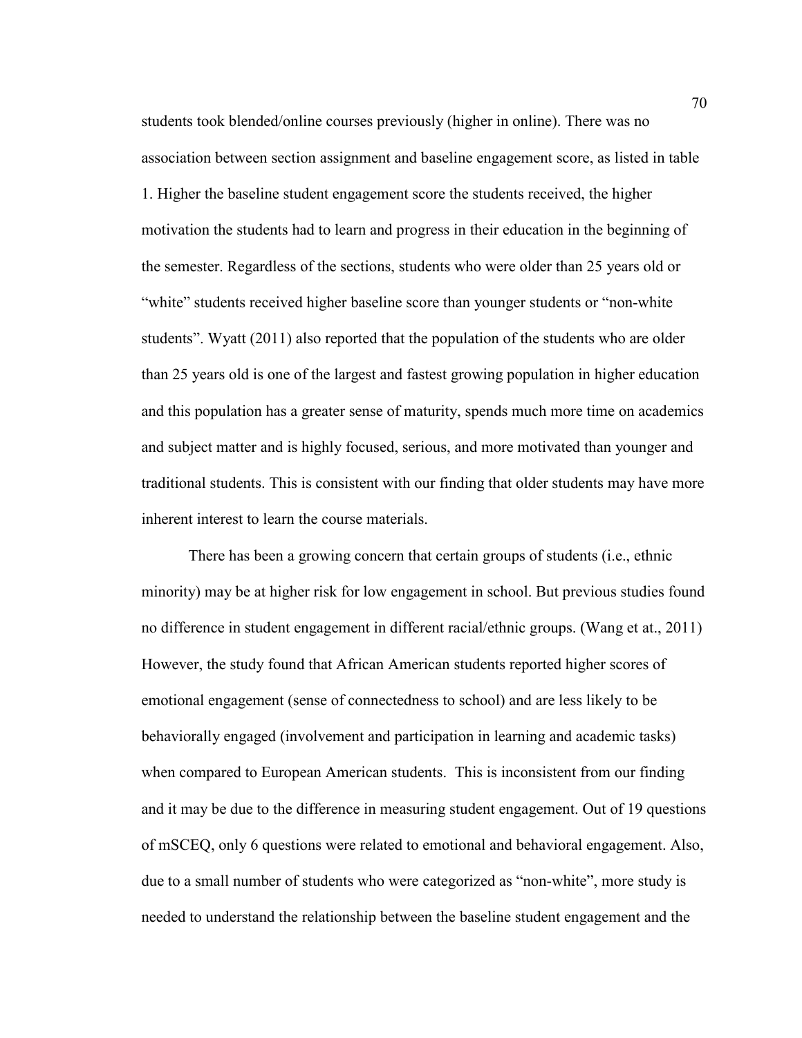students took blended/online courses previously (higher in online). There was no association between section assignment and baseline engagement score, as listed in table 1. Higher the baseline student engagement score the students received, the higher motivation the students had to learn and progress in their education in the beginning of the semester. Regardless of the sections, students who were older than 25 years old or "white" students received higher baseline score than younger students or "non-white students". Wyatt (2011) also reported that the population of the students who are older than 25 years old is one of the largest and fastest growing population in higher education and this population has a greater sense of maturity, spends much more time on academics and subject matter and is highly focused, serious, and more motivated than younger and traditional students. This is consistent with our finding that older students may have more inherent interest to learn the course materials.

There has been a growing concern that certain groups of students (i.e., ethnic minority) may be at higher risk for low engagement in school. But previous studies found no difference in student engagement in different racial/ethnic groups. (Wang et at., 2011) However, the study found that African American students reported higher scores of emotional engagement (sense of connectedness to school) and are less likely to be behaviorally engaged (involvement and participation in learning and academic tasks) when compared to European American students. This is inconsistent from our finding and it may be due to the difference in measuring student engagement. Out of 19 questions of mSCEQ, only 6 questions were related to emotional and behavioral engagement. Also, due to a small number of students who were categorized as "non-white", more study is needed to understand the relationship between the baseline student engagement and the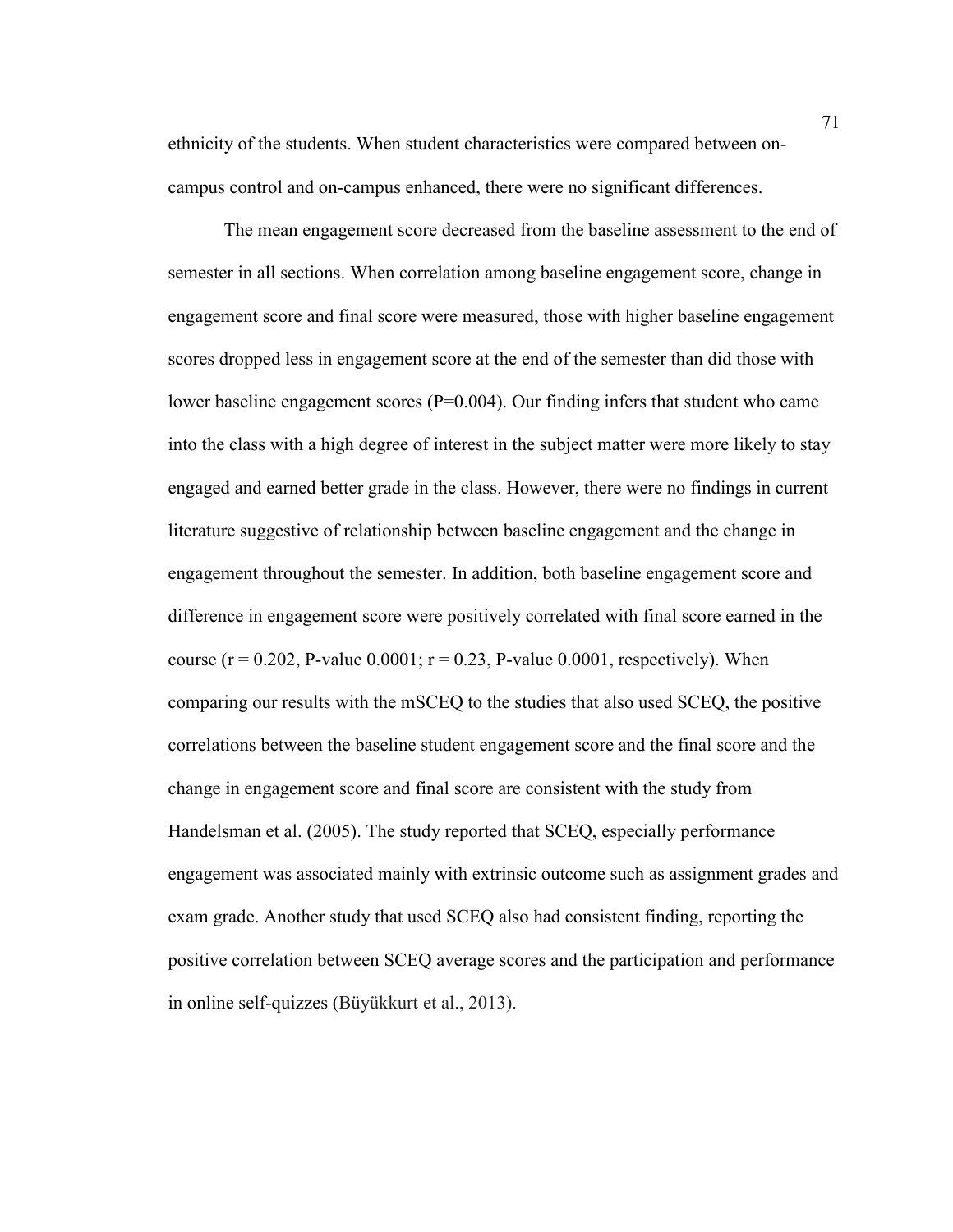ethnicity of the students. When student characteristics were compared between on-campus control and on-campus enhanced, there were no significant differences.

The mean engagement score decreased from the baseline assessment to the end of semester in all sections. When correlation among baseline engagement score, change in engagement score and final score were measured, those with higher baseline engagement scores dropped less in engagement score at the end of the semester than did those with lower baseline engagement scores ($P=0.004$). Our finding infers that student who came into the class with a high degree of interest in the subject matter were more likely to stay engaged and earned better grade in the class. However, there were no findings in current literature suggestive of relationship between baseline engagement and the change in engagement throughout the semester. In addition, both baseline engagement score and difference in engagement score were positively correlated with final score earned in the course ($r = 0.202$, P-value 0.0001; $r = 0.23$, P-value 0.0001, respectively). When comparing our results with the mSCEQ to the studies that also used SCEQ, the positive correlations between the baseline student engagement score and the final score and the change in engagement score and final score are consistent with the study from Handelsman et al. (2005). The study reported that SCEQ, especially performance engagement was associated mainly with extrinsic outcome such as assignment grades and exam grade. Another study that used SCEQ also had consistent finding, reporting the positive correlation between SCEQ average scores and the participation and performance in online self-quizzes (Büyükkurt et al., 2013).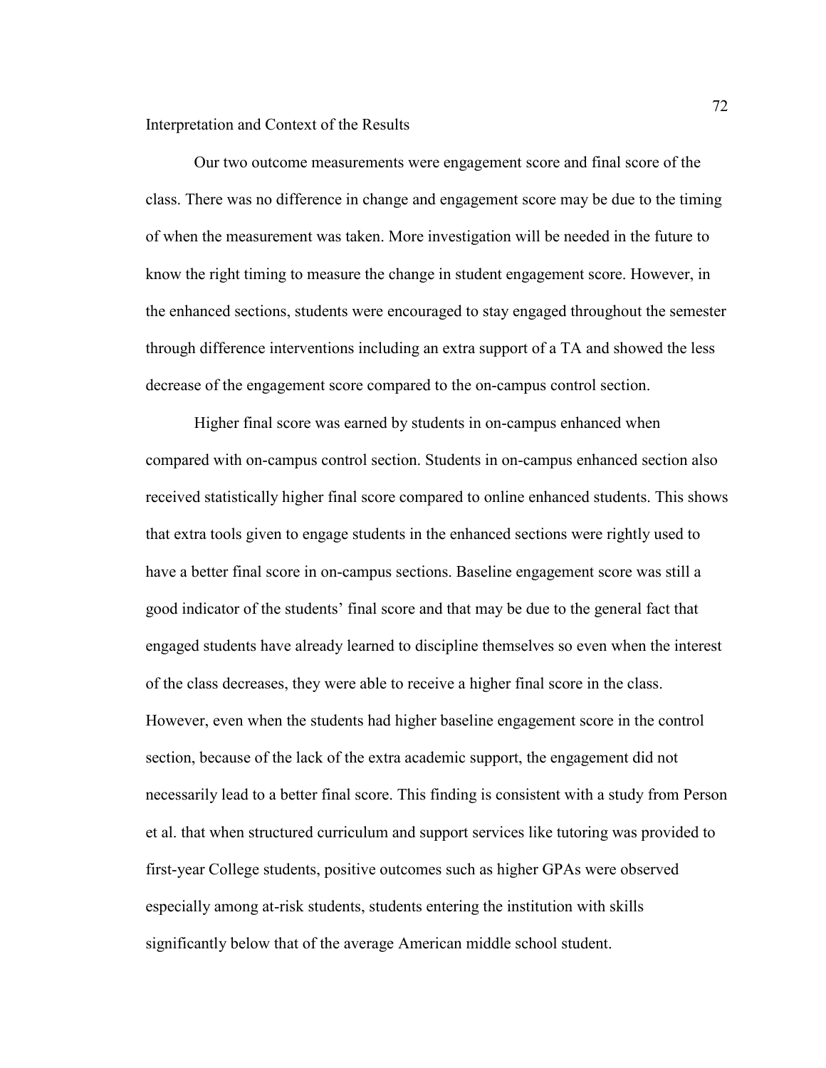## Interpretation and Context of the Results

Our two outcome measurements were engagement score and final score of the class. There was no difference in change and engagement score may be due to the timing of when the measurement was taken. More investigation will be needed in the future to know the right timing to measure the change in student engagement score. However, in the enhanced sections, students were encouraged to stay engaged throughout the semester through difference interventions including an extra support of a TA and showed the less decrease of the engagement score compared to the on-campus control section.

Higher final score was earned by students in on-campus enhanced when compared with on-campus control section. Students in on-campus enhanced section also received statistically higher final score compared to online enhanced students. This shows that extra tools given to engage students in the enhanced sections were rightly used to have a better final score in on-campus sections. Baseline engagement score was still a good indicator of the students' final score and that may be due to the general fact that engaged students have already learned to discipline themselves so even when the interest of the class decreases, they were able to receive a higher final score in the class. However, even when the students had higher baseline engagement score in the control section, because of the lack of the extra academic support, the engagement did not necessarily lead to a better final score. This finding is consistent with a study from Person et al. that when structured curriculum and support services like tutoring was provided to first-year College students, positive outcomes such as higher GPAs were observed especially among at-risk students, students entering the institution with skills significantly below that of the average American middle school student.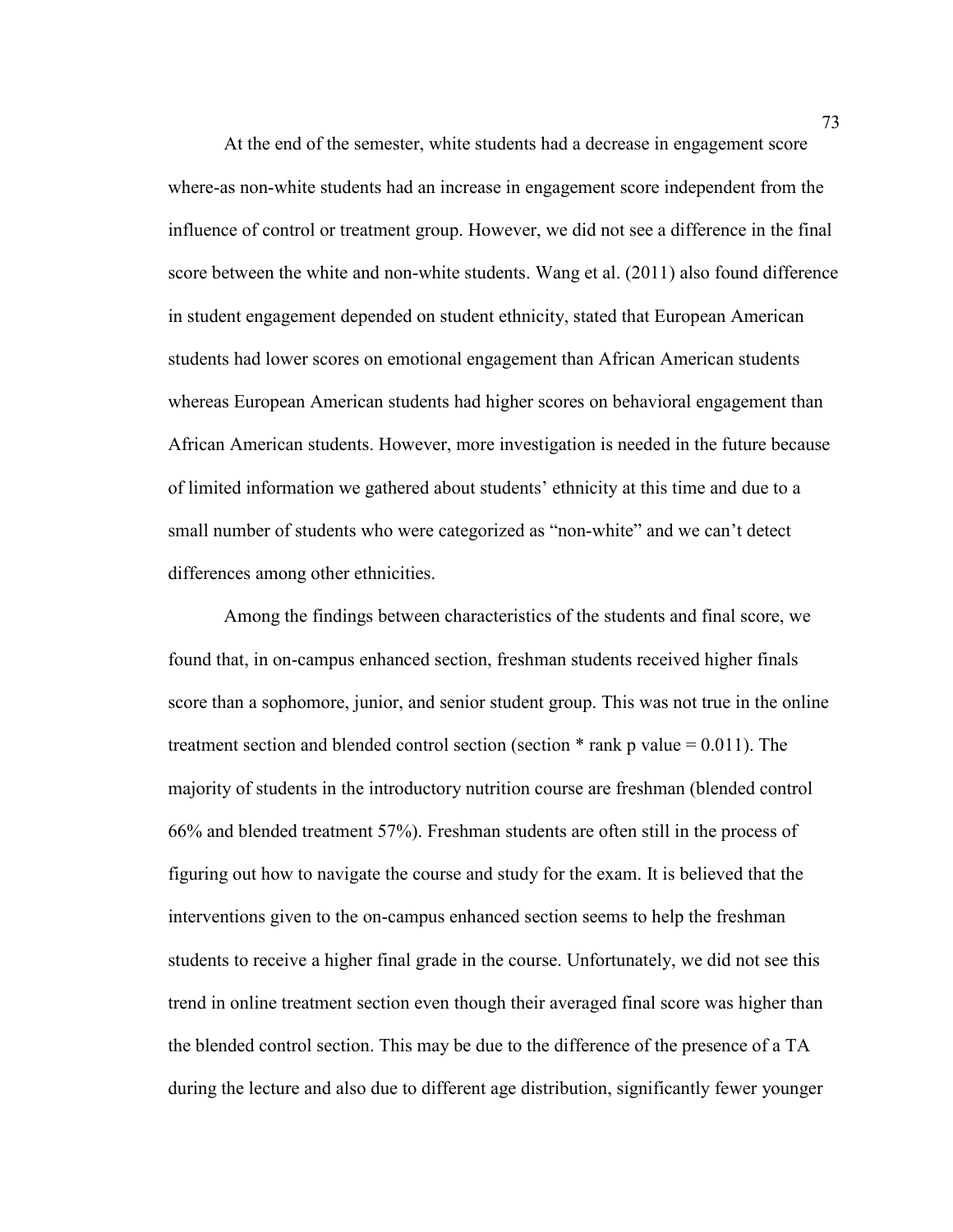At the end of the semester, white students had a decrease in engagement score where-as non-white students had an increase in engagement score independent from the influence of control or treatment group. However, we did not see a difference in the final score between the white and non-white students. Wang et al. (2011) also found difference in student engagement depended on student ethnicity, stated that European American students had lower scores on emotional engagement than African American students whereas European American students had higher scores on behavioral engagement than African American students. However, more investigation is needed in the future because of limited information we gathered about students' ethnicity at this time and due to a small number of students who were categorized as "non-white" and we can't detect differences among other ethnicities.

Among the findings between characteristics of the students and final score, we found that, in on-campus enhanced section, freshman students received higher finals score than a sophomore, junior, and senior student group. This was not true in the online treatment section and blended control section (section * rank p value = 0.011). The majority of students in the introductory nutrition course are freshman (blended control 66% and blended treatment 57%). Freshman students are often still in the process of figuring out how to navigate the course and study for the exam. It is believed that the interventions given to the on-campus enhanced section seems to help the freshman students to receive a higher final grade in the course. Unfortunately, we did not see this trend in online treatment section even though their averaged final score was higher than the blended control section. This may be due to the difference of the presence of a TA during the lecture and also due to different age distribution, significantly fewer younger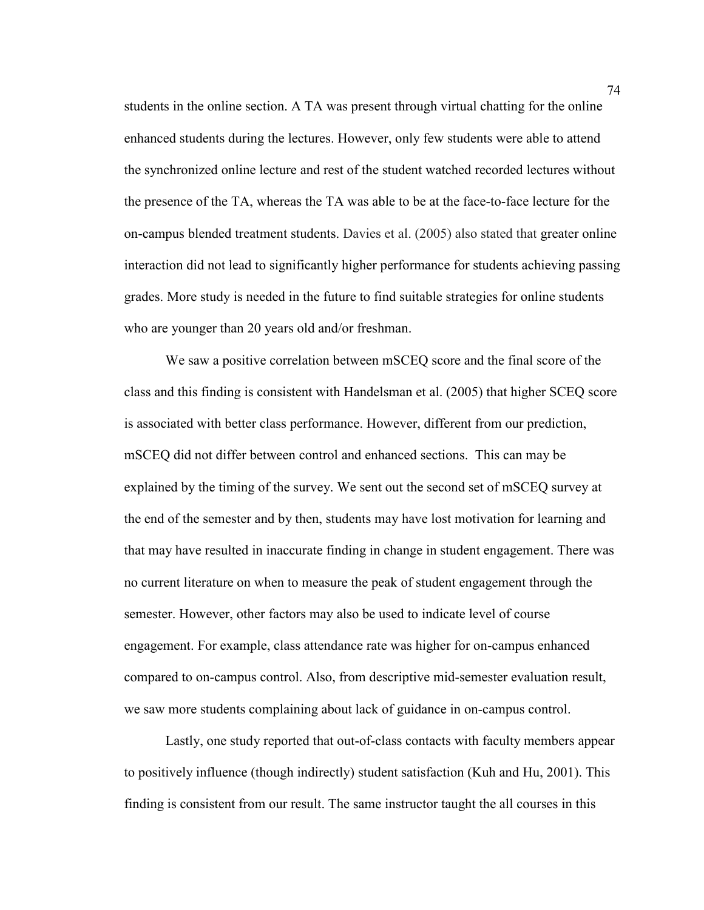students in the online section. A TA was present through virtual chatting for the online enhanced students during the lectures. However, only few students were able to attend the synchronized online lecture and rest of the student watched recorded lectures without the presence of the TA, whereas the TA was able to be at the face-to-face lecture for the on-campus blended treatment students. Davies et al. (2005) also stated that greater online interaction did not lead to significantly higher performance for students achieving passing grades. More study is needed in the future to find suitable strategies for online students who are younger than 20 years old and/or freshman.

We saw a positive correlation between mSCEQ score and the final score of the class and this finding is consistent with Handelsman et al. (2005) that higher SCEQ score is associated with better class performance. However, different from our prediction, mSCEQ did not differ between control and enhanced sections. This can may be explained by the timing of the survey. We sent out the second set of mSCEQ survey at the end of the semester and by then, students may have lost motivation for learning and that may have resulted in inaccurate finding in change in student engagement. There was no current literature on when to measure the peak of student engagement through the semester. However, other factors may also be used to indicate level of course engagement. For example, class attendance rate was higher for on-campus enhanced compared to on-campus control. Also, from descriptive mid-semester evaluation result, we saw more students complaining about lack of guidance in on-campus control.

Lastly, one study reported that out-of-class contacts with faculty members appear to positively influence (though indirectly) student satisfaction (Kuh and Hu, 2001). This finding is consistent from our result. The same instructor taught the all courses in this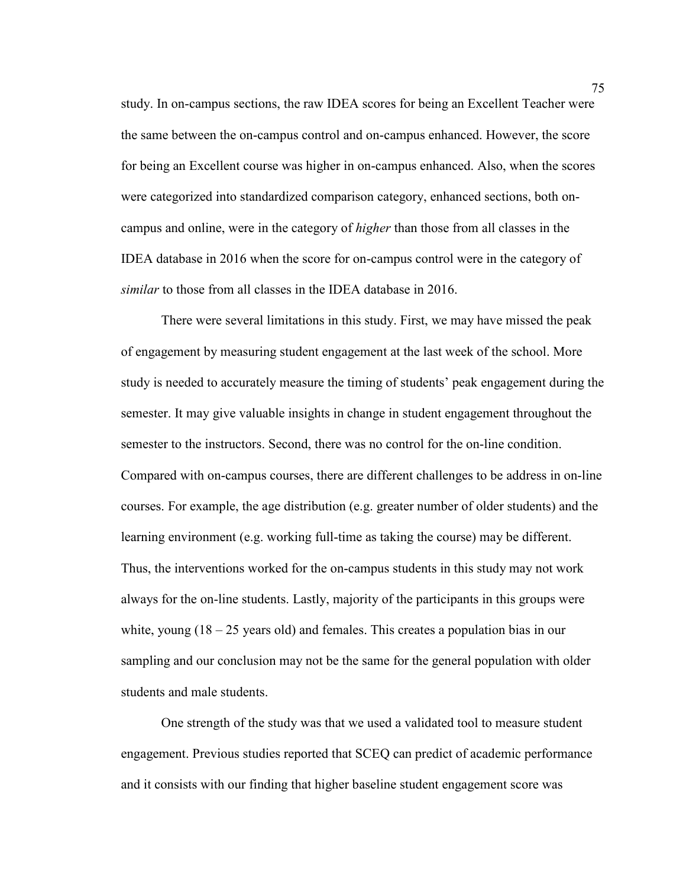study. In on-campus sections, the raw IDEA scores for being an Excellent Teacher were the same between the on-campus control and on-campus enhanced. However, the score for being an Excellent course was higher in on-campus enhanced. Also, when the scores were categorized into standardized comparison category, enhanced sections, both on-campus and online, were in the category of *higher* than those from all classes in the IDEA database in 2016 when the score for on-campus control were in the category of *similar* to those from all classes in the IDEA database in 2016.

There were several limitations in this study. First, we may have missed the peak of engagement by measuring student engagement at the last week of the school. More study is needed to accurately measure the timing of students' peak engagement during the semester. It may give valuable insights in change in student engagement throughout the semester to the instructors. Second, there was no control for the on-line condition. Compared with on-campus courses, there are different challenges to be address in on-line courses. For example, the age distribution (e.g. greater number of older students) and the learning environment (e.g. working full-time as taking the course) may be different. Thus, the interventions worked for the on-campus students in this study may not work always for the on-line students. Lastly, majority of the participants in this groups were white, young (18 – 25 years old) and females. This creates a population bias in our sampling and our conclusion may not be the same for the general population with older students and male students.

One strength of the study was that we used a validated tool to measure student engagement. Previous studies reported that SCEQ can predict of academic performance and it consists with our finding that higher baseline student engagement score was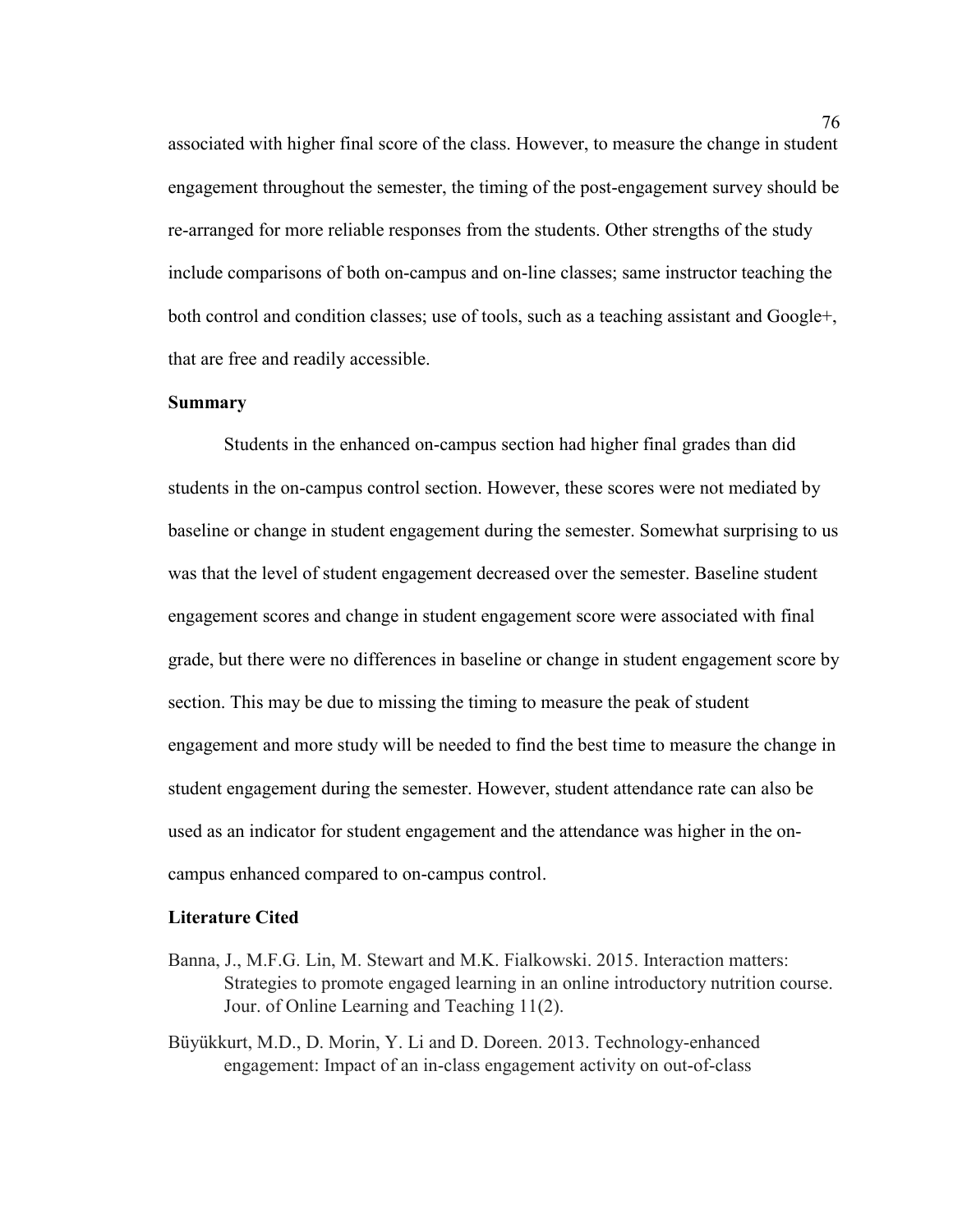associated with higher final score of the class. However, to measure the change in student engagement throughout the semester, the timing of the post-engagement survey should be re-arranged for more reliable responses from the students. Other strengths of the study include comparisons of both on-campus and on-line classes; same instructor teaching the both control and condition classes; use of tools, such as a teaching assistant and Google+, that are free and readily accessible.

### Summary

Students in the enhanced on-campus section had higher final grades than did students in the on-campus control section. However, these scores were not mediated by baseline or change in student engagement during the semester. Somewhat surprising to us was that the level of student engagement decreased over the semester. Baseline student engagement scores and change in student engagement score were associated with final grade, but there were no differences in baseline or change in student engagement score by section. This may be due to missing the timing to measure the peak of student engagement and more study will be needed to find the best time to measure the change in student engagement during the semester. However, student attendance rate can also be used as an indicator for student engagement and the attendance was higher in the on-campus enhanced compared to on-campus control.

### Literature Cited

Banna, J., M.F.G. Lin, M. Stewart and M.K. Fialkowski. 2015. Interaction matters: Strategies to promote engaged learning in an online introductory nutrition course. Jour. of Online Learning and Teaching 11(2).

Büyükkurt, M.D., D. Morin, Y. Li and D. Doreen. 2013. Technology-enhanced engagement: Impact of an in-class engagement activity on out-of-class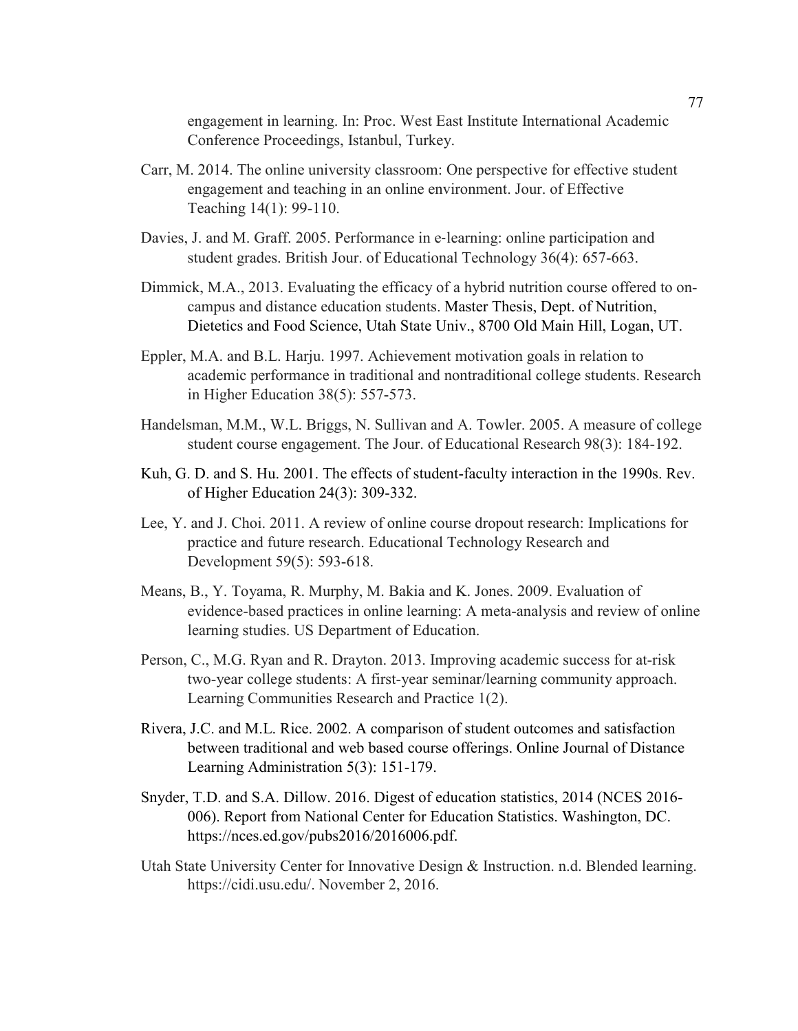engagement in learning. In: Proc. West East Institute International Academic Conference Proceedings, Istanbul, Turkey.

Carr, M. 2014. The online university classroom: One perspective for effective student engagement and teaching in an online environment. Jour. of Effective Teaching 14(1): 99-110.

Davies, J. and M. Graff. 2005. Performance in e-learning: online participation and student grades. British Jour. of Educational Technology 36(4): 657-663.

Dimmick, M.A., 2013. Evaluating the efficacy of a hybrid nutrition course offered to on-campus and distance education students. Master Thesis, Dept. of Nutrition, Dietetics and Food Science, Utah State Univ., 8700 Old Main Hill, Logan, UT.

Eppler, M.A. and B.L. Harju. 1997. Achievement motivation goals in relation to academic performance in traditional and nontraditional college students. Research in Higher Education 38(5): 557-573.

Handelsman, M.M., W.L. Briggs, N. Sullivan and A. Towler. 2005. A measure of college student course engagement. The Jour. of Educational Research 98(3): 184-192.

Kuh, G. D. and S. Hu. 2001. The effects of student-faculty interaction in the 1990s. Rev. of Higher Education 24(3): 309-332.

Lee, Y. and J. Choi. 2011. A review of online course dropout research: Implications for practice and future research. Educational Technology Research and Development 59(5): 593-618.

Means, B., Y. Toyama, R. Murphy, M. Bakia and K. Jones. 2009. Evaluation of evidence-based practices in online learning: A meta-analysis and review of online learning studies. US Department of Education.

Person, C., M.G. Ryan and R. Drayton. 2013. Improving academic success for at-risk two-year college students: A first-year seminar/learning community approach. Learning Communities Research and Practice 1(2).

Rivera, J.C. and M.L. Rice. 2002. A comparison of student outcomes and satisfaction between traditional and web based course offerings. Online Journal of Distance Learning Administration 5(3): 151-179.

Snyder, T.D. and S.A. Dillow. 2016. Digest of education statistics, 2014 (NCES 2016-006). Report from National Center for Education Statistics. Washington, DC. https://nces.ed.gov/pubs2016/2016006.pdf.

Utah State University Center for Innovative Design & Instruction. n.d. Blended learning. https://cidi.usu.edu/. November 2, 2016.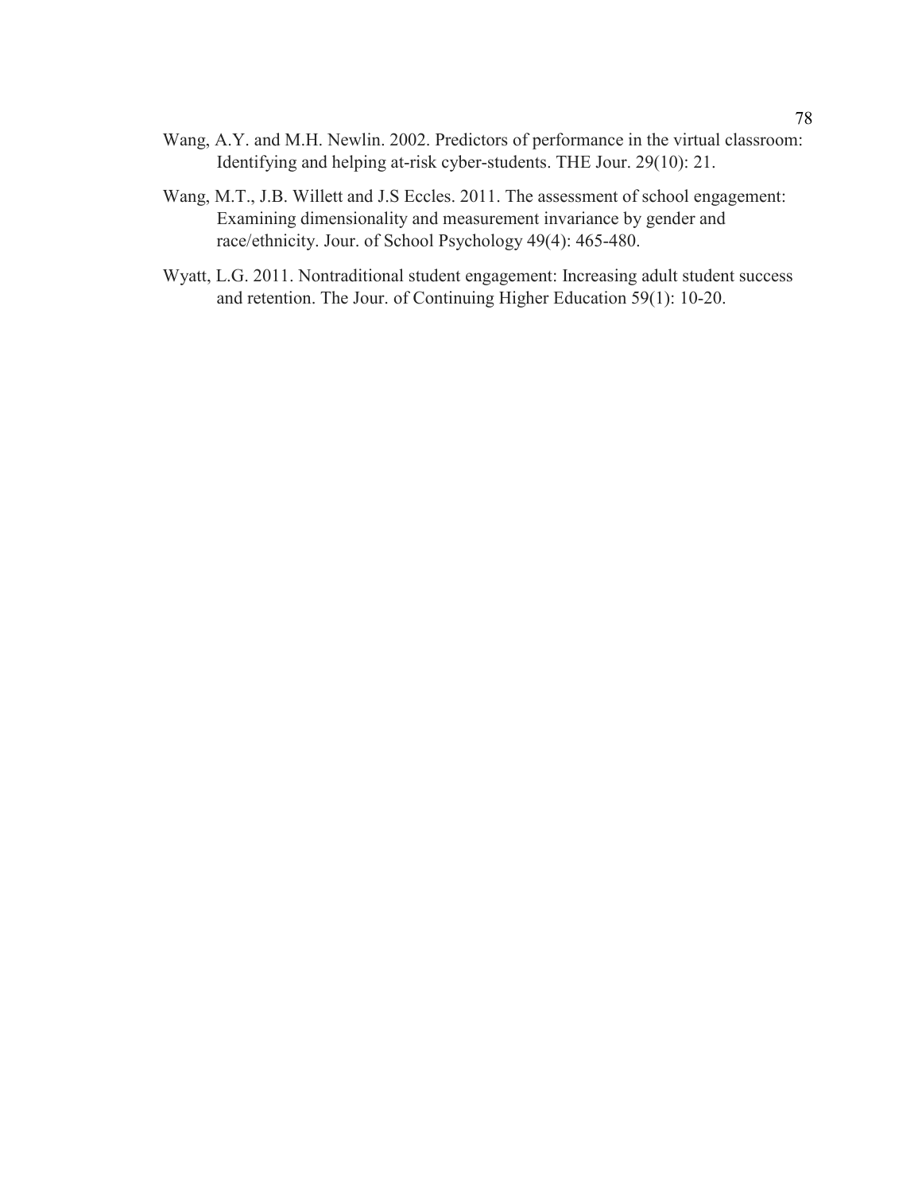Wang, A.Y. and M.H. Newlin. 2002. Predictors of performance in the virtual classroom: Identifying and helping at-risk cyber-students. THE Jour. 29(10): 21.

Wang, M.T., J.B. Willett and J.S Eccles. 2011. The assessment of school engagement: Examining dimensionality and measurement invariance by gender and race/ethnicity. Jour. of School Psychology 49(4): 465-480.

Wyatt, L.G. 2011. Nontraditional student engagement: Increasing adult student success and retention. The Jour. of Continuing Higher Education 59(1): 10-20.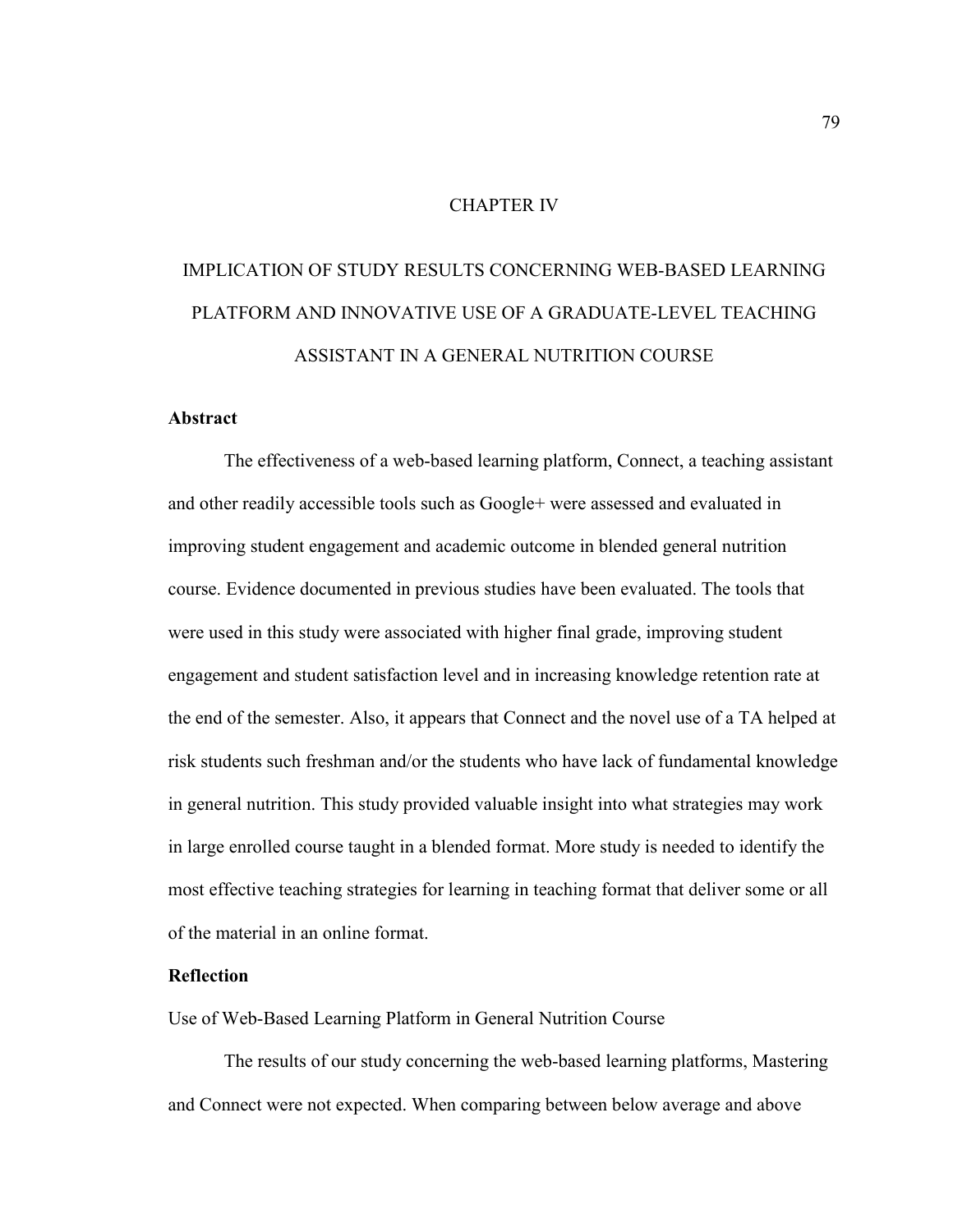# CHAPTER IV

# IMPLICATION OF STUDY RESULTS CONCERNING WEB-BASED LEARNING PLATFORM AND INNOVATIVE USE OF A GRADUATE-LEVEL TEACHING ASSISTANT IN A GENERAL NUTRITION COURSE

## Abstract

The effectiveness of a web-based learning platform, Connect, a teaching assistant and other readily accessible tools such as Google+ were assessed and evaluated in improving student engagement and academic outcome in blended general nutrition course. Evidence documented in previous studies have been evaluated. The tools that were used in this study were associated with higher final grade, improving student engagement and student satisfaction level and in increasing knowledge retention rate at the end of the semester. Also, it appears that Connect and the novel use of a TA helped at risk students such freshman and/or the students who have lack of fundamental knowledge in general nutrition. This study provided valuable insight into what strategies may work in large enrolled course taught in a blended format. More study is needed to identify the most effective teaching strategies for learning in teaching format that deliver some or all of the material in an online format.

## Reflection

### Use of Web-Based Learning Platform in General Nutrition Course

The results of our study concerning the web-based learning platforms, Mastering and Connect were not expected. When comparing between below average and above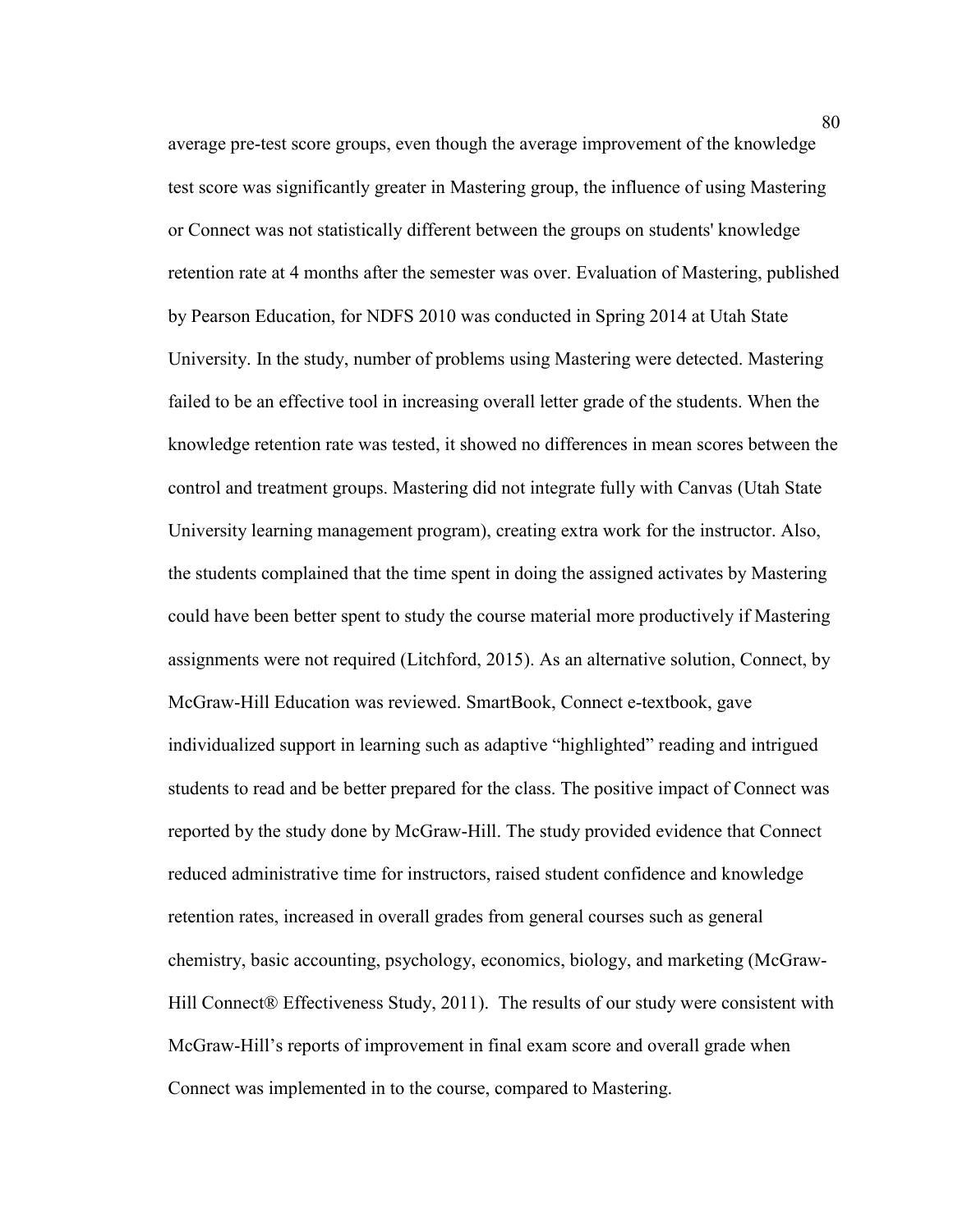average pre-test score groups, even though the average improvement of the knowledge test score was significantly greater in Mastering group, the influence of using Mastering or Connect was not statistically different between the groups on students' knowledge retention rate at 4 months after the semester was over. Evaluation of Mastering, published by Pearson Education, for NDFS 2010 was conducted in Spring 2014 at Utah State University. In the study, number of problems using Mastering were detected. Mastering failed to be an effective tool in increasing overall letter grade of the students. When the knowledge retention rate was tested, it showed no differences in mean scores between the control and treatment groups. Mastering did not integrate fully with Canvas (Utah State University learning management program), creating extra work for the instructor. Also, the students complained that the time spent in doing the assigned activates by Mastering could have been better spent to study the course material more productively if Mastering assignments were not required (Litchford, 2015). As an alternative solution, Connect, by McGraw-Hill Education was reviewed. SmartBook, Connect e-textbook, gave individualized support in learning such as adaptive "highlighted" reading and intrigued students to read and be better prepared for the class. The positive impact of Connect was reported by the study done by McGraw-Hill. The study provided evidence that Connect reduced administrative time for instructors, raised student confidence and knowledge retention rates, increased in overall grades from general courses such as general chemistry, basic accounting, psychology, economics, biology, and marketing (McGraw-Hill Connect® Effectiveness Study, 2011). The results of our study were consistent with McGraw-Hill's reports of improvement in final exam score and overall grade when Connect was implemented in to the course, compared to Mastering.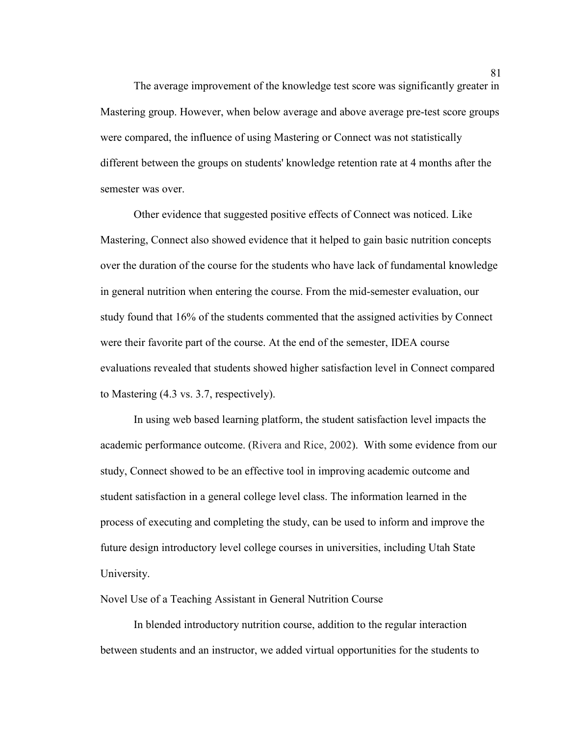The average improvement of the knowledge test score was significantly greater in Mastering group. However, when below average and above average pre-test score groups were compared, the influence of using Mastering or Connect was not statistically different between the groups on students' knowledge retention rate at 4 months after the semester was over.

Other evidence that suggested positive effects of Connect was noticed. Like Mastering, Connect also showed evidence that it helped to gain basic nutrition concepts over the duration of the course for the students who have lack of fundamental knowledge in general nutrition when entering the course. From the mid-semester evaluation, our study found that 16% of the students commented that the assigned activities by Connect were their favorite part of the course. At the end of the semester, IDEA course evaluations revealed that students showed higher satisfaction level in Connect compared to Mastering (4.3 vs. 3.7, respectively).

In using web based learning platform, the student satisfaction level impacts the academic performance outcome. (Rivera and Rice, 2002). With some evidence from our study, Connect showed to be an effective tool in improving academic outcome and student satisfaction in a general college level class. The information learned in the process of executing and completing the study, can be used to inform and improve the future design introductory level college courses in universities, including Utah State University.

## Novel Use of a Teaching Assistant in General Nutrition Course

In blended introductory nutrition course, addition to the regular interaction between students and an instructor, we added virtual opportunities for the students to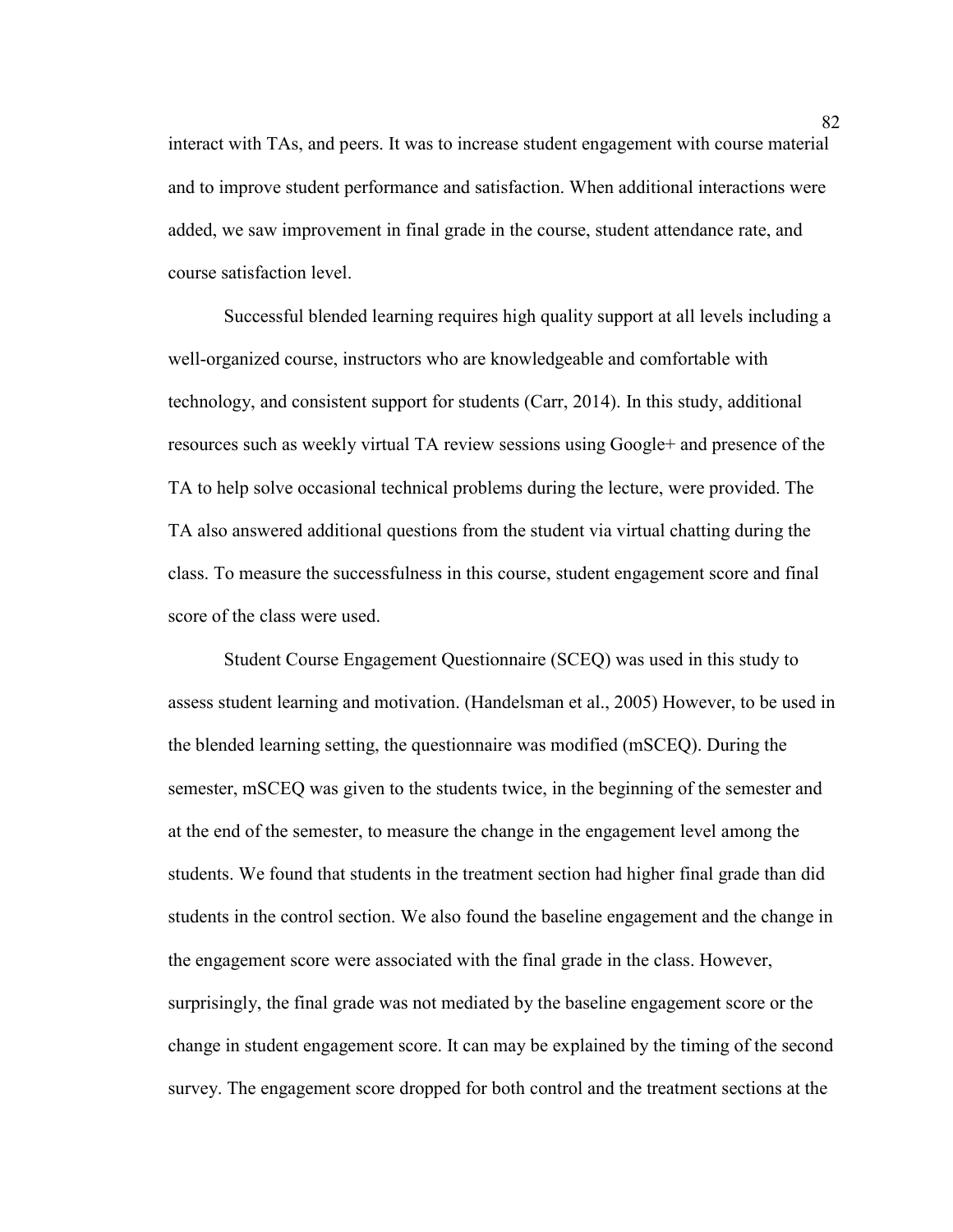interact with TAs, and peers. It was to increase student engagement with course material and to improve student performance and satisfaction. When additional interactions were added, we saw improvement in final grade in the course, student attendance rate, and course satisfaction level.

Successful blended learning requires high quality support at all levels including a well-organized course, instructors who are knowledgeable and comfortable with technology, and consistent support for students (Carr, 2014). In this study, additional resources such as weekly virtual TA review sessions using Google+ and presence of the TA to help solve occasional technical problems during the lecture, were provided. The TA also answered additional questions from the student via virtual chatting during the class. To measure the successfulness in this course, student engagement score and final score of the class were used.

Student Course Engagement Questionnaire (SCEQ) was used in this study to assess student learning and motivation. (Handelsman et al., 2005) However, to be used in the blended learning setting, the questionnaire was modified (mSCEQ). During the semester, mSCEQ was given to the students twice, in the beginning of the semester and at the end of the semester, to measure the change in the engagement level among the students. We found that students in the treatment section had higher final grade than did students in the control section. We also found the baseline engagement and the change in the engagement score were associated with the final grade in the class. However, surprisingly, the final grade was not mediated by the baseline engagement score or the change in student engagement score. It can may be explained by the timing of the second survey. The engagement score dropped for both control and the treatment sections at the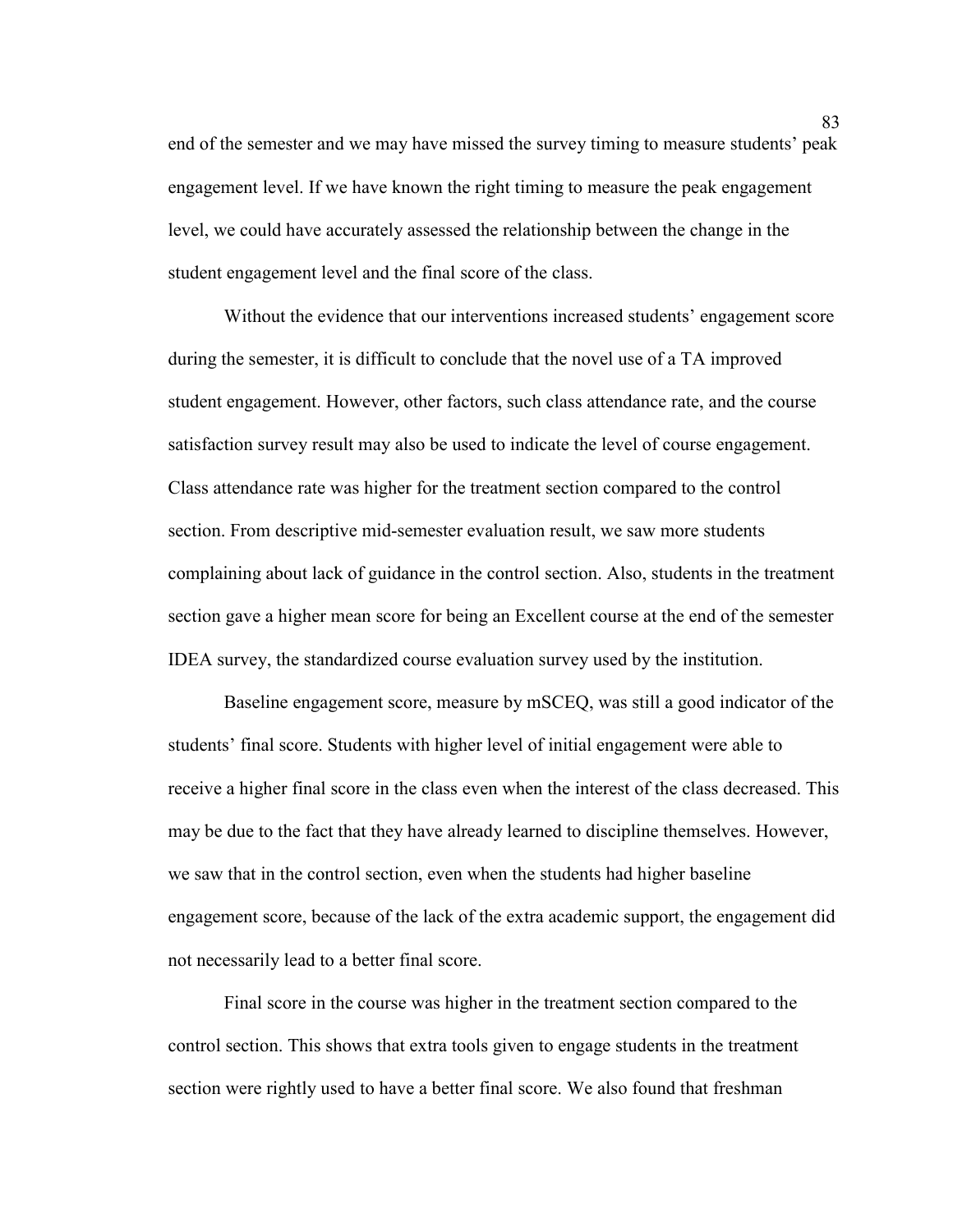end of the semester and we may have missed the survey timing to measure students' peak engagement level. If we have known the right timing to measure the peak engagement level, we could have accurately assessed the relationship between the change in the student engagement level and the final score of the class.

Without the evidence that our interventions increased students' engagement score during the semester, it is difficult to conclude that the novel use of a TA improved student engagement. However, other factors, such class attendance rate, and the course satisfaction survey result may also be used to indicate the level of course engagement. Class attendance rate was higher for the treatment section compared to the control section. From descriptive mid-semester evaluation result, we saw more students complaining about lack of guidance in the control section. Also, students in the treatment section gave a higher mean score for being an Excellent course at the end of the semester IDEA survey, the standardized course evaluation survey used by the institution.

Baseline engagement score, measure by mSCEQ, was still a good indicator of the students' final score. Students with higher level of initial engagement were able to receive a higher final score in the class even when the interest of the class decreased. This may be due to the fact that they have already learned to discipline themselves. However, we saw that in the control section, even when the students had higher baseline engagement score, because of the lack of the extra academic support, the engagement did not necessarily lead to a better final score.

Final score in the course was higher in the treatment section compared to the control section. This shows that extra tools given to engage students in the treatment section were rightly used to have a better final score. We also found that freshman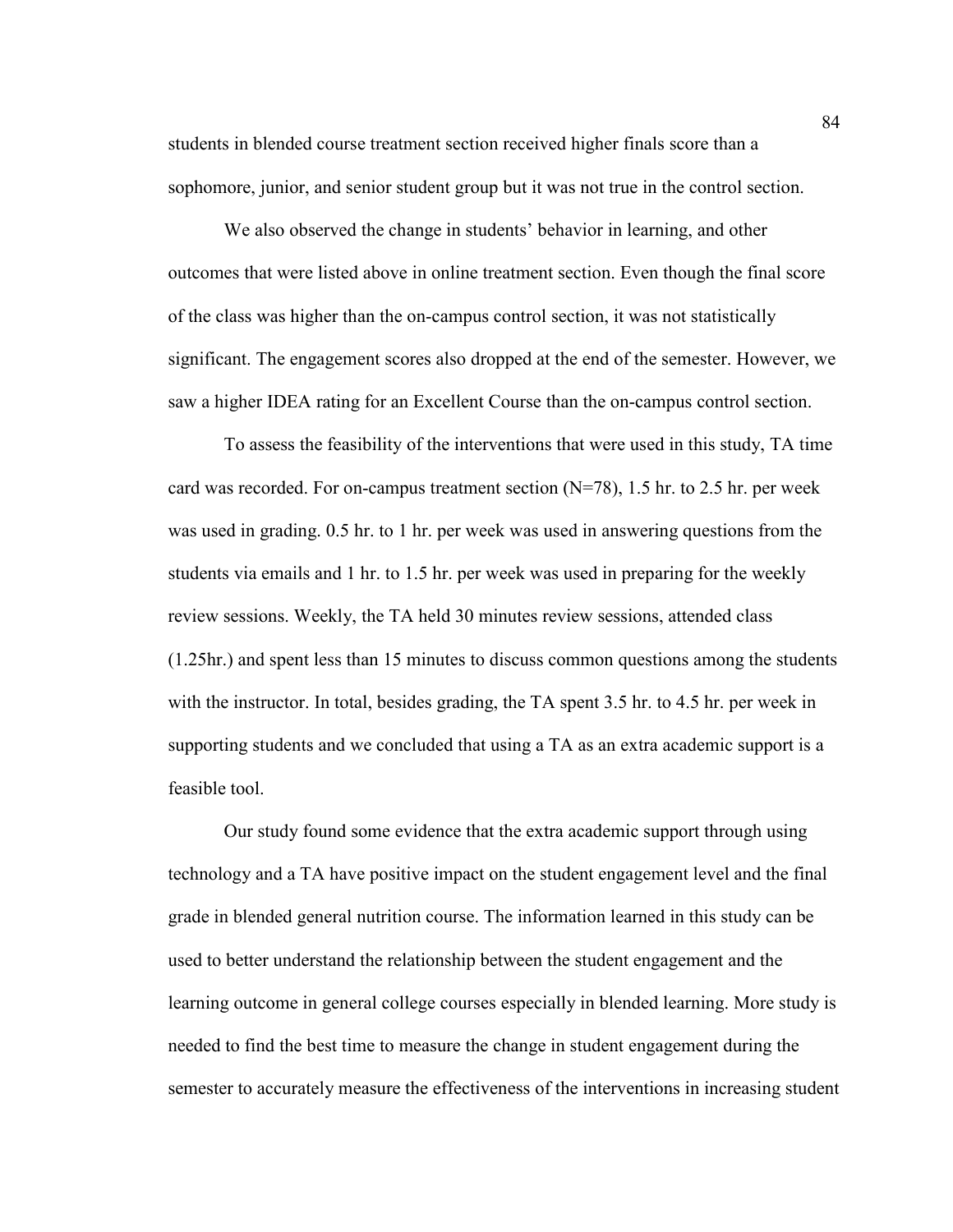students in blended course treatment section received higher finals score than a sophomore, junior, and senior student group but it was not true in the control section.

We also observed the change in students' behavior in learning, and other outcomes that were listed above in online treatment section. Even though the final score of the class was higher than the on-campus control section, it was not statistically significant. The engagement scores also dropped at the end of the semester. However, we saw a higher IDEA rating for an Excellent Course than the on-campus control section.

To assess the feasibility of the interventions that were used in this study, TA time card was recorded. For on-campus treatment section (N=78), 1.5 hr. to 2.5 hr. per week was used in grading. 0.5 hr. to 1 hr. per week was used in answering questions from the students via emails and 1 hr. to 1.5 hr. per week was used in preparing for the weekly review sessions. Weekly, the TA held 30 minutes review sessions, attended class (1.25hr.) and spent less than 15 minutes to discuss common questions among the students with the instructor. In total, besides grading, the TA spent 3.5 hr. to 4.5 hr. per week in supporting students and we concluded that using a TA as an extra academic support is a feasible tool.

Our study found some evidence that the extra academic support through using technology and a TA have positive impact on the student engagement level and the final grade in blended general nutrition course. The information learned in this study can be used to better understand the relationship between the student engagement and the learning outcome in general college courses especially in blended learning. More study is needed to find the best time to measure the change in student engagement during the semester to accurately measure the effectiveness of the interventions in increasing student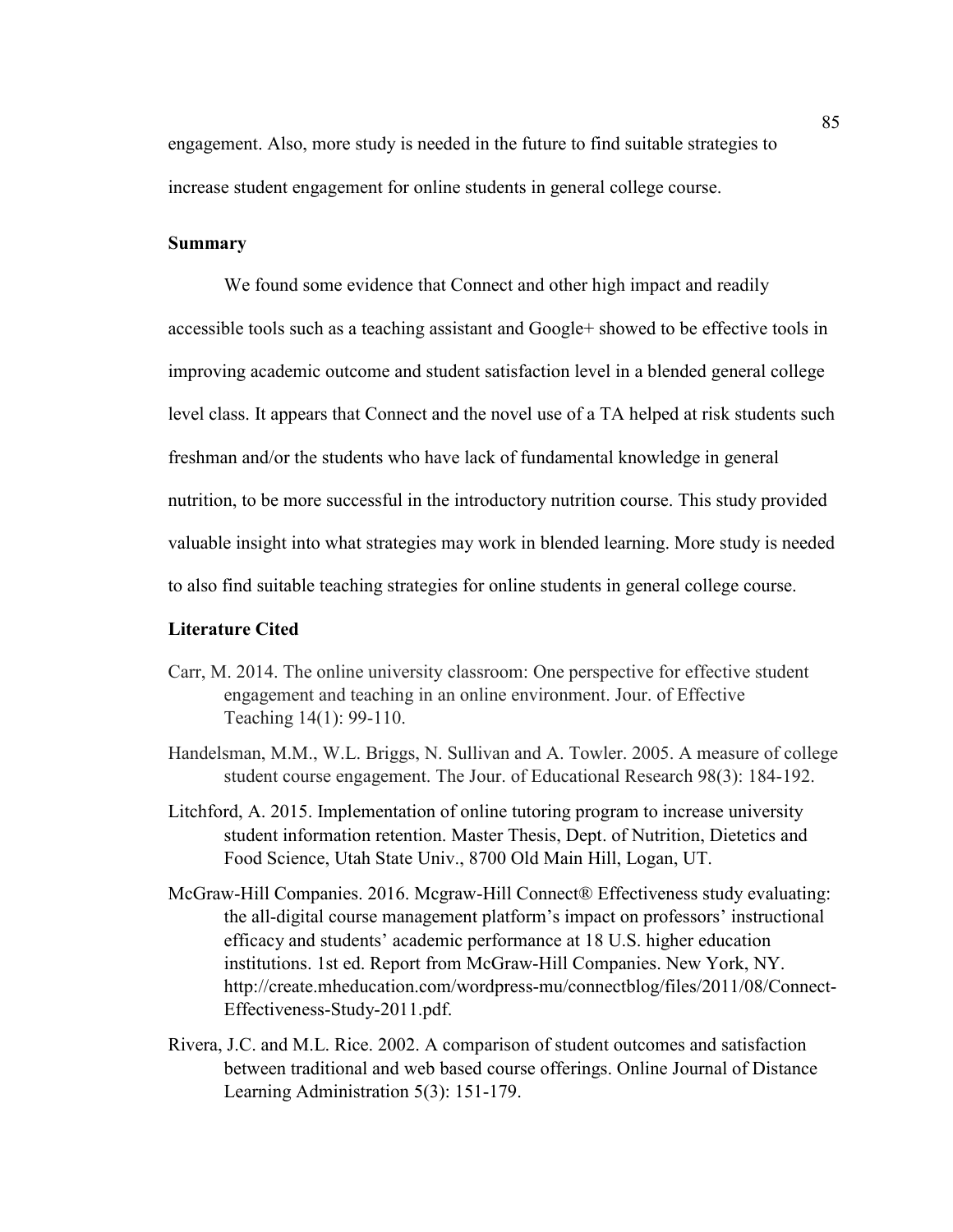engagement. Also, more study is needed in the future to find suitable strategies to increase student engagement for online students in general college course.

### Summary

We found some evidence that Connect and other high impact and readily accessible tools such as a teaching assistant and Google+ showed to be effective tools in improving academic outcome and student satisfaction level in a blended general college level class. It appears that Connect and the novel use of a TA helped at risk students such freshman and/or the students who have lack of fundamental knowledge in general nutrition, to be more successful in the introductory nutrition course. This study provided valuable insight into what strategies may work in blended learning. More study is needed to also find suitable teaching strategies for online students in general college course.

### Literature Cited

Carr, M. 2014. The online university classroom: One perspective for effective student engagement and teaching in an online environment. Jour. of Effective Teaching 14(1): 99-110.

Handelsman, M.M., W.L. Briggs, N. Sullivan and A. Towler. 2005. A measure of college student course engagement. The Jour. of Educational Research 98(3): 184-192.

Litchford, A. 2015. Implementation of online tutoring program to increase university student information retention. Master Thesis, Dept. of Nutrition, Dietetics and Food Science, Utah State Univ., 8700 Old Main Hill, Logan, UT.

McGraw-Hill Companies. 2016. Mcgraw-Hill Connect® Effectiveness study evaluating: the all-digital course management platform's impact on professors' instructional efficacy and students' academic performance at 18 U.S. higher education institutions. 1st ed. Report from McGraw-Hill Companies. New York, NY. http://create.mheducation.com/wordpress-mu/connectblog/files/2011/08/Connect-Effectiveness-Study-2011.pdf.

Rivera, J.C. and M.L. Rice. 2002. A comparison of student outcomes and satisfaction between traditional and web based course offerings. Online Journal of Distance Learning Administration 5(3): 151-179.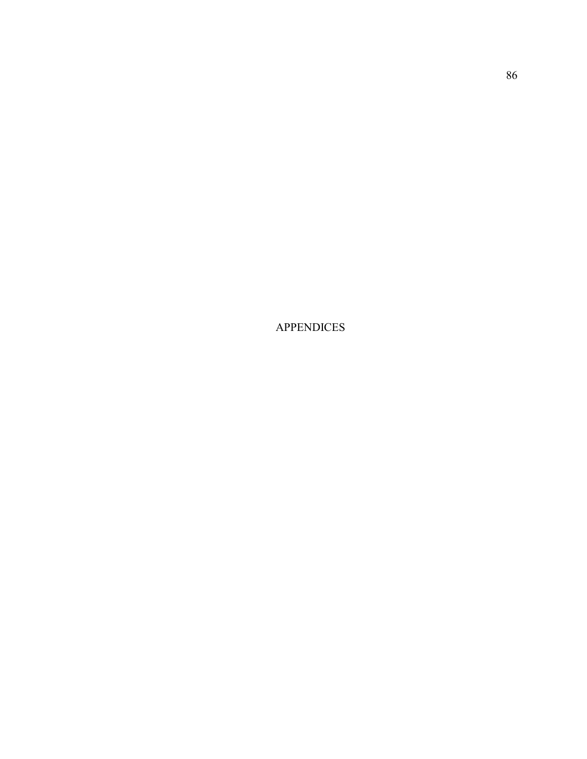# APPENDICES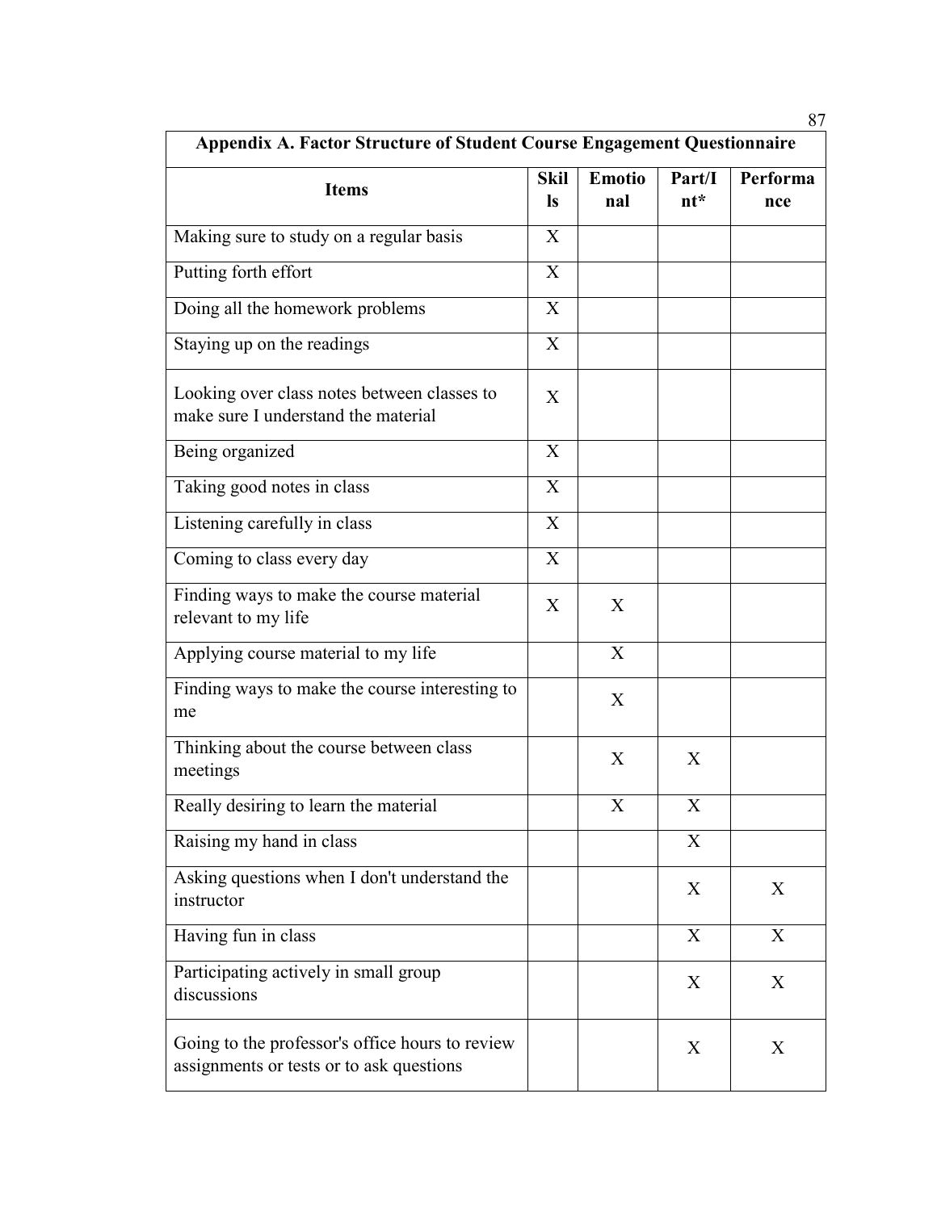| Appendix A. Factor Structure of Student Course Engagement Questionnaire | | | | |
|---|---|---|---|---|
| **Items** | **Skills** | **Emotional** | **Part/Int*** | **Performance** |
| Making sure to study on a regular basis | X | | | |
| Putting forth effort | X | | | |
| Doing all the homework problems | X | | | |
| Staying up on the readings | X | | | |
| Looking over class notes between classes to make sure I understand the material | X | | | |
| Being organized | X | | | |
| Taking good notes in class | X | | | |
| Listening carefully in class | X | | | |
| Coming to class every day | X | | | |
| Finding ways to make the course material relevant to my life | X | X | | |
| Applying course material to my life | | X | | |
| Finding ways to make the course interesting to me | | X | | |
| Thinking about the course between class meetings | | X | X | |
| Really desiring to learn the material | | X | X | |
| Raising my hand in class | | | X | |
| Asking questions when I don't understand the instructor | | | X | X |
| Having fun in class | | | X | X |
| Participating actively in small group discussions | | | X | X |
| Going to the professor's office hours to review assignments or tests or to ask questions | | | X | X |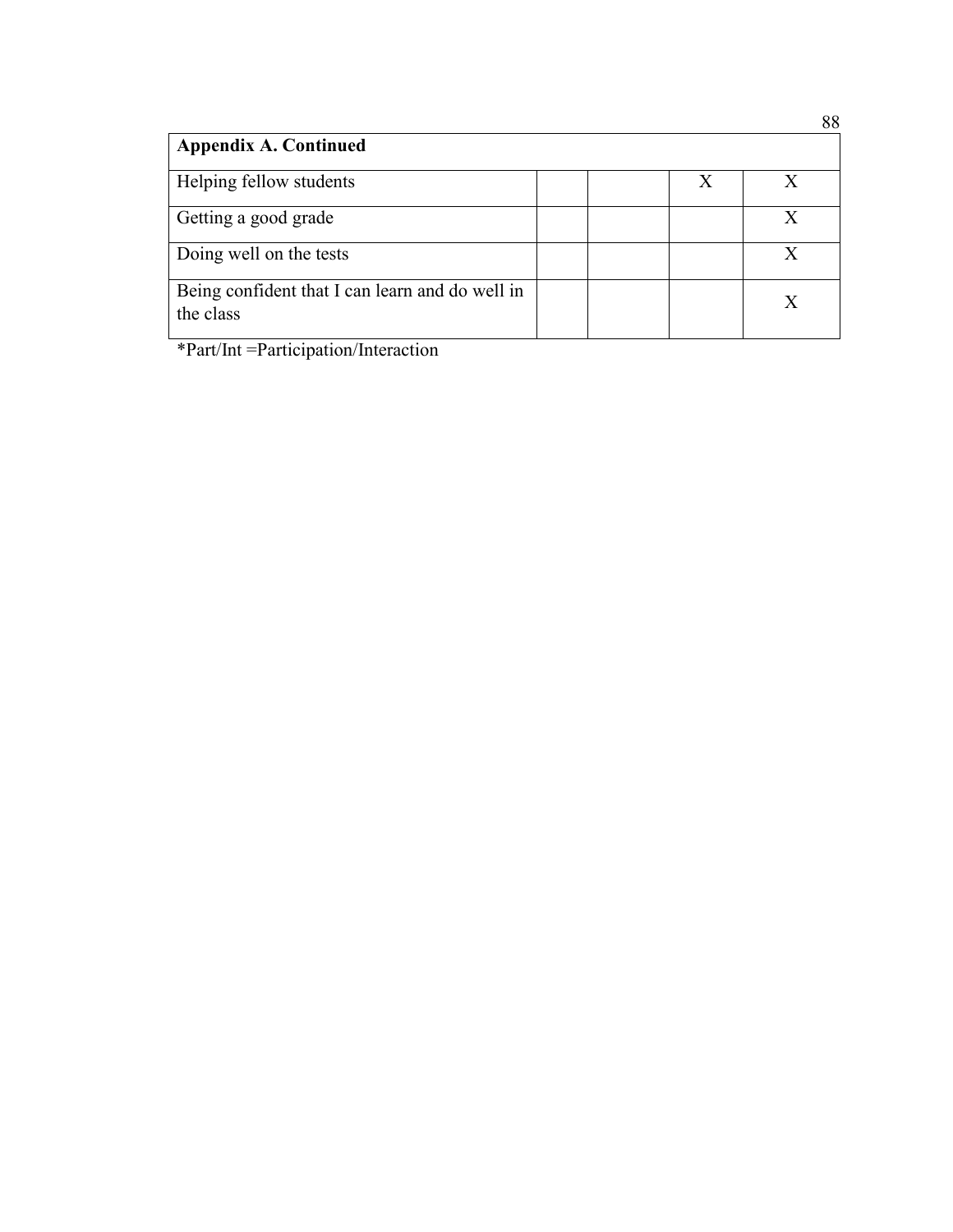| Appendix A. Continued | | | | |
|---|---|---|---|---|
| Helping fellow students | | | X | X |
| Getting a good grade | | | | X |
| Doing well on the tests | | | | X |
| Being confident that I can learn and do well in the class | | | | X |

*Part/Int =Participation/Interaction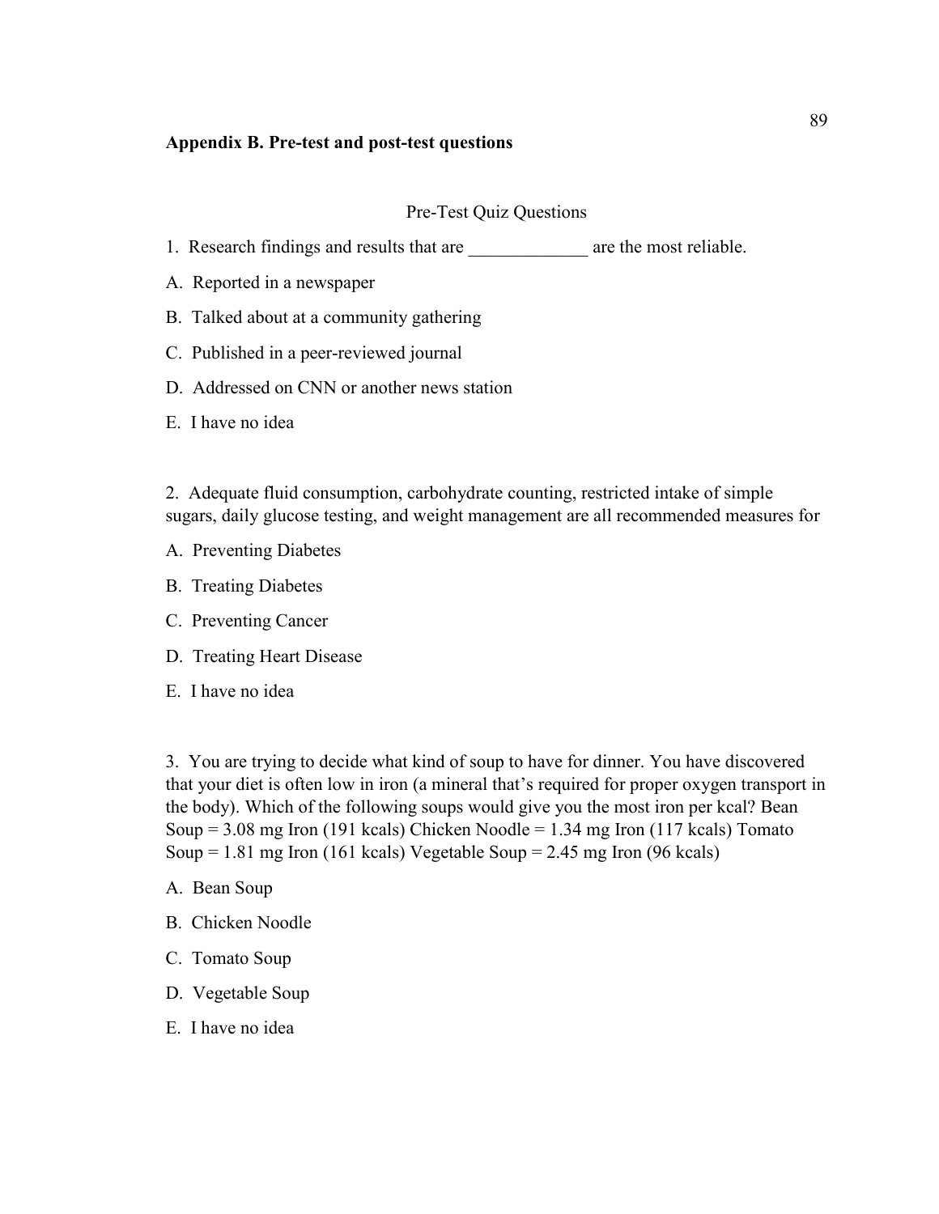**Appendix B. Pre-test and post-test questions**

Pre-Test Quiz Questions

1. Research findings and results that are _____________ are the most reliable.

A. Reported in a newspaper

B. Talked about at a community gathering

C. Published in a peer-reviewed journal

D. Addressed on CNN or another news station

E. I have no idea

2. Adequate fluid consumption, carbohydrate counting, restricted intake of simple sugars, daily glucose testing, and weight management are all recommended measures for

A. Preventing Diabetes

B. Treating Diabetes

C. Preventing Cancer

D. Treating Heart Disease

E. I have no idea

3. You are trying to decide what kind of soup to have for dinner. You have discovered that your diet is often low in iron (a mineral that's required for proper oxygen transport in the body). Which of the following soups would give you the most iron per kcal? Bean Soup = 3.08 mg Iron (191 kcals) Chicken Noodle = 1.34 mg Iron (117 kcals) Tomato Soup = 1.81 mg Iron (161 kcals) Vegetable Soup = 2.45 mg Iron (96 kcals)

A. Bean Soup

B. Chicken Noodle

C. Tomato Soup

D. Vegetable Soup

E. I have no idea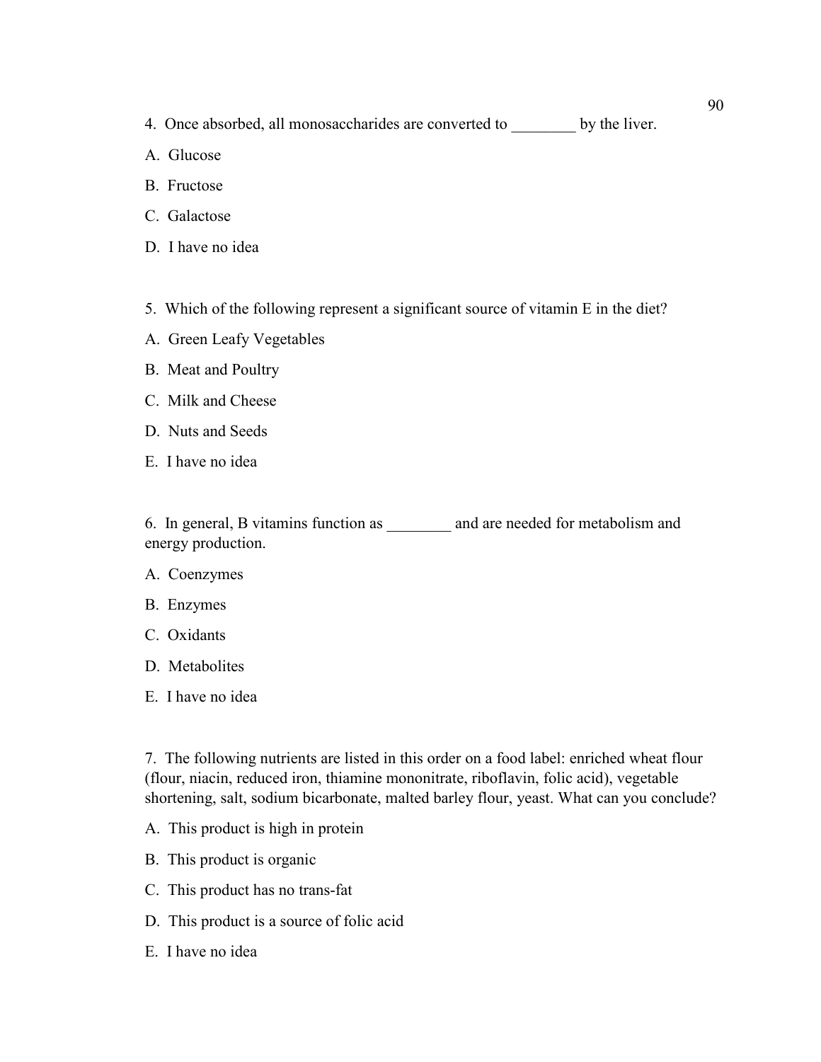4. Once absorbed, all monosaccharides are converted to ________ by the liver.

A. Glucose

B. Fructose

C. Galactose

D. I have no idea

5. Which of the following represent a significant source of vitamin E in the diet?

A. Green Leafy Vegetables

B. Meat and Poultry

C. Milk and Cheese

D. Nuts and Seeds

E. I have no idea

6. In general, B vitamins function as ________ and are needed for metabolism and energy production.

A. Coenzymes

B. Enzymes

C. Oxidants

D. Metabolites

E. I have no idea

7. The following nutrients are listed in this order on a food label: enriched wheat flour (flour, niacin, reduced iron, thiamine mononitrate, riboflavin, folic acid), vegetable shortening, salt, sodium bicarbonate, malted barley flour, yeast. What can you conclude?

A. This product is high in protein

B. This product is organic

C. This product has no trans-fat

D. This product is a source of folic acid

E. I have no idea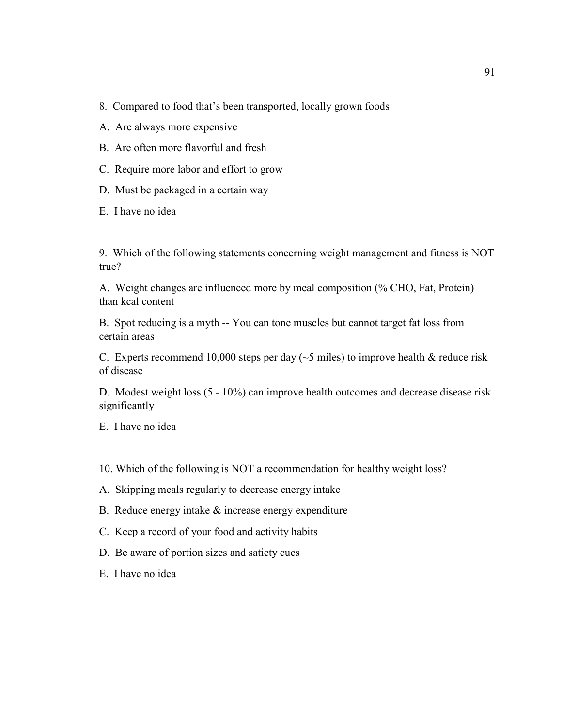8. Compared to food that's been transported, locally grown foods

A. Are always more expensive

B. Are often more flavorful and fresh

C. Require more labor and effort to grow

D. Must be packaged in a certain way

E. I have no idea

9. Which of the following statements concerning weight management and fitness is NOT true?

A. Weight changes are influenced more by meal composition (% CHO, Fat, Protein) than kcal content

B. Spot reducing is a myth -- You can tone muscles but cannot target fat loss from certain areas

C. Experts recommend 10,000 steps per day (~5 miles) to improve health & reduce risk of disease

D. Modest weight loss (5 - 10%) can improve health outcomes and decrease disease risk significantly

E. I have no idea

10. Which of the following is NOT a recommendation for healthy weight loss?

A. Skipping meals regularly to decrease energy intake

B. Reduce energy intake & increase energy expenditure

C. Keep a record of your food and activity habits

D. Be aware of portion sizes and satiety cues

E. I have no idea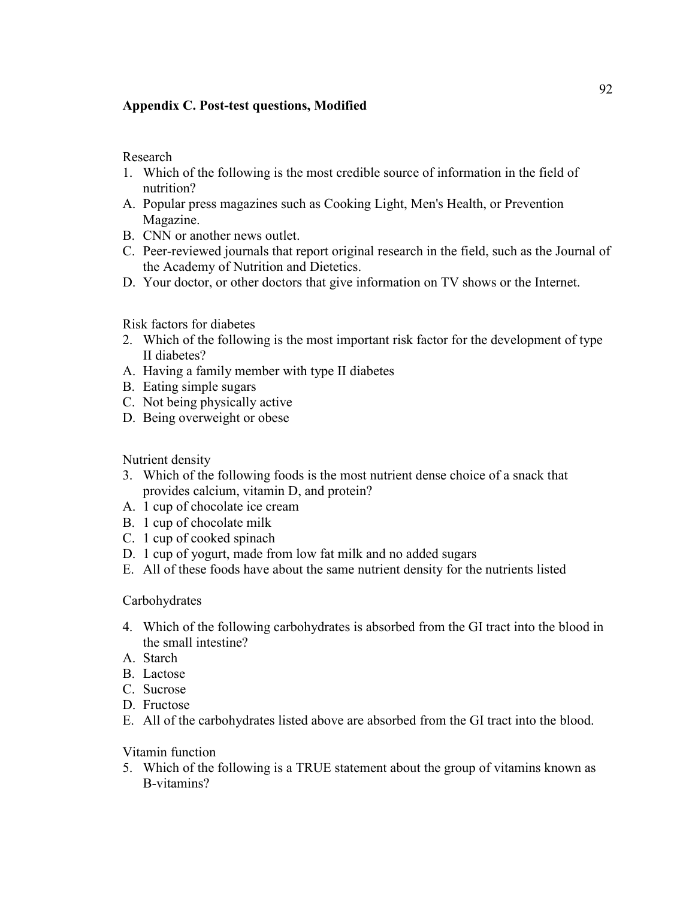## Appendix C. Post-test questions, Modified

Research

1. Which of the following is the most credible source of information in the field of nutrition?

A. Popular press magazines such as Cooking Light, Men's Health, or Prevention Magazine.
B. CNN or another news outlet.
C. Peer-reviewed journals that report original research in the field, such as the Journal of the Academy of Nutrition and Dietetics.
D. Your doctor, or other doctors that give information on TV shows or the Internet.

Risk factors for diabetes

2. Which of the following is the most important risk factor for the development of type II diabetes?

A. Having a family member with type II diabetes
B. Eating simple sugars
C. Not being physically active
D. Being overweight or obese

Nutrient density

3. Which of the following foods is the most nutrient dense choice of a snack that provides calcium, vitamin D, and protein?

A. 1 cup of chocolate ice cream
B. 1 cup of chocolate milk
C. 1 cup of cooked spinach
D. 1 cup of yogurt, made from low fat milk and no added sugars
E. All of these foods have about the same nutrient density for the nutrients listed

Carbohydrates

4. Which of the following carbohydrates is absorbed from the GI tract into the blood in the small intestine?

A. Starch
B. Lactose
C. Sucrose
D. Fructose
E. All of the carbohydrates listed above are absorbed from the GI tract into the blood.

Vitamin function

5. Which of the following is a TRUE statement about the group of vitamins known as B-vitamins?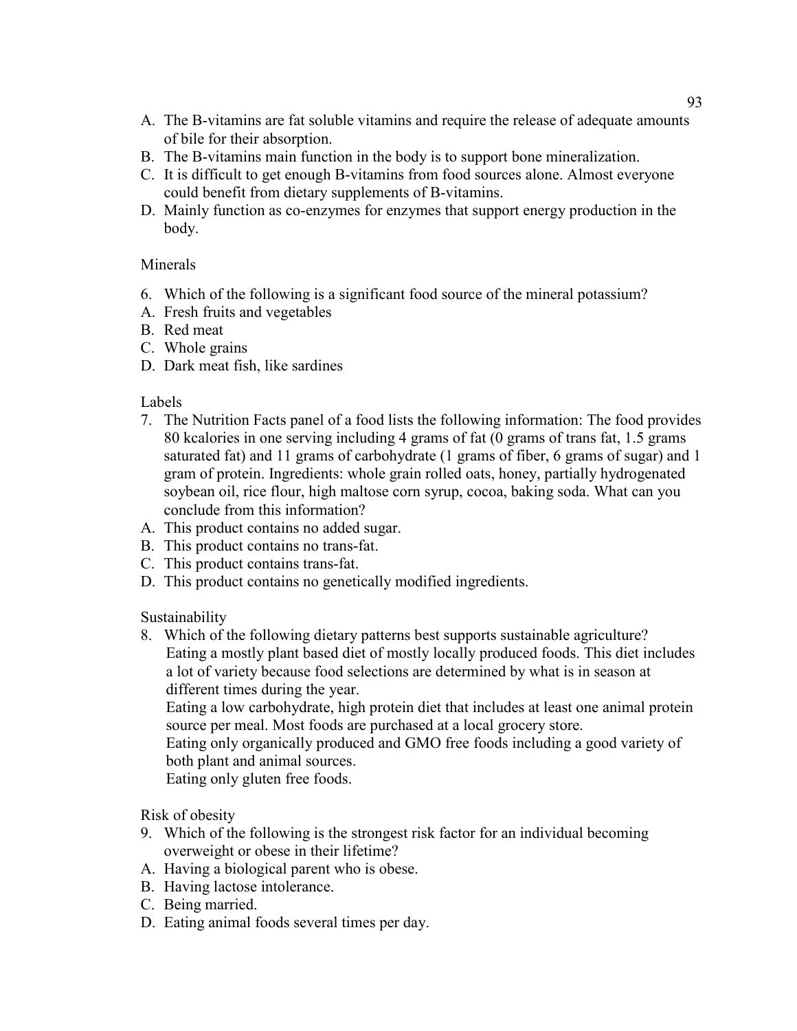A. The B-vitamins are fat soluble vitamins and require the release of adequate amounts of bile for their absorption.
B. The B-vitamins main function in the body is to support bone mineralization.
C. It is difficult to get enough B-vitamins from food sources alone. Almost everyone could benefit from dietary supplements of B-vitamins.
D. Mainly function as co-enzymes for enzymes that support energy production in the body.

Minerals

6. Which of the following is a significant food source of the mineral potassium?
A. Fresh fruits and vegetables
B. Red meat
C. Whole grains
D. Dark meat fish, like sardines

Labels

7. The Nutrition Facts panel of a food lists the following information: The food provides 80 kcalories in one serving including 4 grams of fat (0 grams of trans fat, 1.5 grams saturated fat) and 11 grams of carbohydrate (1 grams of fiber, 6 grams of sugar) and 1 gram of protein. Ingredients: whole grain rolled oats, honey, partially hydrogenated soybean oil, rice flour, high maltose corn syrup, cocoa, baking soda. What can you conclude from this information?
A. This product contains no added sugar.
B. This product contains no trans-fat.
C. This product contains trans-fat.
D. This product contains no genetically modified ingredients.

Sustainability

8. Which of the following dietary patterns best supports sustainable agriculture?
Eating a mostly plant based diet of mostly locally produced foods. This diet includes a lot of variety because food selections are determined by what is in season at different times during the year.
Eating a low carbohydrate, high protein diet that includes at least one animal protein source per meal. Most foods are purchased at a local grocery store.
Eating only organically produced and GMO free foods including a good variety of both plant and animal sources.
Eating only gluten free foods.

Risk of obesity

9. Which of the following is the strongest risk factor for an individual becoming overweight or obese in their lifetime?
A. Having a biological parent who is obese.
B. Having lactose intolerance.
C. Being married.
D. Eating animal foods several times per day.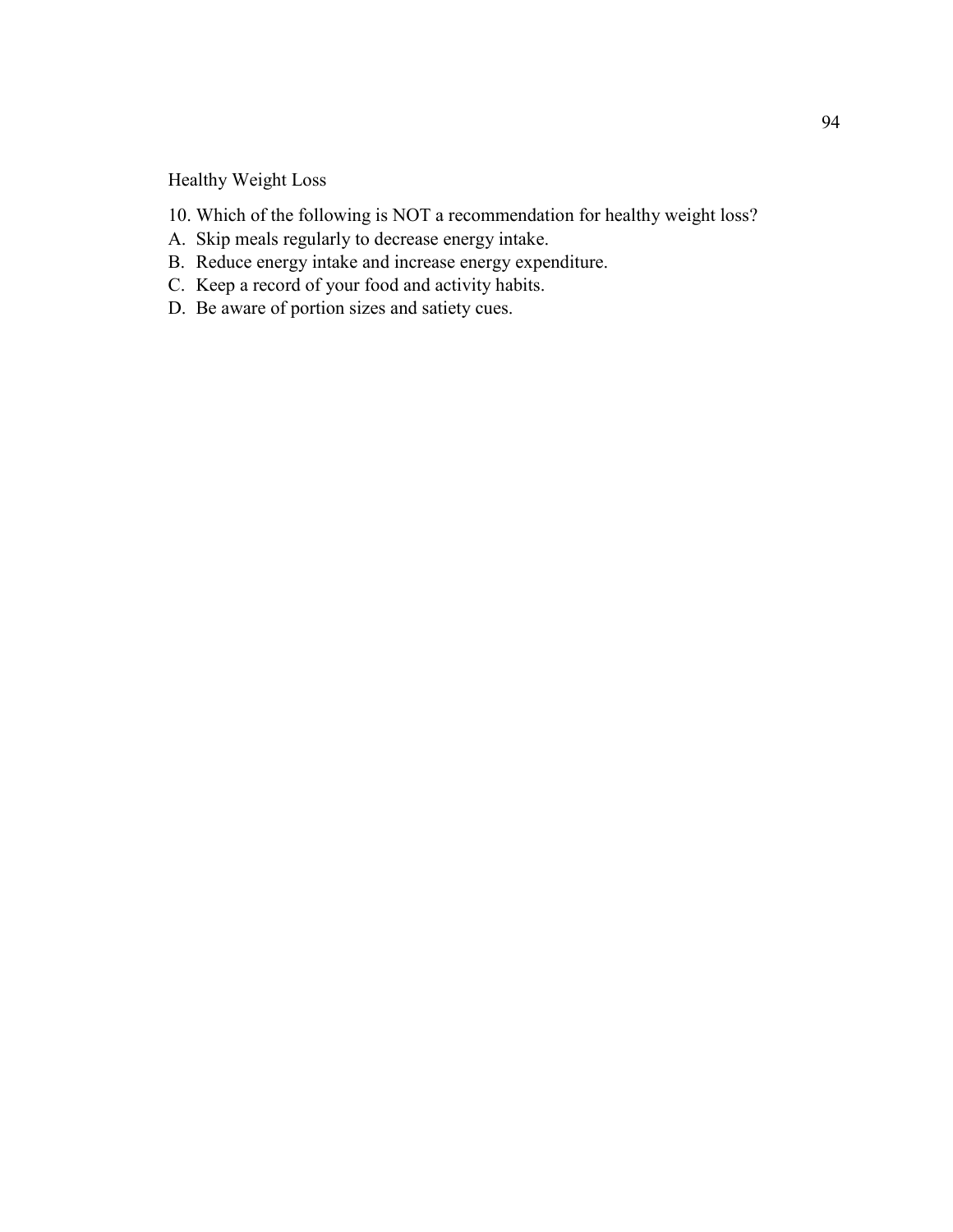Healthy Weight Loss

10. Which of the following is NOT a recommendation for healthy weight loss?

A. Skip meals regularly to decrease energy intake.
B. Reduce energy intake and increase energy expenditure.
C. Keep a record of your food and activity habits.
D. Be aware of portion sizes and satiety cues.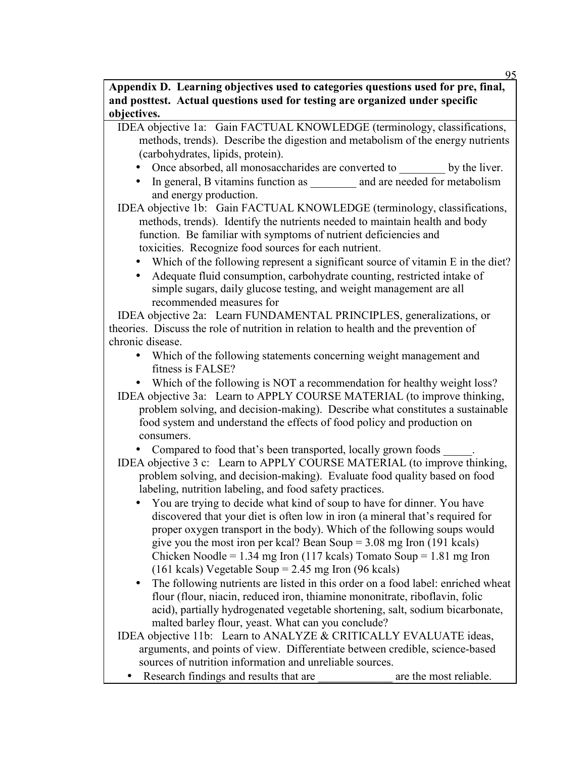**Appendix D. Learning objectives used to categories questions used for pre, final, and posttest. Actual questions used for testing are organized under specific objectives.**

IDEA objective 1a: Gain FACTUAL KNOWLEDGE (terminology, classifications, methods, trends). Describe the digestion and metabolism of the energy nutrients (carbohydrates, lipids, protein).

- Once absorbed, all monosaccharides are converted to ________ by the liver.
- In general, B vitamins function as ________ and are needed for metabolism and energy production.

IDEA objective 1b: Gain FACTUAL KNOWLEDGE (terminology, classifications, methods, trends). Identify the nutrients needed to maintain health and body function. Be familiar with symptoms of nutrient deficiencies and toxicities. Recognize food sources for each nutrient.

- Which of the following represent a significant source of vitamin E in the diet?
- Adequate fluid consumption, carbohydrate counting, restricted intake of simple sugars, daily glucose testing, and weight management are all recommended measures for

IDEA objective 2a: Learn FUNDAMENTAL PRINCIPLES, generalizations, or theories. Discuss the role of nutrition in relation to health and the prevention of chronic disease.

- Which of the following statements concerning weight management and fitness is FALSE?
- Which of the following is NOT a recommendation for healthy weight loss?

IDEA objective 3a: Learn to APPLY COURSE MATERIAL (to improve thinking, problem solving, and decision-making). Describe what constitutes a sustainable food system and understand the effects of food policy and production on consumers.

- Compared to food that's been transported, locally grown foods _____.

IDEA objective 3 c: Learn to APPLY COURSE MATERIAL (to improve thinking, problem solving, and decision-making). Evaluate food quality based on food labeling, nutrition labeling, and food safety practices.

- You are trying to decide what kind of soup to have for dinner. You have discovered that your diet is often low in iron (a mineral that's required for proper oxygen transport in the body). Which of the following soups would give you the most iron per kcal? Bean Soup = 3.08 mg Iron (191 kcals) Chicken Noodle = 1.34 mg Iron (117 kcals) Tomato Soup = 1.81 mg Iron (161 kcals) Vegetable Soup = 2.45 mg Iron (96 kcals)
- The following nutrients are listed in this order on a food label: enriched wheat flour (flour, niacin, reduced iron, thiamine mononitrate, riboflavin, folic acid), partially hydrogenated vegetable shortening, salt, sodium bicarbonate, malted barley flour, yeast. What can you conclude?

IDEA objective 11b: Learn to ANALYZE & CRITICALLY EVALUATE ideas, arguments, and points of view. Differentiate between credible, science-based sources of nutrition information and unreliable sources.

- Research findings and results that are _____________ are the most reliable.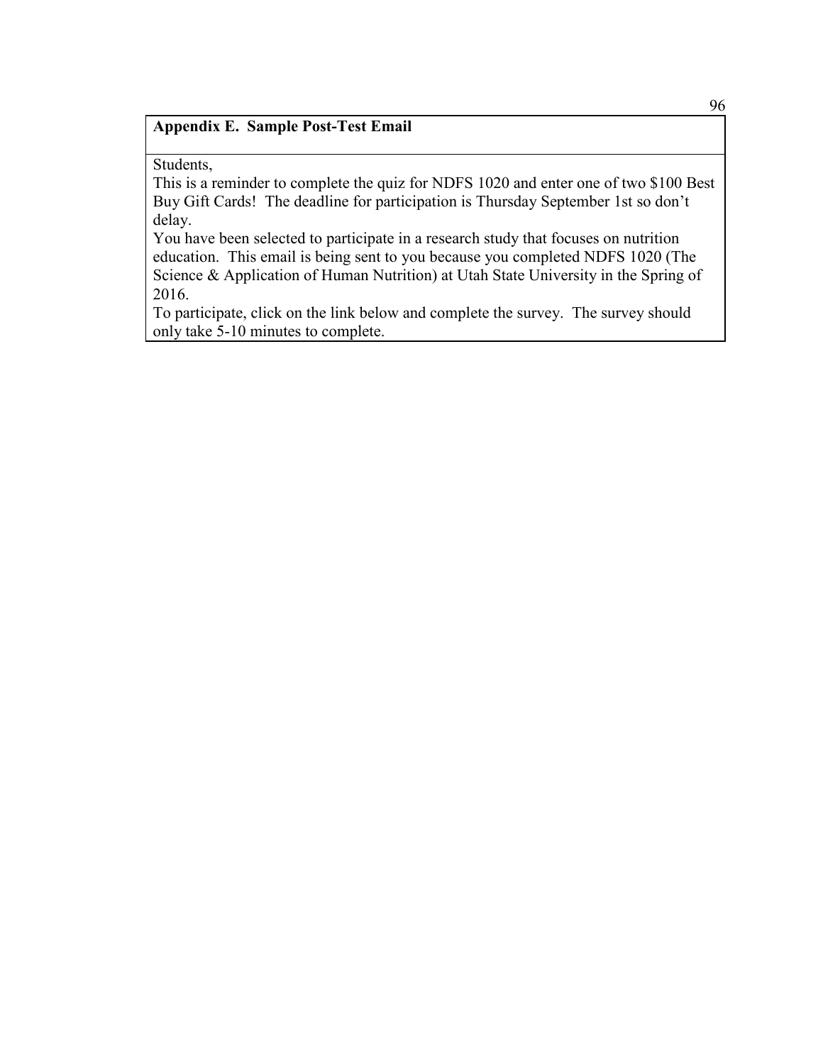**Appendix E. Sample Post-Test Email**

Students,

This is a reminder to complete the quiz for NDFS 1020 and enter one of two $100 Best Buy Gift Cards! The deadline for participation is Thursday September 1st so don't delay.

You have been selected to participate in a research study that focuses on nutrition education. This email is being sent to you because you completed NDFS 1020 (The Science & Application of Human Nutrition) at Utah State University in the Spring of 2016.

To participate, click on the link below and complete the survey. The survey should only take 5-10 minutes to complete.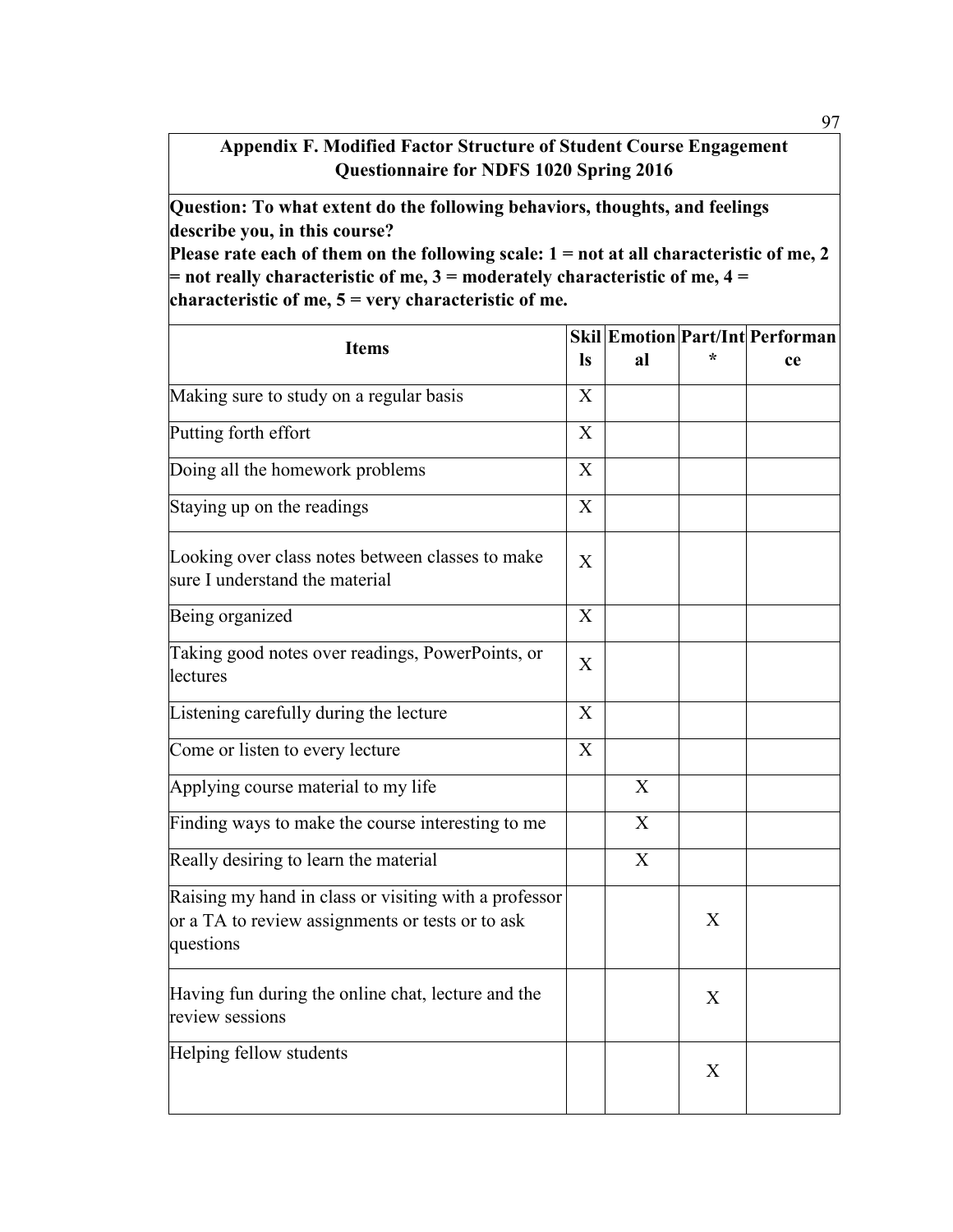**Appendix F. Modified Factor Structure of Student Course Engagement Questionnaire for NDFS 1020 Spring 2016**

**Question: To what extent do the following behaviors, thoughts, and feelings describe you, in this course?**
**Please rate each of them on the following scale: 1 = not at all characteristic of me, 2 = not really characteristic of me, 3 = moderately characteristic of me, 4 = characteristic of me, 5 = very characteristic of me.**

| Items | Skills | Emotional | Part/Int* | Performance |
|---|---|---|---|---|
| Making sure to study on a regular basis | X | | | |
| Putting forth effort | X | | | |
| Doing all the homework problems | X | | | |
| Staying up on the readings | X | | | |
| Looking over class notes between classes to make sure I understand the material | X | | | |
| Being organized | X | | | |
| Taking good notes over readings, PowerPoints, or lectures | X | | | |
| Listening carefully during the lecture | X | | | |
| Come or listen to every lecture | X | | | |
| Applying course material to my life | | X | | |
| Finding ways to make the course interesting to me | | X | | |
| Really desiring to learn the material | | X | | |
| Raising my hand in class or visiting with a professor or a TA to review assignments or tests or to ask questions | | | X | |
| Having fun during the online chat, lecture and the review sessions | | | X | |
| Helping fellow students | | | X | |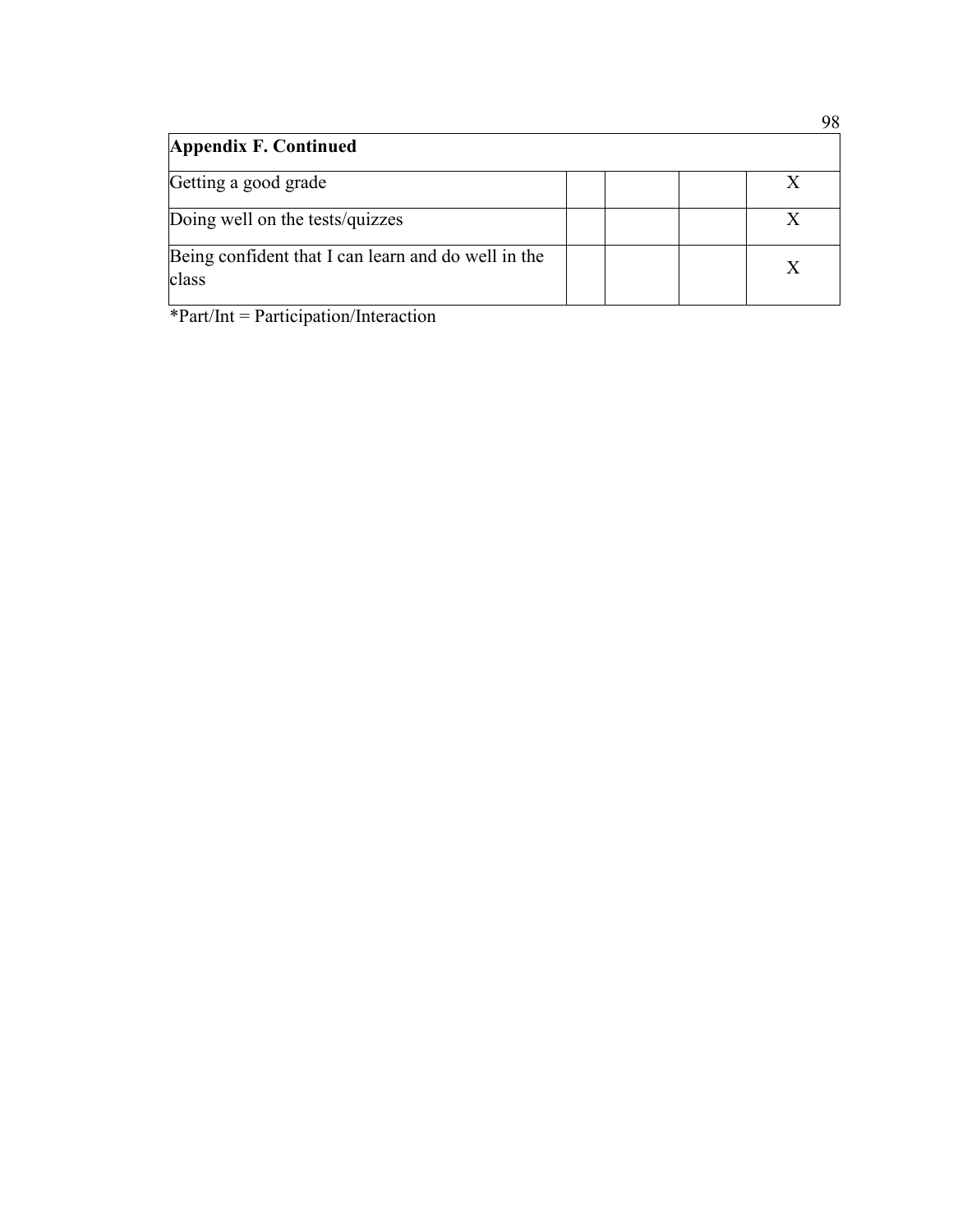| Appendix F. Continued | | | | |
|---|---|---|---|---|
| Getting a good grade | | | | X |
| Doing well on the tests/quizzes | | | | X |
| Being confident that I can learn and do well in the class | | | | X |

*Part/Int = Participation/Interaction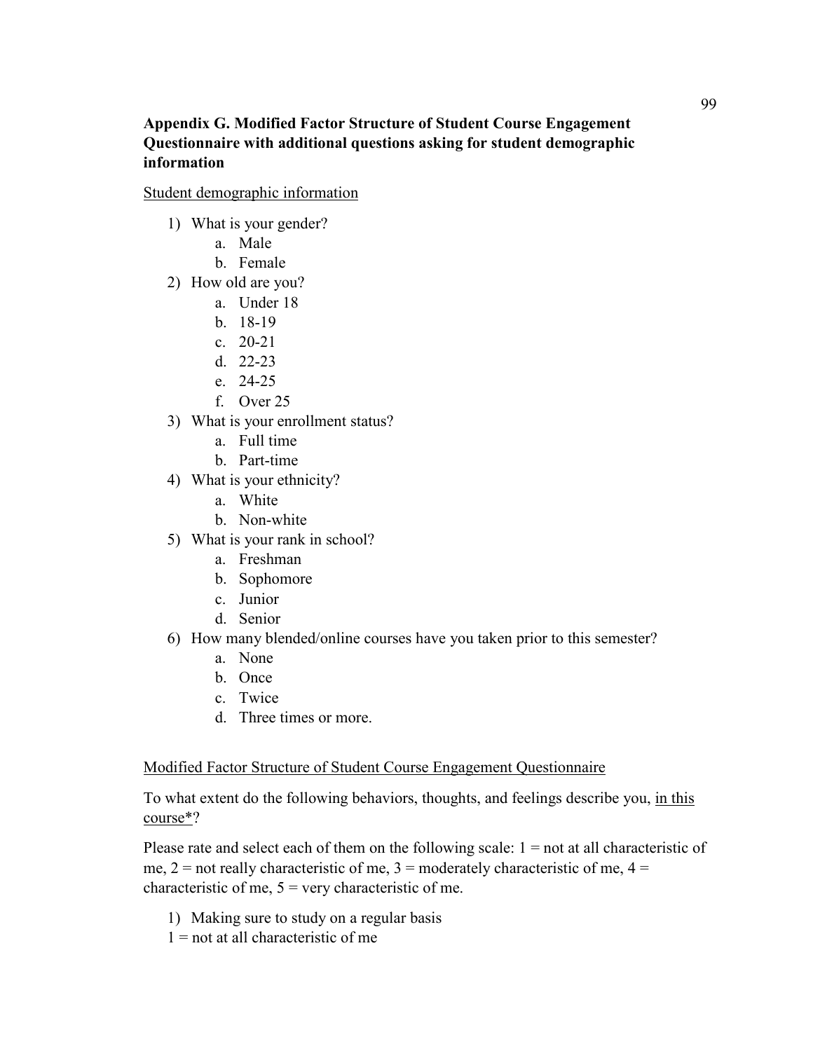### Appendix G. Modified Factor Structure of Student Course Engagement Questionnaire with additional questions asking for student demographic information

<u>Student demographic information</u>

1) What is your gender?
   a. Male
   b. Female
2) How old are you?
   a. Under 18
   b. 18-19
   c. 20-21
   d. 22-23
   e. 24-25
   f. Over 25
3) What is your enrollment status?
   a. Full time
   b. Part-time
4) What is your ethnicity?
   a. White
   b. Non-white
5) What is your rank in school?
   a. Freshman
   b. Sophomore
   c. Junior
   d. Senior
6) How many blended/online courses have you taken prior to this semester?
   a. None
   b. Once
   c. Twice
   d. Three times or more.

<u>Modified Factor Structure of Student Course Engagement Questionnaire</u>

To what extent do the following behaviors, thoughts, and feelings describe you, <u>in this course*</u>?

Please rate and select each of them on the following scale: 1 = not at all characteristic of me, 2 = not really characteristic of me, 3 = moderately characteristic of me, 4 = characteristic of me, 5 = very characteristic of me.

1) Making sure to study on a regular basis

   1 = not at all characteristic of me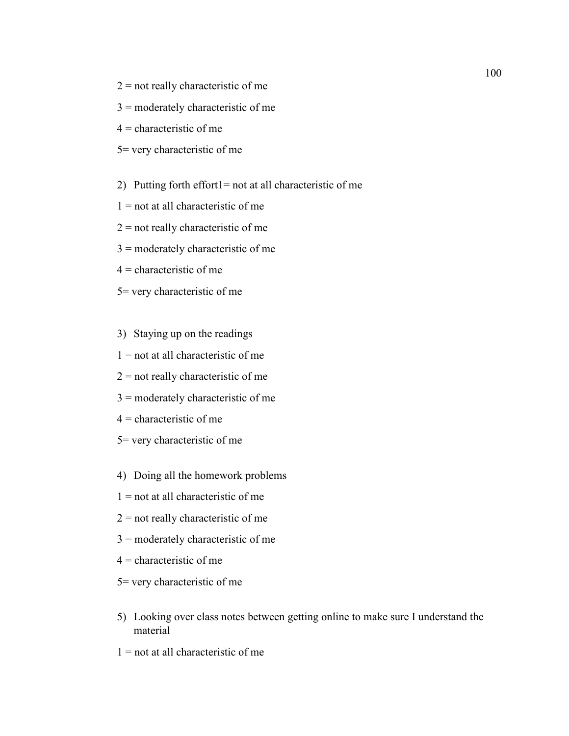2 = not really characteristic of me

3 = moderately characteristic of me

4 = characteristic of me

5= very characteristic of me

2) Putting forth effort1= not at all characteristic of me

1 = not at all characteristic of me

2 = not really characteristic of me

3 = moderately characteristic of me

4 = characteristic of me

5= very characteristic of me

3) Staying up on the readings

1 = not at all characteristic of me

2 = not really characteristic of me

3 = moderately characteristic of me

4 = characteristic of me

5= very characteristic of me

4) Doing all the homework problems

1 = not at all characteristic of me

2 = not really characteristic of me

3 = moderately characteristic of me

4 = characteristic of me

5= very characteristic of me

5) Looking over class notes between getting online to make sure I understand the material

1 = not at all characteristic of me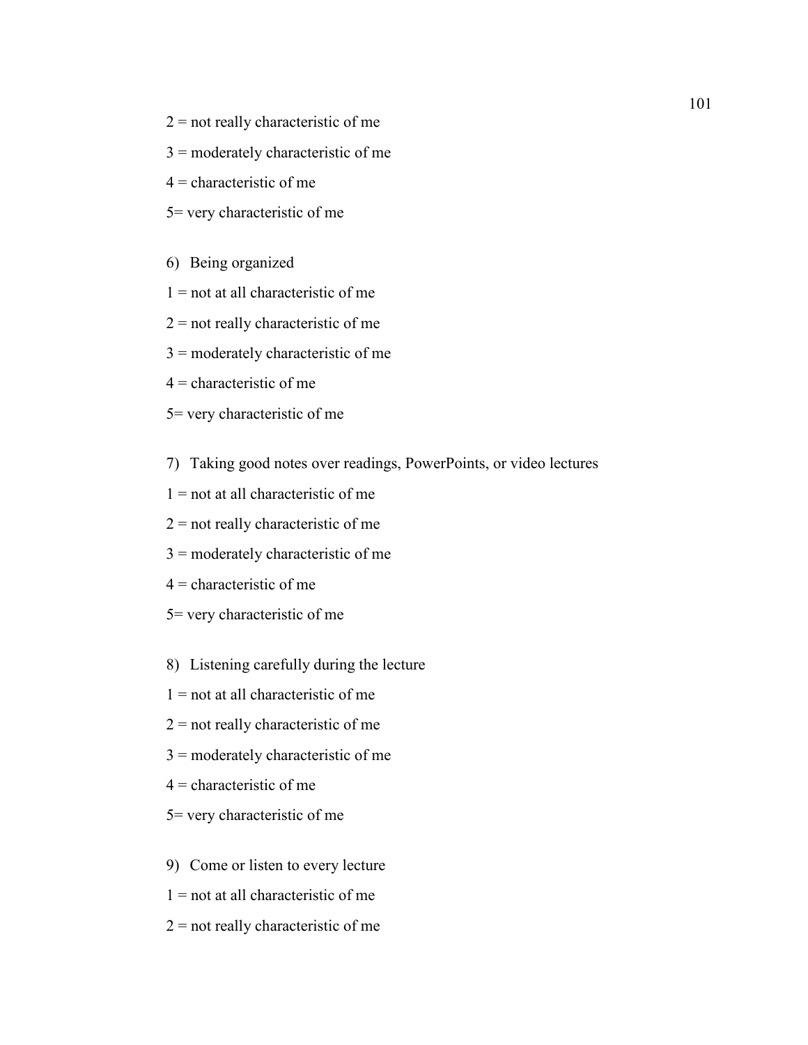2 = not really characteristic of me

3 = moderately characteristic of me

4 = characteristic of me

5= very characteristic of me

6) Being organized

1 = not at all characteristic of me

2 = not really characteristic of me

3 = moderately characteristic of me

4 = characteristic of me

5= very characteristic of me

7) Taking good notes over readings, PowerPoints, or video lectures

1 = not at all characteristic of me

2 = not really characteristic of me

3 = moderately characteristic of me

4 = characteristic of me

5= very characteristic of me

8) Listening carefully during the lecture

1 = not at all characteristic of me

2 = not really characteristic of me

3 = moderately characteristic of me

4 = characteristic of me

5= very characteristic of me

9) Come or listen to every lecture

1 = not at all characteristic of me

2 = not really characteristic of me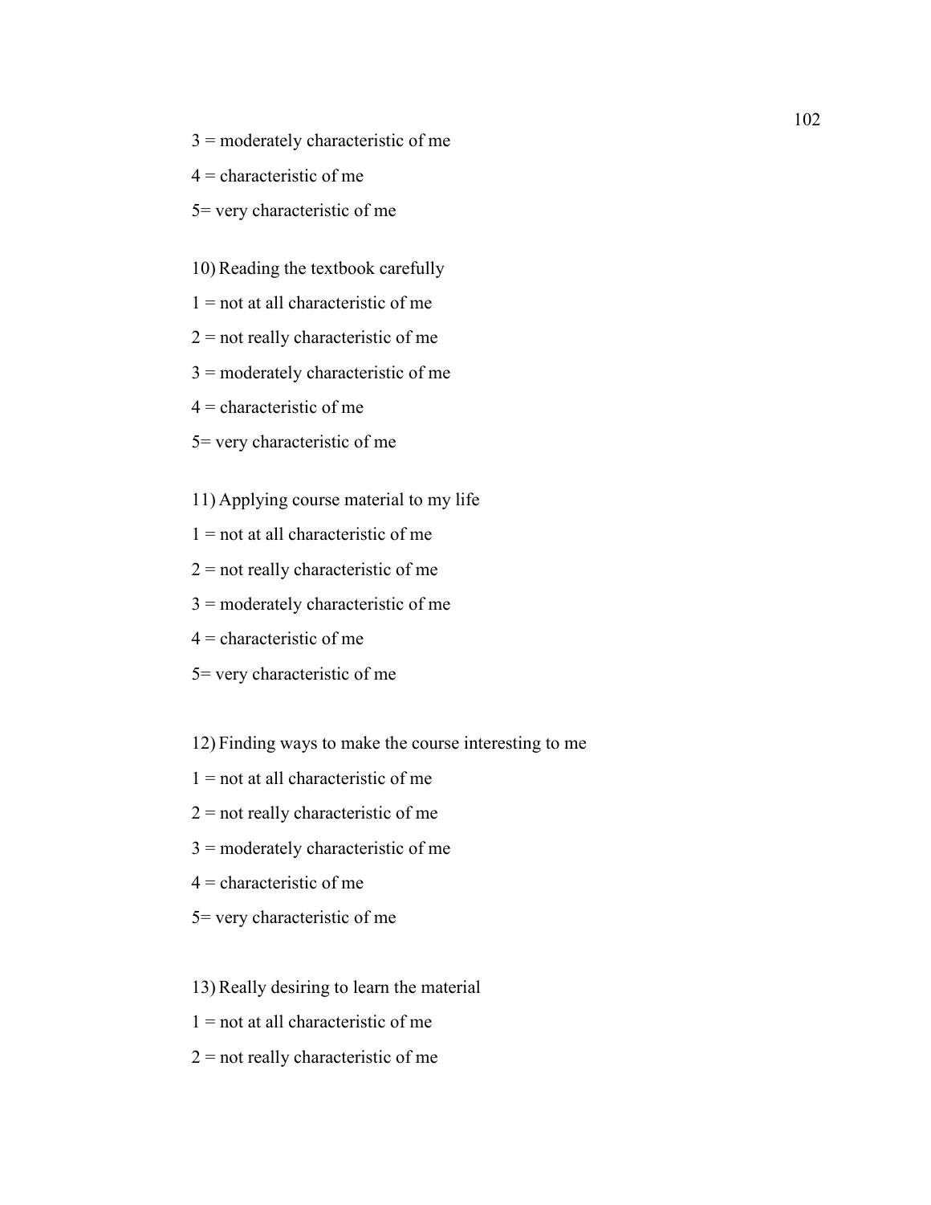3 = moderately characteristic of me

4 = characteristic of me

5= very characteristic of me

10) Reading the textbook carefully

1 = not at all characteristic of me

2 = not really characteristic of me

3 = moderately characteristic of me

4 = characteristic of me

5= very characteristic of me

11) Applying course material to my life

1 = not at all characteristic of me

2 = not really characteristic of me

3 = moderately characteristic of me

4 = characteristic of me

5= very characteristic of me

12) Finding ways to make the course interesting to me

1 = not at all characteristic of me

2 = not really characteristic of me

3 = moderately characteristic of me

4 = characteristic of me

5= very characteristic of me

13) Really desiring to learn the material

1 = not at all characteristic of me

2 = not really characteristic of me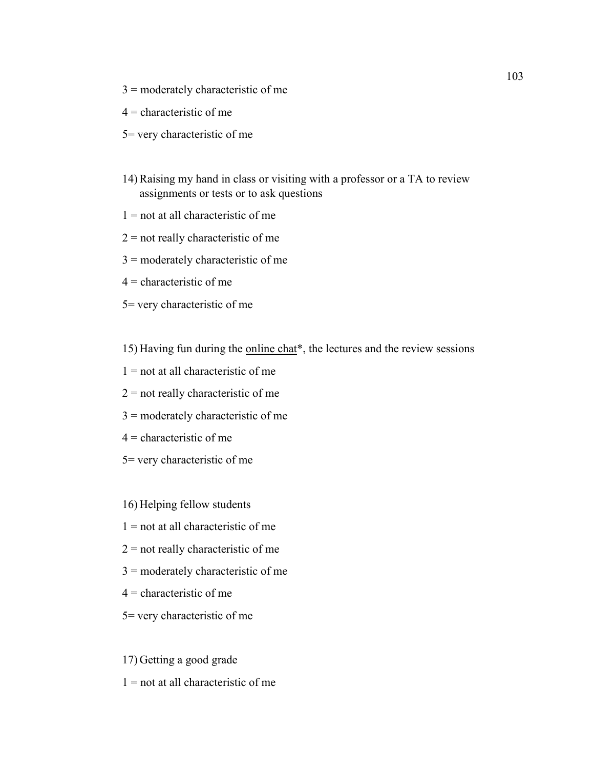3 = moderately characteristic of me

4 = characteristic of me

5= very characteristic of me

14) Raising my hand in class or visiting with a professor or a TA to review assignments or tests or to ask questions

1 = not at all characteristic of me

2 = not really characteristic of me

3 = moderately characteristic of me

4 = characteristic of me

5= very characteristic of me

15) Having fun during the <u>online chat</u>*, the lectures and the review sessions

1 = not at all characteristic of me

2 = not really characteristic of me

3 = moderately characteristic of me

4 = characteristic of me

5= very characteristic of me

16) Helping fellow students

1 = not at all characteristic of me

2 = not really characteristic of me

3 = moderately characteristic of me

4 = characteristic of me

5= very characteristic of me

17) Getting a good grade

1 = not at all characteristic of me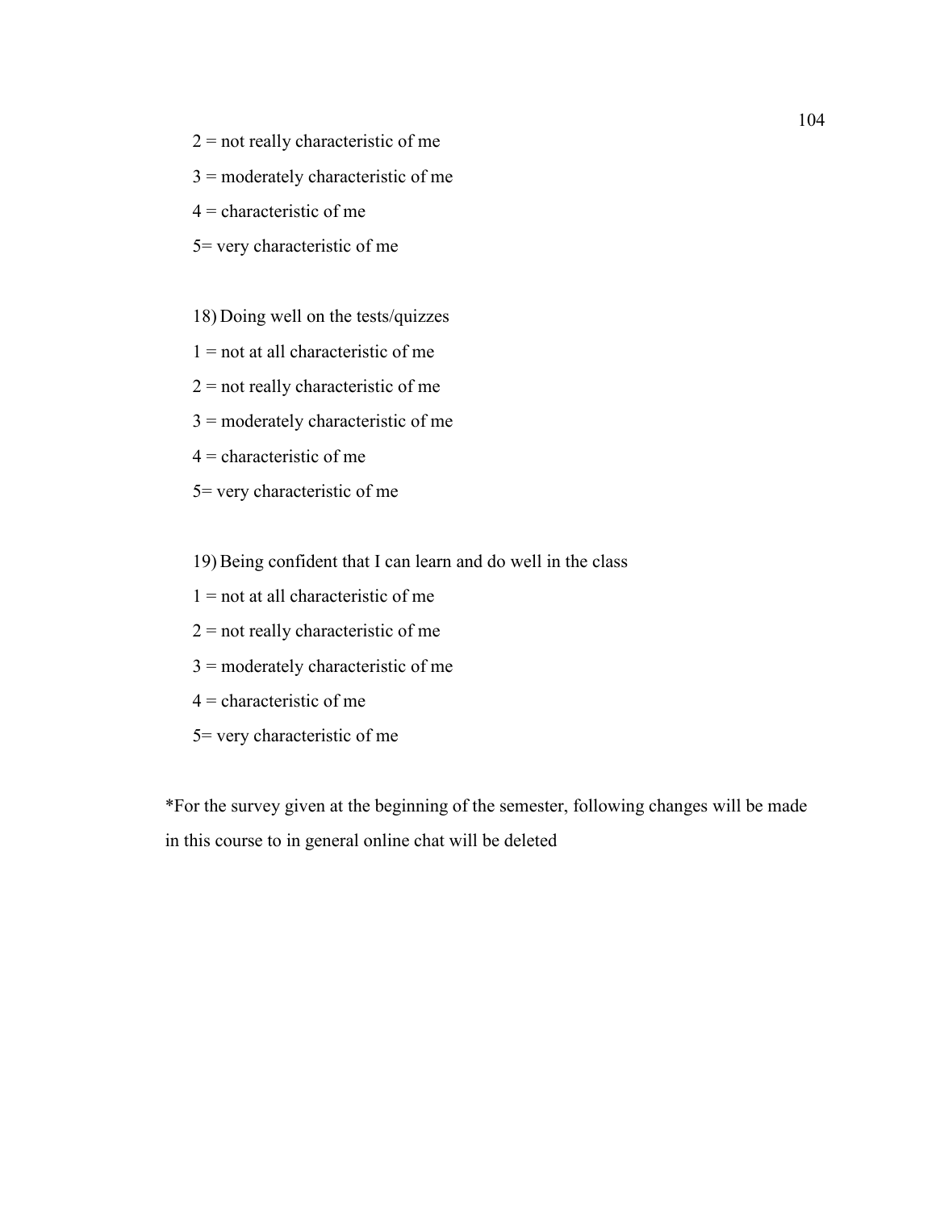2 = not really characteristic of me

3 = moderately characteristic of me

4 = characteristic of me

5= very characteristic of me

18) Doing well on the tests/quizzes

1 = not at all characteristic of me

2 = not really characteristic of me

3 = moderately characteristic of me

4 = characteristic of me

5= very characteristic of me

19) Being confident that I can learn and do well in the class

1 = not at all characteristic of me

2 = not really characteristic of me

3 = moderately characteristic of me

4 = characteristic of me

5= very characteristic of me

*For the survey given at the beginning of the semester, following changes will be made in this course to in general online chat will be deleted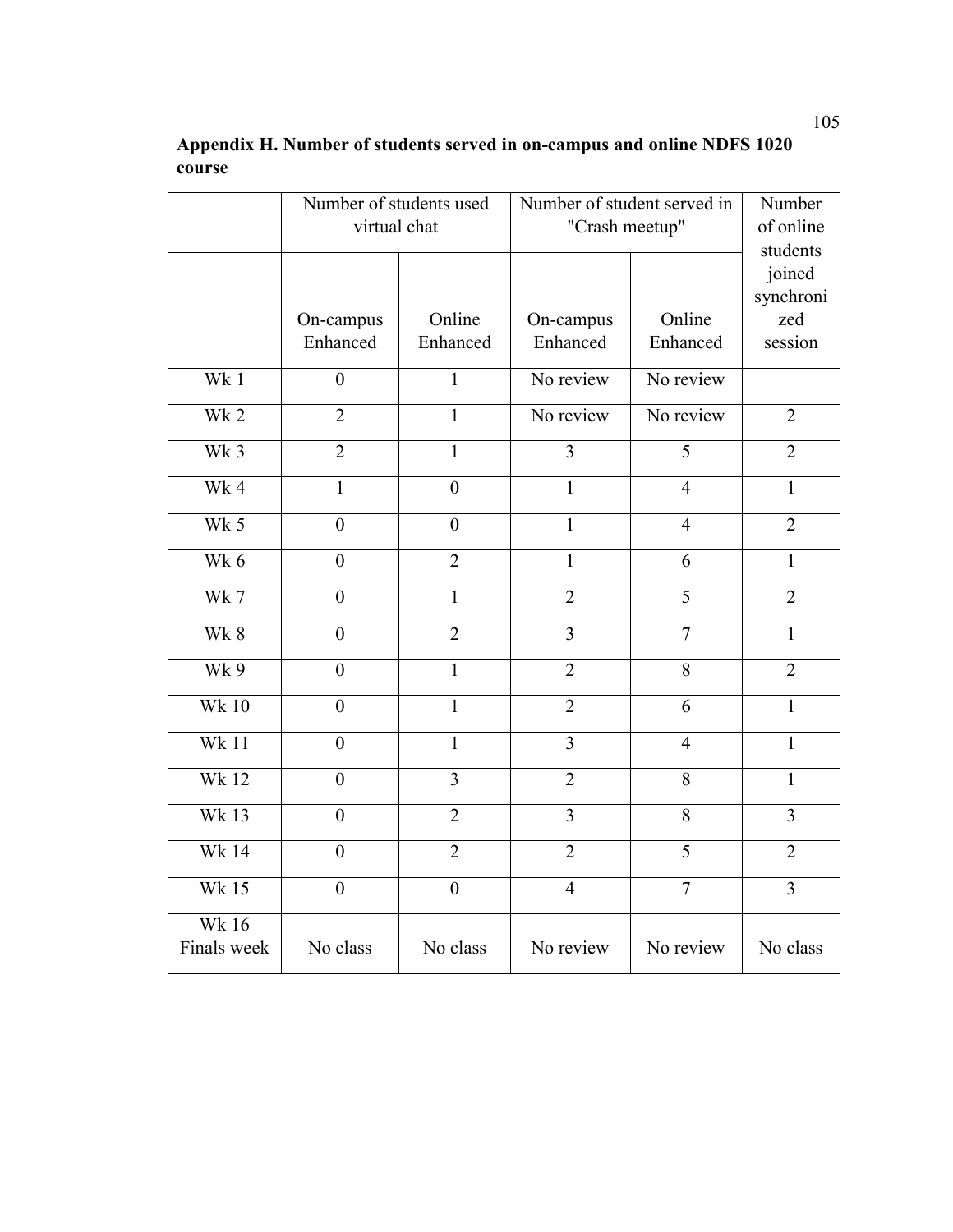**Appendix H. Number of students served in on-campus and online NDFS 1020 course**

| | Number of students used virtual chat | | Number of student served in "Crash meetup" | | Number of online students joined synchronized session |
|---|---|---|---|---|---|
| | On-campus Enhanced | Online Enhanced | On-campus Enhanced | Online Enhanced | |
| Wk 1 | 0 | 1 | No review | No review | |
| Wk 2 | 2 | 1 | No review | No review | 2 |
| Wk 3 | 2 | 1 | 3 | 5 | 2 |
| Wk 4 | 1 | 0 | 1 | 4 | 1 |
| Wk 5 | 0 | 0 | 1 | 4 | 2 |
| Wk 6 | 0 | 2 | 1 | 6 | 1 |
| Wk 7 | 0 | 1 | 2 | 5 | 2 |
| Wk 8 | 0 | 2 | 3 | 7 | 1 |
| Wk 9 | 0 | 1 | 2 | 8 | 2 |
| Wk 10 | 0 | 1 | 2 | 6 | 1 |
| Wk 11 | 0 | 1 | 3 | 4 | 1 |
| Wk 12 | 0 | 3 | 2 | 8 | 1 |
| Wk 13 | 0 | 2 | 3 | 8 | 3 |
| Wk 14 | 0 | 2 | 2 | 5 | 2 |
| Wk 15 | 0 | 0 | 4 | 7 | 3 |
| Wk 16 Finals week | No class | No class | No review | No review | No class |